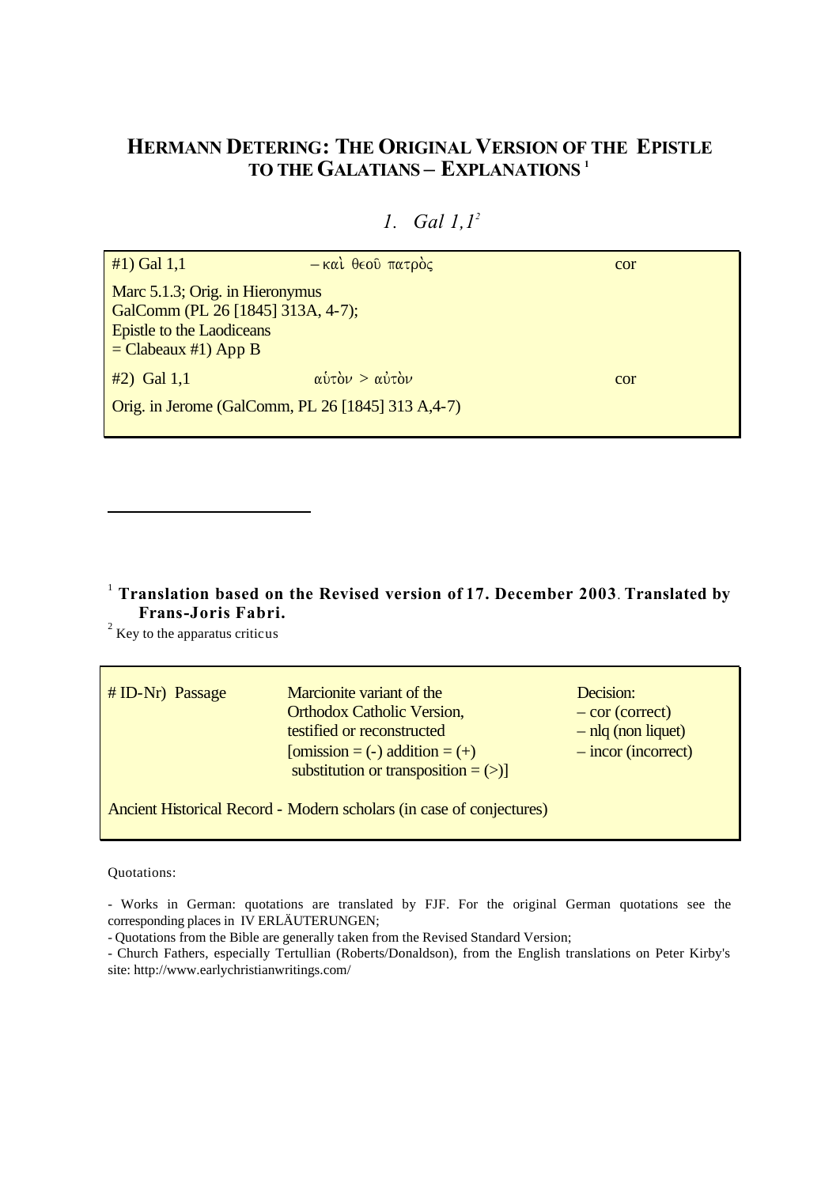# HERMANN DETERING: THE ORIGINAL VERSION OF THE EPISTLE TO THE GALATIANS – EXPLANATIONS [1]

## *1. Gal 1,1* [2]

| #1) Gal 1,1 | – καὶ θεοῦ πατρὸς | cor |
|---|---|---|
| Marc 5.1.3; Orig. in Hieronymus GalComm (PL 26 [1845] 313A, 4-7); Epistle to the Laodiceans = Clabeaux #1) App B | | |
| #2) Gal 1,1 | αὐτὸν > αὑτὸν | cor |
| Orig. in Jerome (GalComm, PL 26 [1845] 313 A,4-7) | | |

[1] **Translation based on the Revised version of 17. December 2003**. **Translated by Frans-Joris Fabri.**

[2] Key to the apparatus criticus

| # ID-Nr) Passage | Marcionite variant of the Orthodox Catholic Version, testified or reconstructed [omission = (-) addition = (+) substitution or transposition = (>)] | Decision: – cor (correct) – nlq (non liquet) – incor (incorrect) |
|---|---|---|
| Ancient Historical Record - Modern scholars (in case of conjectures) | | |

Quotations:

- Works in German: quotations are translated by FJF. For the original German quotations see the corresponding places in IV ERLÄUTERUNGEN;
- Quotations from the Bible are generally taken from the Revised Standard Version;
- Church Fathers, especially Tertullian (Roberts/Donaldson), from the English translations on Peter Kirby's site: http://www.earlychristianwritings.com/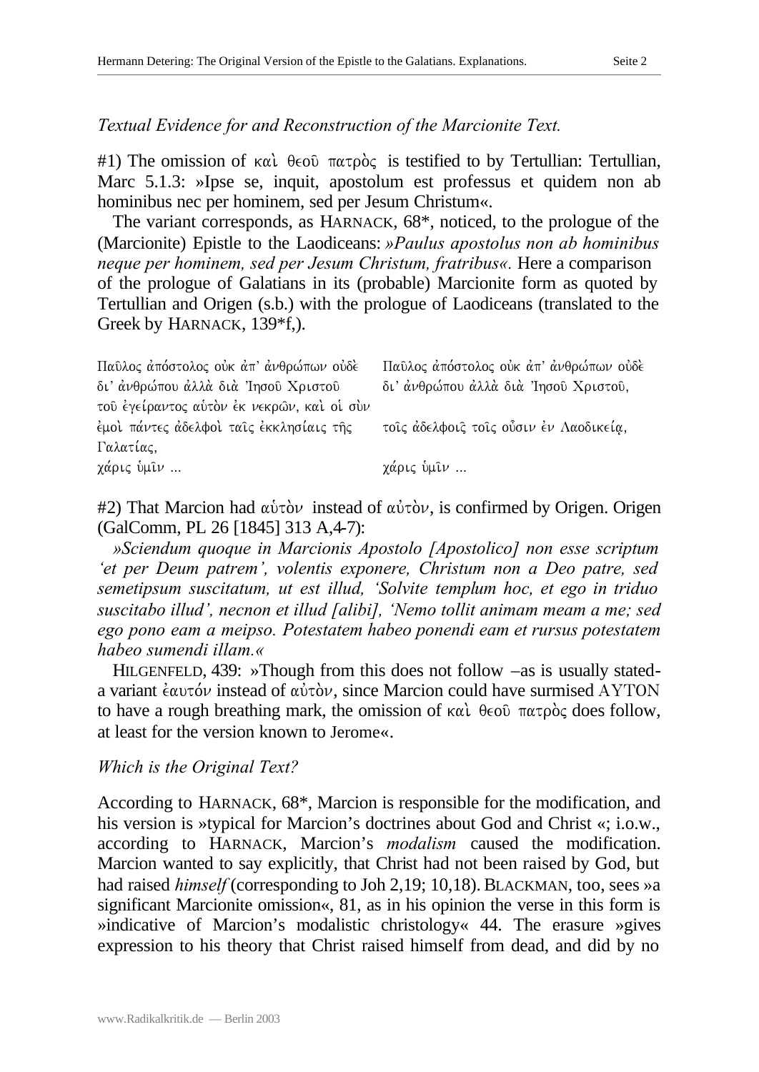*Textual Evidence for and Reconstruction of the Marcionite Text.*

#1) The omission of καὶ θεοῦ πατρὸς is testified to by Tertullian: Tertullian, Marc 5.1.3: »Ipse se, inquit, apostolum est professus et quidem non ab hominibus nec per hominem, sed per Jesum Christum«.

The variant corresponds, as HARNACK, 68*, noticed, to the prologue of the (Marcionite) Epistle to the Laodiceans: *»Paulus apostolus non ab hominibus neque per hominem, sed per Jesum Christum, fratribus«.* Here a comparison of the prologue of Galatians in its (probable) Marcionite form as quoted by Tertullian and Origen (s.b.) with the prologue of Laodiceans (translated to the Greek by HARNACK, 139*f,).

| | |
|---|---|
| Παῦλος ἀπόστολος οὐκ ἀπ' ἀνθρώπων οὐδὲ δι' ἀνθρώπου ἀλλὰ διὰ Ἰησοῦ Χριστοῦ τοῦ ἐγείραντος αὑτὸν ἐκ νεκρῶν, καὶ οἱ σὺν ἐμοὶ πάντες ἀδελφοὶ ταῖς ἐκκλησίαις τῆς Γαλατίας, | Παῦλος ἀπόστολος οὐκ ἀπ' ἀνθρώπων οὐδὲ δι' ἀνθρώπου ἀλλὰ διὰ Ἰησοῦ Χριστοῦ, τοῖς ἀδελφοῖς τοῖς οὖσιν ἐν Λαοδικείᾳ, |
| χάρις ὑμῖν ... | χάρις ὑμῖν ... |

#2) That Marcion had αὑτὸν instead of αὐτὸν, is confirmed by Origen. Origen (GalComm, PL 26 [1845] 313 A,4-7):

*»Sciendum quoque in Marcionis Apostolo [Apostolico] non esse scriptum 'et per Deum patrem', volentis exponere, Christum non a Deo patre, sed semetipsum suscitatum, ut est illud, 'Solvite templum hoc, et ego in triduo suscitabo illud', necnon et illud [alibi], 'Nemo tollit animam meam a me; sed ego pono eam a meipso. Potestatem habeo ponendi eam et rursus potestatem habeo sumendi illam.«*

HILGENFELD, 439: »Though from this does not follow –as is usually stated- a variant ἑαυτόν instead of αὐτὸν, since Marcion could have surmised AYTON to have a rough breathing mark, the omission of καὶ θεοῦ πατρὸς does follow, at least for the version known to Jerome«.

*Which is the Original Text?*

According to HARNACK, 68*, Marcion is responsible for the modification, and his version is »typical for Marcion's doctrines about God and Christ «; i.o.w., according to HARNACK, Marcion's *modalism* caused the modification. Marcion wanted to say explicitly, that Christ had not been raised by God, but had raised *himself* (corresponding to Joh 2,19; 10,18). BLACKMAN, too, sees »a significant Marcionite omission«, 81, as in his opinion the verse in this form is »indicative of Marcion's modalistic christology« 44. The erasure »gives expression to his theory that Christ raised himself from dead, and did by no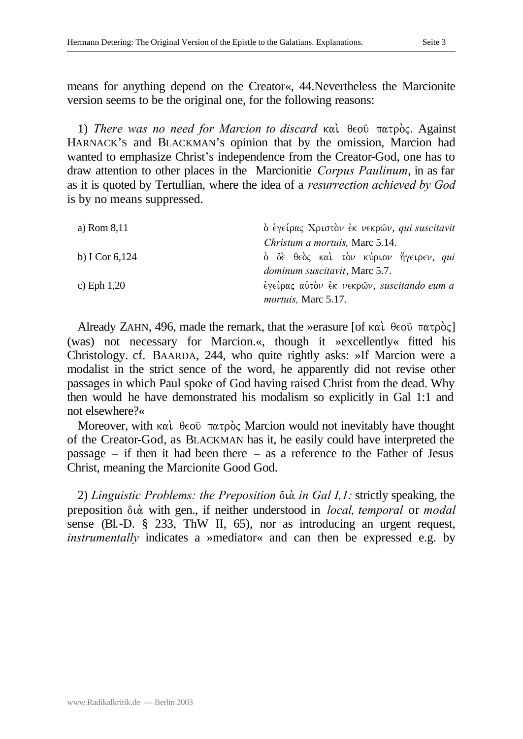means for anything depend on the Creator«, 44.Nevertheless the Marcionite version seems to be the original one, for the following reasons:

1) *There was no need for Marcion to discard* καὶ θεοῦ πατρὸς. Against HARNACK'S and BLACKMAN's opinion that by the omission, Marcion had wanted to emphasize Christ's independence from the Creator-God, one has to draw attention to other places in the Marcionitie *Corpus Paulinum*, in as far as it is quoted by Tertullian, where the idea of a *resurrection achieved by God* is by no means suppressed.

| | |
|---|---|
| a) Rom 8,11 | ὁ ἐγείρας Χριστὸν ἐκ νεκρῶν, *qui suscitavit Christum a mortuis,* Marc 5.14. |
| b) I Cor 6,124 | ὁ δὲ θεὸς καὶ τὸν κύριον ἤγειρεν, *qui dominum suscitavit*, Marc 5.7. |
| c) Eph 1,20 | ἐγείρας αὐτὸν ἐκ νεκρῶν, *suscitando eum a mortuis,* Marc 5.17. |

Already ZAHN, 496, made the remark, that the »erasure [of καὶ θεοῦ πατρὸς] (was) not necessary for Marcion.«, though it »excellently« fitted his Christology. cf. BAARDA, 244, who quite rightly asks: »If Marcion were a modalist in the strict sence of the word, he apparently did not revise other passages in which Paul spoke of God having raised Christ from the dead. Why then would he have demonstrated his modalism so explicitly in Gal 1:1 and not elsewhere?«

Moreover, with καὶ θεοῦ πατρὸς Marcion would not inevitably have thought of the Creator-God, as BLACKMAN has it, he easily could have interpreted the passage – if then it had been there – as a reference to the Father of Jesus Christ, meaning the Marcionite Good God.

2) *Linguistic Problems: the Preposition* διὰ *in Gal I,1:* strictly speaking, the preposition διὰ with gen., if neither understood in *local, temporal* or *modal* sense (Bl.-D. § 233, ThW II, 65), nor as introducing an urgent request, *instrumentally* indicates a »mediator« and can then be expressed e.g. by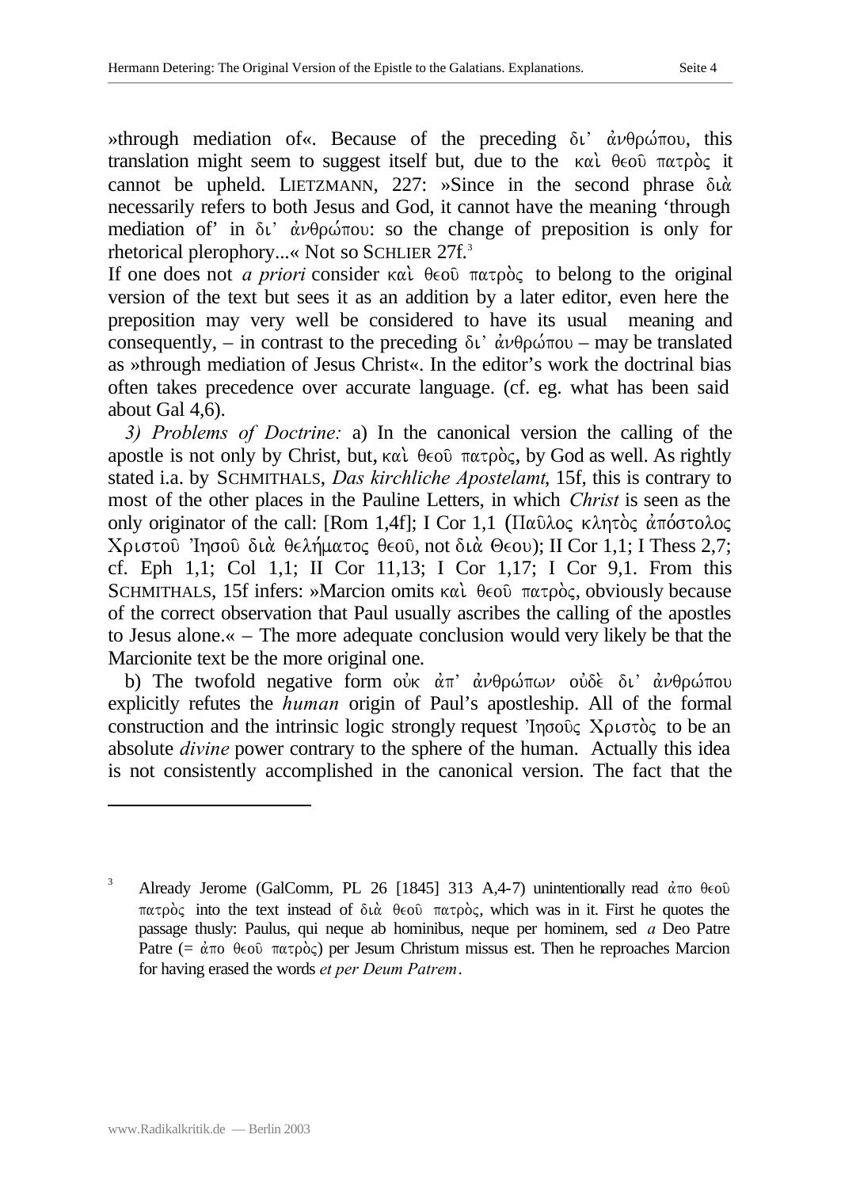»through mediation of«. Because of the preceding δι' ἀνθρώπου, this translation might seem to suggest itself but, due to the καὶ θεοῦ πατρὸς it cannot be upheld. LIETZMANN, 227: »Since in the second phrase διὰ necessarily refers to both Jesus and God, it cannot have the meaning 'through mediation of' in δι' ἀνθρώπου: so the change of preposition is only for rhetorical plerophory...« Not so SCHLIER 27f.[3]

If one does not *a priori* consider καὶ θεοῦ πατρὸς to belong to the original version of the text but sees it as an addition by a later editor, even here the preposition may very well be considered to have its usual meaning and consequently, – in contrast to the preceding δι' ἀνθρώπου – may be translated as »through mediation of Jesus Christ«. In the editor's work the doctrinal bias often takes precedence over accurate language. (cf. eg. what has been said about Gal 4,6).

*3) Problems of Doctrine:* a) In the canonical version the calling of the apostle is not only by Christ, but, καὶ θεοῦ πατρὸς, by God as well. As rightly stated i.a. by SCHMITHALS, *Das kirchliche Apostelamt*, 15f, this is contrary to most of the other places in the Pauline Letters, in which *Christ* is seen as the only originator of the call: [Rom 1,4f]; I Cor 1,1 (Παῦλος κλητὸς ἀπόστολος Χριστοῦ Ἰησοῦ διὰ θελήματος θεοῦ, not διὰ Θεου); II Cor 1,1; I Thess 2,7; cf. Eph 1,1; Col 1,1; II Cor 11,13; I Cor 1,17; I Cor 9,1. From this SCHMITHALS, 15f infers: »Marcion omits καὶ θεοῦ πατρὸς, obviously because of the correct observation that Paul usually ascribes the calling of the apostles to Jesus alone.« – The more adequate conclusion would very likely be that the Marcionite text be the more original one.

b) The twofold negative form οὐκ ἀπ' ἀνθρώπων οὐδὲ δι' ἀνθρώπου explicitly refutes the *human* origin of Paul's apostleship. All of the formal construction and the intrinsic logic strongly request Ἰησοῦς Χριστὸς to be an absolute *divine* power contrary to the sphere of the human. Actually this idea is not consistently accomplished in the canonical version. The fact that the

---

[3] Already Jerome (GalComm, PL 26 [1845] 313 A,4-7) unintentionally read ἀπο θεοῦ πατρὸς into the text instead of διὰ θεοῦ πατρὸς, which was in it. First he quotes the passage thusly: Paulus, qui neque ab hominibus, neque per hominem, sed *a* Deo Patre Patre (= ἀπο θεοῦ πατρὸς) per Jesum Christum missus est. Then he reproaches Marcion for having erased the words *et per Deum Patrem*.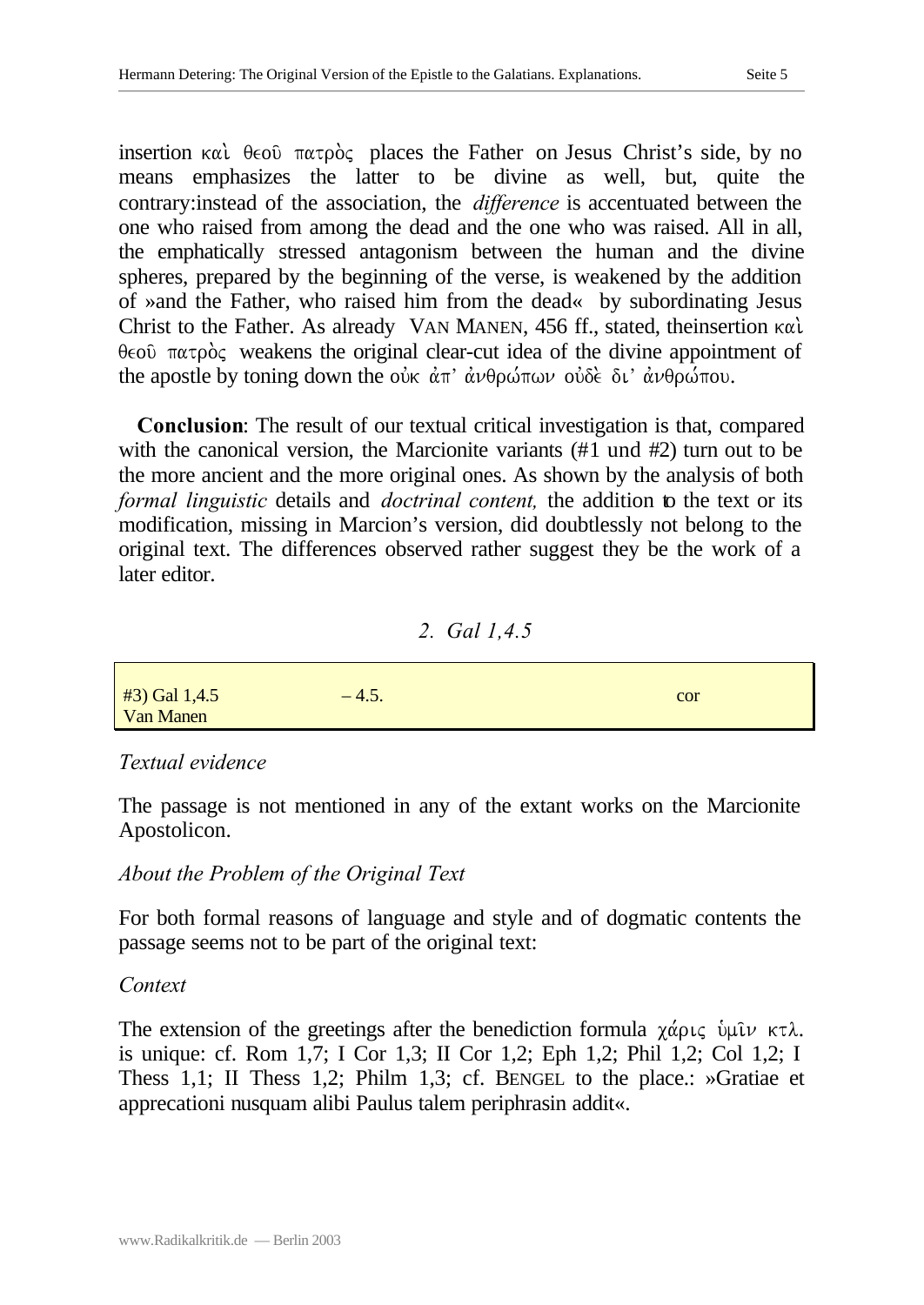insertion καὶ θεοῦ πατρὸς places the Father on Jesus Christ's side, by no means emphasizes the latter to be divine as well, but, quite the contrary:instead of the association, the *difference* is accentuated between the one who raised from among the dead and the one who was raised. All in all, the emphatically stressed antagonism between the human and the divine spheres, prepared by the beginning of the verse, is weakened by the addition of »and the Father, who raised him from the dead« by subordinating Jesus Christ to the Father. As already VAN MANEN, 456 ff., stated, theinsertion καὶ θεοῦ πατρὸς weakens the original clear-cut idea of the divine appointment of the apostle by toning down the οὐκ ἀπ' ἀνθρώπων οὐδὲ δι' ἀνθρώπου.

**Conclusion**: The result of our textual critical investigation is that, compared with the canonical version, the Marcionite variants (#1 und #2) turn out to be the more ancient and the more original ones. As shown by the analysis of both *formal linguistic* details and *doctrinal content,* the addition to the text or its modification, missing in Marcion's version, did doubtlessly not belong to the original text. The differences observed rather suggest they be the work of a later editor.

## *2. Gal 1,4.5*

| #3) Gal 1,4.5 Van Manen | – 4.5. | cor |
|---|---|---|

*Textual evidence*

The passage is not mentioned in any of the extant works on the Marcionite Apostolicon.

*About the Problem of the Original Text*

For both formal reasons of language and style and of dogmatic contents the passage seems not to be part of the original text:

*Context*

The extension of the greetings after the benediction formula χάρις ὑμῖν κτλ. is unique: cf. Rom 1,7; I Cor 1,3; II Cor 1,2; Eph 1,2; Phil 1,2; Col 1,2; I Thess 1,1; II Thess 1,2; Philm 1,3; cf. BENGEL to the place.: »Gratiae et apprecationi nusquam alibi Paulus talem periphrasin addit«.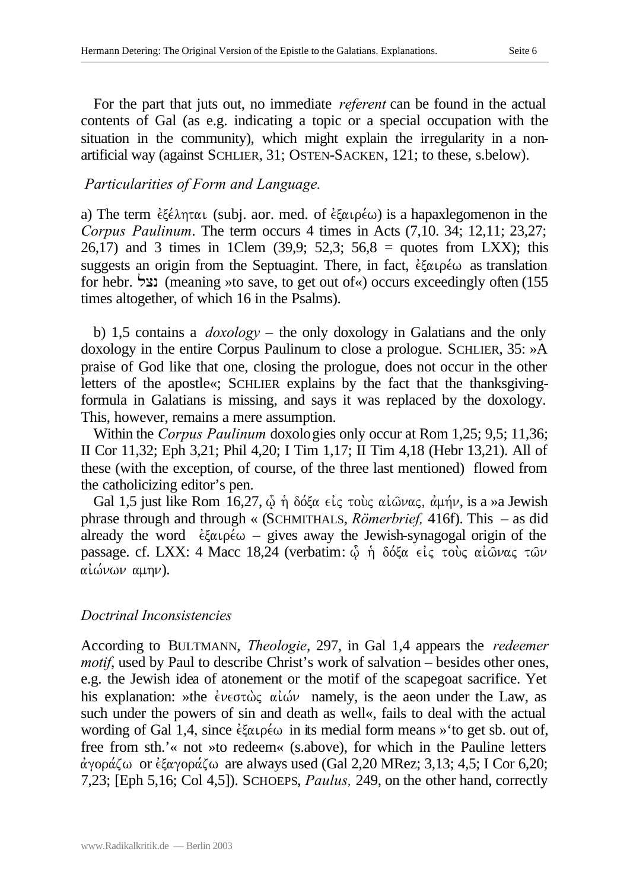For the part that juts out, no immediate *referent* can be found in the actual contents of Gal (as e.g. indicating a topic or a special occupation with the situation in the community), which might explain the irregularity in a non-artificial way (against SCHLIER, 31; OSTEN-SACKEN, 121; to these, s.below).

### *Particularities of Form and Language.*

a) The term ἐξέληται (subj. aor. med. of ἐξαιρέω) is a hapaxlegomenon in the *Corpus Paulinum*. The term occurs 4 times in Acts (7,10. 34; 12,11; 23,27; 26,17) and 3 times in 1Clem (39,9; 52,3; 56,8 = quotes from LXX); this suggests an origin from the Septuagint. There, in fact, ἐξαιρέω as translation for hebr. נצל (meaning »to save, to get out of«) occurs exceedingly often (155 times altogether, of which 16 in the Psalms).

b) 1,5 contains a *doxology* – the only doxology in Galatians and the only doxology in the entire Corpus Paulinum to close a prologue. SCHLIER, 35: »A praise of God like that one, closing the prologue, does not occur in the other letters of the apostle«; SCHLIER explains by the fact that the thanksgiving-formula in Galatians is missing, and says it was replaced by the doxology. This, however, remains a mere assumption.

Within the *Corpus Paulinum* doxologies only occur at Rom 1,25; 9,5; 11,36; II Cor 11,32; Eph 3,21; Phil 4,20; I Tim 1,17; II Tim 4,18 (Hebr 13,21). All of these (with the exception, of course, of the three last mentioned) flowed from the catholicizing editor's pen.

Gal 1,5 just like Rom 16,27, ᾧ ἡ δόξα εἰς τοὺς αἰῶνας, ἀμήν, is a »a Jewish phrase through and through « (SCHMITHALS, *Römerbrief,* 416f). This – as did already the word ἐξαιρέω – gives away the Jewish-synagogal origin of the passage. cf. LXX: 4 Macc 18,24 (verbatim: ᾧ ἡ δόξα εἰς τοὺς αἰῶνας τῶν αἰώνων αμην).

### *Doctrinal Inconsistencies*

According to BULTMANN, *Theologie*, 297, in Gal 1,4 appears the *redeemer motif*, used by Paul to describe Christ's work of salvation – besides other ones, e.g. the Jewish idea of atonement or the motif of the scapegoat sacrifice. Yet his explanation: »the ἐνεστὼς αἰών namely, is the aeon under the Law, as such under the powers of sin and death as well«, fails to deal with the actual wording of Gal 1,4, since ἐξαιρέω in its medial form means »'to get sb. out of, free from sth.'« not »to redeem« (s.above), for which in the Pauline letters ἀγοράζω or ἐξαγοράζω are always used (Gal 2,20 MRez; 3,13; 4,5; I Cor 6,20; 7,23; [Eph 5,16; Col 4,5]). SCHOEPS, *Paulus,* 249, on the other hand, correctly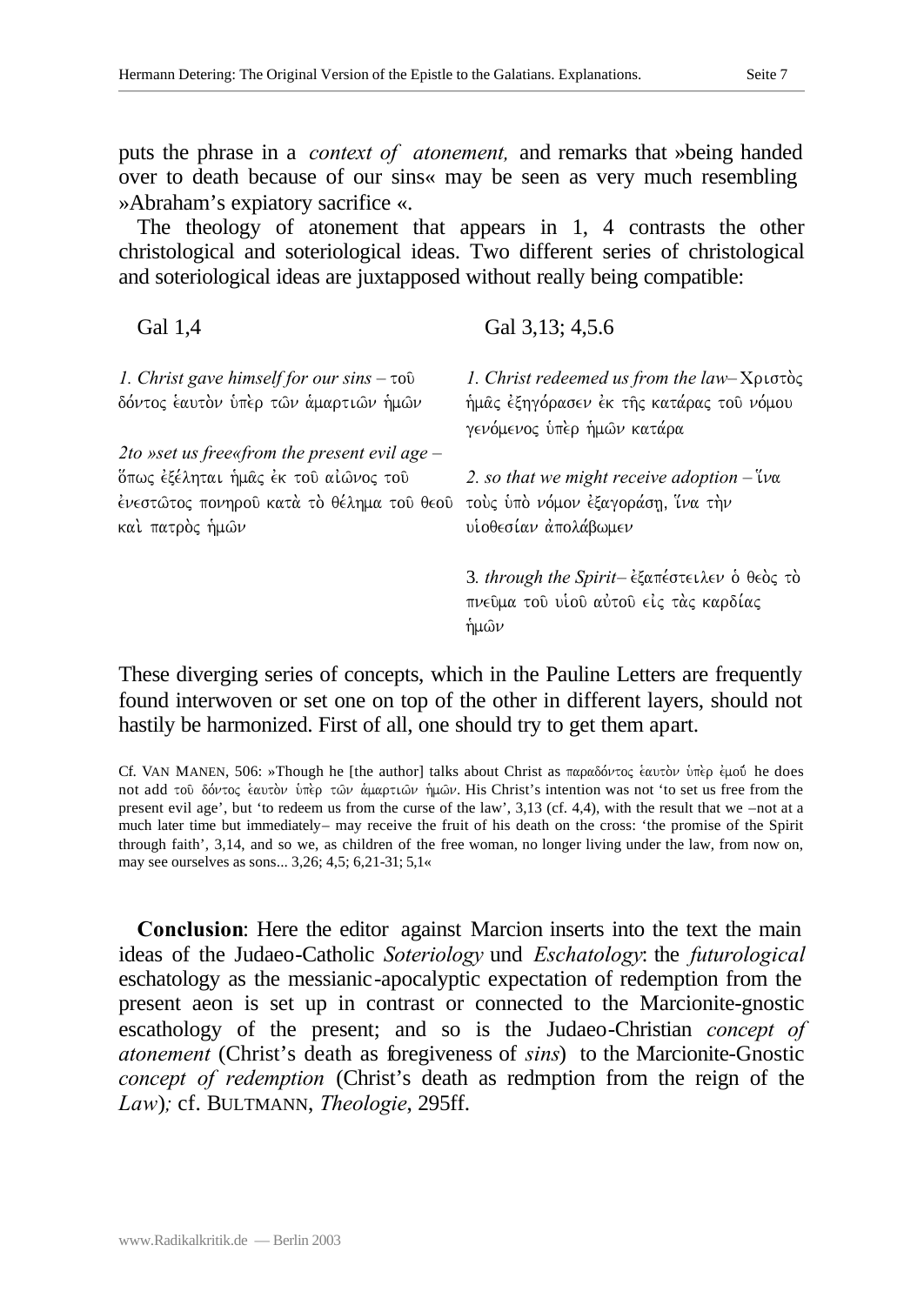puts the phrase in a *context of atonement,* and remarks that »being handed over to death because of our sins« may be seen as very much resembling »Abraham's expiatory sacrifice «.

The theology of atonement that appears in 1, 4 contrasts the other christological and soteriological ideas. Two different series of christological and soteriological ideas are juxtapposed without really being compatible:

| Gal 1,4 | Gal 3,13; 4,5.6 |
|---|---|
| *1. Christ gave himself for our sins* – τοῦ δόντος ἑαυτὸν ὑπὲρ τῶν ἁμαρτιῶν ἡμῶν | *1. Christ redeemed us from the law*– Χριστὸς ἡμᾶς ἐξηγόρασεν ἐκ τῆς κατάρας τοῦ νόμου γενόμενος ὑπὲρ ἡμῶν κατάρα |
| *2to »set us free«from the present evil age* – ὅπως ἐξέληται ἡμᾶς ἐκ τοῦ αἰῶνος τοῦ ἐνεστῶτος πονηροῦ κατὰ τὸ θέλημα τοῦ θεοῦ καὶ πατρὸς ἡμῶν | *2. so that we might receive adoption* – ἵνα τοὺς ὑπὸ νόμον ἐξαγοράσῃ, ἵνα τὴν υἱοθεσίαν ἀπολάβωμεν |
| | 3. *through the Spirit*– ἐξαπέστειλεν ὁ θεὸς τὸ πνεῦμα τοῦ υἱοῦ αὐτοῦ εἰς τὰς καρδίας ἡμῶν |

These diverging series of concepts, which in the Pauline Letters are frequently found interwoven or set one on top of the other in different layers, should not hastily be harmonized. First of all, one should try to get them apart.

Cf. VAN MANEN, 506: »Though he [the author] talks about Christ as παραδόντος ἑαυτὸν ὑπὲρ ἐμοῦ he does not add τοῦ δόντος ἑαυτὸν ὑπὲρ τῶν ἁμαρτιῶν ἡμῶν. His Christ's intention was not 'to set us free from the present evil age', but 'to redeem us from the curse of the law', 3,13 (cf. 4,4), with the result that we –not at a much later time but immediately– may receive the fruit of his death on the cross: 'the promise of the Spirit through faith', 3,14, and so we, as children of the free woman, no longer living under the law, from now on, may see ourselves as sons... 3,26; 4,5; 6,21-31; 5,1«

**Conclusion**: Here the editor against Marcion inserts into the text the main ideas of the Judaeo-Catholic *Soteriology* und *Eschatology*: the *futurological* eschatology as the messianic-apocalyptic expectation of redemption from the present aeon is set up in contrast or connected to the Marcionite-gnostic escathology of the present; and so is the Judaeo-Christian *concept of atonement* (Christ's death as foregiveness of *sins*) to the Marcionite-Gnostic *concept of redemption* (Christ's death as redmption from the reign of the *Law*)*;* cf. BULTMANN, *Theologie*, 295ff.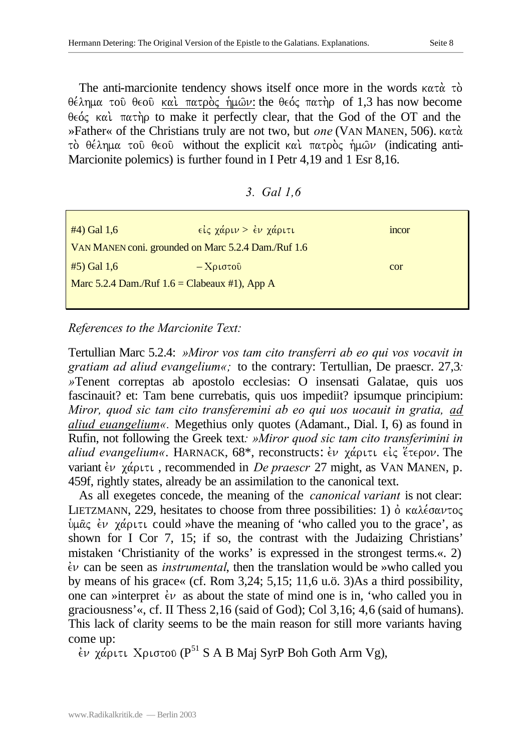The anti-marcionite tendency shows itself once more in the words κατὰ τὸ θέλημα τοῦ θεοῦ <u>καὶ πατρὸς ἡμῶν</u>: the θεός πατὴρ of 1,3 has now become θεός καὶ πατὴρ to make it perfectly clear, that the God of the OT and the »Father« of the Christians truly are not two, but *one* (VAN MANEN, 506). κατὰ τὸ θέλημα τοῦ θεοῦ without the explicit καὶ πατρὸς ἡμῶν (indicating anti-Marcionite polemics) is further found in I Petr 4,19 and 1 Esr 8,16.

### *3. Gal 1,6*

| | | |
|---|---|---|
| #4) Gal 1,6 | εἰς χάριν > ἐν χάριτι | incor |
| VAN MANEN coni. grounded on Marc 5.2.4 Dam./Ruf 1.6 | | |
| #5) Gal 1,6 | – Χριστοῦ | cor |
| Marc 5.2.4 Dam./Ruf 1.6 = Clabeaux #1), App A | | |

*References to the Marcionite Text:*

Tertullian Marc 5.2.4: *»Miror vos tam cito transferri ab eo qui vos vocavit in gratiam ad aliud evangelium«;* to the contrary: Tertullian, De praescr. 27,3*: »*Tenent correptas ab apostolo ecclesias: O insensati Galatae, quis uos fascinauit? et: Tam bene currebatis, quis uos impediit? ipsumque principium: *Miror, quod sic tam cito transferemini ab eo qui uos uocauit in gratia, <u>ad aliud euangelium</u>«.* Megethius only quotes (Adamant., Dial. I, 6) as found in Rufin, not following the Greek text*: »Miror quod sic tam cito transferimini in aliud evangelium«*. HARNACK, 68*, reconstructs: ἐν χάριτι εἰς ἕτερον. The variant ἐν χάριτι , recommended in *De praescr* 27 might, as VAN MANEN, p. 459f, rightly states, already be an assimilation to the canonical text.

As all exegetes concede, the meaning of the *canonical variant* is not clear: LIETZMANN, 229, hesitates to choose from three possibilities: 1) ὁ καλέσαντος ὑμᾶς ἐν χάριτι could »have the meaning of 'who called you to the grace', as shown for I Cor 7, 15; if so, the contrast with the Judaizing Christians' mistaken 'Christianity of the works' is expressed in the strongest terms.«. 2) ἐν can be seen as *instrumental*, then the translation would be »who called you by means of his grace« (cf. Rom 3,24; 5,15; 11,6 u.ö. 3)As a third possibility, one can »interpret ἐν as about the state of mind one is in, 'who called you in graciousness'«, cf. II Thess 2,16 (said of God); Col 3,16; 4,6 (said of humans). This lack of clarity seems to be the main reason for still more variants having come up:

ἐν χάριτι Χριστοῦ (P[51] S A B Maj SyrP Boh Goth Arm Vg),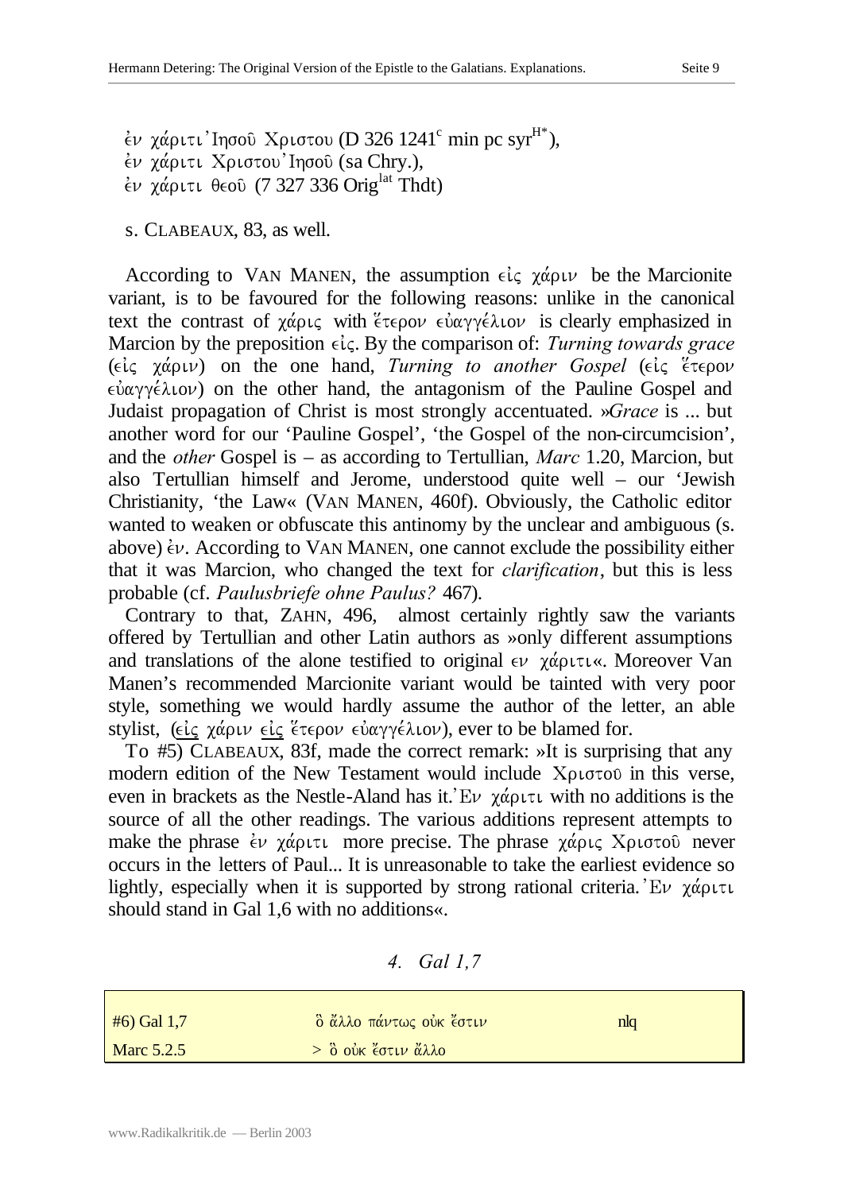ἐν χάριτι Ἰησοῦ Χριστου (D 326 1241[c] min pc syr[H*]),
ἐν χάριτι Χριστου Ἰησοῦ (sa Chry.),
ἐν χάριτι θεοῦ (7 327 336 Orig[lat] Thdt)

s. CLABEAUX, 83, as well.

According to VAN MANEN, the assumption εἰς χάριν be the Marcionite variant, is to be favoured for the following reasons: unlike in the canonical text the contrast of χάρις with ἕτερον εὐαγγέλιον is clearly emphasized in Marcion by the preposition εἰς. By the comparison of: *Turning towards grace* (εἰς χάριν) on the one hand, *Turning to another Gospel* (εἰς ἕτερον εὐαγγέλιον) on the other hand, the antagonism of the Pauline Gospel and Judaist propagation of Christ is most strongly accentuated. »*Grace* is ... but another word for our 'Pauline Gospel', 'the Gospel of the non-circumcision', and the *other* Gospel is – as according to Tertullian, *Marc* 1.20, Marcion, but also Tertullian himself and Jerome, understood quite well – our 'Jewish Christianity, 'the Law« (VAN MANEN, 460f). Obviously, the Catholic editor wanted to weaken or obfuscate this antinomy by the unclear and ambiguous (s. above) ἐν. According to VAN MANEN, one cannot exclude the possibility either that it was Marcion, who changed the text for *clarification*, but this is less probable (cf. *Paulusbriefe ohne Paulus?* 467).

Contrary to that, ZAHN, 496, almost certainly rightly saw the variants offered by Tertullian and other Latin authors as »only different assumptions and translations of the alone testified to original ἐν χάριτι«. Moreover Van Manen's recommended Marcionite variant would be tainted with very poor style, something we would hardly assume the author of the letter, an able stylist, (<u>εἰς</u> χάριν <u>εἰς</u> ἕτερον εὐαγγέλιον), ever to be blamed for.

To #5) CLABEAUX, 83f, made the correct remark: »It is surprising that any modern edition of the New Testament would include Χριστοῦ in this verse, even in brackets as the Nestle-Aland has it. Ἐν χάριτι with no additions is the source of all the other readings. The various additions represent attempts to make the phrase ἐν χάριτι more precise. The phrase χάρις Χριστοῦ never occurs in the letters of Paul... It is unreasonable to take the earliest evidence so lightly, especially when it is supported by strong rational criteria. Ἐν χάριτι should stand in Gal 1,6 with no additions«.

### *4. Gal 1,7*

| #6) Gal 1,7 | ὃ ἄλλο πάντως οὐκ ἔστιν | nlq |
|---|---|---|
| Marc 5.2.5 | > ὃ οὐκ ἔστιν ἄλλο | |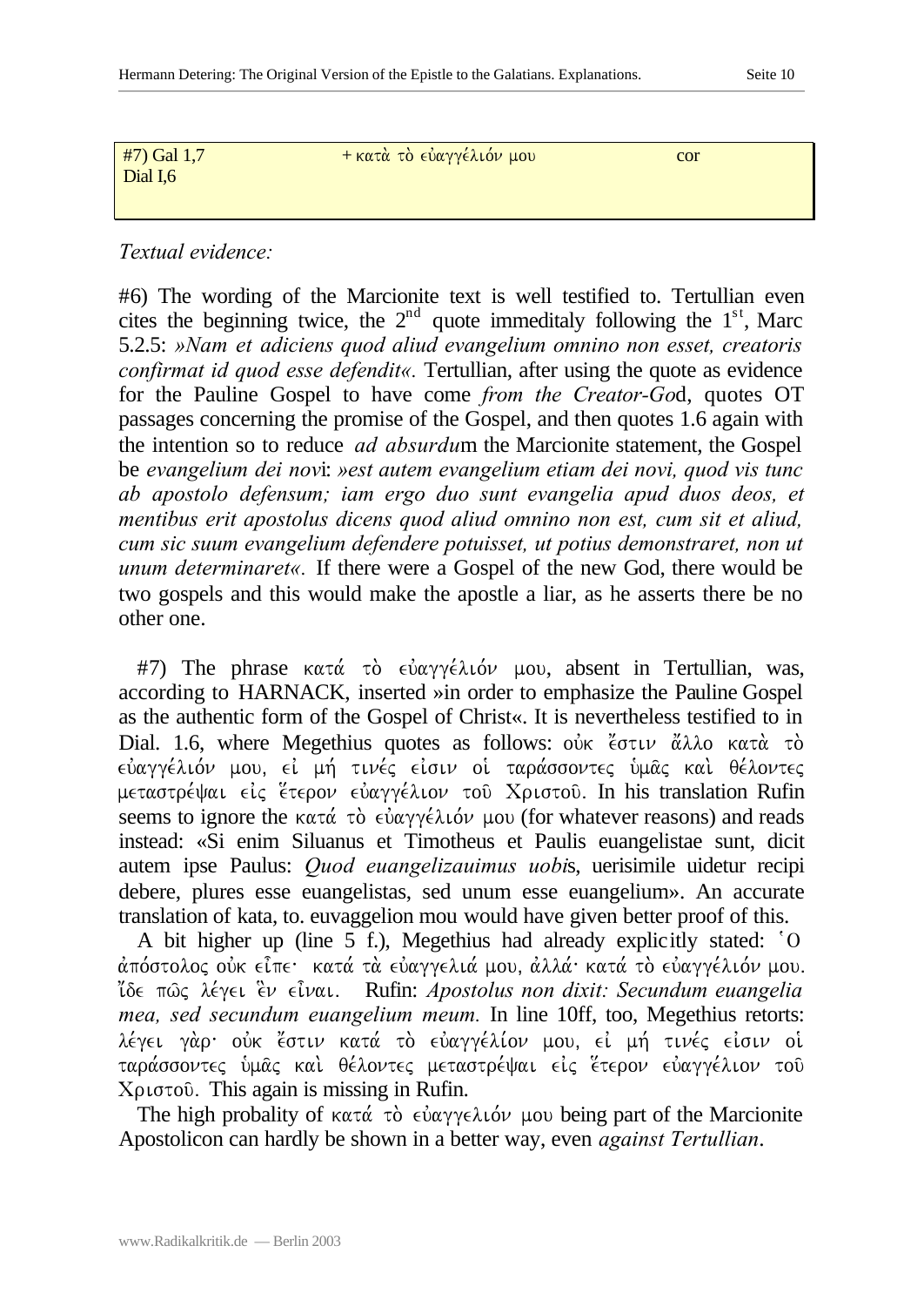| #7) Gal 1,7<br>Dial I,6 | + κατὰ τὸ εὐαγγέλιόν μου | cor |
|---|---|---|

*Textual evidence:*

#6) The wording of the Marcionite text is well testified to. Tertullian even cites the beginning twice, the 2nd quote immeditaly following the 1st, Marc 5.2.5: *»Nam et adiciens quod aliud evangelium omnino non esset, creatoris confirmat id quod esse defendit«.* Tertullian, after using the quote as evidence for the Pauline Gospel to have come *from the Creator-Go*d, quotes OT passages concerning the promise of the Gospel, and then quotes 1.6 again with the intention so to reduce *ad absurdu*m the Marcionite statement, the Gospel be *evangelium dei nov*i: *»est autem evangelium etiam dei novi, quod vis tunc ab apostolo defensum; iam ergo duo sunt evangelia apud duos deos, et mentibus erit apostolus dicens quod aliud omnino non est, cum sit et aliud, cum sic suum evangelium defendere potuisset, ut potius demonstraret, non ut unum determinaret«.* If there were a Gospel of the new God, there would be two gospels and this would make the apostle a liar, as he asserts there be no other one.

#7) The phrase κατά τὸ εὐαγγέλιόν μου, absent in Tertullian, was, according to HARNACK, inserted »in order to emphasize the Pauline Gospel as the authentic form of the Gospel of Christ«. It is nevertheless testified to in Dial. 1.6, where Megethius quotes as follows: οὐκ ἔστιν ἄλλο κατὰ τὸ εὐαγγέλιόν μου, εἰ μή τινές εἰσιν οἱ ταράσσοντες ὑμᾶς καὶ θέλοντες μεταστρέψαι εἰς ἕτερον εὐαγγέλιον τοῦ Χριστοῦ. In his translation Rufin seems to ignore the κατά τὸ εὐαγγέλιόν μου (for whatever reasons) and reads instead: «Si enim Siluanus et Timotheus et Paulis euangelistae sunt, dicit autem ipse Paulus: *Quod euangelizauimus uobi*s, uerisimile uidetur recipi debere, plures esse euangelistas, sed unum esse euangelium». An accurate translation of kata, to. euvaggelion mou would have given better proof of this.

A bit higher up (line 5 f.), Megethius had already explicitly stated: Ὁ ἀπόστολος οὐκ εἶπε· κατά τὰ εὐαγγελιά μου, ἀλλά· κατά τὸ εὐαγγέλιόν μου. ἴδε πῶς λέγει ἓν εἶναι. Rufin: *Apostolus non dixit: Secundum euangelia mea, sed secundum euangelium meum.* In line 10ff, too, Megethius retorts: λέγει γὰρ· οὐκ ἔστιν κατά τὸ εὐαγγέλίον μου, εἰ μή τινές εἰσιν οἱ ταράσσοντες ὑμᾶς καὶ θέλοντες μεταστρέψαι εἰς ἕτερον εὐαγγέλιον τοῦ Χριστοῦ. This again is missing in Rufin.

The high probality of κατά τὸ εὐαγγελιόν μου being part of the Marcionite Apostolicon can hardly be shown in a better way, even *against Tertullian*.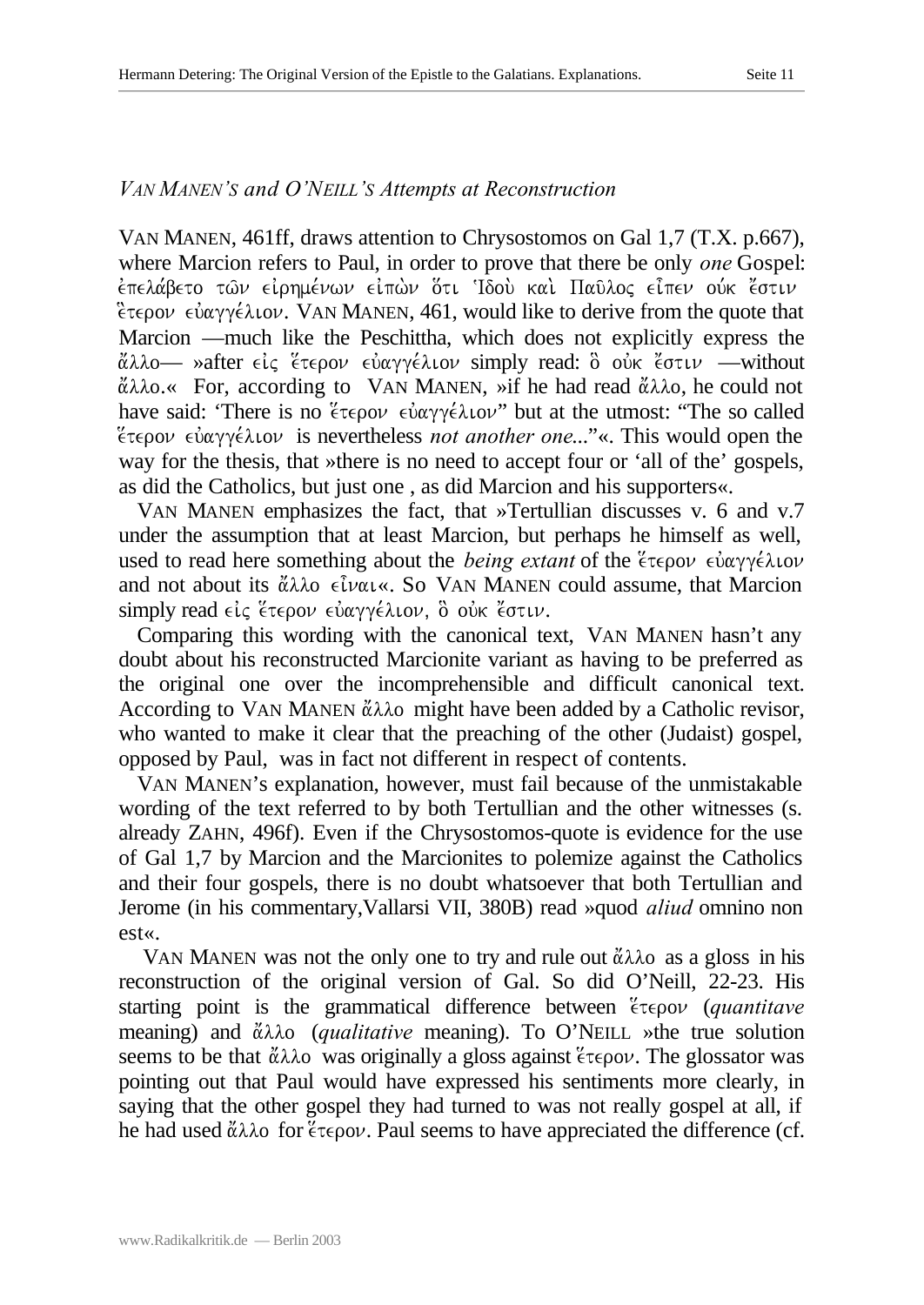## *Van Manen's and O'Neill's Attempts at Reconstruction*

Van Manen, 461ff, draws attention to Chrysostomos on Gal 1,7 (T.X. p.667), where Marcion refers to Paul, in order to prove that there be only *one* Gospel: ἐπελάβετο τῶν εἰρημένων εἰπὼν ὅτι Ἰδοὺ καὶ Παῦλος εἶπεν ούκ ἔστιν ἕτερον εὐαγγέλιον. Van Manen, 461, would like to derive from the quote that Marcion —much like the Peschittha, which does not explicitly express the ἄλλο— »after εἰς ἕτερον εὐαγγέλιον simply read: ὃ οὐκ ἔστιν —without ἄλλο.« For, according to Van Manen, »if he had read ἄλλο, he could not have said: 'There is no ἕτερον εὐαγγέλιον" but at the utmost: "The so called ἕτερον εὐαγγέλιον is nevertheless *not another one...*"«. This would open the way for the thesis, that »there is no need to accept four or 'all of the' gospels, as did the Catholics, but just one , as did Marcion and his supporters«.

Van Manen emphasizes the fact, that »Tertullian discusses v. 6 and v.7 under the assumption that at least Marcion, but perhaps he himself as well, used to read here something about the *being extant* of the ἕτερον εὐαγγέλιον and not about its ἄλλο εἶναι«. So Van Manen could assume, that Marcion simply read εἰς ἕτερον εὐαγγέλιον, ὃ οὐκ ἔστιν.

Comparing this wording with the canonical text, Van Manen hasn't any doubt about his reconstructed Marcionite variant as having to be preferred as the original one over the incomprehensible and difficult canonical text. According to Van Manen ἄλλο might have been added by a Catholic revisor, who wanted to make it clear that the preaching of the other (Judaist) gospel, opposed by Paul, was in fact not different in respect of contents.

Van Manen's explanation, however, must fail because of the unmistakable wording of the text referred to by both Tertullian and the other witnesses (s. already Zahn, 496f). Even if the Chrysostomos-quote is evidence for the use of Gal 1,7 by Marcion and the Marcionites to polemize against the Catholics and their four gospels, there is no doubt whatsoever that both Tertullian and Jerome (in his commentary,Vallarsi VII, 380B) read »quod *aliud* omnino non est«.

Van Manen was not the only one to try and rule out ἄλλο as a gloss in his reconstruction of the original version of Gal. So did O'Neill, 22-23. His starting point is the grammatical difference between ἕτερον (*quantitave* meaning) and ἄλλο (*qualitative* meaning). To O'Neill »the true solution seems to be that ἄλλο was originally a gloss against ἕτερον. The glossator was pointing out that Paul would have expressed his sentiments more clearly, in saying that the other gospel they had turned to was not really gospel at all, if he had used ἄλλο for ἕτερον. Paul seems to have appreciated the difference (cf.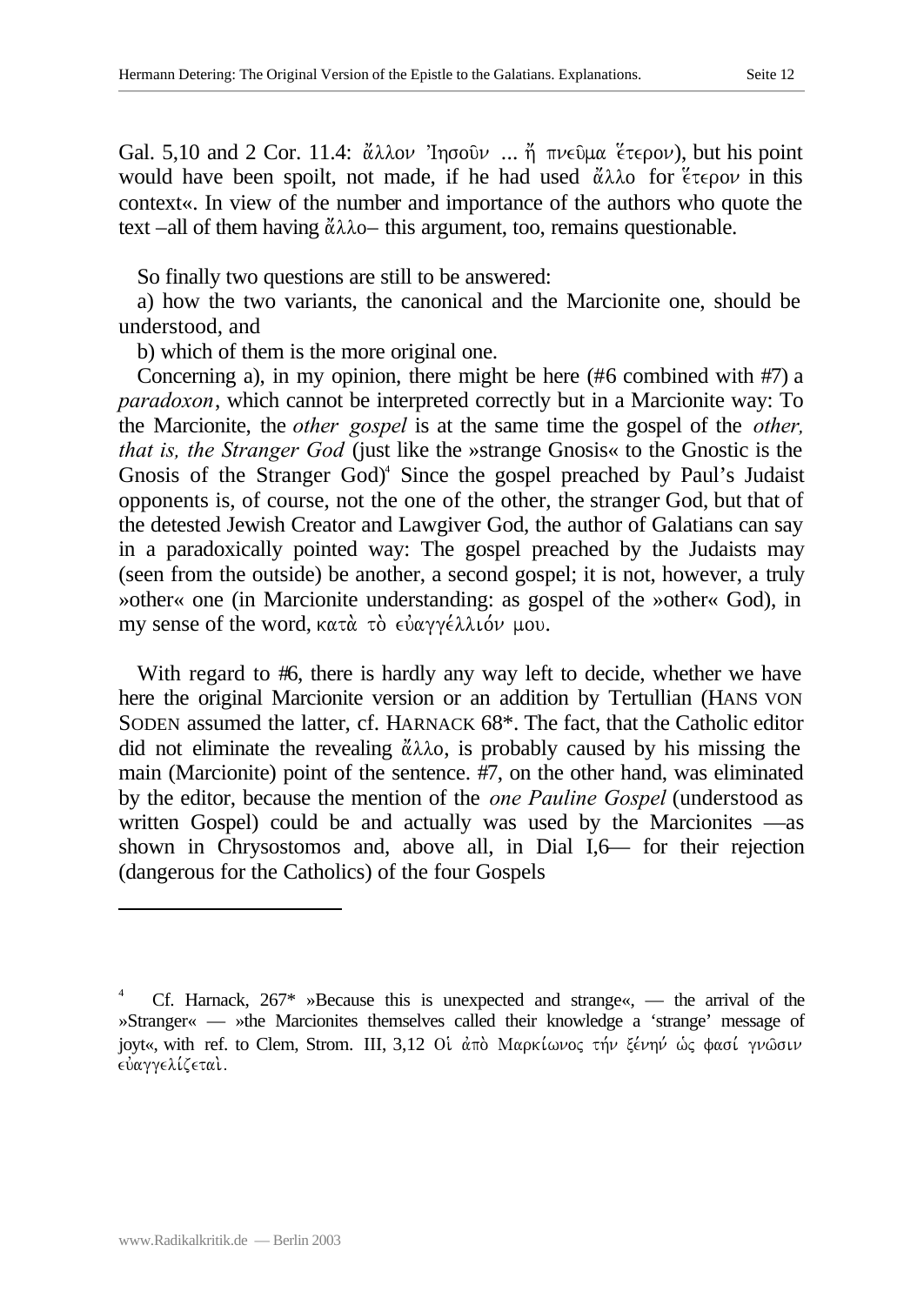Gal. 5,10 and 2 Cor. 11.4: ἄλλον Ἰησοῦν ... ἤ πνεῦμα ἕτερον), but his point would have been spoilt, not made, if he had used ἄλλο for ἕτερον in this context«. In view of the number and importance of the authors who quote the text –all of them having ἄλλο– this argument, too, remains questionable.

So finally two questions are still to be answered:

a) how the two variants, the canonical and the Marcionite one, should be understood, and

b) which of them is the more original one.

Concerning a), in my opinion, there might be here (#6 combined with #7) a *paradoxon*, which cannot be interpreted correctly but in a Marcionite way: To the Marcionite, the *other gospel* is at the same time the gospel of the *other, that is, the Stranger God* (just like the »strange Gnosis« to the Gnostic is the Gnosis of the Stranger God)[4] Since the gospel preached by Paul's Judaist opponents is, of course, not the one of the other, the stranger God, but that of the detested Jewish Creator and Lawgiver God, the author of Galatians can say in a paradoxically pointed way: The gospel preached by the Judaists may (seen from the outside) be another, a second gospel; it is not, however, a truly »other« one (in Marcionite understanding: as gospel of the »other« God), in my sense of the word, κατὰ τὸ εὐαγγέλλιόν μου.

With regard to #6, there is hardly any way left to decide, whether we have here the original Marcionite version or an addition by Tertullian (HANS VON SODEN assumed the latter, cf. HARNACK 68*. The fact, that the Catholic editor did not eliminate the revealing ἄλλο, is probably caused by his missing the main (Marcionite) point of the sentence. #7, on the other hand, was eliminated by the editor, because the mention of the *one Pauline Gospel* (understood as written Gospel) could be and actually was used by the Marcionites —as shown in Chrysostomos and, above all, in Dial I,6— for their rejection (dangerous for the Catholics) of the four Gospels

---

[4] Cf. Harnack, 267* »Because this is unexpected and strange«, — the arrival of the »Stranger« — »the Marcionites themselves called their knowledge a 'strange' message of joyt«, with ref. to Clem, Strom. III, 3,12 Οἱ ἀπὸ Μαρκίωνος τήν ξένηύ ὡς φασί γνῶσιν εὐαγγελίζεταὶ.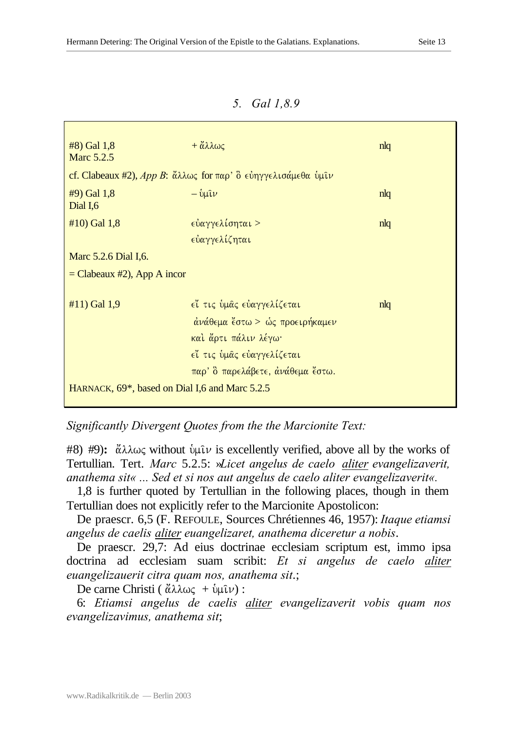## *5. Gal 1,8.9*

| | | |
|---|---|---|
| #8) Gal 1,8<br>Marc 5.2.5 | + ἄλλως | nlq |
| cf. Clabeaux #2), *App B*: ἄλλως for παρ' ὃ εὐηγγελισάμεθα ὑμῖν | | |
| #9) Gal 1,8<br>Dial I,6 | – ὑμῖν | nlq |
| #10) Gal 1,8 | εὐαγγελίσηται ><br>εὐαγγελίζηται | nlq |
| Marc 5.2.6 Dial I,6. | | |
| = Clabeaux #2), App A incor | | |
| #11) Gal 1,9 | εἴ τις ὑμᾶς εὐαγγελίζεται<br>ἀνάθεμα ἔστω > ὡς προειρήκαμεν<br>καὶ ἄρτι πάλιν λέγω·<br>εἴ τις ὑμᾶς εὐαγγελίζεται<br>παρ' ὃ παρελάβετε, ἀνάθεμα ἔστω. | nlq |
| HARNACK, 69*, based on Dial I,6 and Marc 5.2.5 | | |

*Significantly Divergent Quotes from the the Marcionite Text:*

#8) #9)**:** ἄλλως without ὑμῖν is excellently verified, above all by the works of Tertullian. Tert. *Marc* 5.2.5: »*Licet angelus de caelo aliter evangelizaverit, anathema sit« ... Sed et si nos aut angelus de caelo aliter evangelizaverit«.*

1,8 is further quoted by Tertullian in the following places, though in them Tertullian does not explicitly refer to the Marcionite Apostolicon:

De praescr. 6,5 (F. REFOULE, Sources Chrétiennes 46, 1957): *Itaque etiamsi angelus de caelis aliter euangelizaret, anathema diceretur a nobis*.

De praescr. 29,7: Ad eius doctrinae ecclesiam scriptum est, immo ipsa doctrina ad ecclesiam suam scribit: *Et si angelus de caelo aliter euangelizauerit citra quam nos, anathema sit*.;

De carne Christi ( ἄλλως + ὑμῖν) :

6: *Etiamsi angelus de caelis aliter evangelizaverit vobis quam nos evangelizavimus, anathema sit*;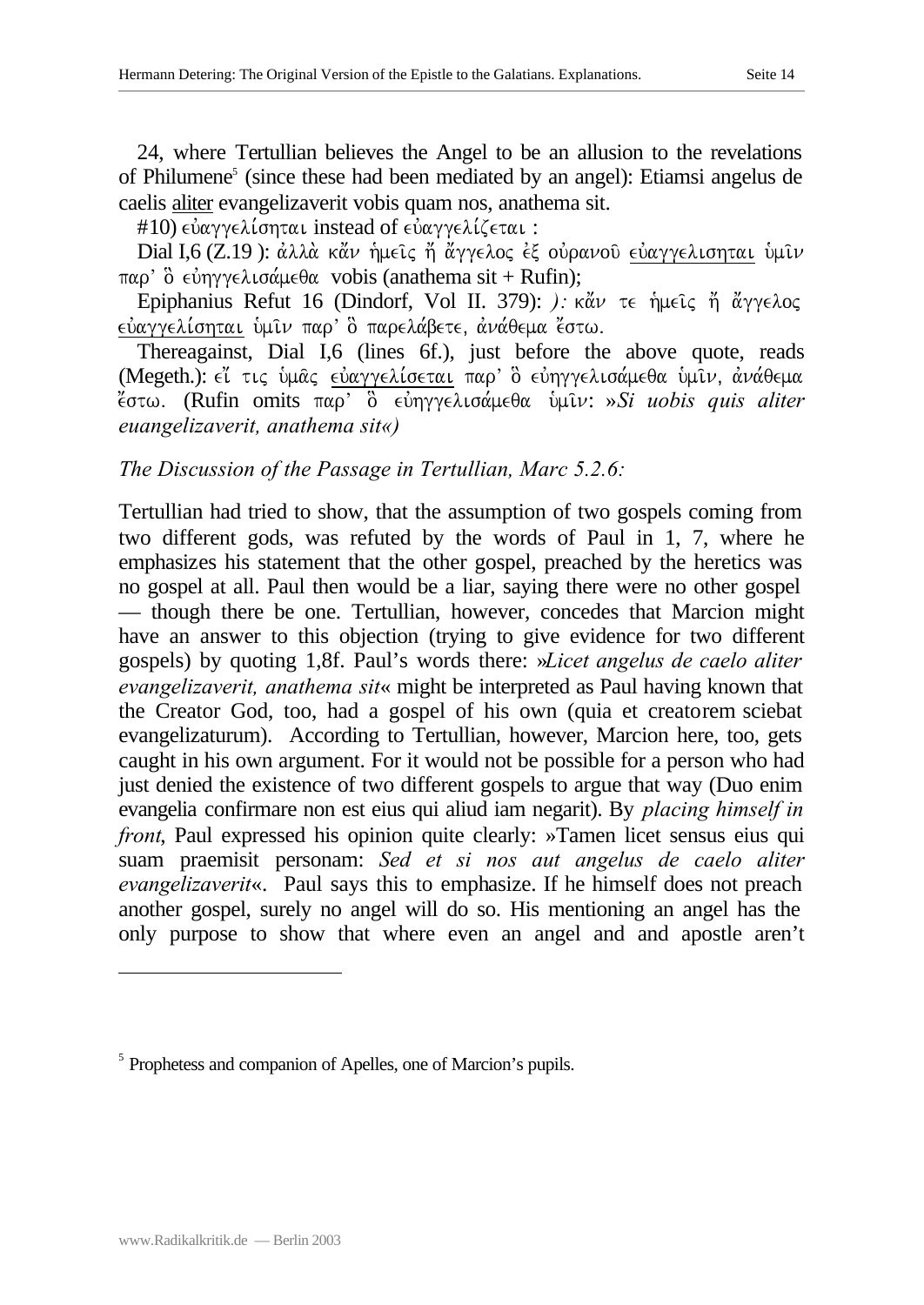24, where Tertullian believes the Angel to be an allusion to the revelations of Philumene[5] (since these had been mediated by an angel): Etiamsi angelus de caelis aliter evangelizaverit vobis quam nos, anathema sit.

#10) εὐαγγελίσηται instead of εὐαγγελίζεται :

Dial I,6 (Z.19 ): ἀλλὰ κἄν ἡμεῖς ἤ ἄγγελος ἐξ οὐρανοῦ εὐαγγελισηται ὑμῖν παρ' ὃ εὐηγγελισάμεθα vobis (anathema sit + Rufin);

Epiphanius Refut 16 (Dindorf, Vol II. 379): ): κἄν τε ἡμεῖς ἤ ἄγγελος εὐαγγελίσηται ὑμῖν παρ' ὃ παρελάβετε, ἀνάθεμα ἔστω.

Thereagainst, Dial I,6 (lines 6f.), just before the above quote, reads (Megeth.): εἴ τις ὑμᾶς εὐαγγελίσεται παρ' ὃ εὐηγγελισάμεθα ὑμῖν, ἀνάθεμα ἔστω. (Rufin omits παρ' ὃ εὐηγγελισάμεθα ὑμῖν: »*Si uobis quis aliter euangelizaverit, anathema sit«)*

*The Discussion of the Passage in Tertullian, Marc 5.2.6:*

Tertullian had tried to show, that the assumption of two gospels coming from two different gods, was refuted by the words of Paul in 1, 7, where he emphasizes his statement that the other gospel, preached by the heretics was no gospel at all. Paul then would be a liar, saying there were no other gospel — though there be one. Tertullian, however, concedes that Marcion might have an answer to this objection (trying to give evidence for two different gospels) by quoting 1,8f. Paul's words there: »*Licet angelus de caelo aliter evangelizaverit, anathema sit*« might be interpreted as Paul having known that the Creator God, too, had a gospel of his own (quia et creatorem sciebat evangelizaturum). According to Tertullian, however, Marcion here, too, gets caught in his own argument. For it would not be possible for a person who had just denied the existence of two different gospels to argue that way (Duo enim evangelia confirmare non est eius qui aliud iam negarit). By *placing himself in front*, Paul expressed his opinion quite clearly: »Tamen licet sensus eius qui suam praemisit personam: *Sed et si nos aut angelus de caelo aliter evangelizaverit*«. Paul says this to emphasize. If he himself does not preach another gospel, surely no angel will do so. His mentioning an angel has the only purpose to show that where even an angel and and apostle aren't

---

[5] Prophetess and companion of Apelles, one of Marcion's pupils.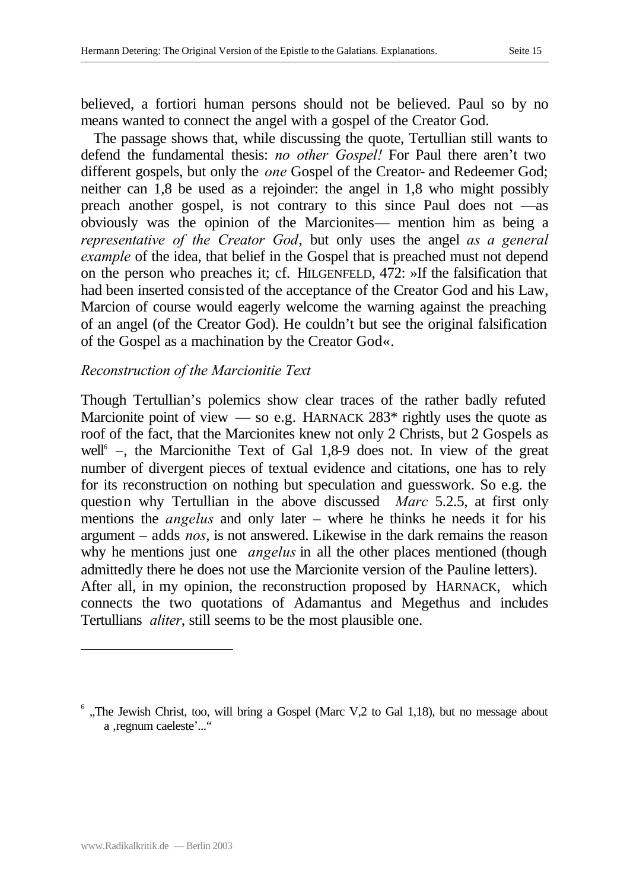believed, a fortiori human persons should not be believed. Paul so by no means wanted to connect the angel with a gospel of the Creator God.

The passage shows that, while discussing the quote, Tertullian still wants to defend the fundamental thesis: *no other Gospel!* For Paul there aren't two different gospels, but only the *one* Gospel of the Creator- and Redeemer God; neither can 1,8 be used as a rejoinder: the angel in 1,8 who might possibly preach another gospel, is not contrary to this since Paul does not —as obviously was the opinion of the Marcionites— mention him as being a *representative of the Creator God*, but only uses the angel *as a general example* of the idea, that belief in the Gospel that is preached must not depend on the person who preaches it; cf. HILGENFELD, 472: »If the falsification that had been inserted consisted of the acceptance of the Creator God and his Law, Marcion of course would eagerly welcome the warning against the preaching of an angel (of the Creator God). He couldn't but see the original falsification of the Gospel as a machination by the Creator God«.

*Reconstruction of the Marcionitie Text*

Though Tertullian's polemics show clear traces of the rather badly refuted Marcionite point of view — so e.g. HARNACK 283* rightly uses the quote as roof of the fact, that the Marcionites knew not only 2 Christs, but 2 Gospels as well[6] –, the Marcionithe Text of Gal 1,8-9 does not. In view of the great number of divergent pieces of textual evidence and citations, one has to rely for its reconstruction on nothing but speculation and guesswork. So e.g. the question why Tertullian in the above discussed *Marc* 5.2.5, at first only mentions the *angelus* and only later – where he thinks he needs it for his argument – adds *nos*, is not answered. Likewise in the dark remains the reason why he mentions just one *angelus* in all the other places mentioned (though admittedly there he does not use the Marcionite version of the Pauline letters). After all, in my opinion, the reconstruction proposed by HARNACK, which connects the two quotations of Adamantus and Megethus and includes Tertullians *aliter*, still seems to be the most plausible one.

---

[6] „The Jewish Christ, too, will bring a Gospel (Marc V,2 to Gal 1,18), but no message about a ‚regnum caeleste'..."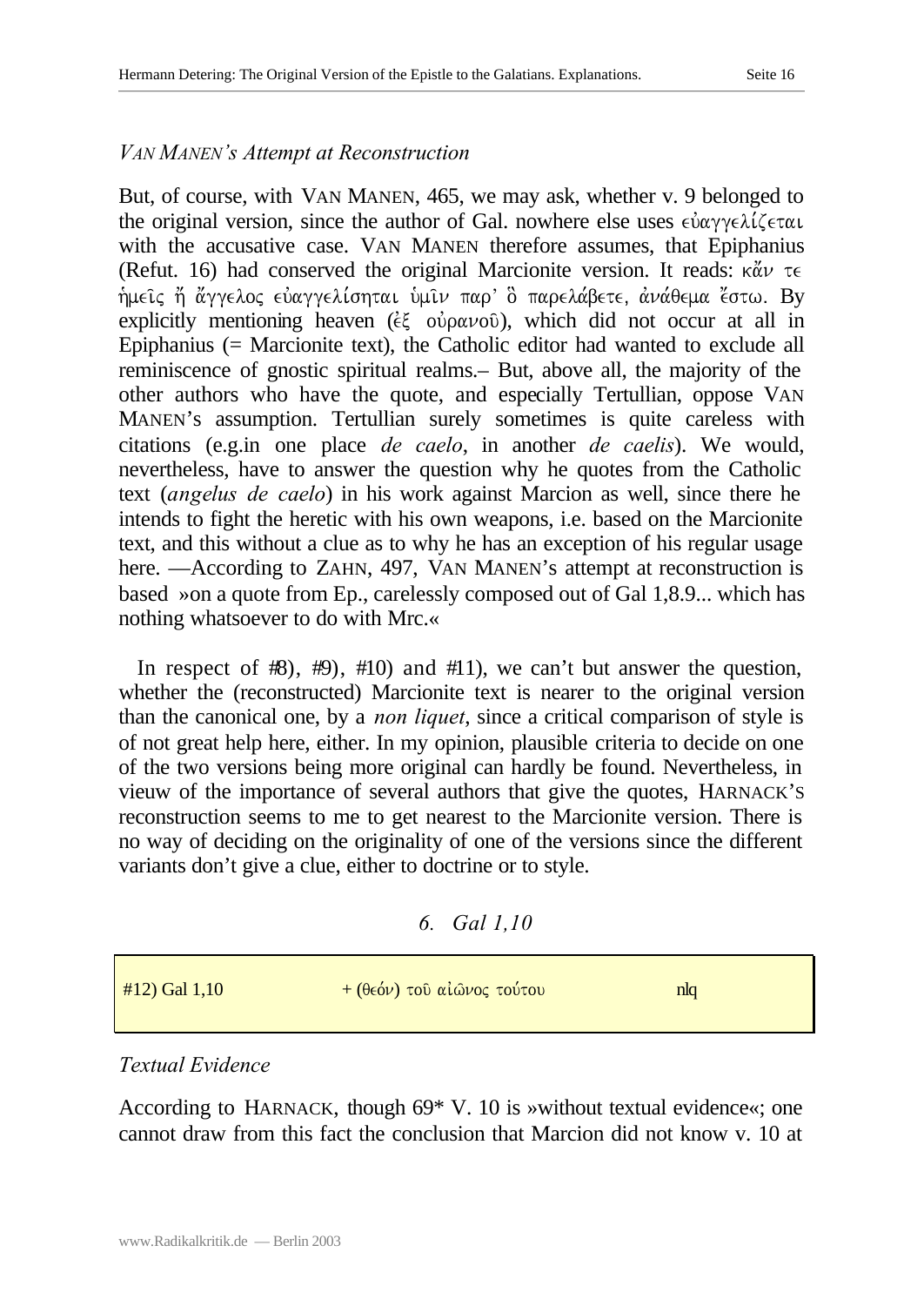*VAN MANEN's Attempt at Reconstruction*

But, of course, with VAN MANEN, 465, we may ask, whether v. 9 belonged to the original version, since the author of Gal. nowhere else uses εὐαγγελίζεται with the accusative case. VAN MANEN therefore assumes, that Epiphanius (Refut. 16) had conserved the original Marcionite version. It reads: κἄν τε ἡμεῖς ἤ ἄγγελος εὐαγγελίσηται ὑμῖν παρ' ὃ παρελάβετε, ἀνάθεμα ἔστω. By explicitly mentioning heaven (ἐξ οὐρανοῦ), which did not occur at all in Epiphanius (= Marcionite text), the Catholic editor had wanted to exclude all reminiscence of gnostic spiritual realms.– But, above all, the majority of the other authors who have the quote, and especially Tertullian, oppose VAN MANEN's assumption. Tertullian surely sometimes is quite careless with citations (e.g.in one place *de caelo*, in another *de caelis*). We would, nevertheless, have to answer the question why he quotes from the Catholic text (*angelus de caelo*) in his work against Marcion as well, since there he intends to fight the heretic with his own weapons, i.e. based on the Marcionite text, and this without a clue as to why he has an exception of his regular usage here. —According to ZAHN, 497, VAN MANEN's attempt at reconstruction is based »on a quote from Ep., carelessly composed out of Gal 1,8.9... which has nothing whatsoever to do with Mrc.«

In respect of #8), #9), #10) and #11), we can't but answer the question, whether the (reconstructed) Marcionite text is nearer to the original version than the canonical one, by a *non liquet*, since a critical comparison of style is of not great help here, either. In my opinion, plausible criteria to decide on one of the two versions being more original can hardly be found. Nevertheless, in vieuw of the importance of several authors that give the quotes, HARNACK'S reconstruction seems to me to get nearest to the Marcionite version. There is no way of deciding on the originality of one of the versions since the different variants don't give a clue, either to doctrine or to style.

## *6. Gal 1,10*

| #12) Gal 1,10 | + (θεόν) τοῦ αἰῶνος τούτου | nlq |
|---|---|---|

*Textual Evidence*

According to HARNACK, though 69* V. 10 is »without textual evidence«; one cannot draw from this fact the conclusion that Marcion did not know v. 10 at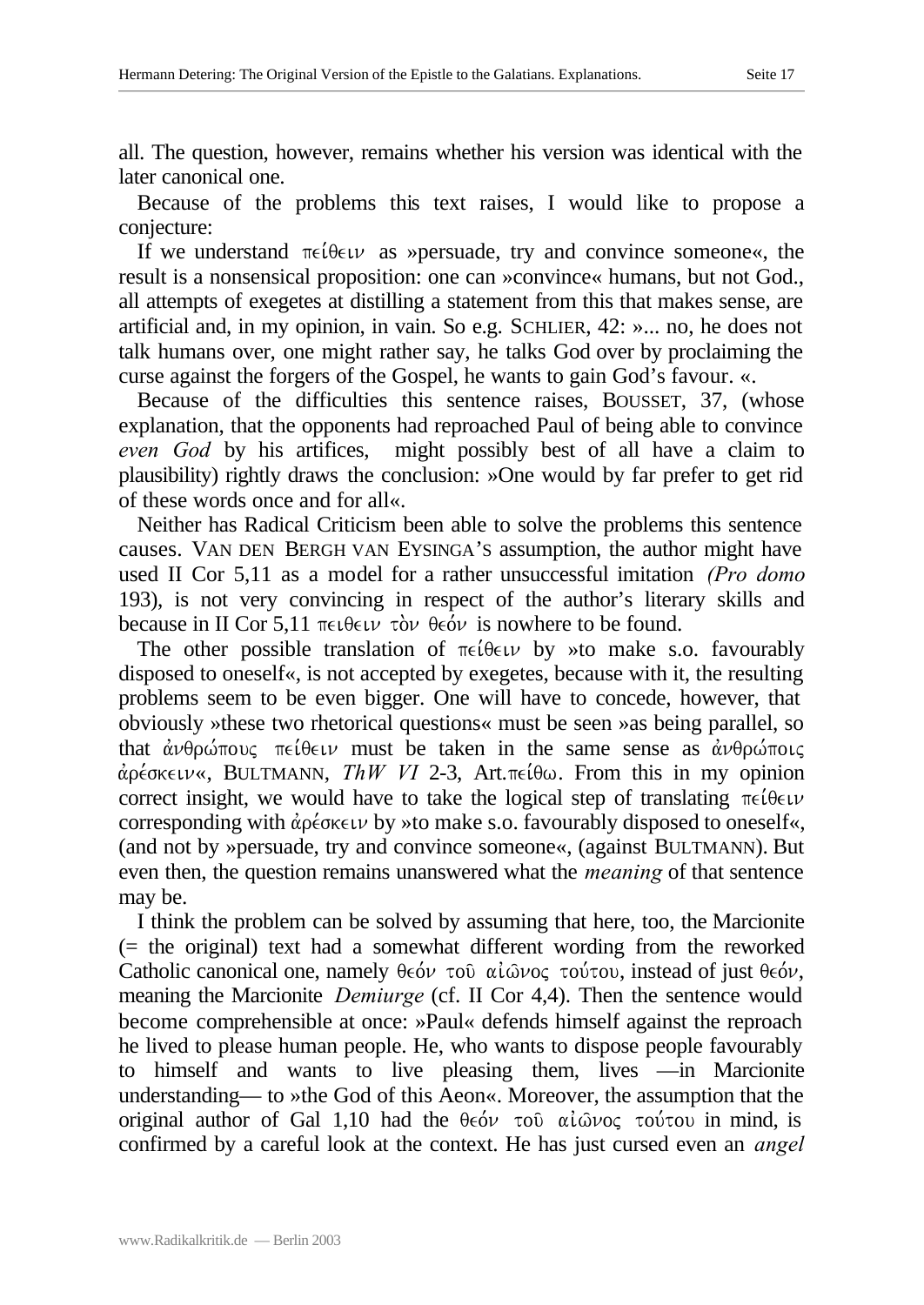all. The question, however, remains whether his version was identical with the later canonical one.

Because of the problems this text raises, I would like to propose a conjecture:

If we understand πείθειν as »persuade, try and convince someone«, the result is a nonsensical proposition: one can »convince« humans, but not God., all attempts of exegetes at distilling a statement from this that makes sense, are artificial and, in my opinion, in vain. So e.g. SCHLIER, 42: »... no, he does not talk humans over, one might rather say, he talks God over by proclaiming the curse against the forgers of the Gospel, he wants to gain God's favour. «.

Because of the difficulties this sentence raises, BOUSSET, 37, (whose explanation, that the opponents had reproached Paul of being able to convince *even God* by his artifices, might possibly best of all have a claim to plausibility) rightly draws the conclusion: »One would by far prefer to get rid of these words once and for all«.

Neither has Radical Criticism been able to solve the problems this sentence causes. VAN DEN BERGH VAN EYSINGA'S assumption, the author might have used II Cor 5,11 as a model for a rather unsuccessful imitation *(Pro domo* 193), is not very convincing in respect of the author's literary skills and because in II Cor 5,11 πειθειν τὸν θεόν is nowhere to be found.

The other possible translation of πείθειν by »to make s.o. favourably disposed to oneself«, is not accepted by exegetes, because with it, the resulting problems seem to be even bigger. One will have to concede, however, that obviously »these two rhetorical questions« must be seen »as being parallel, so that ἀνθρώπους πείθειν must be taken in the same sense as ἀνθρώποις ἀρέσκειν«, BULTMANN, *ThW VI* 2-3, Art.πείθω. From this in my opinion correct insight, we would have to take the logical step of translating πείθειν corresponding with ἀρέσκειν by »to make s.o. favourably disposed to oneself«, (and not by »persuade, try and convince someone«, (against BULTMANN). But even then, the question remains unanswered what the *meaning* of that sentence may be.

I think the problem can be solved by assuming that here, too, the Marcionite (= the original) text had a somewhat different wording from the reworked Catholic canonical one, namely θεόν τοῦ αἰῶνος τούτου, instead of just θεόν, meaning the Marcionite *Demiurge* (cf. II Cor 4,4). Then the sentence would become comprehensible at once: »Paul« defends himself against the reproach he lived to please human people. He, who wants to dispose people favourably to himself and wants to live pleasing them, lives —in Marcionite understanding— to »the God of this Aeon«. Moreover, the assumption that the original author of Gal 1,10 had the θεόν τοῦ αἰῶνος τούτου in mind, is confirmed by a careful look at the context. He has just cursed even an *angel*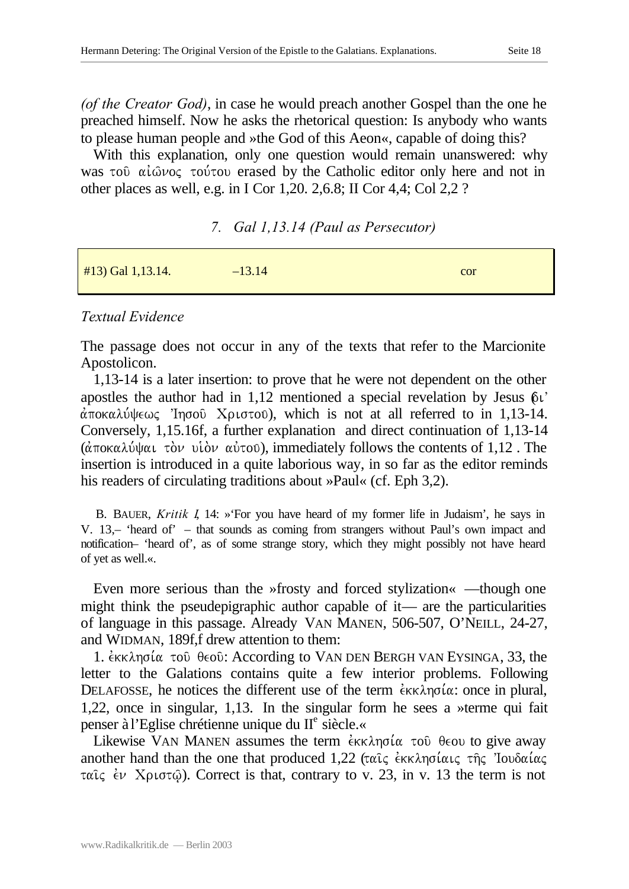*(of the Creator God)*, in case he would preach another Gospel than the one he preached himself. Now he asks the rhetorical question: Is anybody who wants to please human people and »the God of this Aeon«, capable of doing this?

With this explanation, only one question would remain unanswered: why was τοῦ αἰῶνος τούτου erased by the Catholic editor only here and not in other places as well, e.g. in I Cor 1,20. 2,6.8; II Cor 4,4; Col 2,2 ?

### *7. Gal 1,13.14 (Paul as Persecutor)*

| #13) Gal 1,13.14. | –13.14 | cor |
|---|---|---|

*Textual Evidence*

The passage does not occur in any of the texts that refer to the Marcionite Apostolicon.

1,13-14 is a later insertion: to prove that he were not dependent on the other apostles the author had in 1,12 mentioned a special revelation by Jesus (δι' ἀποκαλύψεως Ἰησοῦ Χριστοῦ), which is not at all referred to in 1,13-14. Conversely, 1,15.16f, a further explanation and direct continuation of 1,13-14 (ἀποκαλύψαι τὸν υἱὸν αὐτοῦ), immediately follows the contents of 1,12 . The insertion is introduced in a quite laborious way, in so far as the editor reminds his readers of circulating traditions about »Paul« (cf. Eph 3,2).

B. BAUER, *Kritik I*, 14: »'For you have heard of my former life in Judaism', he says in V. 13,– 'heard of' – that sounds as coming from strangers without Paul's own impact and notification– 'heard of', as of some strange story, which they might possibly not have heard of yet as well.«.

Even more serious than the »frosty and forced stylization« —though one might think the pseudepigraphic author capable of it— are the particularities of language in this passage. Already VAN MANEN, 506-507, O'NEILL, 24-27, and WIDMAN, 189f,f drew attention to them:

1. ἐκκλησία τοῦ θεοῦ: According to VAN DEN BERGH VAN EYSINGA, 33, the letter to the Galations contains quite a few interior problems. Following DELAFOSSE, he notices the different use of the term ἐκκλησία: once in plural, 1,22, once in singular, 1,13. In the singular form he sees a »terme qui fait penser à l'Eglise chrétienne unique du II[e] siècle.«

Likewise VAN MANEN assumes the term ἐκκλησία τοῦ θεου to give away another hand than the one that produced 1,22 (ταῖς ἐκκλησίαις τῆς Ἰουδαίας ταῖς ἐν Χριστῷ). Correct is that, contrary to v. 23, in v. 13 the term is not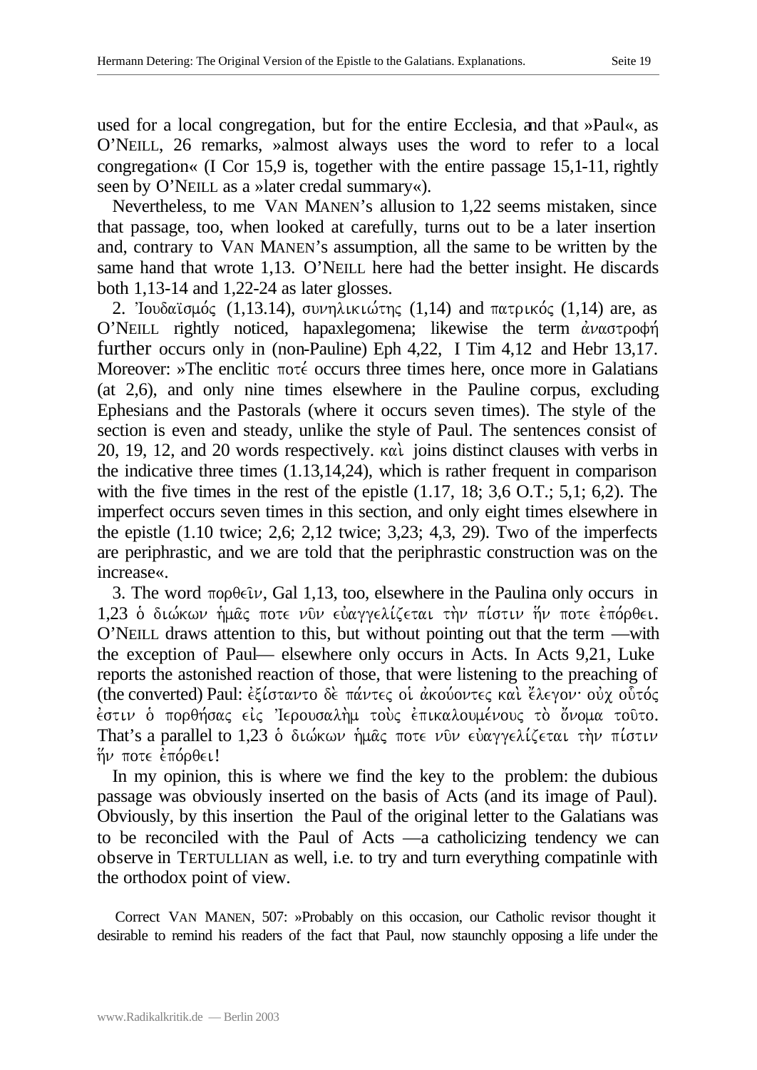used for a local congregation, but for the entire Ecclesia, and that »Paul«, as O'NEILL, 26 remarks, »almost always uses the word to refer to a local congregation« (I Cor 15,9 is, together with the entire passage 15,1-11, rightly seen by O'NEILL as a »later credal summary«).

Nevertheless, to me VAN MANEN's allusion to 1,22 seems mistaken, since that passage, too, when looked at carefully, turns out to be a later insertion and, contrary to VAN MANEN's assumption, all the same to be written by the same hand that wrote 1,13. O'NEILL here had the better insight. He discards both 1,13-14 and 1,22-24 as later glosses.

2. Ἰουδαϊσμός (1,13.14), συνηλικιώτης (1,14) and πατρικός (1,14) are, as O'NEILL rightly noticed, hapaxlegomena; likewise the term ἀναστροφή further occurs only in (non-Pauline) Eph 4,22, I Tim 4,12 and Hebr 13,17. Moreover: »The enclitic ποτέ occurs three times here, once more in Galatians (at 2,6), and only nine times elsewhere in the Pauline corpus, excluding Ephesians and the Pastorals (where it occurs seven times). The style of the section is even and steady, unlike the style of Paul. The sentences consist of 20, 19, 12, and 20 words respectively. καὶ joins distinct clauses with verbs in the indicative three times (1.13,14,24), which is rather frequent in comparison with the five times in the rest of the epistle (1.17, 18; 3,6 O.T.; 5,1; 6,2). The imperfect occurs seven times in this section, and only eight times elsewhere in the epistle (1.10 twice; 2,6; 2,12 twice; 3,23; 4,3, 29). Two of the imperfects are periphrastic, and we are told that the periphrastic construction was on the increase«.

3. The word πορθεῖν, Gal 1,13, too, elsewhere in the Paulina only occurs in 1,23 ὁ διώκων ἡμᾶς ποτε νῦν εὐαγγελίζεται τὴν πίστιν ἥν ποτε ἐπόρθει. O'NEILL draws attention to this, but without pointing out that the term —with the exception of Paul— elsewhere only occurs in Acts. In Acts 9,21, Luke reports the astonished reaction of those, that were listening to the preaching of (the converted) Paul: ἐξίσταντο δὲ πάντες οἱ ἀκούοντες καὶ ἔλεγον· οὐχ οὗτός ἐστιν ὁ πορθήσας εἰς Ἰερουσαλὴμ τοὺς ἐπικαλουμένους τὸ ὄνομα τοῦτο. That's a parallel to 1,23 ὁ διώκων ἡμᾶς ποτε νῦν εὐαγγελίζεται τὴν πίστιν ἥν ποτε ἐπόρθει!

In my opinion, this is where we find the key to the problem: the dubious passage was obviously inserted on the basis of Acts (and its image of Paul). Obviously, by this insertion the Paul of the original letter to the Galatians was to be reconciled with the Paul of Acts —a catholicizing tendency we can observe in TERTULLIAN as well, i.e. to try and turn everything compatinle with the orthodox point of view.

Correct VAN MANEN, 507: »Probably on this occasion, our Catholic revisor thought it desirable to remind his readers of the fact that Paul, now staunchly opposing a life under the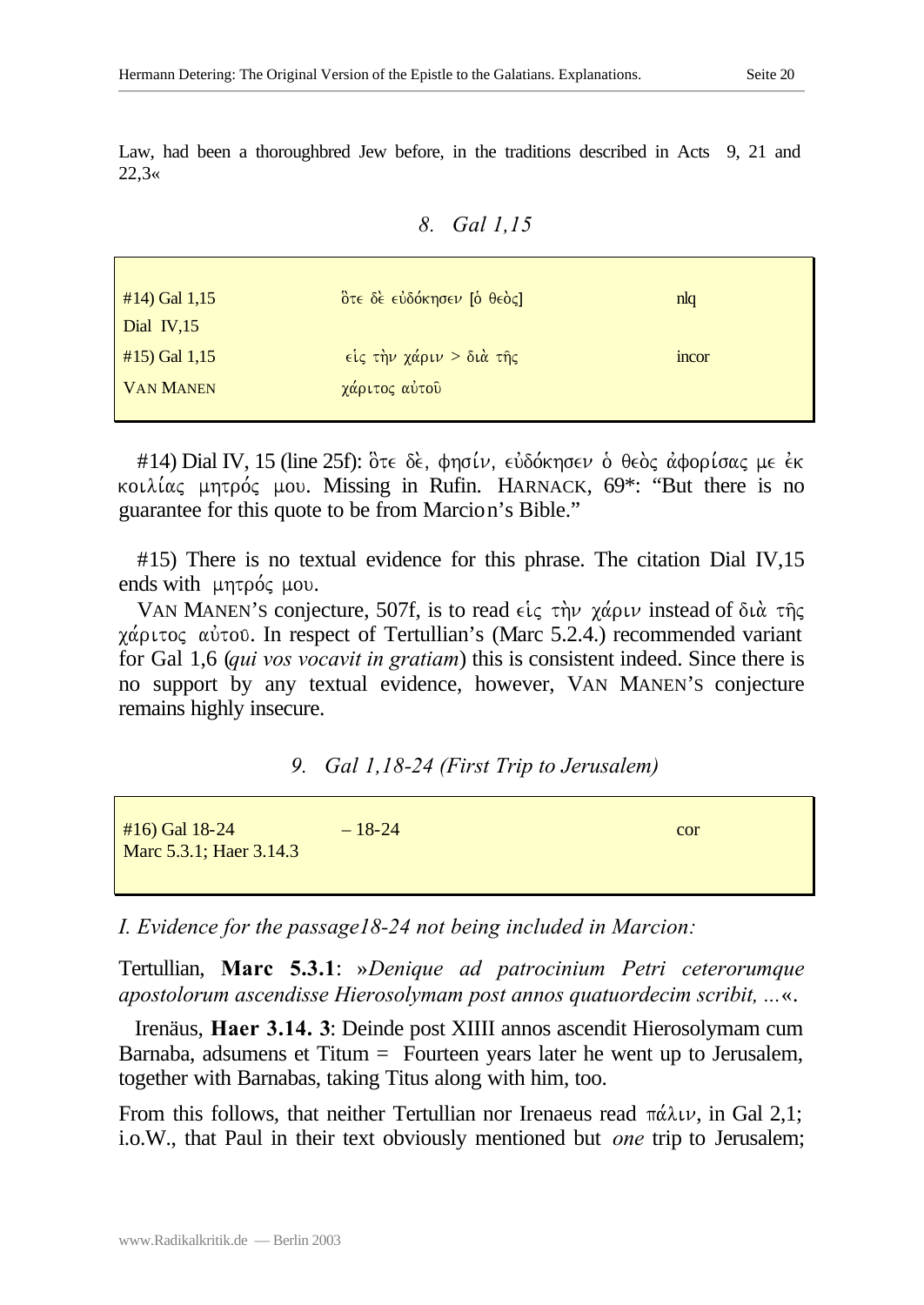Law, had been a thoroughbred Jew before, in the traditions described in Acts 9, 21 and 22,3«

## *8. Gal 1,15*

| | | |
|---|---|---|
| #14) Gal 1,15<br>Dial IV,15 | ὅτε δὲ εὐδόκησεν [ὁ θεὸς] | nlq |
| #15) Gal 1,15<br>VAN MANEN | εἰς τὴν χάριν > διὰ τῆς χάριτος αὐτοῦ | incor |

#14) Dial IV, 15 (line 25f): ὅτε δὲ, φησίν, εὐδόκησεν ὁ θεὸς ἀφορίσας με ἐκ κοιλίας μητρός μου. Missing in Rufin. HARNACK, 69*: "But there is no guarantee for this quote to be from Marcion's Bible."

#15) There is no textual evidence for this phrase. The citation Dial IV,15 ends with μητρός μου.

VAN MANEN'S conjecture, 507f, is to read εἰς τὴν χάριν instead of διὰ τῆς χάριτος αὐτοῦ. In respect of Tertullian's (Marc 5.2.4.) recommended variant for Gal 1,6 (*qui vos vocavit in gratiam*) this is consistent indeed. Since there is no support by any textual evidence, however, VAN MANEN'S conjecture remains highly insecure.

## *9. Gal 1,18-24 (First Trip to Jerusalem)*

| | | |
|---|---|---|
| #16) Gal 18-24<br>Marc 5.3.1; Haer 3.14.3 | – 18-24 | cor |

*I. Evidence for the passage18-24 not being included in Marcion:*

Tertullian, **Marc 5.3.1**: »*Denique ad patrocinium Petri ceterorumque apostolorum ascendisse Hierosolymam post annos quatuordecim scribit, ...*«.

Irenäus, **Haer 3.14. 3**: Deinde post XIIII annos ascendit Hierosolymam cum Barnaba, adsumens et Titum = Fourteen years later he went up to Jerusalem, together with Barnabas, taking Titus along with him, too.

From this follows, that neither Tertullian nor Irenaeus read πάλιν, in Gal 2,1; i.o.W., that Paul in their text obviously mentioned but *one* trip to Jerusalem;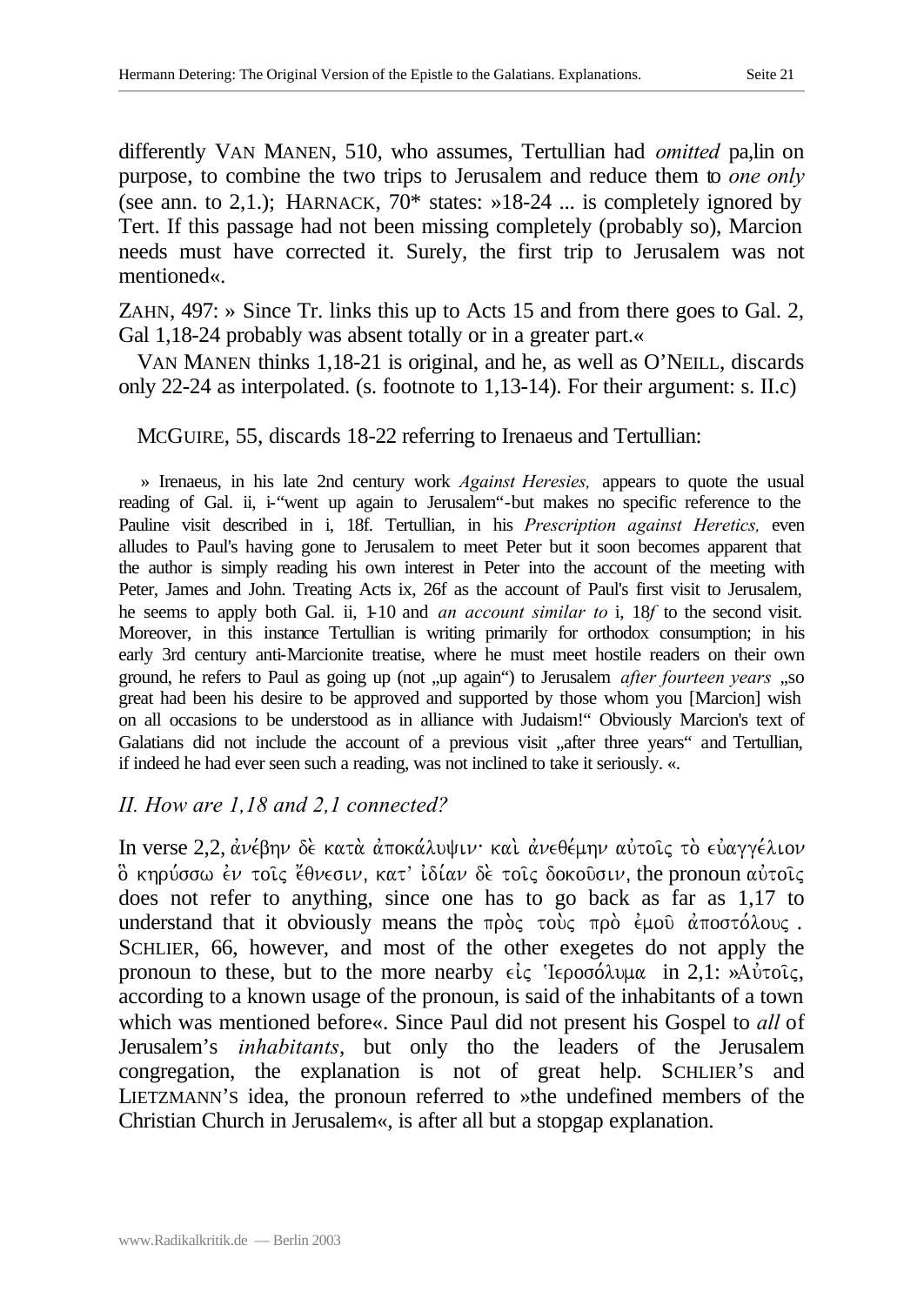differently VAN MANEN, 510, who assumes, Tertullian had *omitted* pa,lin on purpose, to combine the two trips to Jerusalem and reduce them to *one only* (see ann. to 2,1.); HARNACK, 70* states: »18-24 ... is completely ignored by Tert. If this passage had not been missing completely (probably so), Marcion needs must have corrected it. Surely, the first trip to Jerusalem was not mentioned«.

ZAHN, 497: » Since Tr. links this up to Acts 15 and from there goes to Gal. 2, Gal 1,18-24 probably was absent totally or in a greater part.«

VAN MANEN thinks 1,18-21 is original, and he, as well as O'NEILL, discards only 22-24 as interpolated. (s. footnote to 1,13-14). For their argument: s. II.c)

MCGUIRE, 55, discards 18-22 referring to Irenaeus and Tertullian:

> » Irenaeus, in his late 2nd century work *Against Heresies,* appears to quote the usual reading of Gal. ii, i-"went up again to Jerusalem"-but makes no specific reference to the Pauline visit described in i, 18f. Tertullian, in his *Prescription against Heretics,* even alludes to Paul's having gone to Jerusalem to meet Peter but it soon becomes apparent that the author is simply reading his own interest in Peter into the account of the meeting with Peter, James and John. Treating Acts ix, 26f as the account of Paul's first visit to Jerusalem, he seems to apply both Gal. ii, 1-10 and *an account similar to* i, 18*f* to the second visit. Moreover, in this instance Tertullian is writing primarily for orthodox consumption; in his early 3rd century anti-Marcionite treatise, where he must meet hostile readers on their own ground, he refers to Paul as going up (not „up again") to Jerusalem *after fourteen years* „so great had been his desire to be approved and supported by those whom you [Marcion] wish on all occasions to be understood as in alliance with Judaism!" Obviously Marcion's text of Galatians did not include the account of a previous visit „after three years" and Tertullian, if indeed he had ever seen such a reading, was not inclined to take it seriously. «.

## *II. How are 1,18 and 2,1 connected?*

In verse 2,2, ἀνέβην δὲ κατὰ ἀποκάλυψιν· καὶ ἀνεθέμην αὐτοῖς τὸ εὐαγγέλιον ὃ κηρύσσω ἐν τοῖς ἔθνεσιν, κατ' ἰδίαν δὲ τοῖς δοκοῦσιν, the pronoun αὐτοῖς does not refer to anything, since one has to go back as far as 1,17 to understand that it obviously means the πρὸς τοὺς πρὸ ἐμοῦ ἀποστόλους . SCHLIER, 66, however, and most of the other exegetes do not apply the pronoun to these, but to the more nearby εἰς Ἱεροσόλυμα in 2,1: »Αὐτοῖς, according to a known usage of the pronoun, is said of the inhabitants of a town which was mentioned before«. Since Paul did not present his Gospel to *all* of Jerusalem's *inhabitants*, but only tho the leaders of the Jerusalem congregation, the explanation is not of great help. SCHLIER'S and LIETZMANN'S idea, the pronoun referred to »the undefined members of the Christian Church in Jerusalem«, is after all but a stopgap explanation.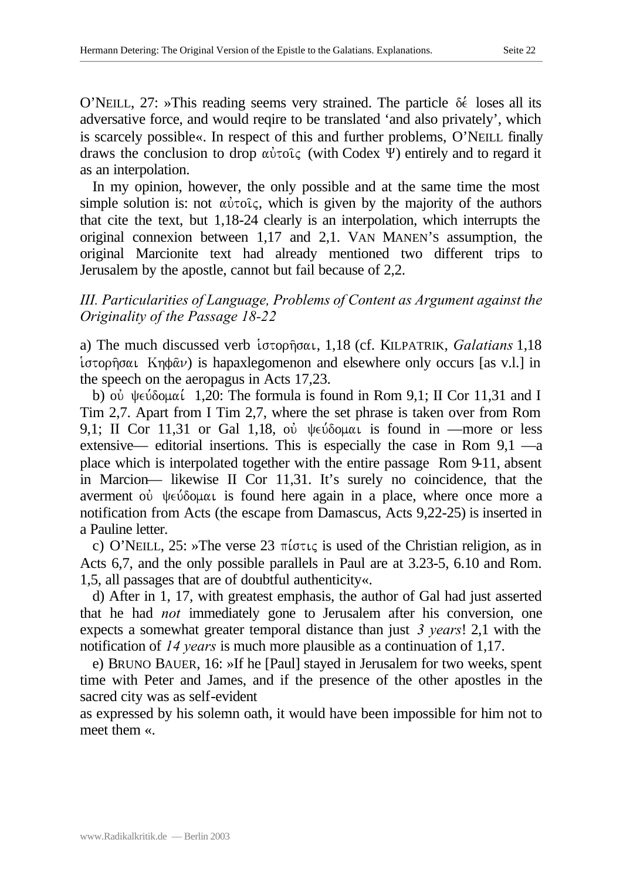O'NEILL, 27: »This reading seems very strained. The particle δέ loses all its adversative force, and would reqire to be translated 'and also privately', which is scarcely possible«. In respect of this and further problems, O'NEILL finally draws the conclusion to drop αὐτοῖς (with Codex Ψ) entirely and to regard it as an interpolation.

In my opinion, however, the only possible and at the same time the most simple solution is: not αὐτοῖς, which is given by the majority of the authors that cite the text, but 1,18-24 clearly is an interpolation, which interrupts the original connexion between 1,17 and 2,1. VAN MANEN'S assumption, the original Marcionite text had already mentioned two different trips to Jerusalem by the apostle, cannot but fail because of 2,2.

### *III. Particularities of Language, Problems of Content as Argument against the Originality of the Passage 18-22*

a) The much discussed verb ἱστορῆσαι, 1,18 (cf. KILPATRIK, *Galatians* 1,18 ἱστορῆσαι Κηφᾶν) is hapaxlegomenon and elsewhere only occurs [as v.l.] in the speech on the aeropagus in Acts 17,23.

b) οὐ ψεύδομαί 1,20: The formula is found in Rom 9,1; II Cor 11,31 and I Tim 2,7. Apart from I Tim 2,7, where the set phrase is taken over from Rom 9,1; II Cor 11,31 or Gal 1,18, οὐ ψεύδομαι is found in —more or less extensive— editorial insertions. This is especially the case in Rom 9,1 —a place which is interpolated together with the entire passage Rom 9-11, absent in Marcion— likewise II Cor 11,31. It's surely no coincidence, that the averment οὐ ψεύδομαι is found here again in a place, where once more a notification from Acts (the escape from Damascus, Acts 9,22-25) is inserted in a Pauline letter.

c) O'NEILL, 25: »The verse 23 πίστις is used of the Christian religion, as in Acts 6,7, and the only possible parallels in Paul are at 3.23-5, 6.10 and Rom. 1,5, all passages that are of doubtful authenticity«.

d) After in 1, 17, with greatest emphasis, the author of Gal had just asserted that he had *not* immediately gone to Jerusalem after his conversion, one expects a somewhat greater temporal distance than just *3 years*! 2,1 with the notification of *14 years* is much more plausible as a continuation of 1,17.

e) BRUNO BAUER, 16: »If he [Paul] stayed in Jerusalem for two weeks, spent time with Peter and James, and if the presence of the other apostles in the sacred city was as self-evident as expressed by his solemn oath, it would have been impossible for him not to meet them «.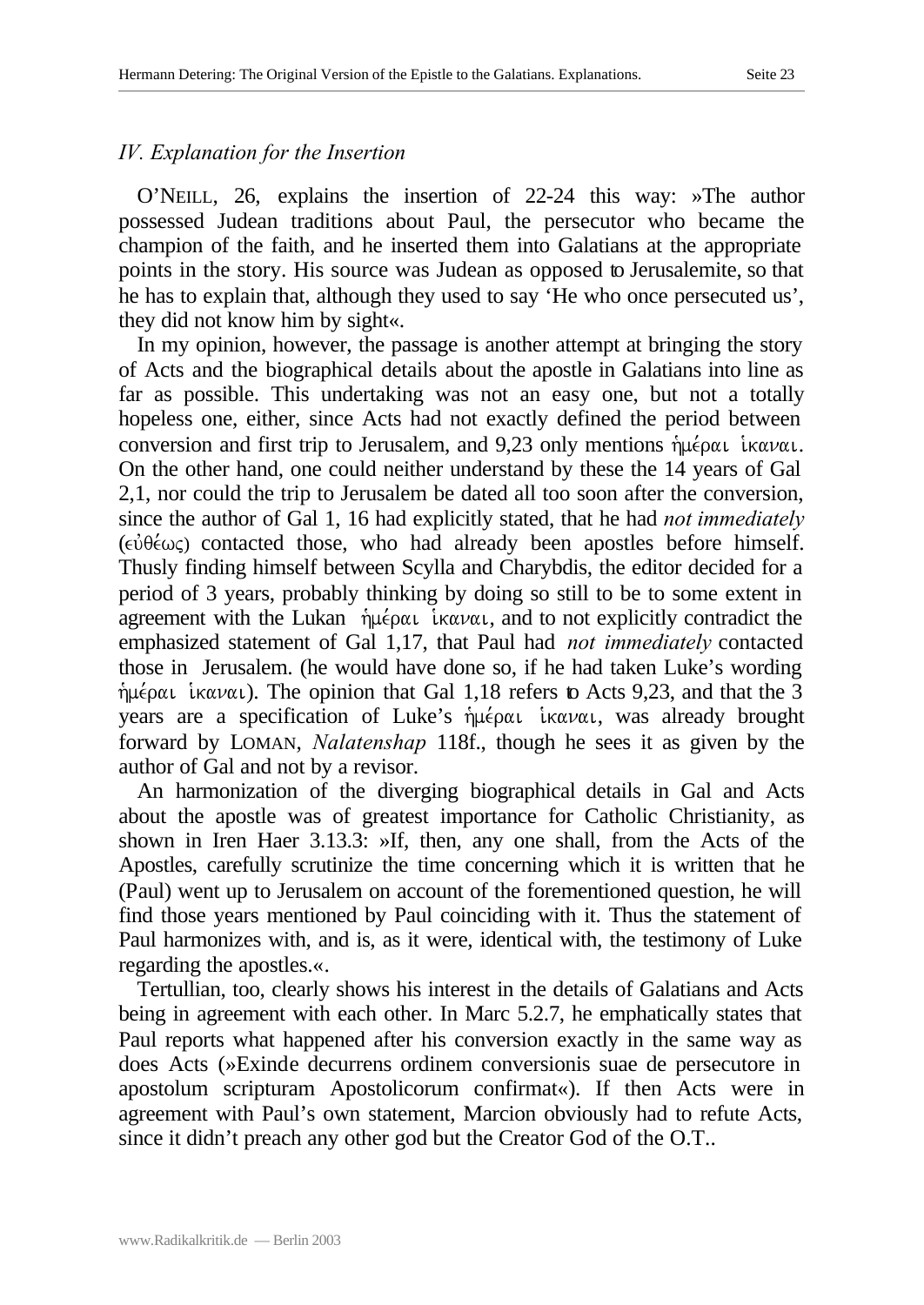### *IV. Explanation for the Insertion*

O'NEILL, 26, explains the insertion of 22-24 this way: »The author possessed Judean traditions about Paul, the persecutor who became the champion of the faith, and he inserted them into Galatians at the appropriate points in the story. His source was Judean as opposed to Jerusalemite, so that he has to explain that, although they used to say 'He who once persecuted us', they did not know him by sight«.

In my opinion, however, the passage is another attempt at bringing the story of Acts and the biographical details about the apostle in Galatians into line as far as possible. This undertaking was not an easy one, but not a totally hopeless one, either, since Acts had not exactly defined the period between conversion and first trip to Jerusalem, and 9,23 only mentions ἡμέραι ἱκαναι. On the other hand, one could neither understand by these the 14 years of Gal 2,1, nor could the trip to Jerusalem be dated all too soon after the conversion, since the author of Gal 1, 16 had explicitly stated, that he had *not immediately* (εὐθέως) contacted those, who had already been apostles before himself. Thusly finding himself between Scylla and Charybdis, the editor decided for a period of 3 years, probably thinking by doing so still to be to some extent in agreement with the Lukan ἡμέραι ἱκαναι, and to not explicitly contradict the emphasized statement of Gal 1,17, that Paul had *not immediately* contacted those in Jerusalem. (he would have done so, if he had taken Luke's wording ἡμέραι ἱκαναι). The opinion that Gal 1,18 refers to Acts 9,23, and that the 3 years are a specification of Luke's ἡμέραι ἱκαναι, was already brought forward by LOMAN, *Nalatenshap* 118f., though he sees it as given by the author of Gal and not by a revisor.

An harmonization of the diverging biographical details in Gal and Acts about the apostle was of greatest importance for Catholic Christianity, as shown in Iren Haer 3.13.3: »If, then, any one shall, from the Acts of the Apostles, carefully scrutinize the time concerning which it is written that he (Paul) went up to Jerusalem on account of the forementioned question, he will find those years mentioned by Paul coinciding with it. Thus the statement of Paul harmonizes with, and is, as it were, identical with, the testimony of Luke regarding the apostles.«.

Tertullian, too, clearly shows his interest in the details of Galatians and Acts being in agreement with each other. In Marc 5.2.7, he emphatically states that Paul reports what happened after his conversion exactly in the same way as does Acts (»Exinde decurrens ordinem conversionis suae de persecutore in apostolum scripturam Apostolicorum confirmat«). If then Acts were in agreement with Paul's own statement, Marcion obviously had to refute Acts, since it didn't preach any other god but the Creator God of the O.T..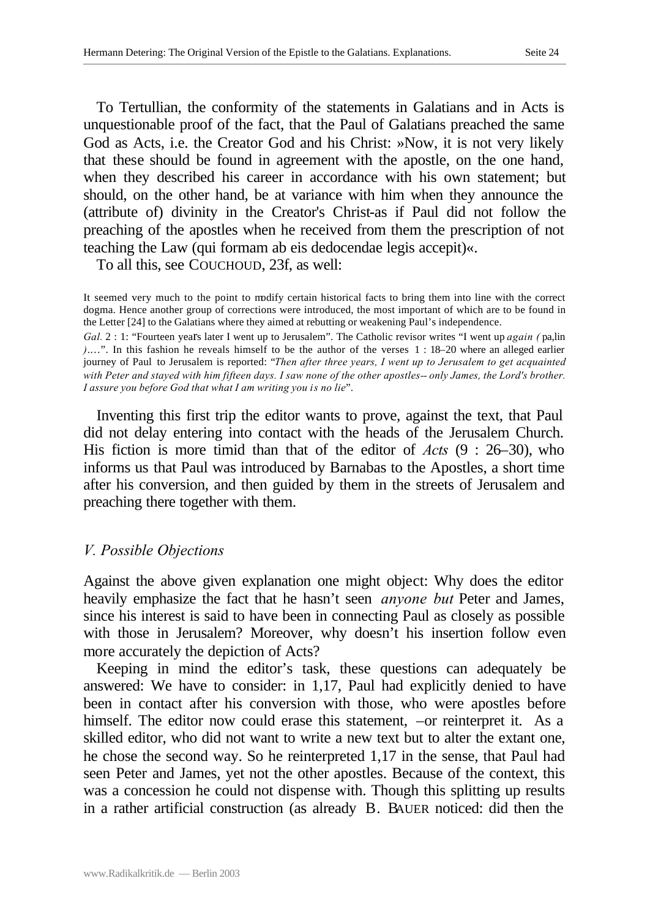To Tertullian, the conformity of the statements in Galatians and in Acts is unquestionable proof of the fact, that the Paul of Galatians preached the same God as Acts, i.e. the Creator God and his Christ: »Now, it is not very likely that these should be found in agreement with the apostle, on the one hand, when they described his career in accordance with his own statement; but should, on the other hand, be at variance with him when they announce the (attribute of) divinity in the Creator's Christ-as if Paul did not follow the preaching of the apostles when he received from them the prescription of not teaching the Law (qui formam ab eis dedocendae legis accepit)«.

To all this, see COUCHOUD, 23f, as well:

> It seemed very much to the point to modify certain historical facts to bring them into line with the correct dogma. Hence another group of corrections were introduced, the most important of which are to be found in the Letter [24] to the Galatians where they aimed at rebutting or weakening Paul's independence.
>
> *Gal.* 2 : 1: "Fourteen years later I went up to Jerusalem". The Catholic revisor writes "I went up *again (* pa,lin *)....*". In this fashion he reveals himself to be the author of the verses 1 : 18–20 where an alleged earlier journey of Paul to Jerusalem is reported: "*Then after three years, I went up to Jerusalem to get acquainted with Peter and stayed with him fifteen days. I saw none of the other apostles-- only James, the Lord's brother. I assure you before God that what I am writing you is no lie*".

Inventing this first trip the editor wants to prove, against the text, that Paul did not delay entering into contact with the heads of the Jerusalem Church. His fiction is more timid than that of the editor of *Acts* (9 : 26–30), who informs us that Paul was introduced by Barnabas to the Apostles, a short time after his conversion, and then guided by them in the streets of Jerusalem and preaching there together with them.

## *V. Possible Objections*

Against the above given explanation one might object: Why does the editor heavily emphasize the fact that he hasn't seen *anyone but* Peter and James, since his interest is said to have been in connecting Paul as closely as possible with those in Jerusalem? Moreover, why doesn't his insertion follow even more accurately the depiction of Acts?

Keeping in mind the editor's task, these questions can adequately be answered: We have to consider: in 1,17, Paul had explicitly denied to have been in contact after his conversion with those, who were apostles before himself. The editor now could erase this statement, –or reinterpret it. As a skilled editor, who did not want to write a new text but to alter the extant one, he chose the second way. So he reinterpreted 1,17 in the sense, that Paul had seen Peter and James, yet not the other apostles. Because of the context, this was a concession he could not dispense with. Though this splitting up results in a rather artificial construction (as already B. BAUER noticed: did then the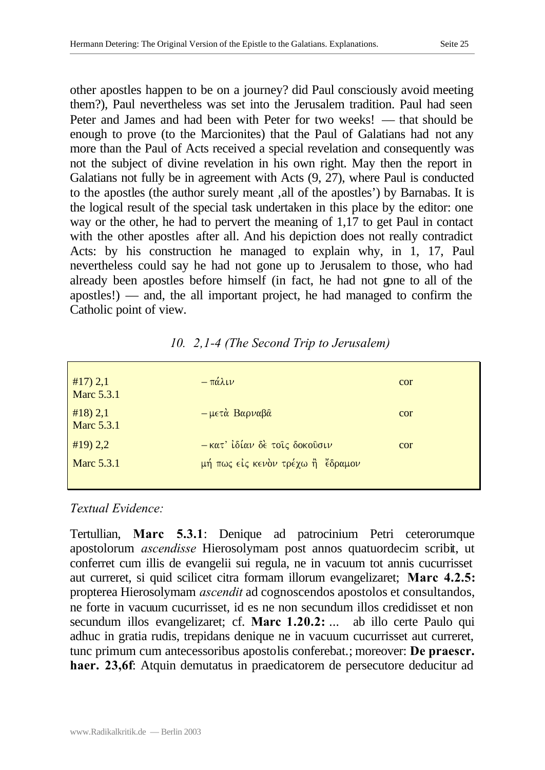other apostles happen to be on a journey? did Paul consciously avoid meeting them?), Paul nevertheless was set into the Jerusalem tradition. Paul had seen Peter and James and had been with Peter for two weeks! — that should be enough to prove (to the Marcionites) that the Paul of Galatians had not any more than the Paul of Acts received a special revelation and consequently was not the subject of divine revelation in his own right. May then the report in Galatians not fully be in agreement with Acts (9, 27), where Paul is conducted to the apostles (the author surely meant ‚all of the apostles') by Barnabas. It is the logical result of the special task undertaken in this place by the editor: one way or the other, he had to pervert the meaning of 1,17 to get Paul in contact with the other apostles after all. And his depiction does not really contradict Acts: by his construction he managed to explain why, in 1, 17, Paul nevertheless could say he had not gone up to Jerusalem to those, who had already been apostles before himself (in fact, he had not gone to all of the apostles!) — and, the all important project, he had managed to confirm the Catholic point of view.

### *10. 2,1-4 (The Second Trip to Jerusalem)*

| | | |
|---|---|---|
| #17) 2,1<br>Marc 5.3.1 | – πάλιν | cor |
| #18) 2,1<br>Marc 5.3.1 | – μετὰ Βαρναβᾶ | cor |
| #19) 2,2<br>Marc 5.3.1 | – κατ' ἰδίαν δὲ τοῖς δοκοῦσιν<br>μή πως εἰς κενὸν τρέχω ἢ ἔδραμον | cor |

*Textual Evidence:*

Tertullian, **Marc 5.3.1**: Denique ad patrocinium Petri ceterorumque apostolorum *ascendisse* Hierosolymam post annos quatuordecim scribit, ut conferret cum illis de evangelii sui regula, ne in vacuum tot annis cucurrisset aut curreret, si quid scilicet citra formam illorum evangelizaret; **Marc 4.2.5:** propterea Hierosolymam *ascendit* ad cognoscendos apostolos et consultandos, ne forte in vacuum cucurrisset, id es ne non secundum illos credidisset et non secundum illos evangelizaret; cf. **Marc 1.20.2:** ... ab illo certe Paulo qui adhuc in gratia rudis, trepidans denique ne in vacuum cucurrisset aut curreret, tunc primum cum antecessoribus apostolis conferebat.; moreover: **De praescr. haer. 23,6f**: Atquin demutatus in praedicatorem de persecutore deducitur ad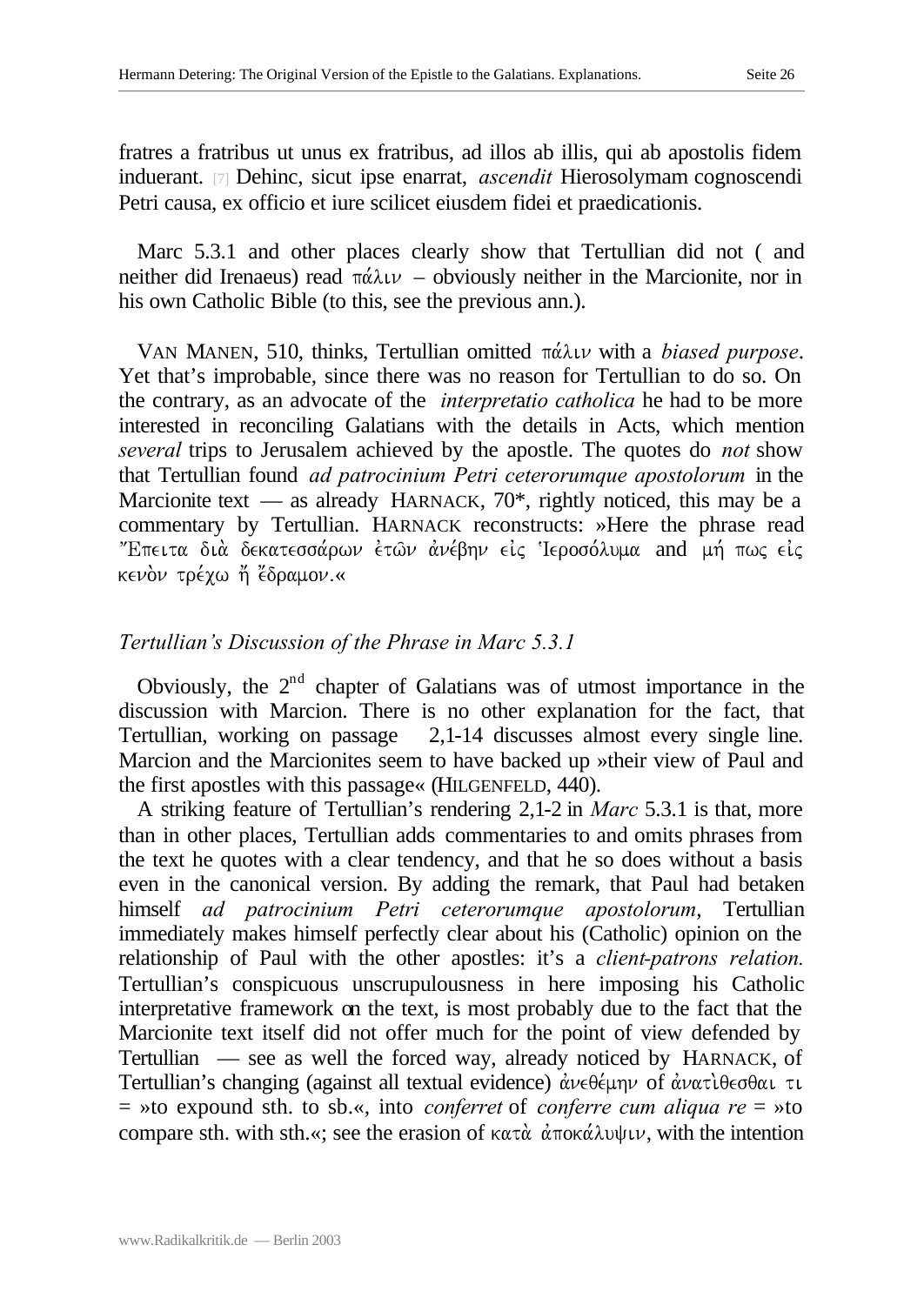fratres a fratribus ut unus ex fratribus, ad illos ab illis, qui ab apostolis fidem induerant. [7] Dehinc, sicut ipse enarrat, *ascendit* Hierosolymam cognoscendi Petri causa, ex officio et iure scilicet eiusdem fidei et praedicationis.

Marc 5.3.1 and other places clearly show that Tertullian did not ( and neither did Irenaeus) read πάλιν – obviously neither in the Marcionite, nor in his own Catholic Bible (to this, see the previous ann.).

VAN MANEN, 510, thinks, Tertullian omitted πάλιν with a *biased purpose*. Yet that's improbable, since there was no reason for Tertullian to do so. On the contrary, as an advocate of the *interpretatio catholica* he had to be more interested in reconciling Galatians with the details in Acts, which mention *several* trips to Jerusalem achieved by the apostle. The quotes do *not* show that Tertullian found *ad patrocinium Petri ceterorumque apostolorum* in the Marcionite text — as already HARNACK, 70*, rightly noticed, this may be a commentary by Tertullian. HARNACK reconstructs: »Here the phrase read Ἔπειτα διὰ δεκατεσσάρων ἐτῶν ἀνέβην εἰς Ἱεροσόλυμα and μή πως εἰς κενὸν τρέχω ἢ ἔδραμον.«

## *Tertullian's Discussion of the Phrase in Marc 5.3.1*

Obviously, the 2nd chapter of Galatians was of utmost importance in the discussion with Marcion. There is no other explanation for the fact, that Tertullian, working on passage 2,1-14 discusses almost every single line. Marcion and the Marcionites seem to have backed up »their view of Paul and the first apostles with this passage« (HILGENFELD, 440).

A striking feature of Tertullian's rendering 2,1-2 in *Marc* 5.3.1 is that, more than in other places, Tertullian adds commentaries to and omits phrases from the text he quotes with a clear tendency, and that he so does without a basis even in the canonical version. By adding the remark, that Paul had betaken himself *ad patrocinium Petri ceterorumque apostolorum*, Tertullian immediately makes himself perfectly clear about his (Catholic) opinion on the relationship of Paul with the other apostles: it's a *client-patrons relation.* Tertullian's conspicuous unscrupulousness in here imposing his Catholic interpretative framework on the text, is most probably due to the fact that the Marcionite text itself did not offer much for the point of view defended by Tertullian — see as well the forced way, already noticed by HARNACK, of Tertullian's changing (against all textual evidence) ἀνεθέμην of ἀνατὶθεσθαι τι = »to expound sth. to sb.«, into *conferret* of *conferre cum aliqua re* = »to compare sth. with sth.«; see the erasion of κατὰ ἀποκάλυψιν, with the intention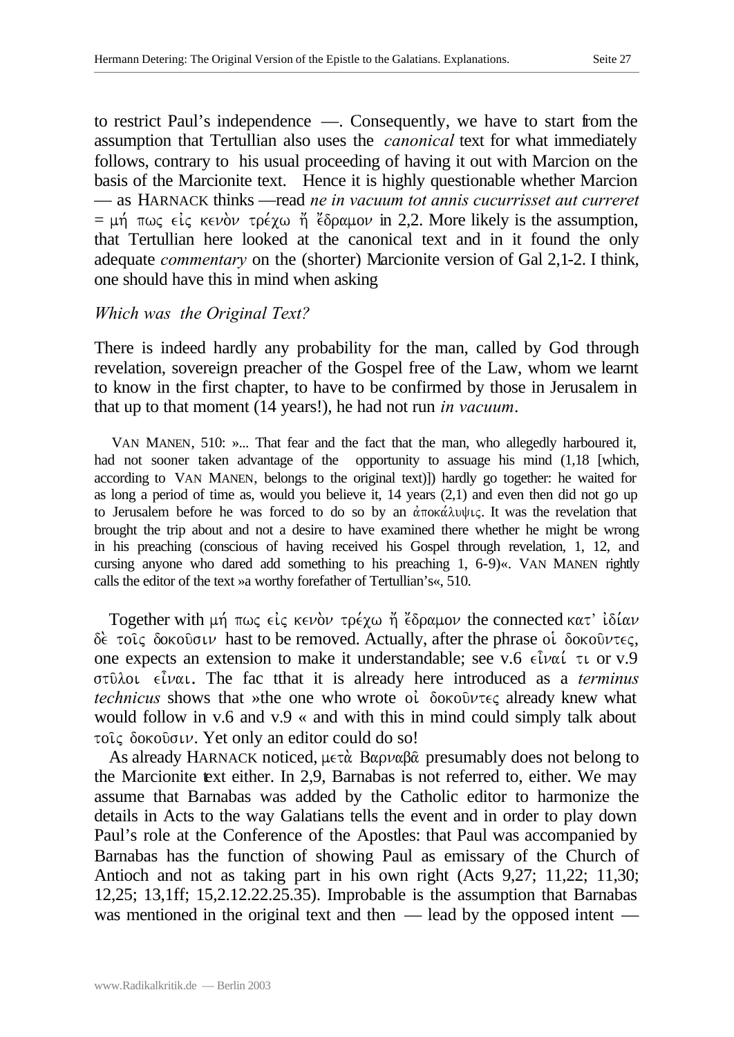to restrict Paul's independence —. Consequently, we have to start from the assumption that Tertullian also uses the *canonical* text for what immediately follows, contrary to his usual proceeding of having it out with Marcion on the basis of the Marcionite text. Hence it is highly questionable whether Marcion — as HARNACK thinks —read *ne in vacuum tot annis cucurrisset aut curreret* = μή πως εἰς κενὸν τρέχω ἢ ἔδραμον in 2,2. More likely is the assumption, that Tertullian here looked at the canonical text and in it found the only adequate *commentary* on the (shorter) Marcionite version of Gal 2,1-2. I think, one should have this in mind when asking

*Which was the Original Text?*

There is indeed hardly any probability for the man, called by God through revelation, sovereign preacher of the Gospel free of the Law, whom we learnt to know in the first chapter, to have to be confirmed by those in Jerusalem in that up to that moment (14 years!), he had not run *in vacuum*.

VAN MANEN, 510: »... That fear and the fact that the man, who allegedly harboured it, had not sooner taken advantage of the opportunity to assuage his mind (1,18 [which, according to VAN MANEN, belongs to the original text)]) hardly go together: he waited for as long a period of time as, would you believe it, 14 years (2,1) and even then did not go up to Jerusalem before he was forced to do so by an ἀποκάλυψις. It was the revelation that brought the trip about and not a desire to have examined there whether he might be wrong in his preaching (conscious of having received his Gospel through revelation, 1, 12, and cursing anyone who dared add something to his preaching 1, 6-9)«. VAN MANEN rightly calls the editor of the text »a worthy forefather of Tertullian's«, 510.

Together with μή πως εἰς κενὸν τρέχω ἢ ἔδραμον the connected κατ' ἰδίαν δὲ τοῖς δοκοῦσιν hast to be removed. Actually, after the phrase οἱ δοκοῦντες, one expects an extension to make it understandable; see v.6 εἶναί τι or v.9 στῦλοι εἶναι. The fac tthat it is already here introduced as a *terminus technicus* shows that »the one who wrote οἱ δοκοῦντες already knew what would follow in v.6 and v.9 « and with this in mind could simply talk about τοῖς δοκοῦσιν. Yet only an editor could do so!

As already HARNACK noticed, μετὰ Βαρναβᾶ presumably does not belong to the Marcionite text either. In 2,9, Barnabas is not referred to, either. We may assume that Barnabas was added by the Catholic editor to harmonize the details in Acts to the way Galatians tells the event and in order to play down Paul's role at the Conference of the Apostles: that Paul was accompanied by Barnabas has the function of showing Paul as emissary of the Church of Antioch and not as taking part in his own right (Acts 9,27; 11,22; 11,30; 12,25; 13,1ff; 15,2.12.22.25.35). Improbable is the assumption that Barnabas was mentioned in the original text and then — lead by the opposed intent —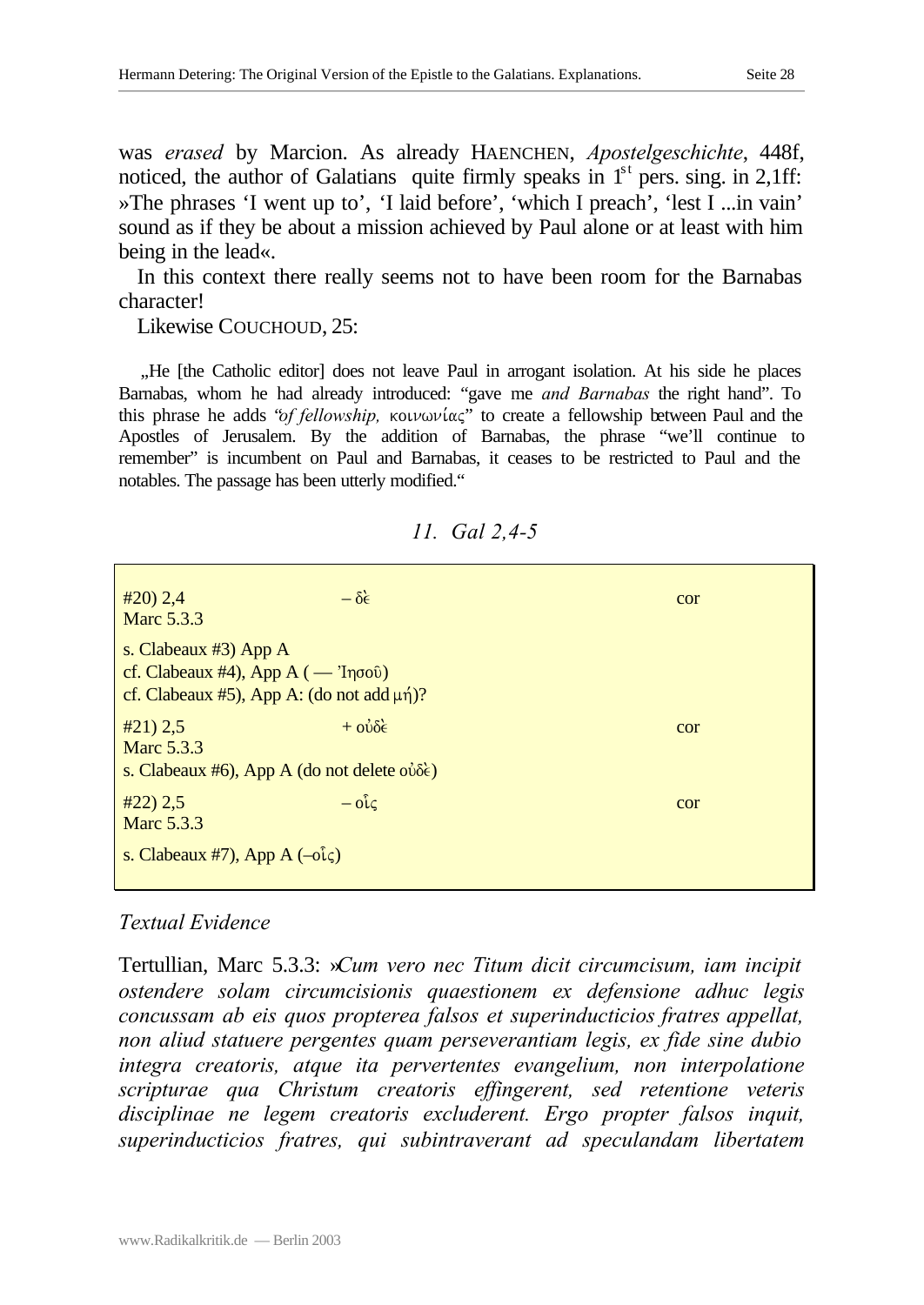was *erased* by Marcion. As already HAENCHEN, *Apostelgeschichte*, 448f, noticed, the author of Galatians quite firmly speaks in 1st pers. sing. in 2,1ff: »The phrases 'I went up to', 'I laid before', 'which I preach', 'lest I ...in vain' sound as if they be about a mission achieved by Paul alone or at least with him being in the lead«.

In this context there really seems not to have been room for the Barnabas character!

Likewise COUCHOUD, 25:

> „He [the Catholic editor] does not leave Paul in arrogant isolation. At his side he places Barnabas, whom he had already introduced: "gave me *and Barnabas* the right hand". To this phrase he adds "*of fellowship,* κοινωνίας" to create a fellowship between Paul and the Apostles of Jerusalem. By the addition of Barnabas, the phrase "we'll continue to remember" is incumbent on Paul and Barnabas, it ceases to be restricted to Paul and the notables. The passage has been utterly modified."

## *11. Gal 2,4-5*

| | | |
|---|---|---|
| #20) 2,4<br>Marc 5.3.3 | – δὲ | cor |
| s. Clabeaux #3) App A<br>cf. Clabeaux #4), App A ( — Ἰησοῦ)<br>cf. Clabeaux #5), App A: (do not add μή)? | | |
| #21) 2,5<br>Marc 5.3.3<br>s. Clabeaux #6), App A (do not delete οὐδὲ) | + οὐδὲ | cor |
| #22) 2,5<br>Marc 5.3.3 | – οἷς | cor |
| s. Clabeaux #7), App A (–οἷς) | | |

*Textual Evidence*

Tertullian, Marc 5.3.3: »*Cum vero nec Titum dicit circumcisum, iam incipit ostendere solam circumcisionis quaestionem ex defensione adhuc legis concussam ab eis quos propterea falsos et superinducticios fratres appellat, non aliud statuere pergentes quam perseverantiam legis, ex fide sine dubio integra creatoris, atque ita pervertentes evangelium, non interpolatione scripturae qua Christum creatoris effingerent, sed retentione veteris disciplinae ne legem creatoris excluderent. Ergo propter falsos inquit, superinducticios fratres, qui subintraverant ad speculandam libertatem*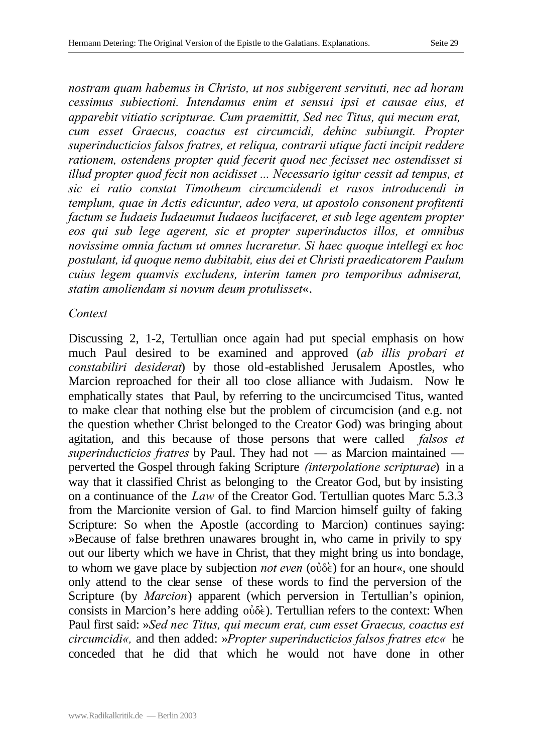*nostram quam habemus in Christo, ut nos subigerent servituti, nec ad horam cessimus subiectioni. Intendamus enim et sensui ipsi et causae eius, et apparebit vitiatio scripturae. Cum praemittit, Sed nec Titus, qui mecum erat, cum esset Graecus, coactus est circumcidi, dehinc subiungit. Propter superinducticios falsos fratres, et reliqua, contrarii utique facti incipit reddere rationem, ostendens propter quid fecerit quod nec fecisset nec ostendisset si illud propter quod fecit non acidisset ... Necessario igitur cessit ad tempus, et sic ei ratio constat Timotheum circumcidendi et rasos introducendi in templum, quae in Actis edicuntur, adeo vera, ut apostolo consonent profitenti factum se Iudaeis Iudaeumut Iudaeos lucifaceret, et sub lege agentem propter eos qui sub lege agerent, sic et propter superinductos illos, et omnibus novissime omnia factum ut omnes lucraretur. Si haec quoque intellegi ex hoc postulant, id quoque nemo dubitabit, eius dei et Christi praedicatorem Paulum cuius legem quamvis excludens, interim tamen pro temporibus admiserat, statim amoliendam si novum deum protulisset*«.

*Context*

Discussing 2, 1-2, Tertullian once again had put special emphasis on how much Paul desired to be examined and approved (*ab illis probari et constabiliri desiderat*) by those old-established Jerusalem Apostles, who Marcion reproached for their all too close alliance with Judaism. Now he emphatically states that Paul, by referring to the uncircumcised Titus, wanted to make clear that nothing else but the problem of circumcision (and e.g. not the question whether Christ belonged to the Creator God) was bringing about agitation, and this because of those persons that were called *falsos et superinducticios fratres* by Paul. They had not — as Marcion maintained — perverted the Gospel through faking Scripture *(interpolatione scripturae)* in a way that it classified Christ as belonging to the Creator God, but by insisting on a continuance of the *Law* of the Creator God. Tertullian quotes Marc 5.3.3 from the Marcionite version of Gal. to find Marcion himself guilty of faking Scripture: So when the Apostle (according to Marcion) continues saying: »Because of false brethren unawares brought in, who came in privily to spy out our liberty which we have in Christ, that they might bring us into bondage, to whom we gave place by subjection *not even* (οὐδὲ) for an hour«, one should only attend to the clear sense of these words to find the perversion of the Scripture (by *Marcion*) apparent (which perversion in Tertullian's opinion, consists in Marcion's here adding οὐδὲ). Tertullian refers to the context: When Paul first said: »*Sed nec Titus, qui mecum erat, cum esset Graecus, coactus est circumcidi«,* and then added: »*Propter superinducticios falsos fratres etc«* he conceded that he did that which he would not have done in other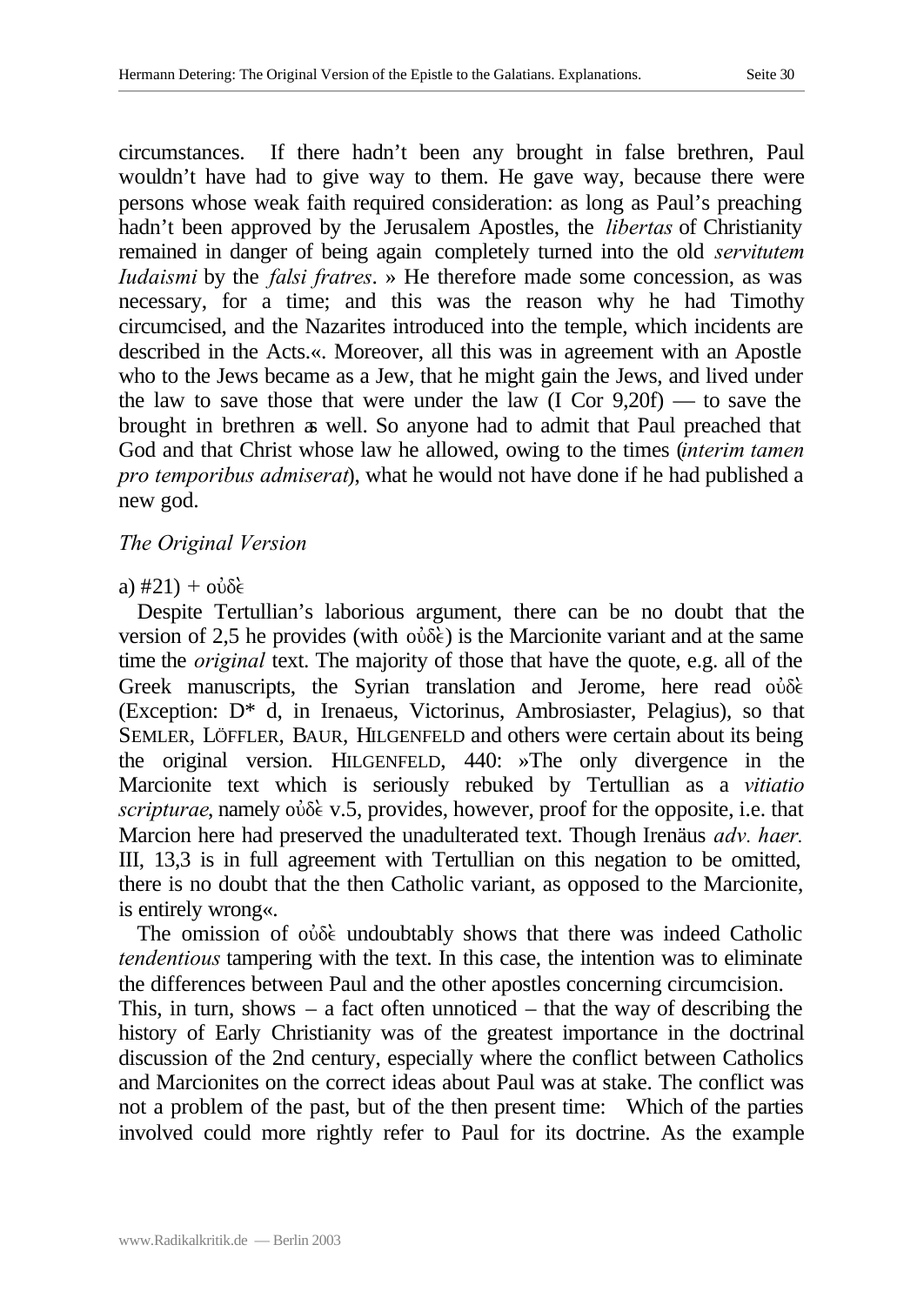circumstances. If there hadn't been any brought in false brethren, Paul wouldn't have had to give way to them. He gave way, because there were persons whose weak faith required consideration: as long as Paul's preaching hadn't been approved by the Jerusalem Apostles, the *libertas* of Christianity remained in danger of being again completely turned into the old *servitutem Iudaismi* by the *falsi fratres*. » He therefore made some concession, as was necessary, for a time; and this was the reason why he had Timothy circumcised, and the Nazarites introduced into the temple, which incidents are described in the Acts.«. Moreover, all this was in agreement with an Apostle who to the Jews became as a Jew, that he might gain the Jews, and lived under the law to save those that were under the law (I Cor 9,20f) — to save the brought in brethren as well. So anyone had to admit that Paul preached that God and that Christ whose law he allowed, owing to the times (*interim tamen pro temporibus admiserat*), what he would not have done if he had published a new god.

*The Original Version*

a) #21) + οὐδὲ

Despite Tertullian's laborious argument, there can be no doubt that the version of 2,5 he provides (with οὐδὲ) is the Marcionite variant and at the same time the *original* text. The majority of those that have the quote, e.g. all of the Greek manuscripts, the Syrian translation and Jerome, here read οὐδὲ (Exception: D* d, in Irenaeus, Victorinus, Ambrosiaster, Pelagius), so that SEMLER, LÖFFLER, BAUR, HILGENFELD and others were certain about its being the original version. HILGENFELD, 440: »The only divergence in the Marcionite text which is seriously rebuked by Tertullian as a *vitiatio scripturae*, namely οὐδὲ v.5, provides, however, proof for the opposite, i.e. that Marcion here had preserved the unadulterated text. Though Irenäus *adv. haer.* III, 13,3 is in full agreement with Tertullian on this negation to be omitted, there is no doubt that the then Catholic variant, as opposed to the Marcionite, is entirely wrong«.

The omission of οὐδὲ undoubtably shows that there was indeed Catholic *tendentious* tampering with the text. In this case, the intention was to eliminate the differences between Paul and the other apostles concerning circumcision.
This, in turn, shows – a fact often unnoticed – that the way of describing the history of Early Christianity was of the greatest importance in the doctrinal discussion of the 2nd century, especially where the conflict between Catholics and Marcionites on the correct ideas about Paul was at stake. The conflict was not a problem of the past, but of the then present time: Which of the parties involved could more rightly refer to Paul for its doctrine. As the example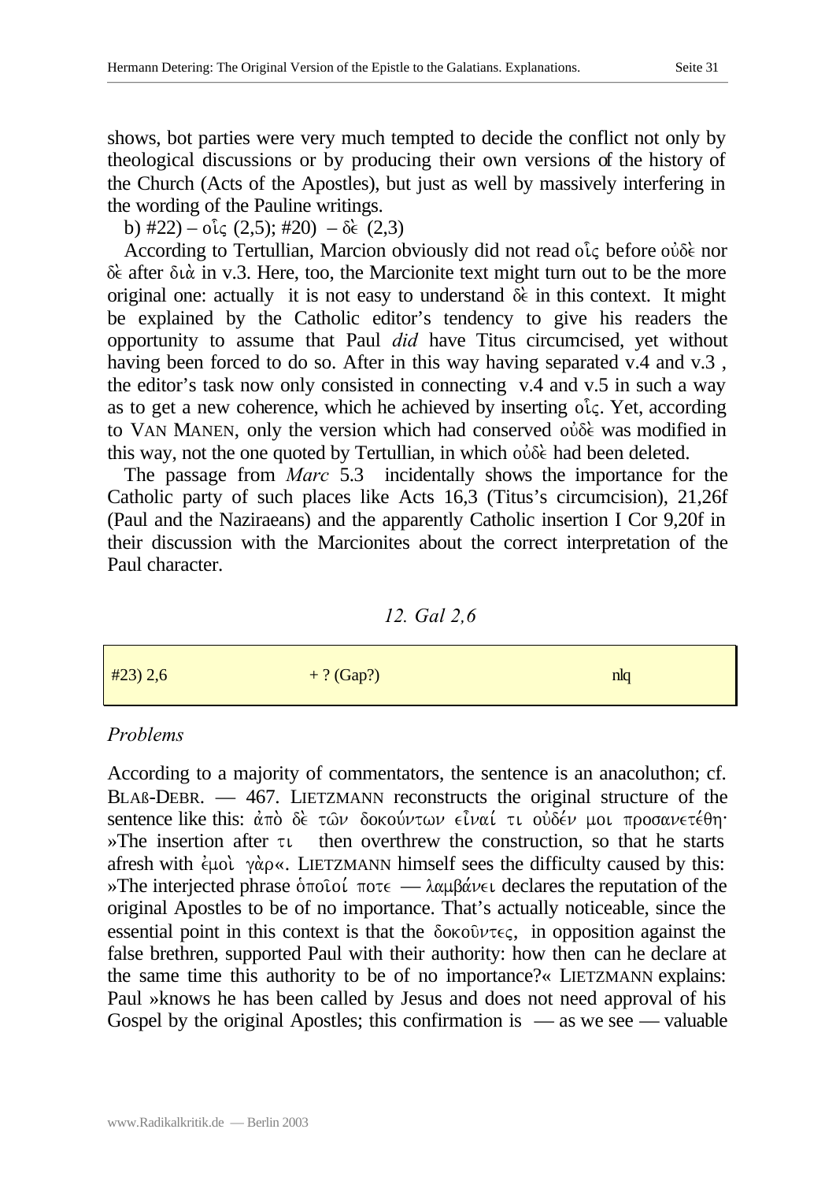shows, bot parties were very much tempted to decide the conflict not only by theological discussions or by producing their own versions of the history of the Church (Acts of the Apostles), but just as well by massively interfering in the wording of the Pauline writings.

b) #22) – οἷς (2,5); #20) – δὲ (2,3)

According to Tertullian, Marcion obviously did not read οἷς before οὐδὲ nor δὲ after διὰ in v.3. Here, too, the Marcionite text might turn out to be the more original one: actually it is not easy to understand δὲ in this context. It might be explained by the Catholic editor's tendency to give his readers the opportunity to assume that Paul *did* have Titus circumcised, yet without having been forced to do so. After in this way having separated v.4 and v.3 , the editor's task now only consisted in connecting v.4 and v.5 in such a way as to get a new coherence, which he achieved by inserting οἷς. Yet, according to VAN MANEN, only the version which had conserved οὐδὲ was modified in this way, not the one quoted by Tertullian, in which οὐδὲ had been deleted.

The passage from *Marc* 5.3 incidentally shows the importance for the Catholic party of such places like Acts 16,3 (Titus's circumcision), 21,26f (Paul and the Naziraeans) and the apparently Catholic insertion I Cor 9,20f in their discussion with the Marcionites about the correct interpretation of the Paul character.

## *12. Gal 2,6*

| #23) 2,6 | + ? (Gap?) | nlq |
|---|---|---|

### *Problems*

According to a majority of commentators, the sentence is an anacoluthon; cf. BLAß-DEBR. — 467. LIETZMANN reconstructs the original structure of the sentence like this: ἀπὸ δὲ τῶν δοκούντων εἶναί τι οὐδέν μοι προσανετέθη· »The insertion after τι then overthrew the construction, so that he starts afresh with ἐμοὶ γὰρ«. LIETZMANN himself sees the difficulty caused by this: »The interjected phrase ὁποῖοί ποτε — λαμβάνει declares the reputation of the original Apostles to be of no importance. That's actually noticeable, since the essential point in this context is that the δοκοῦντες, in opposition against the false brethren, supported Paul with their authority: how then can he declare at the same time this authority to be of no importance?« LIETZMANN explains: Paul »knows he has been called by Jesus and does not need approval of his Gospel by the original Apostles; this confirmation is — as we see — valuable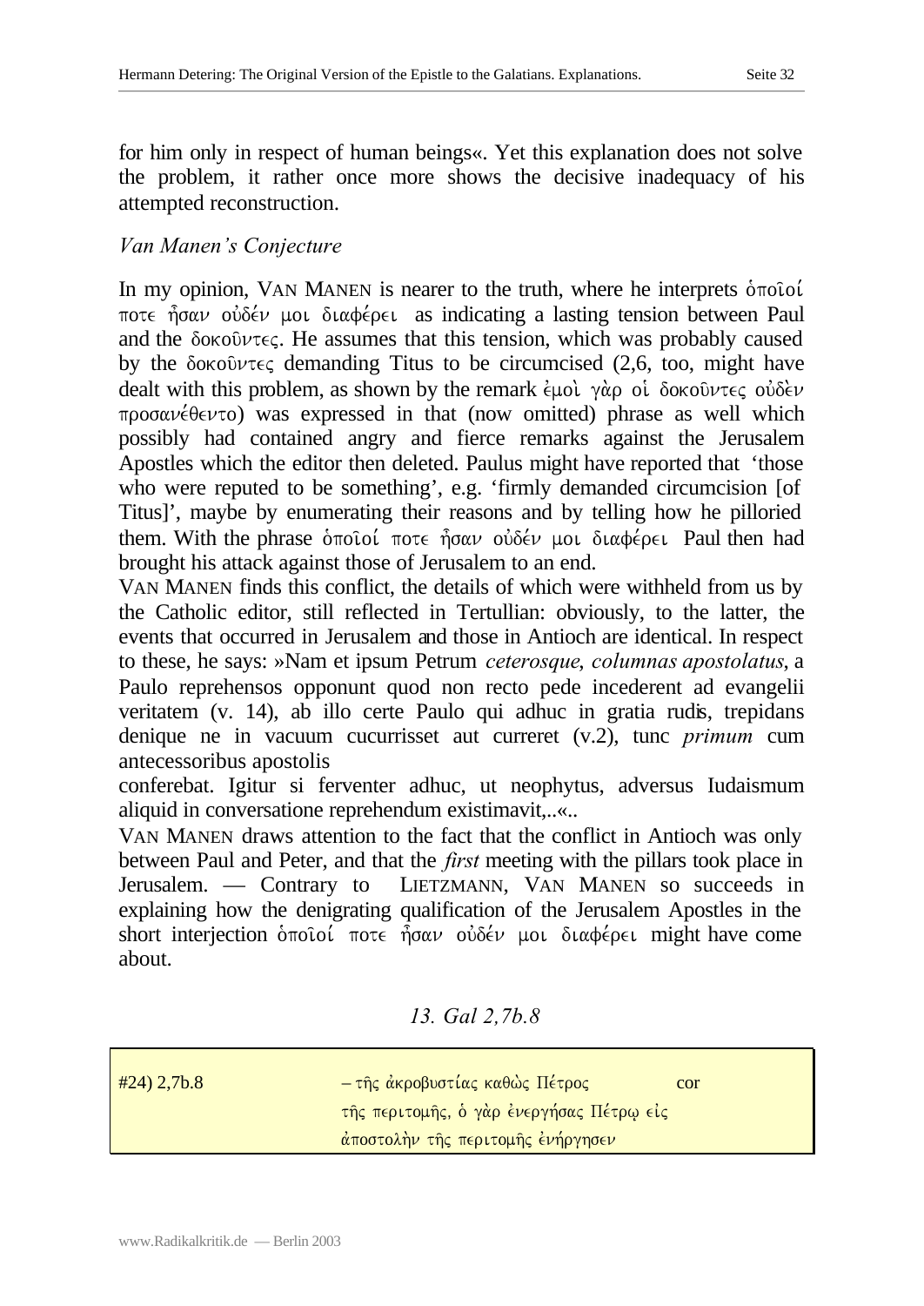for him only in respect of human beings«. Yet this explanation does not solve the problem, it rather once more shows the decisive inadequacy of his attempted reconstruction.

*Van Manen's Conjecture*

In my opinion, VAN MANEN is nearer to the truth, where he interprets ὁποῖοί ποτε ἦσαν οὐδέν μοι διαφέρει as indicating a lasting tension between Paul and the δοκοῦντες. He assumes that this tension, which was probably caused by the δοκοῦντες demanding Titus to be circumcised (2,6, too, might have dealt with this problem, as shown by the remark ἐμοὶ γὰρ οἱ δοκοῦντες οὐδὲν προσανέθεντο) was expressed in that (now omitted) phrase as well which possibly had contained angry and fierce remarks against the Jerusalem Apostles which the editor then deleted. Paulus might have reported that 'those who were reputed to be something', e.g. 'firmly demanded circumcision [of Titus]', maybe by enumerating their reasons and by telling how he pilloried them. With the phrase ὁποῖοί ποτε ἦσαν οὐδέν μοι διαφέρει Paul then had brought his attack against those of Jerusalem to an end.

VAN MANEN finds this conflict, the details of which were withheld from us by the Catholic editor, still reflected in Tertullian: obviously, to the latter, the events that occurred in Jerusalem and those in Antioch are identical. In respect to these, he says: »Nam et ipsum Petrum *ceterosque*, *columnas apostolatus*, a Paulo reprehensos opponunt quod non recto pede incederent ad evangelii veritatem (v. 14), ab illo certe Paulo qui adhuc in gratia rudis, trepidans denique ne in vacuum cucurrisset aut curreret (v.2), tunc *primum* cum antecessoribus apostolis conferebat. Igitur si ferventer adhuc, ut neophytus, adversus Iudaismum aliquid in conversatione reprehendum existimavit,..«..

VAN MANEN draws attention to the fact that the conflict in Antioch was only between Paul and Peter, and that the *first* meeting with the pillars took place in Jerusalem. — Contrary to LIETZMANN, VAN MANEN so succeeds in explaining how the denigrating qualification of the Jerusalem Apostles in the short interjection ὁποῖοί ποτε ἦσαν οὐδέν μοι διαφέρει might have come about.

## *13. Gal 2,7b.8*

| #24) 2,7b.8 | – τῆς ἀκροβυστίας καθὼς Πέτρος τῆς περιτομῆς, ὁ γὰρ ἐνεργήσας Πέτρῳ εἰς ἀποστολὴν τῆς περιτομῆς ἐνήργησεν | cor |
|---|---|---|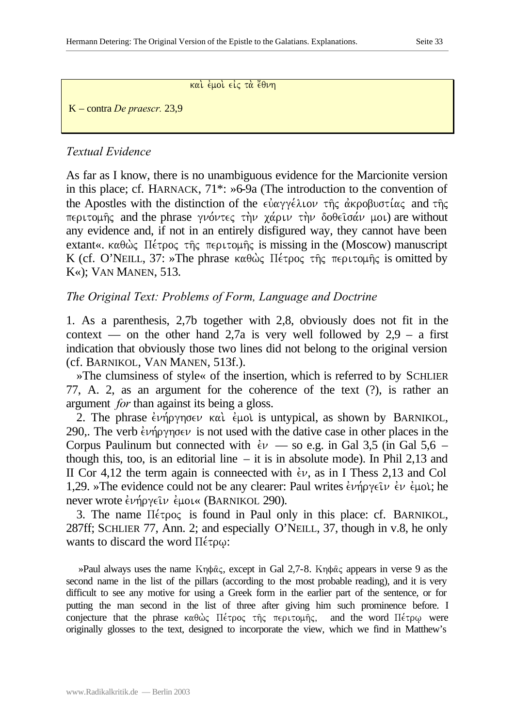καὶ ἐμοὶ εἰς τὰ ἔθνη

K – contra *De praescr.* 23,9

### *Textual Evidence*

As far as I know, there is no unambiguous evidence for the Marcionite version in this place; cf. HARNACK, 71*: »6-9a (The introduction to the convention of the Apostles with the distinction of the εὐαγγέλιον τῆς ἀκροβυστίας and τῆς περιτομῆς and the phrase γνόντες τὴν χάριν τὴν δοθεῖσάν μοι) are without any evidence and, if not in an entirely disfigured way, they cannot have been extant«. καθὼς Πέτρος τῆς περιτομῆς is missing in the (Moscow) manuscript K (cf. O'NEILL, 37: »The phrase καθὼς Πέτρος τῆς περιτομῆς is omitted by K«); VAN MANEN, 513.

### *The Original Text: Problems of Form, Language and Doctrine*

1. As a parenthesis, 2,7b together with 2,8, obviously does not fit in the context — on the other hand 2,7a is very well followed by 2,9 – a first indication that obviously those two lines did not belong to the original version (cf. BARNIKOL, VAN MANEN, 513f.).

»The clumsiness of style« of the insertion, which is referred to by SCHLIER 77, A. 2, as an argument for the coherence of the text (?), is rather an argument *for* than against its being a gloss.

2. The phrase ἐνήργησεν καὶ ἐμοὶ is untypical, as shown by BARNIKOL, 290,. The verb ἐνήργησεν is not used with the dative case in other places in the Corpus Paulinum but connected with ἐν — so e.g. in Gal 3,5 (in Gal 5,6 – though this, too, is an editorial line – it is in absolute mode). In Phil 2,13 and II Cor 4,12 the term again is conneected with ἐν, as in I Thess 2,13 and Col 1,29. »The evidence could not be any clearer: Paul writes ἐνήργεῖν ἐν ἐμοὶ; he never wrote ἐνήργεῖν ἐμοι« (BARNIKOL 290).

3. The name Πέτρος is found in Paul only in this place: cf. BARNIKOL, 287ff; SCHLIER 77, Ann. 2; and especially O'NEILL, 37, though in v.8, he only wants to discard the word Πέτρῳ:

»Paul always uses the name Κηφᾶς, except in Gal 2,7-8. Κηφᾶς appears in verse 9 as the second name in the list of the pillars (according to the most probable reading), and it is very difficult to see any motive for using a Greek form in the earlier part of the sentence, or for putting the man second in the list of three after giving him such prominence before. I conjecture that the phrase καθὼς Πέτρος τῆς περιτομῆς, and the word Πέτρῳ were originally glosses to the text, designed to incorporate the view, which we find in Matthew's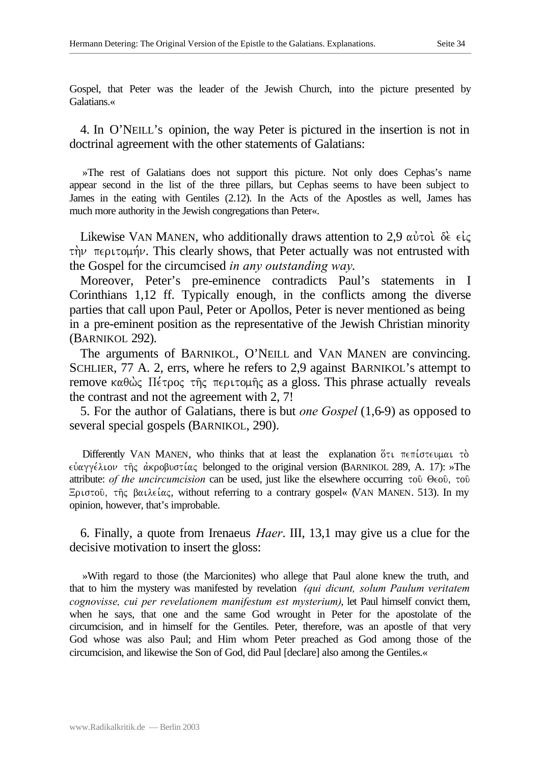Gospel, that Peter was the leader of the Jewish Church, into the picture presented by Galatians.«

4. In O'NEILL's opinion, the way Peter is pictured in the insertion is not in doctrinal agreement with the other statements of Galatians:

»The rest of Galatians does not support this picture. Not only does Cephas's name appear second in the list of the three pillars, but Cephas seems to have been subject to James in the eating with Gentiles (2.12). In the Acts of the Apostles as well, James has much more authority in the Jewish congregations than Peter«.

Likewise VAN MANEN, who additionally draws attention to 2,9 αὐτοὶ δὲ εἰς τὴν περιτομήν. This clearly shows, that Peter actually was not entrusted with the Gospel for the circumcised *in any outstanding way*.

Moreover, Peter's pre-eminence contradicts Paul's statements in I Corinthians 1,12 ff. Typically enough, in the conflicts among the diverse parties that call upon Paul, Peter or Apollos, Peter is never mentioned as being in a pre-eminent position as the representative of the Jewish Christian minority (BARNIKOL 292).

The arguments of BARNIKOL, O'NEILL and VAN MANEN are convincing. SCHLIER, 77 A. 2, errs, where he refers to 2,9 against BARNIKOL's attempt to remove καθὼς Πέτρος τῆς περιτομῆς as a gloss. This phrase actually reveals the contrast and not the agreement with 2, 7!

5. For the author of Galatians, there is but *one Gospel* (1,6-9) as opposed to several special gospels (BARNIKOL, 290).

Differently VAN MANEN, who thinks that at least the explanation ὅτι πεπίστευμαι τὸ εὐαγγέλιον τῆς ἀκροβυστίας belonged to the original version (BARNIKOL 289, A. 17): »The attribute: *of the uncircumcision* can be used, just like the elsewhere occurring τοῦ Θεοῦ, τοῦ Ξριστοῦ, τῆς βαιλείας, without referring to a contrary gospel« (VAN MANEN. 513). In my opinion, however, that's improbable.

6. Finally, a quote from Irenaeus *Haer*. III, 13,1 may give us a clue for the decisive motivation to insert the gloss:

»With regard to those (the Marcionites) who allege that Paul alone knew the truth, and that to him the mystery was manifested by revelation *(qui dicunt, solum Paulum veritatem cognovisse, cui per revelationem manifestum est mysterium)*, let Paul himself convict them, when he says, that one and the same God wrought in Peter for the apostolate of the circumcision, and in himself for the Gentiles. Peter, therefore, was an apostle of that very God whose was also Paul; and Him whom Peter preached as God among those of the circumcision, and likewise the Son of God, did Paul [declare] also among the Gentiles.«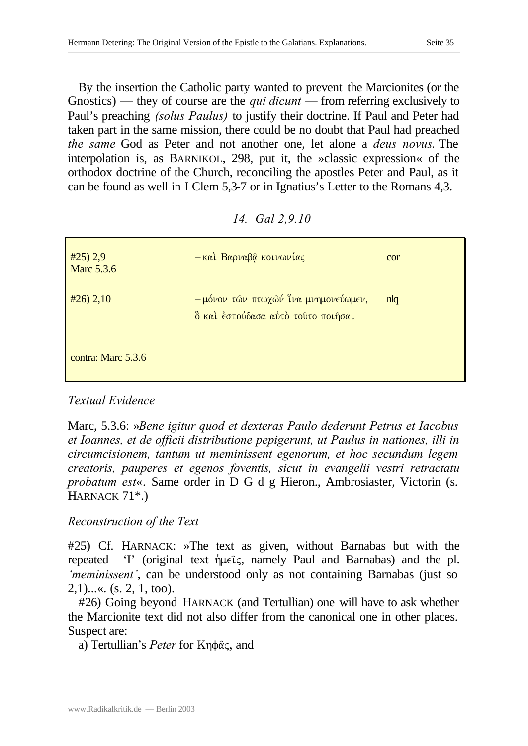By the insertion the Catholic party wanted to prevent the Marcionites (or the Gnostics) — they of course are the *qui dicunt* — from referring exclusively to Paul's preaching *(solus Paulus)* to justify their doctrine. If Paul and Peter had taken part in the same mission, there could be no doubt that Paul had preached *the same* God as Peter and not another one, let alone a *deus novus*. The interpolation is, as BARNIKOL, 298, put it, the »classic expression« of the orthodox doctrine of the Church, reconciling the apostles Peter and Paul, as it can be found as well in I Clem 5,3-7 or in Ignatius's Letter to the Romans 4,3.

### *14. Gal 2,9.10*

| | | |
|---|---|---|
| #25) 2,9<br>Marc 5.3.6 | – καὶ Βαρναβᾷ κοινωνίας | cor |
| #26) 2,10 | – μόνον τῶν πτωχῶν ἵνα μνημονεύωμεν,<br>ὃ καὶ ἐσπούδασα αὐτὸ τοῦτο ποιῆσαι | nlq |
| contra: Marc 5.3.6 | | |

### *Textual Evidence*

Marc, 5.3.6: »*Bene igitur quod et dexteras Paulo dederunt Petrus et Iacobus et Ioannes, et de officii distributione pepigerunt, ut Paulus in nationes, illi in circumcisionem, tantum ut meminissent egenorum, et hoc secundum legem creatoris, pauperes et egenos foventis, sicut in evangelii vestri retractatu probatum est*«. Same order in D G d g Hieron., Ambrosiaster, Victorin (s. HARNACK 71*.)

### *Reconstruction of the Text*

#25) Cf. HARNACK: »The text as given, without Barnabas but with the repeated 'I' (original text ἡμεῖς, namely Paul and Barnabas) and the pl. *'meminissent'*, can be understood only as not containing Barnabas (just so 2,1)...«. (s. 2, 1, too).

#26) Going beyond HARNACK (and Tertullian) one will have to ask whether the Marcionite text did not also differ from the canonical one in other places. Suspect are:

a) Tertullian's *Peter* for Κηφᾶς, and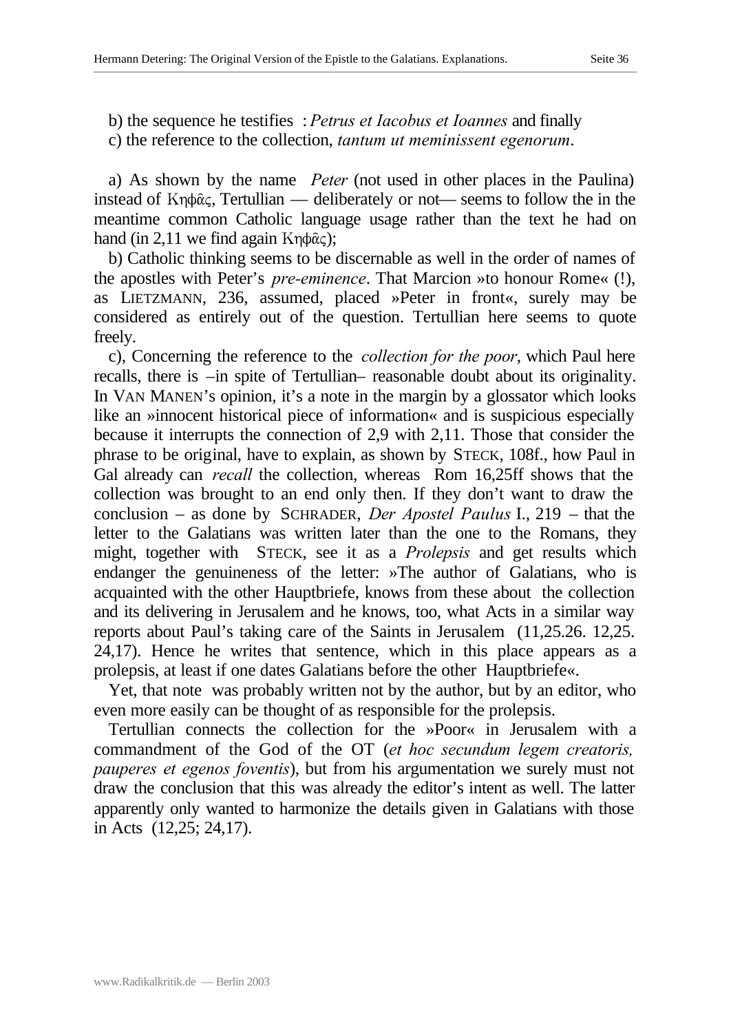b) the sequence he testifies : *Petrus et Iacobus et Ioannes* and finally

c) the reference to the collection, *tantum ut meminissent egenorum*.

a) As shown by the name *Peter* (not used in other places in the Paulina) instead of Κηφᾶς, Tertullian — deliberately or not— seems to follow the in the meantime common Catholic language usage rather than the text he had on hand (in 2,11 we find again Κηφᾶς);

b) Catholic thinking seems to be discernable as well in the order of names of the apostles with Peter's *pre-eminence*. That Marcion »to honour Rome« (!), as LIETZMANN, 236, assumed, placed »Peter in front«, surely may be considered as entirely out of the question. Tertullian here seems to quote freely.

c), Concerning the reference to the *collection for the poor*, which Paul here recalls, there is –in spite of Tertullian– reasonable doubt about its originality. In VAN MANEN's opinion, it's a note in the margin by a glossator which looks like an »innocent historical piece of information« and is suspicious especially because it interrupts the connection of 2,9 with 2,11. Those that consider the phrase to be original, have to explain, as shown by STECK, 108f., how Paul in Gal already can *recall* the collection, whereas Rom 16,25ff shows that the collection was brought to an end only then. If they don't want to draw the conclusion – as done by SCHRADER, *Der Apostel Paulus* I., 219 – that the letter to the Galatians was written later than the one to the Romans, they might, together with STECK, see it as a *Prolepsis* and get results which endanger the genuineness of the letter: »The author of Galatians, who is acquainted with the other Hauptbriefe, knows from these about the collection and its delivering in Jerusalem and he knows, too, what Acts in a similar way reports about Paul's taking care of the Saints in Jerusalem (11,25.26. 12,25. 24,17). Hence he writes that sentence, which in this place appears as a prolepsis, at least if one dates Galatians before the other Hauptbriefe«.

Yet, that note was probably written not by the author, but by an editor, who even more easily can be thought of as responsible for the prolepsis.

Tertullian connects the collection for the »Poor« in Jerusalem with a commandment of the God of the OT (*et hoc secundum legem creatoris, pauperes et egenos foventis*), but from his argumentation we surely must not draw the conclusion that this was already the editor's intent as well. The latter apparently only wanted to harmonize the details given in Galatians with those in Acts (12,25; 24,17).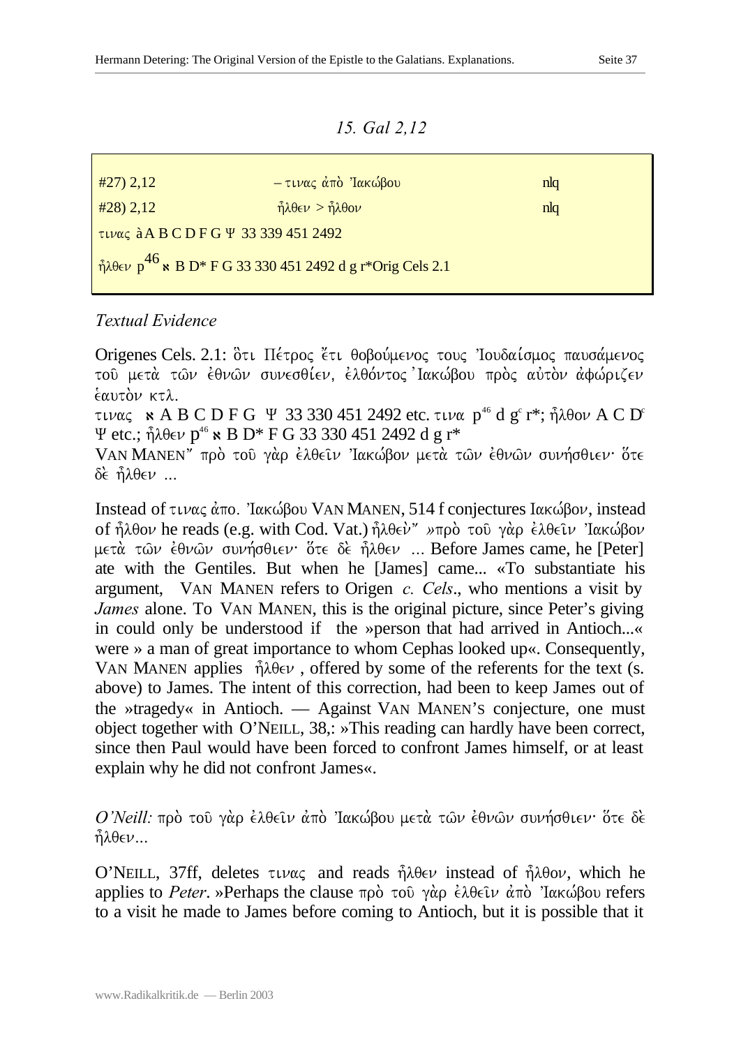## *15. Gal 2,12*

| | | |
|---|---|---|
| #27) 2,12 | – τινας ἀπὸ Ἰακώβου | nlq |
| #28) 2,12 | ἦλθεν > ἦλθον | nlq |
| τινας à A B C D F G Ψ 33 339 451 2492 | | |
| ἦλθεν p46 ℵ B D* F G 33 330 451 2492 d g r*Orig Cels 2.1 | | |

### *Textual Evidence*

Origenes Cels. 2.1: ὅτι Πέτρος ἔτι θοβούμενος τους Ἰουδαίσμος παυσάμενος τοῦ μετὰ τῶν ἐθνῶν συνεσθίεν, ἐλθόντος Ἰακώβου πρὸς αὐτὸν ἀφώριζεν ἑαυτὸν κτλ.

τινας ℵ A B C D F G Ψ 33 330 451 2492 etc. τινα p46 d gc r*; ἦλθον A C Dc Ψ etc.; ἦλθεν p46 ℵ B D* F G 33 330 451 2492 d g r*

VAN MANEN" πρὸ τοῦ γὰρ ἐλθεῖν Ἰακώβον μετὰ τῶν ἐθνῶν συνήσθιεν· ὅτε δὲ ἦλθεν ...

Instead of τινας ἀπο. Ἰακώβου VAN MANEN, 514 f conjectures Ιακώβον, instead of ἦλθον he reads (e.g. with Cod. Vat.) ἦλθεὶν" »πρὸ τοῦ γὰρ ἐλθεῖν Ἰακώβον μετὰ τῶν ἐθνῶν συνήσθιεν· ὅτε δὲ ἦλθεν ... Before James came, he [Peter] ate with the Gentiles. But when he [James] came... «To substantiate his argument, VAN MANEN refers to Origen *c. Cels*., who mentions a visit by *James* alone. To VAN MANEN, this is the original picture, since Peter's giving in could only be understood if the »person that had arrived in Antioch...« were » a man of great importance to whom Cephas looked up«. Consequently, VAN MANEN applies ἦλθεν , offered by some of the referents for the text (s. above) to James. The intent of this correction, had been to keep James out of the »tragedy« in Antioch. — Against VAN MANEN'S conjecture, one must object together with O'NEILL, 38,: »This reading can hardly have been correct, since then Paul would have been forced to confront James himself, or at least explain why he did not confront James«.

*O'Neill:* πρὸ τοῦ γὰρ ἐλθεῖν ἀπὸ Ἰακώβου μετὰ τῶν ἐθνῶν συνήσθιεν· ὅτε δὲ ἦλθεν...

O'NEILL, 37ff, deletes τινας and reads ἦλθεν instead of ἦλθον, which he applies to *Peter*. »Perhaps the clause πρὸ τοῦ γὰρ ἐλθεῖν ἀπὸ Ἰακώβου refers to a visit he made to James before coming to Antioch, but it is possible that it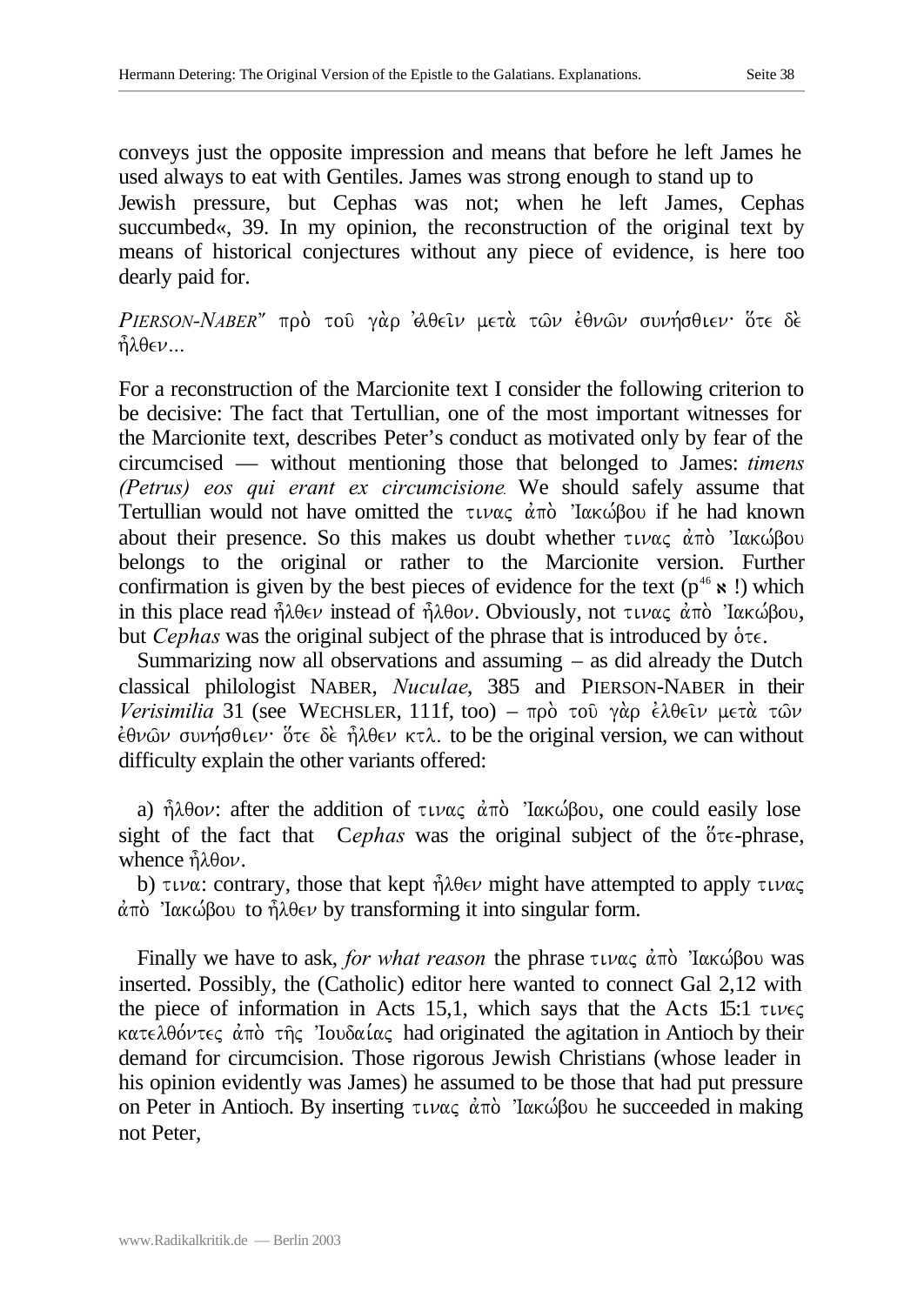conveys just the opposite impression and means that before he left James he used always to eat with Gentiles. James was strong enough to stand up to Jewish pressure, but Cephas was not; when he left James, Cephas succumbed«, 39. In my opinion, the reconstruction of the original text by means of historical conjectures without any piece of evidence, is here too dearly paid for.

*PIERSON-NABER*" πρὸ τοῦ γὰρ ἐλθεῖν μετὰ τῶν ἐθνῶν συνήσθιεν· ὅτε δὲ ἦλθεν...

For a reconstruction of the Marcionite text I consider the following criterion to be decisive: The fact that Tertullian, one of the most important witnesses for the Marcionite text, describes Peter's conduct as motivated only by fear of the circumcised — without mentioning those that belonged to James: *timens (Petrus) eos qui erant ex circumcisione.* We should safely assume that Tertullian would not have omitted the τινας ἀπὸ Ἰακώβου if he had known about their presence. So this makes us doubt whether τινας ἀπὸ Ἰακώβου belongs to the original or rather to the Marcionite version. Further confirmation is given by the best pieces of evidence for the text (p[46] ℵ !) which in this place read ἦλθεν instead of ἦλθον. Obviously, not τινας ἀπὸ Ἰακώβου, but *Cephas* was the original subject of the phrase that is introduced by ὅτε.

Summarizing now all observations and assuming – as did already the Dutch classical philologist NABER, *Nuculae*, 385 and PIERSON-NABER in their *Verisimilia* 31 (see WECHSLER, 111f, too) – πρὸ τοῦ γὰρ ἐλθεῖν μετὰ τῶν ἐθνῶν συνήσθιεν· ὅτε δὲ ἦλθεν κτλ. to be the original version, we can without difficulty explain the other variants offered:

a) ἦλθον: after the addition of τινας ἀπὸ Ἰακώβου, one could easily lose sight of the fact that C*ephas* was the original subject of the ὅτε-phrase, whence ἦλθον.

b) τινα: contrary, those that kept ἦλθεν might have attempted to apply τινας ἀπὸ Ἰακώβου to ἦλθεν by transforming it into singular form.

Finally we have to ask, *for what reason* the phrase τινας ἀπὸ Ἰακώβου was inserted. Possibly, the (Catholic) editor here wanted to connect Gal 2,12 with the piece of information in Acts 15,1, which says that the Acts 15:1 τινες κατελθόντες ἀπὸ τῆς Ἰουδαίας had originated the agitation in Antioch by their demand for circumcision. Those rigorous Jewish Christians (whose leader in his opinion evidently was James) he assumed to be those that had put pressure on Peter in Antioch. By inserting τινας ἀπὸ Ἰακώβου he succeeded in making not Peter,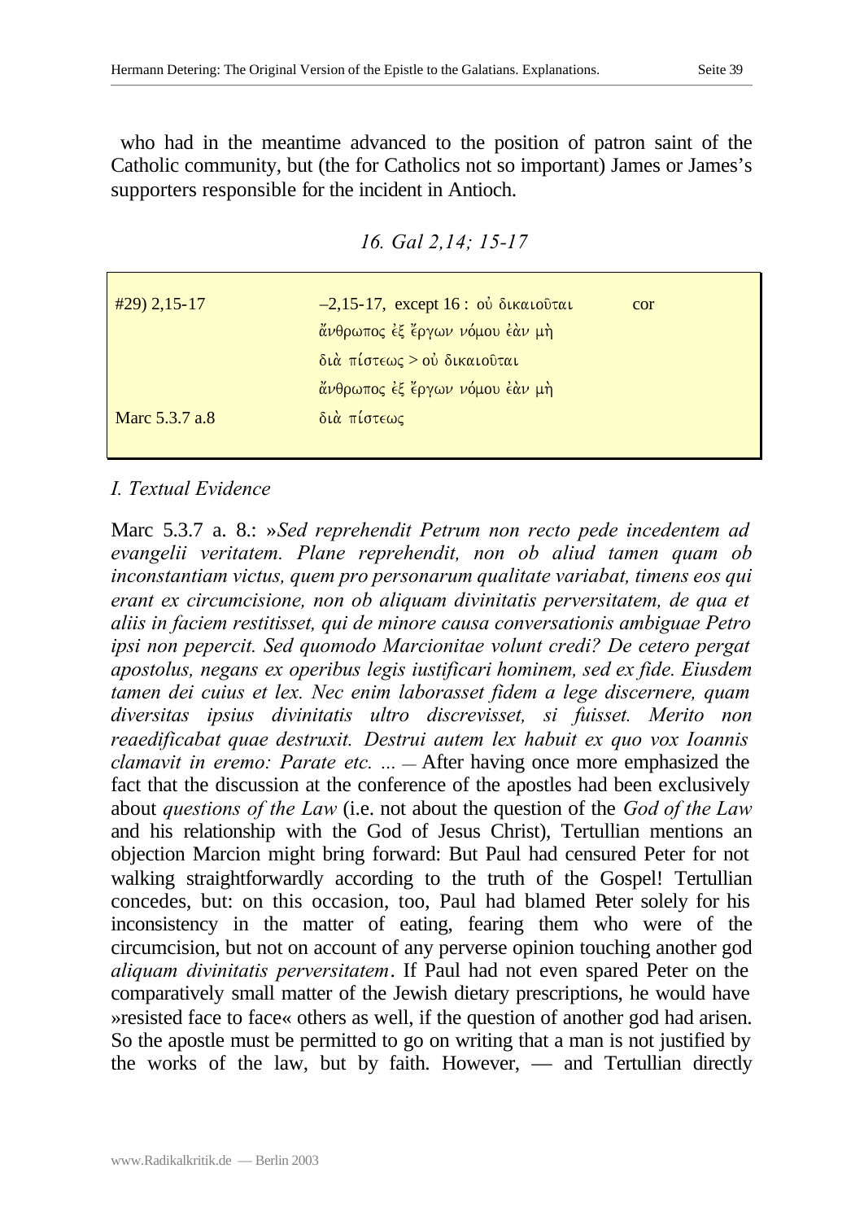who had in the meantime advanced to the position of patron saint of the Catholic community, but (the for Catholics not so important) James or James's supporters responsible for the incident in Antioch.

### *16. Gal 2,14; 15-17*

| | | |
|---|---|---|
| #29) 2,15-17 | –2,15-17, except 16 : οὐ δικαιοῦται ἄνθρωπος ἐξ ἔργων νόμου ἐὰν μὴ διὰ πίστεως > οὐ δικαιοῦται ἄνθρωπος ἐξ ἔργων νόμου ἐὰν μὴ διὰ πίστεως | cor |
| Marc 5.3.7 a.8 | | |

## *I. Textual Evidence*

Marc 5.3.7 a. 8.: »*Sed reprehendit Petrum non recto pede incedentem ad evangelii veritatem. Plane reprehendit, non ob aliud tamen quam ob inconstantiam victus, quem pro personarum qualitate variabat, timens eos qui erant ex circumcisione, non ob aliquam divinitatis perversitatem, de qua et aliis in faciem restitisset, qui de minore causa conversationis ambiguae Petro ipsi non pepercit. Sed quomodo Marcionitae volunt credi? De cetero pergat apostolus, negans ex operibus legis iustificari hominem, sed ex fide. Eiusdem tamen dei cuius et lex. Nec enim laborasset fidem a lege discernere, quam diversitas ipsius divinitatis ultro discrevisset, si fuisset. Merito non reaedificabat quae destruxit. Destrui autem lex habuit ex quo vox Ioannis clamavit in eremo: Parate etc. ... —* After having once more emphasized the fact that the discussion at the conference of the apostles had been exclusively about *questions of the Law* (i.e. not about the question of the *God of the Law* and his relationship with the God of Jesus Christ), Tertullian mentions an objection Marcion might bring forward: But Paul had censured Peter for not walking straightforwardly according to the truth of the Gospel! Tertullian concedes, but: on this occasion, too, Paul had blamed Peter solely for his inconsistency in the matter of eating, fearing them who were of the circumcision, but not on account of any perverse opinion touching another god *aliquam divinitatis perversitatem*. If Paul had not even spared Peter on the comparatively small matter of the Jewish dietary prescriptions, he would have »resisted face to face« others as well, if the question of another god had arisen. So the apostle must be permitted to go on writing that a man is not justified by the works of the law, but by faith. However, — and Tertullian directly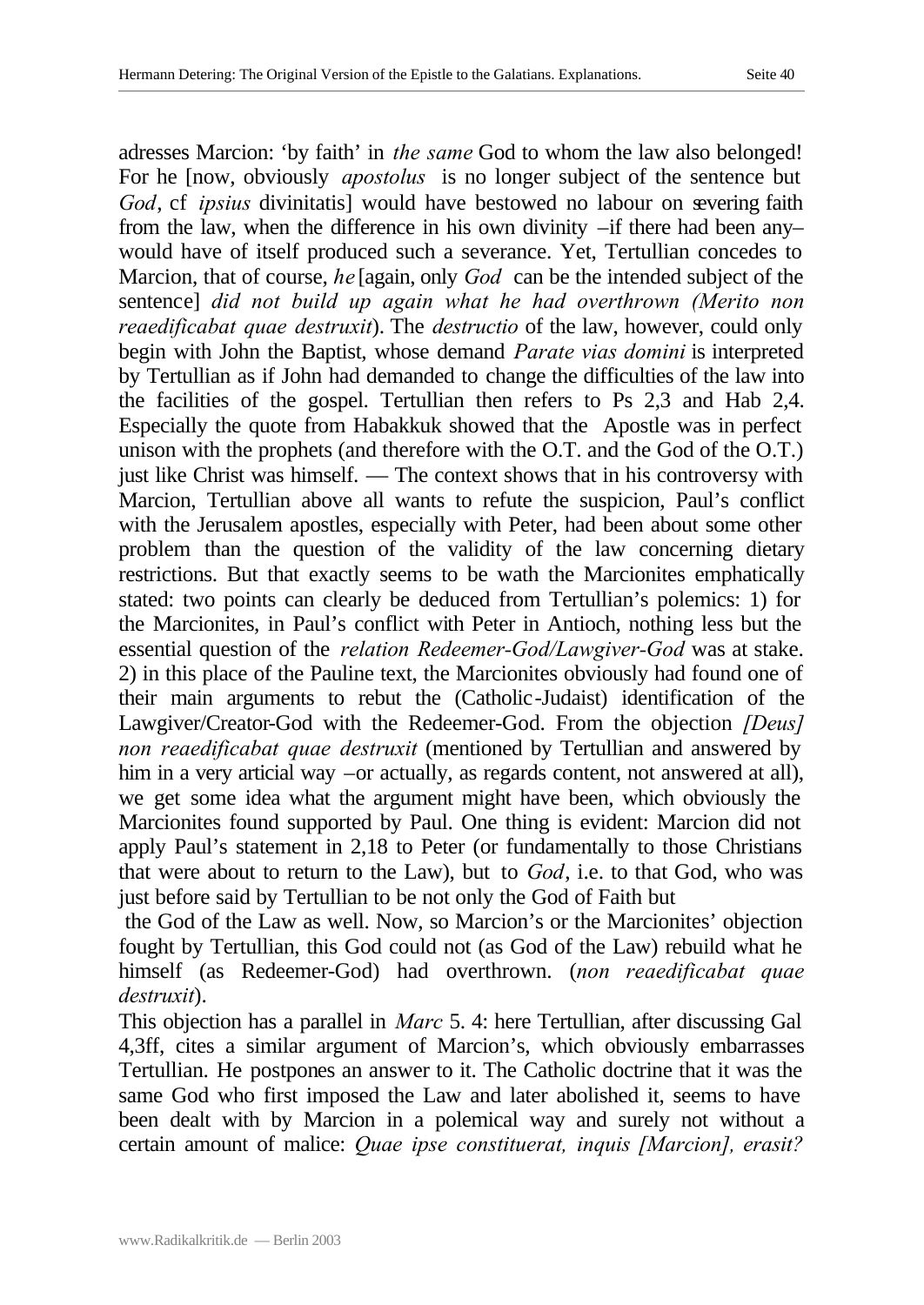adresses Marcion: 'by faith' in *the same* God to whom the law also belonged! For he [now, obviously *apostolus* is no longer subject of the sentence but *God*, cf *ipsius* divinitatis] would have bestowed no labour on severing faith from the law, when the difference in his own divinity –if there had been any– would have of itself produced such a severance. Yet, Tertullian concedes to Marcion, that of course, *he* [again, only *God* can be the intended subject of the sentence] *did not build up again what he had overthrown (Merito non reaedificabat quae destruxit*). The *destructio* of the law, however, could only begin with John the Baptist, whose demand *Parate vias domini* is interpreted by Tertullian as if John had demanded to change the difficulties of the law into the facilities of the gospel. Tertullian then refers to Ps 2,3 and Hab 2,4. Especially the quote from Habakkuk showed that the Apostle was in perfect unison with the prophets (and therefore with the O.T. and the God of the O.T.) just like Christ was himself. — The context shows that in his controversy with Marcion, Tertullian above all wants to refute the suspicion, Paul's conflict with the Jerusalem apostles, especially with Peter, had been about some other problem than the question of the validity of the law concerning dietary restrictions. But that exactly seems to be wath the Marcionites emphatically stated: two points can clearly be deduced from Tertullian's polemics: 1) for the Marcionites, in Paul's conflict with Peter in Antioch, nothing less but the essential question of the *relation Redeemer-God/Lawgiver-God* was at stake. 2) in this place of the Pauline text, the Marcionites obviously had found one of their main arguments to rebut the (Catholic-Judaist) identification of the Lawgiver/Creator-God with the Redeemer-God. From the objection *[Deus] non reaedificabat quae destruxit* (mentioned by Tertullian and answered by him in a very articial way –or actually, as regards content, not answered at all), we get some idea what the argument might have been, which obviously the Marcionites found supported by Paul. One thing is evident: Marcion did not apply Paul's statement in 2,18 to Peter (or fundamentally to those Christians that were about to return to the Law), but to *God*, i.e. to that God, who was just before said by Tertullian to be not only the God of Faith but the God of the Law as well. Now, so Marcion's or the Marcionites' objection fought by Tertullian, this God could not (as God of the Law) rebuild what he himself (as Redeemer-God) had overthrown. (*non reaedificabat quae destruxit*).

This objection has a parallel in *Marc* 5. 4: here Tertullian, after discussing Gal 4,3ff, cites a similar argument of Marcion's, which obviously embarrasses Tertullian. He postpones an answer to it. The Catholic doctrine that it was the same God who first imposed the Law and later abolished it, seems to have been dealt with by Marcion in a polemical way and surely not without a certain amount of malice: *Quae ipse constituerat, inquis [Marcion], erasit?*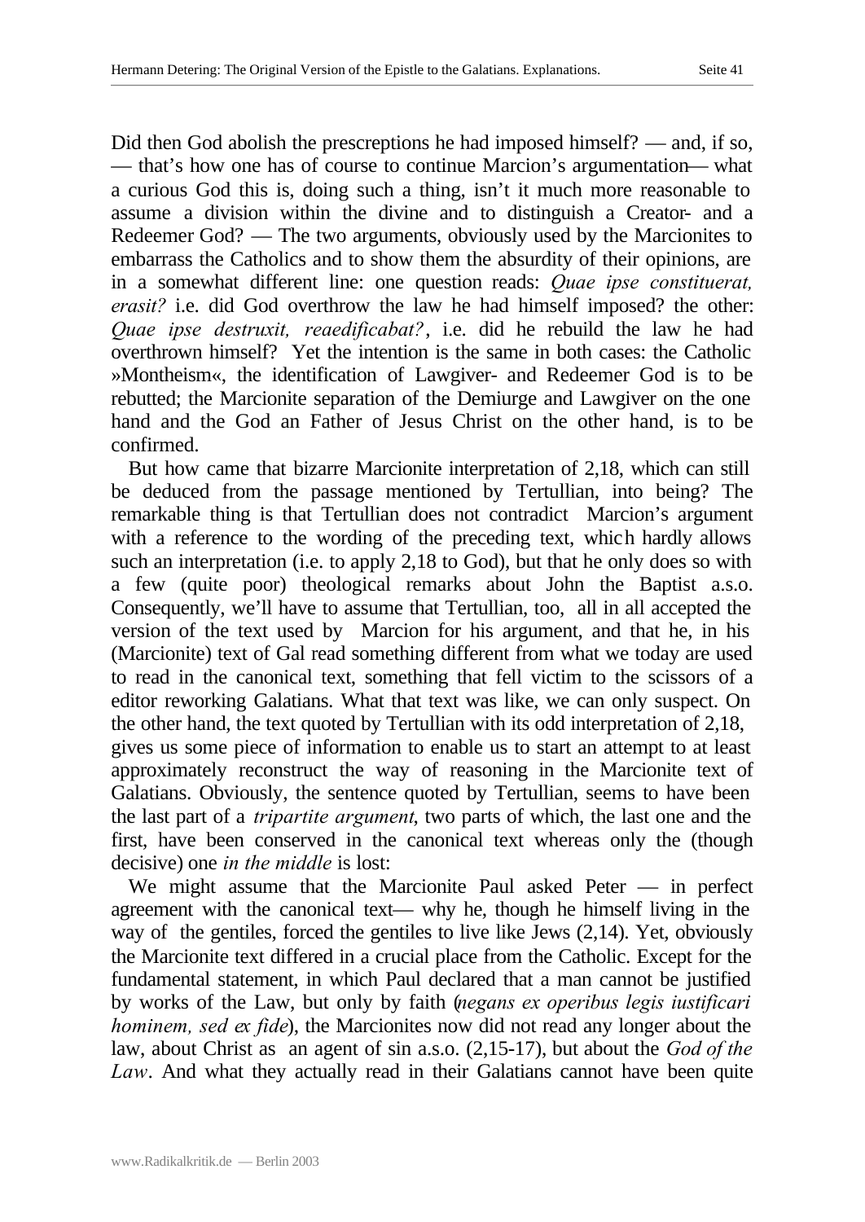Did then God abolish the prescreptions he had imposed himself? — and, if so, — that's how one has of course to continue Marcion's argumentation— what a curious God this is, doing such a thing, isn't it much more reasonable to assume a division within the divine and to distinguish a Creator- and a Redeemer God? — The two arguments, obviously used by the Marcionites to embarrass the Catholics and to show them the absurdity of their opinions, are in a somewhat different line: one question reads: *Quae ipse constituerat, erasit?* i.e. did God overthrow the law he had himself imposed? the other: *Quae ipse destruxit, reaedificabat?*, i.e. did he rebuild the law he had overthrown himself? Yet the intention is the same in both cases: the Catholic »Montheism«, the identification of Lawgiver- and Redeemer God is to be rebutted; the Marcionite separation of the Demiurge and Lawgiver on the one hand and the God an Father of Jesus Christ on the other hand, is to be confirmed.

But how came that bizarre Marcionite interpretation of 2,18, which can still be deduced from the passage mentioned by Tertullian, into being? The remarkable thing is that Tertullian does not contradict Marcion's argument with a reference to the wording of the preceding text, which hardly allows such an interpretation (i.e. to apply 2,18 to God), but that he only does so with a few (quite poor) theological remarks about John the Baptist a.s.o. Consequently, we'll have to assume that Tertullian, too, all in all accepted the version of the text used by Marcion for his argument, and that he, in his (Marcionite) text of Gal read something different from what we today are used to read in the canonical text, something that fell victim to the scissors of a editor reworking Galatians. What that text was like, we can only suspect. On the other hand, the text quoted by Tertullian with its odd interpretation of 2,18, gives us some piece of information to enable us to start an attempt to at least approximately reconstruct the way of reasoning in the Marcionite text of Galatians. Obviously, the sentence quoted by Tertullian, seems to have been the last part of a *tripartite argument*, two parts of which, the last one and the first, have been conserved in the canonical text whereas only the (though decisive) one *in the middle* is lost:

We might assume that the Marcionite Paul asked Peter — in perfect agreement with the canonical text— why he, though he himself living in the way of the gentiles, forced the gentiles to live like Jews (2,14). Yet, obviously the Marcionite text differed in a crucial place from the Catholic. Except for the fundamental statement, in which Paul declared that a man cannot be justified by works of the Law, but only by faith (*negans ex operibus legis iustificari hominem, sed ex fide*), the Marcionites now did not read any longer about the law, about Christ as an agent of sin a.s.o. (2,15-17), but about the *God of the Law*. And what they actually read in their Galatians cannot have been quite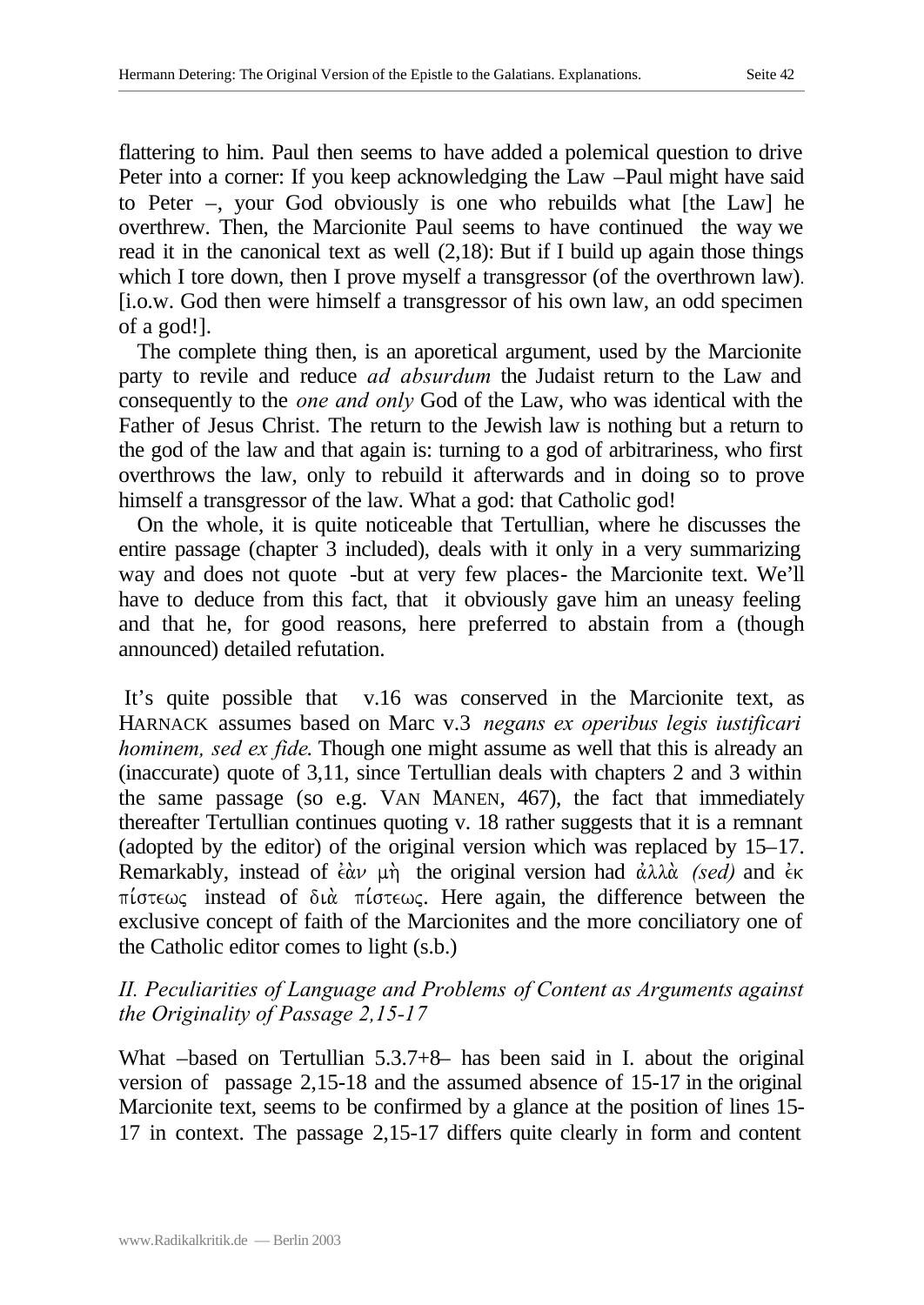flattering to him. Paul then seems to have added a polemical question to drive Peter into a corner: If you keep acknowledging the Law –Paul might have said to Peter –, your God obviously is one who rebuilds what [the Law] he overthrew. Then, the Marcionite Paul seems to have continued the way we read it in the canonical text as well (2,18): But if I build up again those things which I tore down, then I prove myself a transgressor (of the overthrown law). [i.o.w. God then were himself a transgressor of his own law, an odd specimen of a god!].

The complete thing then, is an aporetical argument, used by the Marcionite party to revile and reduce *ad absurdum* the Judaist return to the Law and consequently to the *one and only* God of the Law, who was identical with the Father of Jesus Christ. The return to the Jewish law is nothing but a return to the god of the law and that again is: turning to a god of arbitrariness, who first overthrows the law, only to rebuild it afterwards and in doing so to prove himself a transgressor of the law. What a god: that Catholic god!

On the whole, it is quite noticeable that Tertullian, where he discusses the entire passage (chapter 3 included), deals with it only in a very summarizing way and does not quote -but at very few places- the Marcionite text. We'll have to deduce from this fact, that it obviously gave him an uneasy feeling and that he, for good reasons, here preferred to abstain from a (though announced) detailed refutation.

It's quite possible that v.16 was conserved in the Marcionite text, as HARNACK assumes based on Marc v.3 *negans ex operibus legis iustificari hominem, sed ex fide*. Though one might assume as well that this is already an (inaccurate) quote of 3,11, since Tertullian deals with chapters 2 and 3 within the same passage (so e.g. VAN MANEN, 467), the fact that immediately thereafter Tertullian continues quoting v. 18 rather suggests that it is a remnant (adopted by the editor) of the original version which was replaced by 15–17. Remarkably, instead of ἐὰν μὴ the original version had ἀλλὰ *(sed)* and ἐκ πίστεως instead of διὰ πίστεως. Here again, the difference between the exclusive concept of faith of the Marcionites and the more conciliatory one of the Catholic editor comes to light (s.b.)

## *II. Peculiarities of Language and Problems of Content as Arguments against the Originality of Passage 2,15-17*

What –based on Tertullian 5.3.7+8– has been said in I. about the original version of passage 2,15-18 and the assumed absence of 15-17 in the original Marcionite text, seems to be confirmed by a glance at the position of lines 15-17 in context. The passage 2,15-17 differs quite clearly in form and content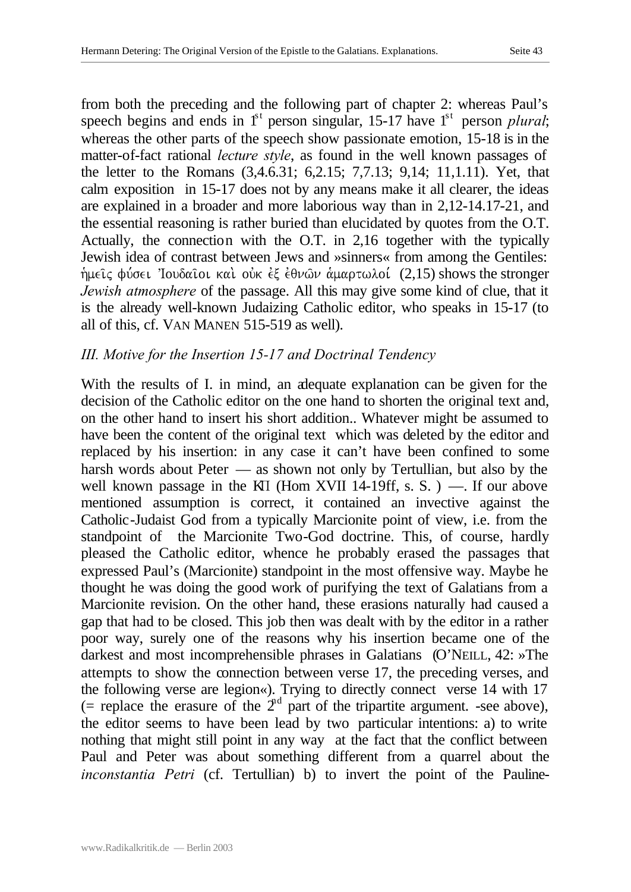from both the preceding and the following part of chapter 2: whereas Paul's speech begins and ends in 1st person singular, 15-17 have 1st person *plural*; whereas the other parts of the speech show passionate emotion, 15-18 is in the matter-of-fact rational *lecture style*, as found in the well known passages of the letter to the Romans (3,4.6.31; 6,2.15; 7,7.13; 9,14; 11,1.11). Yet, that calm exposition in 15-17 does not by any means make it all clearer, the ideas are explained in a broader and more laborious way than in 2,12-14.17-21, and the essential reasoning is rather buried than elucidated by quotes from the O.T. Actually, the connection with the O.T. in 2,16 together with the typically Jewish idea of contrast between Jews and »sinners« from among the Gentiles: ἡμεῖς φύσει Ἰουδαῖοι καὶ οὐκ ἐξ ἐθνῶν ἁμαρτωλοί (2,15) shows the stronger *Jewish atmosphere* of the passage. All this may give some kind of clue, that it is the already well-known Judaizing Catholic editor, who speaks in 15-17 (to all of this, cf. VAN MANEN 515-519 as well).

### *III. Motive for the Insertion 15-17 and Doctrinal Tendency*

With the results of I. in mind, an adequate explanation can be given for the decision of the Catholic editor on the one hand to shorten the original text and, on the other hand to insert his short addition.. Whatever might be assumed to have been the content of the original text which was deleted by the editor and replaced by his insertion: in any case it can't have been confined to some harsh words about Peter — as shown not only by Tertullian, but also by the well known passage in the KII (Hom XVII 14-19ff, s. S. ) —. If our above mentioned assumption is correct, it contained an invective against the Catholic-Judaist God from a typically Marcionite point of view, i.e. from the standpoint of the Marcionite Two-God doctrine. This, of course, hardly pleased the Catholic editor, whence he probably erased the passages that expressed Paul's (Marcionite) standpoint in the most offensive way. Maybe he thought he was doing the good work of purifying the text of Galatians from a Marcionite revision. On the other hand, these erasions naturally had caused a gap that had to be closed. This job then was dealt with by the editor in a rather poor way, surely one of the reasons why his insertion became one of the darkest and most incomprehensible phrases in Galatians (O'NEILL, 42: »The attempts to show the connection between verse 17, the preceding verses, and the following verse are legion«). Trying to directly connect verse 14 with 17 (= replace the erasure of the 2nd part of the tripartite argument. -see above), the editor seems to have been lead by two particular intentions: a) to write nothing that might still point in any way at the fact that the conflict between Paul and Peter was about something different from a quarrel about the *inconstantia Petri* (cf. Tertullian) b) to invert the point of the Pauline-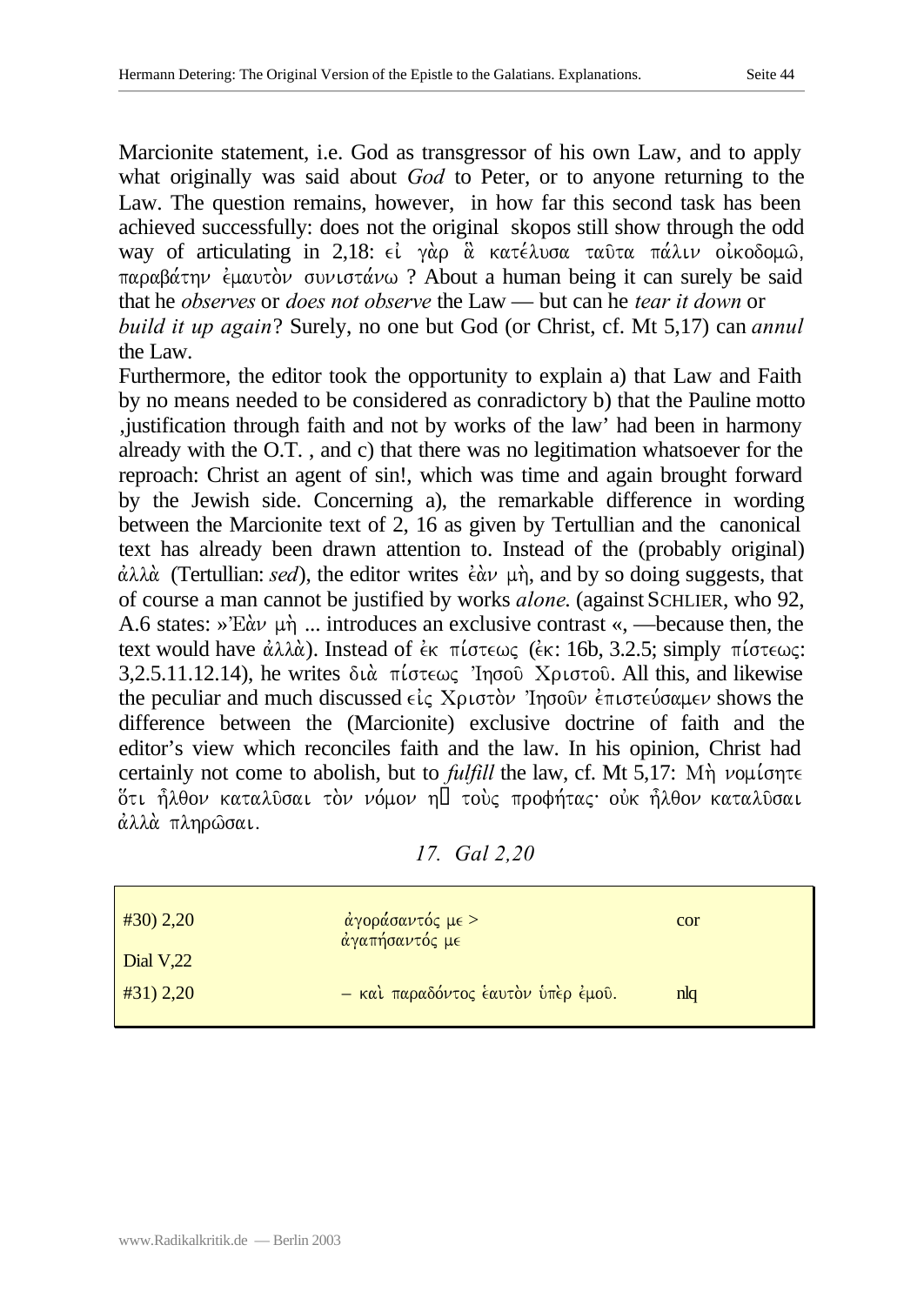Marcionite statement, i.e. God as transgressor of his own Law, and to apply what originally was said about *God* to Peter, or to anyone returning to the Law. The question remains, however, in how far this second task has been achieved successfully: does not the original skopos still show through the odd way of articulating in 2,18: εἰ γὰρ ἃ κατέλυσα ταῦτα πάλιν οἰκοδομῶ, παραβάτην ἐμαυτὸν συνιστάνω ? About a human being it can surely be said that he *observes* or *does not observe* the Law — but can he *tear it down* or *build it up again*? Surely, no one but God (or Christ, cf. Mt 5,17) can *annul* the Law.

Furthermore, the editor took the opportunity to explain a) that Law and Faith by no means needed to be considered as conradictory b) that the Pauline motto ,justification through faith and not by works of the law' had been in harmony already with the O.T. , and c) that there was no legitimation whatsoever for the reproach: Christ an agent of sin!, which was time and again brought forward by the Jewish side. Concerning a), the remarkable difference in wording between the Marcionite text of 2, 16 as given by Tertullian and the canonical text has already been drawn attention to. Instead of the (probably original) ἀλλὰ (Tertullian: *sed*), the editor writes ἐὰν μὴ, and by so doing suggests, that of course a man cannot be justified by works *alone*. (against SCHLIER, who 92, A.6 states: »Ἐὰν μὴ ... introduces an exclusive contrast «, —because then, the text would have ἀλλὰ). Instead of ἐκ πίστεως (ἐκ: 16b, 3.2.5; simply πίστεως: 3,2.5.11.12.14), he writes διὰ πίστεως Ἰησοῦ Χριστοῦ. All this, and likewise the peculiar and much discussed εἰς Χριστὸν Ἰησοῦν ἐπιστεύσαμεν shows the difference between the (Marcionite) exclusive doctrine of faith and the editor's view which reconciles faith and the law. In his opinion, Christ had certainly not come to abolish, but to *fulfill* the law, cf. Mt 5,17: Μὴ νομίσητε ὅτι ἦλθον καταλῦσαι τὸν νόμον ἢ τοὺς προφήτας· οὐκ ἦλθον καταλῦσαι ἀλλὰ πληρῶσαι.

### 17. Gal 2,20

| | | |
|---|---|---|
| #30) 2,20<br>Dial V,22 | ἀγοράσαντός με > ἀγαπήσαντός με | cor |
| #31) 2,20 | – καὶ παραδόντος ἑαυτὸν ὑπὲρ ἐμοῦ. | nlq |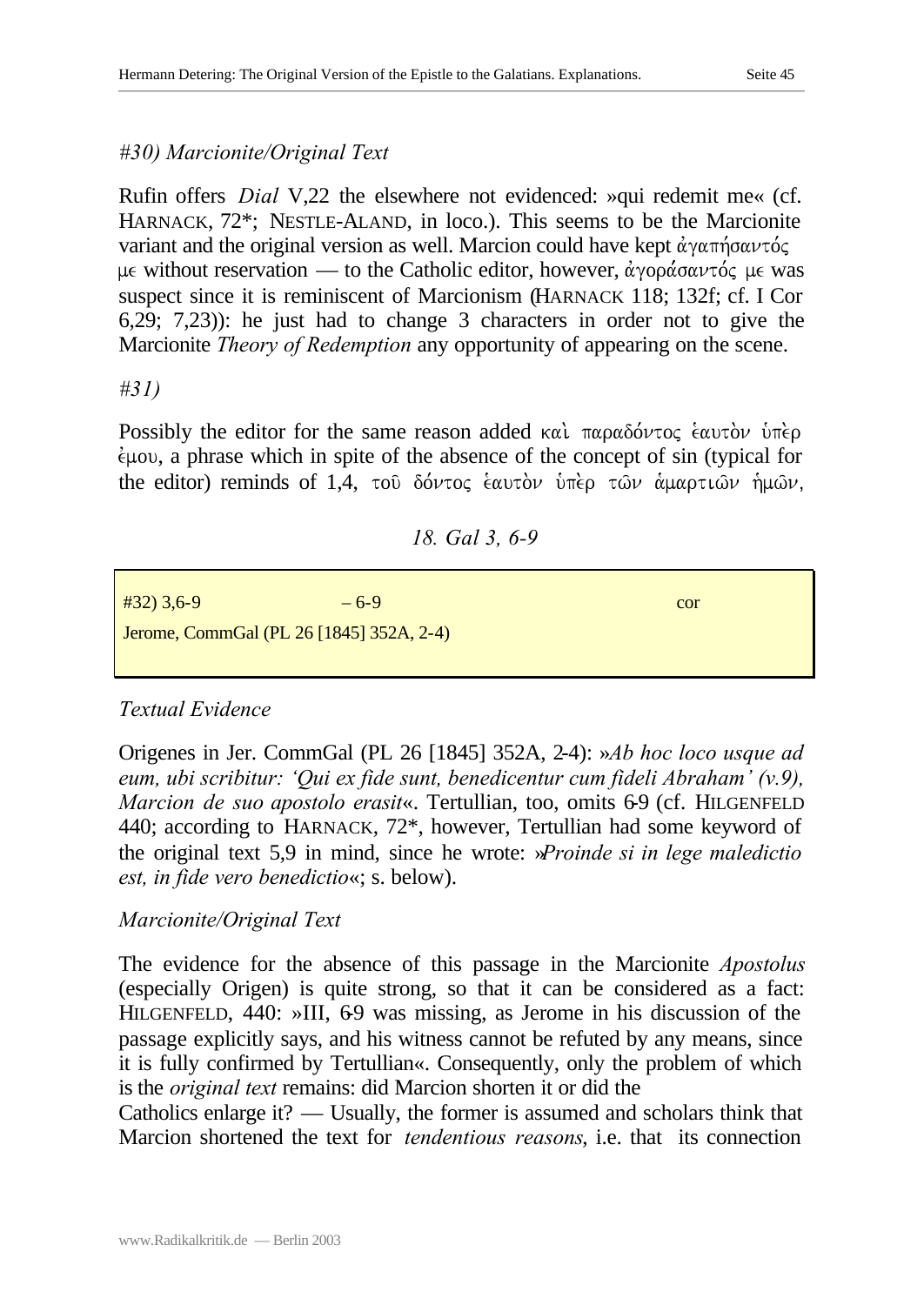*#30) Marcionite/Original Text*

Rufin offers *Dial* V,22 the elsewhere not evidenced: »qui redemit me« (cf. HARNACK, 72*; NESTLE-ALAND, in loco.). This seems to be the Marcionite variant and the original version as well. Marcion could have kept ἀγαπήσαντός με without reservation — to the Catholic editor, however, ἀγοράσαντός με was suspect since it is reminiscent of Marcionism (HARNACK 118; 132f; cf. I Cor 6,29; 7,23)): he just had to change 3 characters in order not to give the Marcionite *Theory of Redemption* any opportunity of appearing on the scene.

*#31)*

Possibly the editor for the same reason added καὶ παραδόντος ἑαυτὸν ὑπὲρ ἐμου, a phrase which in spite of the absence of the concept of sin (typical for the editor) reminds of 1,4, τοῦ δόντος ἑαυτὸν ὑπὲρ τῶν ἁμαρτιῶν ἡμῶν,

## *18. Gal 3, 6-9*

| #32) 3,6-9 | – 6-9 | cor |
|---|---|---|
| Jerome, CommGal (PL 26 [1845] 352A, 2-4) | | |

*Textual Evidence*

Origenes in Jer. CommGal (PL 26 [1845] 352A, 2-4): »*Ab hoc loco usque ad eum, ubi scribitur: 'Qui ex fide sunt, benedicentur cum fideli Abraham' (v.9), Marcion de suo apostolo erasit*«. Tertullian, too, omits 6-9 (cf. HILGENFELD 440; according to HARNACK, 72*, however, Tertullian had some keyword of the original text 5,9 in mind, since he wrote: »*Proinde si in lege maledictio est, in fide vero benedictio*«; s. below).

*Marcionite/Original Text*

The evidence for the absence of this passage in the Marcionite *Apostolus* (especially Origen) is quite strong, so that it can be considered as a fact: HILGENFELD, 440: »III, 6-9 was missing, as Jerome in his discussion of the passage explicitly says, and his witness cannot be refuted by any means, since it is fully confirmed by Tertullian«. Consequently, only the problem of which is the *original text* remains: did Marcion shorten it or did the Catholics enlarge it? — Usually, the former is assumed and scholars think that Marcion shortened the text for *tendentious reasons*, i.e. that its connection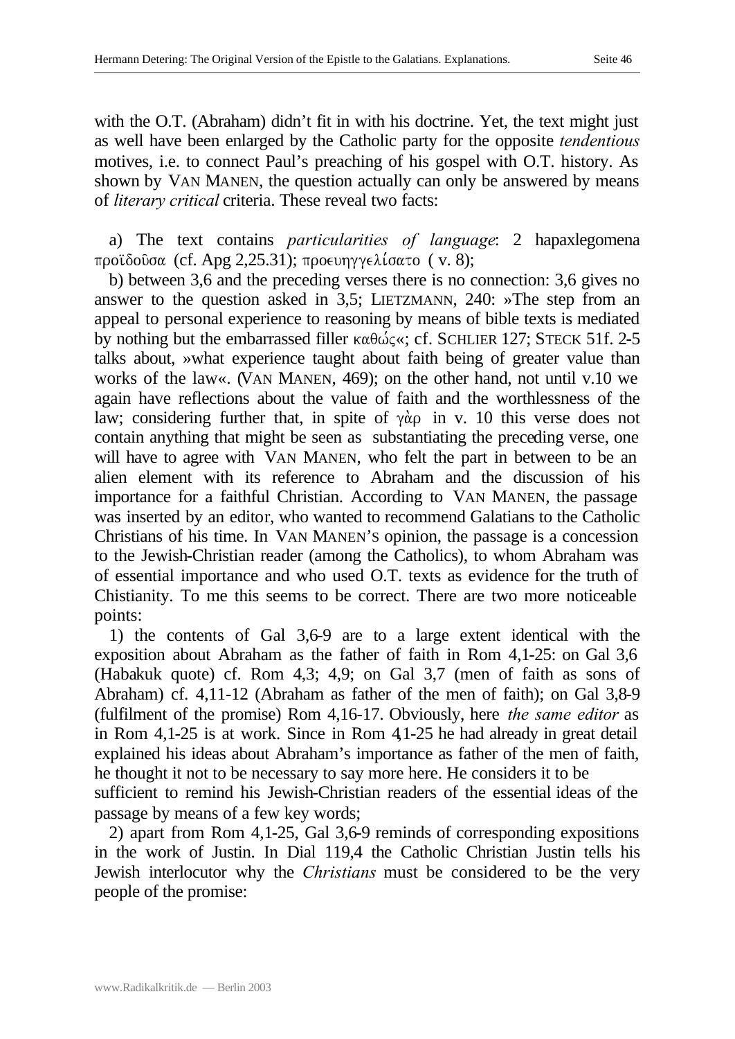with the O.T. (Abraham) didn't fit in with his doctrine. Yet, the text might just as well have been enlarged by the Catholic party for the opposite *tendentious* motives, i.e. to connect Paul's preaching of his gospel with O.T. history. As shown by VAN MANEN, the question actually can only be answered by means of *literary critical* criteria. These reveal two facts:

a) The text contains *particularities of language*: 2 hapaxlegomena προϊδοῦσα (cf. Apg 2,25.31); προευηγγελίσατο ( v. 8);

b) between 3,6 and the preceding verses there is no connection: 3,6 gives no answer to the question asked in 3,5; LIETZMANN, 240: »The step from an appeal to personal experience to reasoning by means of bible texts is mediated by nothing but the embarrassed filler καθώς«; cf. SCHLIER 127; STECK 51f. 2-5 talks about, »what experience taught about faith being of greater value than works of the law«. (VAN MANEN, 469); on the other hand, not until v.10 we again have reflections about the value of faith and the worthlessness of the law; considering further that, in spite of γὰρ in v. 10 this verse does not contain anything that might be seen as substantiating the preceding verse, one will have to agree with VAN MANEN, who felt the part in between to be an alien element with its reference to Abraham and the discussion of his importance for a faithful Christian. According to VAN MANEN, the passage was inserted by an editor, who wanted to recommend Galatians to the Catholic Christians of his time. In VAN MANEN'S opinion, the passage is a concession to the Jewish-Christian reader (among the Catholics), to whom Abraham was of essential importance and who used O.T. texts as evidence for the truth of Chistianity. To me this seems to be correct. There are two more noticeable points:

1) the contents of Gal 3,6-9 are to a large extent identical with the exposition about Abraham as the father of faith in Rom 4,1-25: on Gal 3,6 (Habakuk quote) cf. Rom 4,3; 4,9; on Gal 3,7 (men of faith as sons of Abraham) cf. 4,11-12 (Abraham as father of the men of faith); on Gal 3,8-9 (fulfilment of the promise) Rom 4,16-17. Obviously, here *the same editor* as in Rom 4,1-25 is at work. Since in Rom 4,1-25 he had already in great detail explained his ideas about Abraham's importance as father of the men of faith, he thought it not to be necessary to say more here. He considers it to be sufficient to remind his Jewish-Christian readers of the essential ideas of the passage by means of a few key words;

2) apart from Rom 4,1-25, Gal 3,6-9 reminds of corresponding expositions in the work of Justin. In Dial 119,4 the Catholic Christian Justin tells his Jewish interlocutor why the *Christians* must be considered to be the very people of the promise: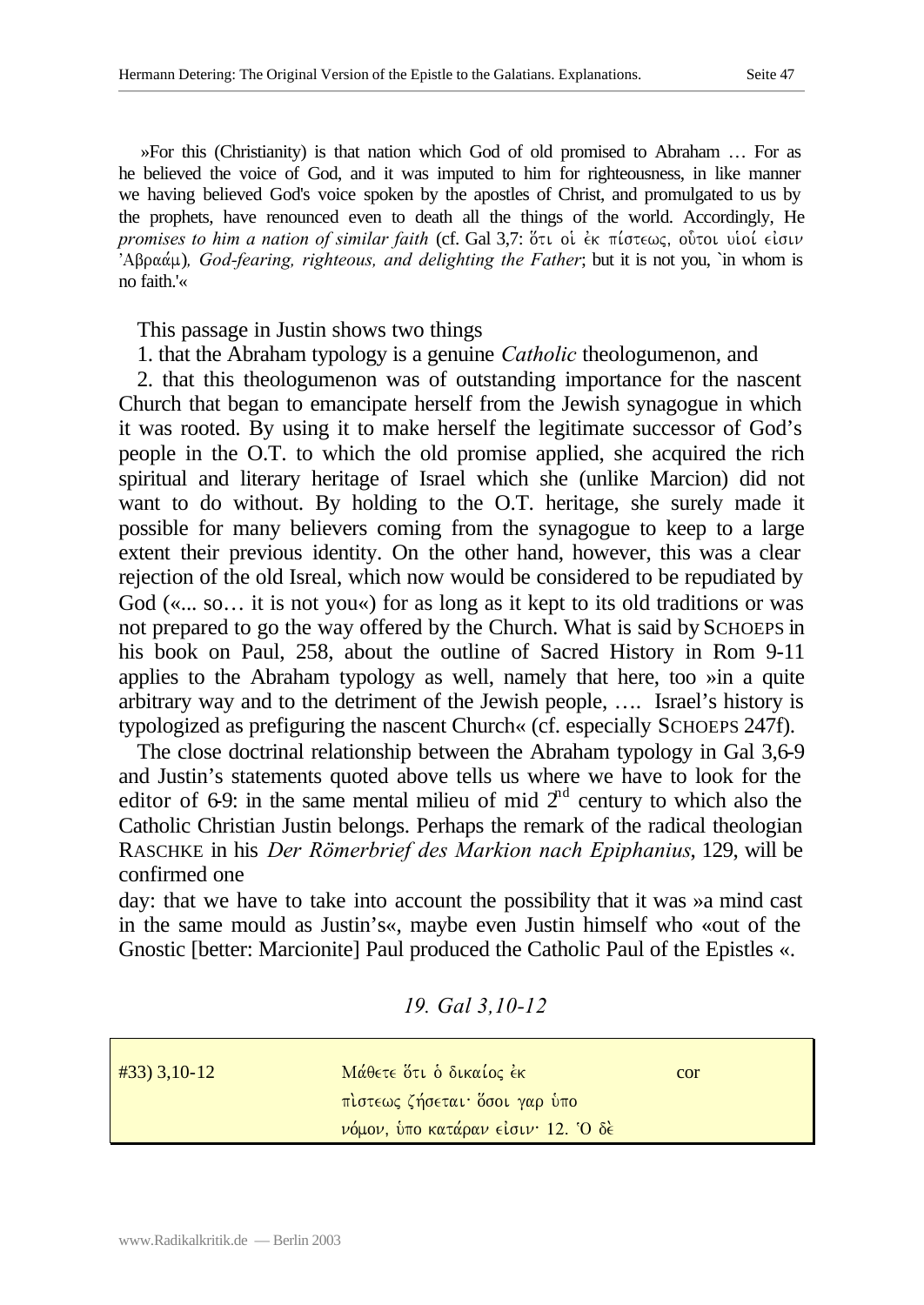»For this (Christianity) is that nation which God of old promised to Abraham … For as he believed the voice of God, and it was imputed to him for righteousness, in like manner we having believed God's voice spoken by the apostles of Christ, and promulgated to us by the prophets, have renounced even to death all the things of the world. Accordingly, He *promises to him a nation of similar faith* (cf. Gal 3,7: ὅτι οἱ ἐκ πίστεως, οὗτοι υἱοί εἰσιν Ἀβραάμ)*, God-fearing, righteous, and delighting the Father*; but it is not you, `in whom is no faith.'«

This passage in Justin shows two things

1. that the Abraham typology is a genuine *Catholic* theologumenon, and

2. that this theologumenon was of outstanding importance for the nascent Church that began to emancipate herself from the Jewish synagogue in which it was rooted. By using it to make herself the legitimate successor of God's people in the O.T. to which the old promise applied, she acquired the rich spiritual and literary heritage of Israel which she (unlike Marcion) did not want to do without. By holding to the O.T. heritage, she surely made it possible for many believers coming from the synagogue to keep to a large extent their previous identity. On the other hand, however, this was a clear rejection of the old Isreal, which now would be considered to be repudiated by God («... so… it is not you«) for as long as it kept to its old traditions or was not prepared to go the way offered by the Church. What is said by SCHOEPS in his book on Paul, 258, about the outline of Sacred History in Rom 9-11 applies to the Abraham typology as well, namely that here, too »in a quite arbitrary way and to the detriment of the Jewish people, …. Israel's history is typologized as prefiguring the nascent Church« (cf. especially SCHOEPS 247f).

The close doctrinal relationship between the Abraham typology in Gal 3,6-9 and Justin's statements quoted above tells us where we have to look for the editor of 6-9: in the same mental milieu of mid 2nd century to which also the Catholic Christian Justin belongs. Perhaps the remark of the radical theologian RASCHKE in his *Der Römerbrief des Markion nach Epiphanius*, 129, will be confirmed one day: that we have to take into account the possibility that it was »a mind cast in the same mould as Justin's«, maybe even Justin himself who «out of the Gnostic [better: Marcionite] Paul produced the Catholic Paul of the Epistles «.

### *19. Gal 3,10-12*

| | | |
|---|---|---|
| #33) 3,10-12 | Μάθετε ὅτι ὁ δικαίος ἐκ πἰστεως ζήσεται· ὅσοι γαρ ὑπο νόμον, ὑπο κατάραν εἰσιν· 12. Ὁ δὲ | cor |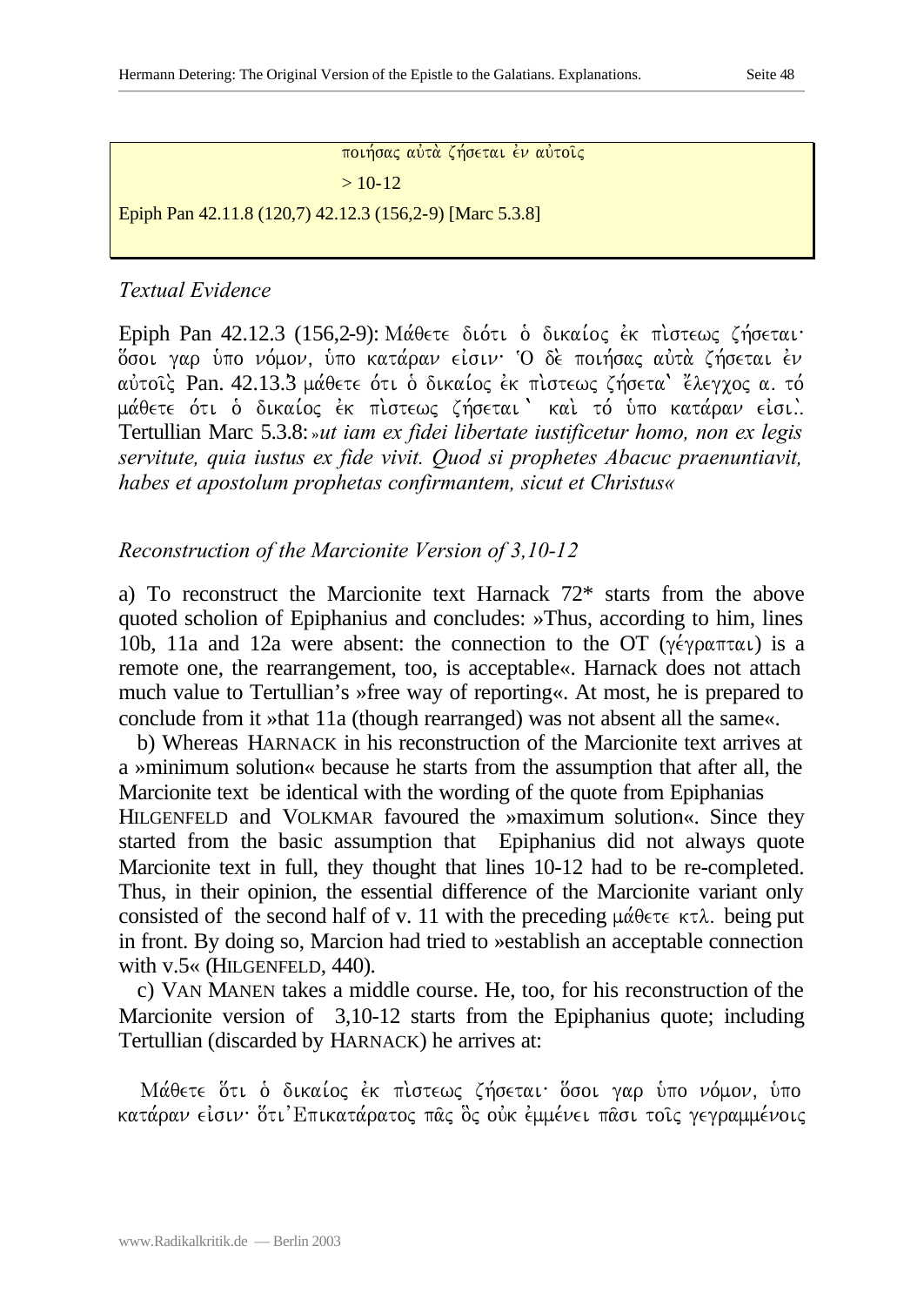ποιήσας αὐτὰ ζήσεται ἐν αὐτοῖς

> 10-12

Epiph Pan 42.11.8 (120,7) 42.12.3 (156,2-9) [Marc 5.3.8]

*Textual Evidence*

Epiph Pan 42.12.3 (156,2-9): Μάθετε διότι ὁ δικαίος ἐκ πὶστεως ζήσεται· ὅσοι γαρ ὑπο νόμον, ὑπο κατάραν εἰσιν· Ὁ δὲ ποιήσας αὐτὰ ζήσεται ἐν αὐτοῖς Pan. 42.13.3 μάθετε ότι ὁ δικαίος ἐκ πὶστεως ζήσεται ἔλεγχος α. τό μάθετε ότι ὁ δικαίος ἐκ πὶστεως ζήσεται καὶ τό ὑπο κατάραν εἰσι.. Tertullian Marc 5.3.8: *»ut iam ex fidei libertate iustificetur homo, non ex legis servitute, quia iustus ex fide vivit. Quod si prophetes Abacuc praenuntiavit, habes et apostolum prophetas confirmantem, sicut et Christus«*

*Reconstruction of the Marcionite Version of 3,10-12*

a) To reconstruct the Marcionite text Harnack 72* starts from the above quoted scholion of Epiphanius and concludes: »Thus, according to him, lines 10b, 11a and 12a were absent: the connection to the OT (γέγραπται) is a remote one, the rearrangement, too, is acceptable«. Harnack does not attach much value to Tertullian's »free way of reporting«. At most, he is prepared to conclude from it »that 11a (though rearranged) was not absent all the same«.

b) Whereas HARNACK in his reconstruction of the Marcionite text arrives at a »minimum solution« because he starts from the assumption that after all, the Marcionite text be identical with the wording of the quote from Epiphanias HILGENFELD and VOLKMAR favoured the »maximum solution«. Since they started from the basic assumption that Epiphanius did not always quote Marcionite text in full, they thought that lines 10-12 had to be re-completed. Thus, in their opinion, the essential difference of the Marcionite variant only consisted of the second half of v. 11 with the preceding μάθετε κτλ. being put in front. By doing so, Marcion had tried to »establish an acceptable connection with v.5« (HILGENFELD, 440).

c) VAN MANEN takes a middle course. He, too, for his reconstruction of the Marcionite version of 3,10-12 starts from the Epiphanius quote; including Tertullian (discarded by HARNACK) he arrives at:

Μάθετε ὅτι ὁ δικαίος ἐκ πὶστεως ζήσεται· ὅσοι γαρ ὑπο νόμον, ὑπο κατάραν εἰσιν· ὅτι Ἐπικατάρατος πᾶς ὃς οὐκ ἐμμένει πᾶσι τοῖς γεγραμμένοις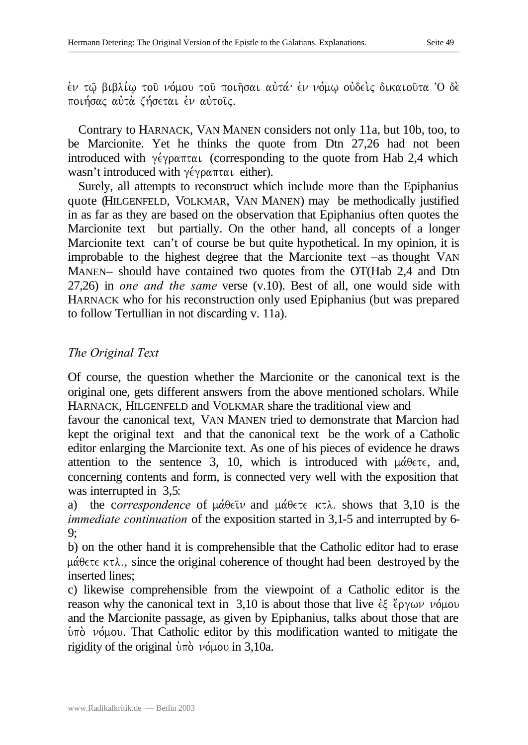ἐν τῷ βιβλίῳ τοῦ νόμου τοῦ ποιῆσαι αὐτά· ἐν νόμῳ οὐδεὶς δικαιοῦται Ὁ δὲ ποιήσας αὐτὰ ζήσεται ἐν αὐτοῖς.

Contrary to HARNACK, VAN MANEN considers not only 11a, but 10b, too, to be Marcionite. Yet he thinks the quote from Dtn 27,26 had not been introduced with γέγραπται (corresponding to the quote from Hab 2,4 which wasn't introduced with γέγραπται either).

Surely, all attempts to reconstruct which include more than the Epiphanius quote (HILGENFELD, VOLKMAR, VAN MANEN) may be methodically justified in as far as they are based on the observation that Epiphanius often quotes the Marcionite text but partially. On the other hand, all concepts of a longer Marcionite text can't of course be but quite hypothetical. In my opinion, it is improbable to the highest degree that the Marcionite text –as thought VAN MANEN– should have contained two quotes from the OT(Hab 2,4 and Dtn 27,26) in *one and the same* verse (v.10). Best of all, one would side with HARNACK who for his reconstruction only used Epiphanius (but was prepared to follow Tertullian in not discarding v. 11a).

## *The Original Text*

Of course, the question whether the Marcionite or the canonical text is the original one, gets different answers from the above mentioned scholars. While HARNACK, HILGENFELD and VOLKMAR share the traditional view and favour the canonical text, VAN MANEN tried to demonstrate that Marcion had kept the original text and that the canonical text be the work of a Catholic editor enlarging the Marcionite text. As one of his pieces of evidence he draws attention to the sentence 3, 10, which is introduced with μάθετε, and, concerning contents and form, is connected very well with the exposition that was interrupted in 3,5:

a) the c*orrespondence* of μάθεῖν and μάθετε κτλ. shows that 3,10 is the *immediate continuation* of the exposition started in 3,1-5 and interrupted by 6-9;

b) on the other hand it is comprehensible that the Catholic editor had to erase μάθετε κτλ., since the original coherence of thought had been destroyed by the inserted lines;

c) likewise comprehensible from the viewpoint of a Catholic editor is the reason why the canonical text in 3,10 is about those that live ἐξ ἔργων νόμου and the Marcionite passage, as given by Epiphanius, talks about those that are ὑπὸ νόμου. That Catholic editor by this modification wanted to mitigate the rigidity of the original ὑπὸ νόμου in 3,10a.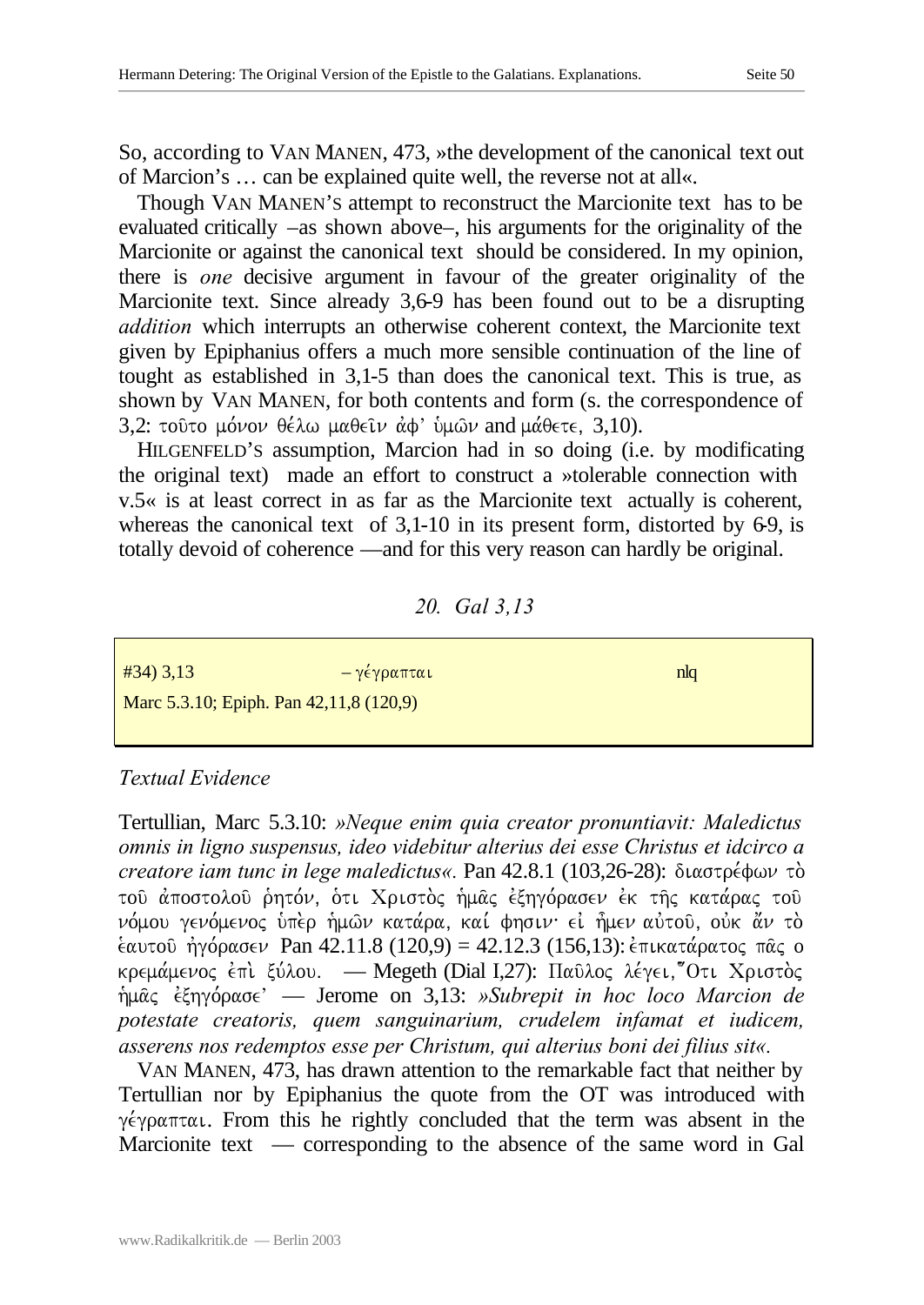So, according to VAN MANEN, 473, »the development of the canonical text out of Marcion's … can be explained quite well, the reverse not at all«.

Though VAN MANEN'S attempt to reconstruct the Marcionite text has to be evaluated critically –as shown above–, his arguments for the originality of the Marcionite or against the canonical text should be considered. In my opinion, there is *one* decisive argument in favour of the greater originality of the Marcionite text. Since already 3,6-9 has been found out to be a disrupting *addition* which interrupts an otherwise coherent context, the Marcionite text given by Epiphanius offers a much more sensible continuation of the line of tought as established in 3,1-5 than does the canonical text. This is true, as shown by VAN MANEN, for both contents and form (s. the correspondence of 3,2: τοῦτο μόνον θέλω μαθεῖν ἀφ' ὑμῶν and μάθετε, 3,10).

HILGENFELD'S assumption, Marcion had in so doing (i.e. by modificating the original text) made an effort to construct a »tolerable connection with v.5« is at least correct in as far as the Marcionite text actually is coherent, whereas the canonical text of 3,1-10 in its present form, distorted by 6-9, is totally devoid of coherence —and for this very reason can hardly be original.

## *20. Gal 3,13*

| #34) 3,13 | – γέγραπται | nlq |
|---|---|---|
| Marc 5.3.10; Epiph. Pan 42,11,8 (120,9) | | |

*Textual Evidence*

Tertullian, Marc 5.3.10: *»Neque enim quia creator pronuntiavit: Maledictus omnis in ligno suspensus, ideo videbitur alterius dei esse Christus et idcirco a creatore iam tunc in lege maledictus«.* Pan 42.8.1 (103,26-28): διαστρέφων τὸ τοῦ ἀποστολοῦ ῥητόν, ὅτι Χριστὸς ἡμᾶς ἐξηγόρασεν ἐκ τῆς κατάρας τοῦ νόμου γενόμενος ὑπὲρ ἡμῶν κατάρα, καί φησιν· εἰ ἦμεν αὐτοῦ, οὐκ ἄν τὸ ἑαυτοῦ ἠγόρασεν Pan 42.11.8 (120,9) = 42.12.3 (156,13): ἐπικατάρατος πᾶς ο κρεμάμενος ἐπὶ ξύλου. — Megeth (Dial I,27): Παῦλος λέγει, Ὅτι Χριστὸς ἡμᾶς ἐξηγόρασε' — Jerome on 3,13: *»Subrepit in hoc loco Marcion de potestate creatoris, quem sanguinarium, crudelem infamat et iudicem, asserens nos redemptos esse per Christum, qui alterius boni dei filius sit«.*

VAN MANEN, 473, has drawn attention to the remarkable fact that neither by Tertullian nor by Epiphanius the quote from the OT was introduced with γέγραπται. From this he rightly concluded that the term was absent in the Marcionite text — corresponding to the absence of the same word in Gal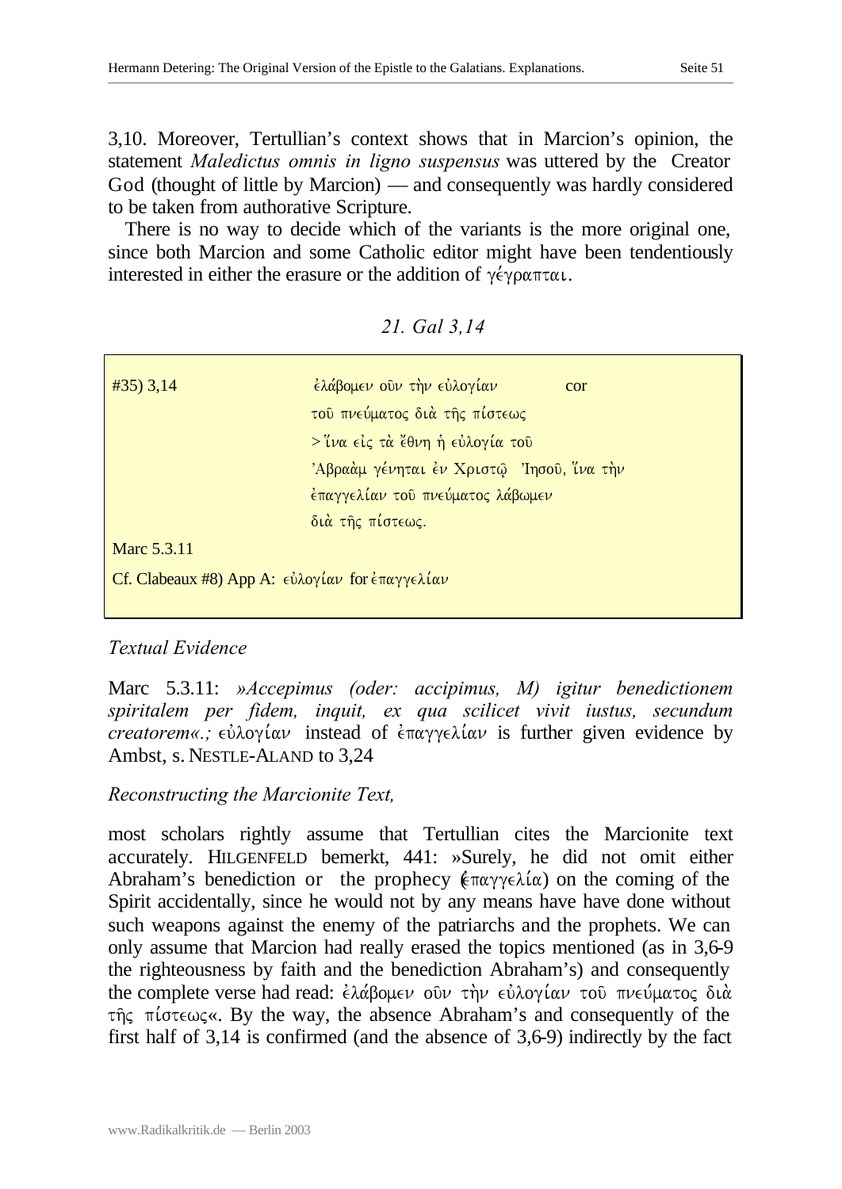3,10. Moreover, Tertullian's context shows that in Marcion's opinion, the statement *Maledictus omnis in ligno suspensus* was uttered by the Creator God (thought of little by Marcion) — and consequently was hardly considered to be taken from authorative Scripture.

There is no way to decide which of the variants is the more original one, since both Marcion and some Catholic editor might have been tendentiously interested in either the erasure or the addition of γέγραπται.

### *21. Gal 3,14*

| | | |
|---|---|---|
| #35) 3,14 | ἐλάβομεν οὖν τὴν εὐλογίαν τοῦ πνεύματος διὰ τῆς πίστεως >ἵνα εἰς τὰ ἔθνη ἡ εὐλογία τοῦ Ἀβραὰμ γένηται ἐν Χριστῷ Ἰησοῦ, ἵνα τὴν ἐπαγγελίαν τοῦ πνεύματος λάβωμεν διὰ τῆς πίστεως. | cor |
| Marc 5.3.11 | | |
| Cf. Clabeaux #8) App A: εὐλογίαν for ἐπαγγελίαν | | |

*Textual Evidence*

Marc 5.3.11: *»Accepimus (oder: accipimus, M) igitur benedictionem spiritalem per fidem, inquit, ex qua scilicet vivit iustus, secundum creatorem«.;* εὐλογίαν instead of ἐπαγγελίαν is further given evidence by Ambst, s. NESTLE-ALAND to 3,24

*Reconstructing the Marcionite Text,*

most scholars rightly assume that Tertullian cites the Marcionite text accurately. HILGENFELD bemerkt, 441: »Surely, he did not omit either Abraham's benediction or the prophecy (ἐπαγγελία) on the coming of the Spirit accidentally, since he would not by any means have have done without such weapons against the enemy of the patriarchs and the prophets. We can only assume that Marcion had really erased the topics mentioned (as in 3,6-9 the righteousness by faith and the benediction Abraham's) and consequently the complete verse had read: ἐλάβομεν οὖν τὴν εὐλογίαν τοῦ πνεύματος διὰ τῆς πίστεως«. By the way, the absence Abraham's and consequently of the first half of 3,14 is confirmed (and the absence of 3,6-9) indirectly by the fact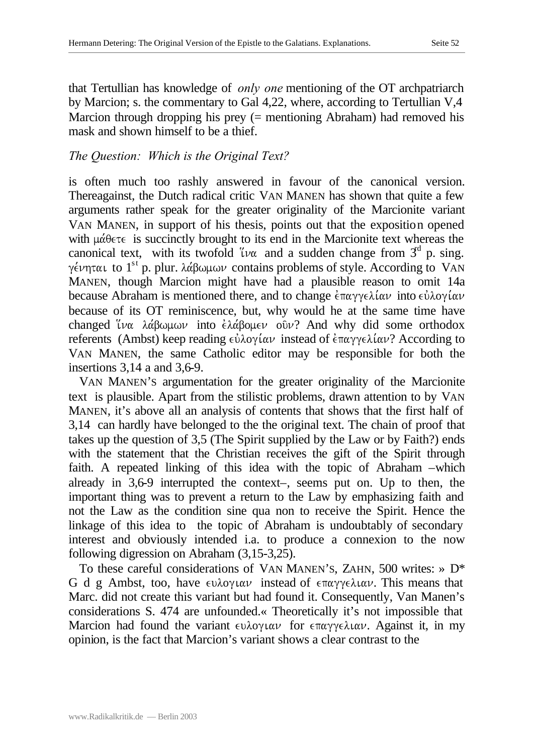that Tertullian has knowledge of *only one* mentioning of the OT archpatriarch by Marcion; s. the commentary to Gal 4,22, where, according to Tertullian V,4 Marcion through dropping his prey (= mentioning Abraham) had removed his mask and shown himself to be a thief.

*The Question: Which is the Original Text?*

is often much too rashly answered in favour of the canonical version. Thereagainst, the Dutch radical critic VAN MANEN has shown that quite a few arguments rather speak for the greater originality of the Marcionite variant VAN MANEN, in support of his thesis, points out that the exposition opened with μάθετε is succinctly brought to its end in the Marcionite text whereas the canonical text, with its twofold ἵνα and a sudden change from 3rd p. sing. γένηται to 1st p. plur. λάβωμων contains problems of style. According to VAN MANEN, though Marcion might have had a plausible reason to omit 14a because Abraham is mentioned there, and to change ἐπαγγελίαν into εὐλογίαν because of its OT reminiscence, but, why would he at the same time have changed ἵνα λάβωμων into ἐλάβομεν οὖν? And why did some orthodox referents (Ambst) keep reading εὐλογίαν instead of ἐπαγγελίαν? According to VAN MANEN, the same Catholic editor may be responsible for both the insertions 3,14 a and 3,6-9.

VAN MANEN'S argumentation for the greater originality of the Marcionite text is plausible. Apart from the stilistic problems, drawn attention to by VAN MANEN, it's above all an analysis of contents that shows that the first half of 3,14 can hardly have belonged to the the original text. The chain of proof that takes up the question of 3,5 (The Spirit supplied by the Law or by Faith?) ends with the statement that the Christian receives the gift of the Spirit through faith. A repeated linking of this idea with the topic of Abraham –which already in 3,6-9 interrupted the context–, seems put on. Up to then, the important thing was to prevent a return to the Law by emphasizing faith and not the Law as the condition sine qua non to receive the Spirit. Hence the linkage of this idea to the topic of Abraham is undoubtably of secondary interest and obviously intended i.a. to produce a connexion to the now following digression on Abraham (3,15-3,25).

To these careful considerations of VAN MANEN'S, ZAHN, 500 writes: » D* G d g Ambst, too, have ευλογιαν instead of επαγγελιαν. This means that Marc. did not create this variant but had found it. Consequently, Van Manen's considerations S. 474 are unfounded.« Theoretically it's not impossible that Marcion had found the variant ευλογιαν for επαγγελιαν. Against it, in my opinion, is the fact that Marcion's variant shows a clear contrast to the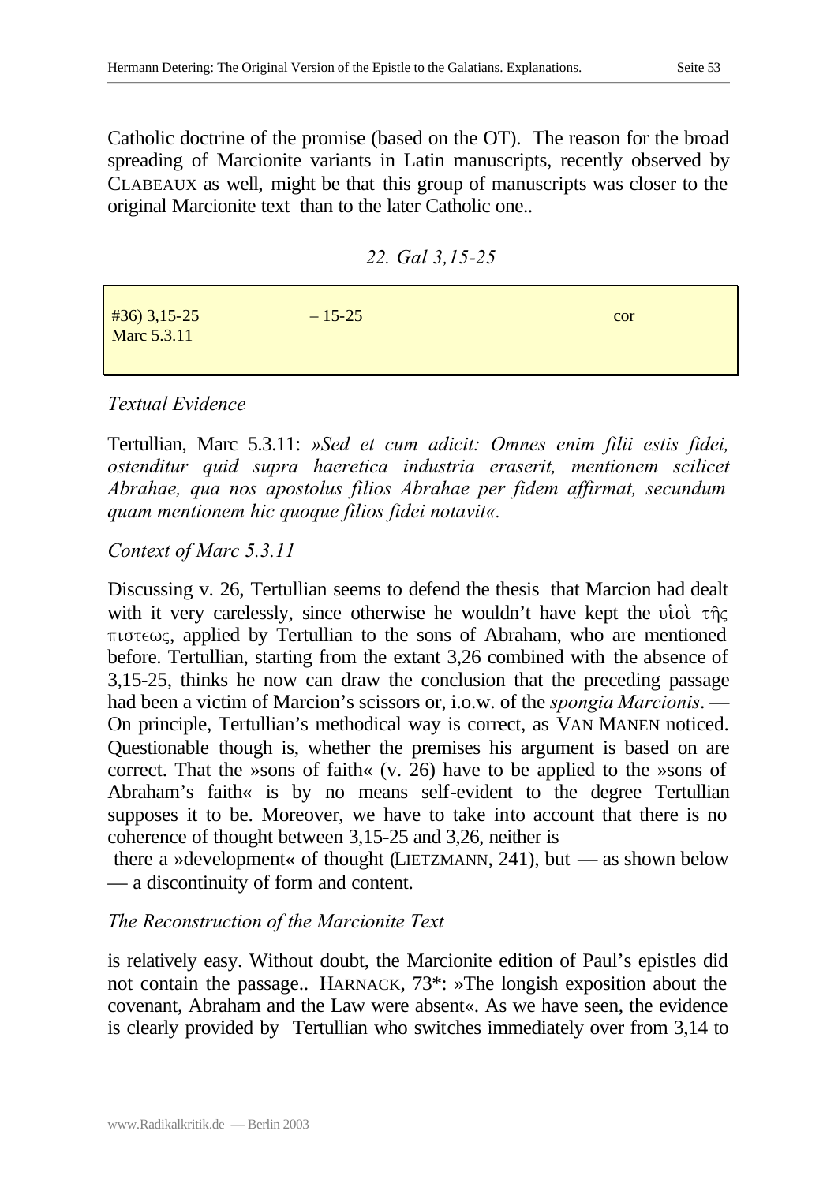Catholic doctrine of the promise (based on the OT). The reason for the broad spreading of Marcionite variants in Latin manuscripts, recently observed by CLABEAUX as well, might be that this group of manuscripts was closer to the original Marcionite text than to the later Catholic one..

### *22. Gal 3,15-25*

| #36) 3,15-25<br>Marc 5.3.11 | – 15-25 | cor |
|---|---|---|

*Textual Evidence*

Tertullian, Marc 5.3.11: *»Sed et cum adicit: Omnes enim filii estis fidei, ostenditur quid supra haeretica industria eraserit, mentionem scilicet Abrahae, qua nos apostolus filios Abrahae per fidem affirmat, secundum quam mentionem hic quoque filios fidei notavit«.*

*Context of Marc 5.3.11*

Discussing v. 26, Tertullian seems to defend the thesis that Marcion had dealt with it very carelessly, since otherwise he wouldn't have kept the υἱοὶ τῆς πιστεως, applied by Tertullian to the sons of Abraham, who are mentioned before. Tertullian, starting from the extant 3,26 combined with the absence of 3,15-25, thinks he now can draw the conclusion that the preceding passage had been a victim of Marcion's scissors or, i.o.w. of the *spongia Marcionis*. — On principle, Tertullian's methodical way is correct, as VAN MANEN noticed. Questionable though is, whether the premises his argument is based on are correct. That the »sons of faith« (v. 26) have to be applied to the »sons of Abraham's faith« is by no means self-evident to the degree Tertullian supposes it to be. Moreover, we have to take into account that there is no coherence of thought between 3,15-25 and 3,26, neither is there a »development« of thought (LIETZMANN, 241), but — as shown below — a discontinuity of form and content.

*The Reconstruction of the Marcionite Text*

is relatively easy. Without doubt, the Marcionite edition of Paul's epistles did not contain the passage.. HARNACK, 73*: »The longish exposition about the covenant, Abraham and the Law were absent«. As we have seen, the evidence is clearly provided by Tertullian who switches immediately over from 3,14 to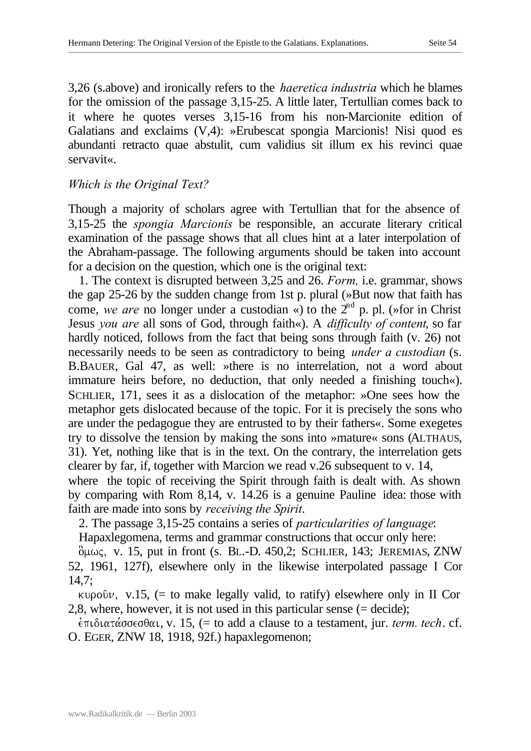3,26 (s.above) and ironically refers to the *haeretica industria* which he blames for the omission of the passage 3,15-25. A little later, Tertullian comes back to it where he quotes verses 3,15-16 from his non-Marcionite edition of Galatians and exclaims (V,4): »Erubescat spongia Marcionis! Nisi quod es abundanti retracto quae abstulit, cum validius sit illum ex his revinci quae servavit«.

### *Which is the Original Text?*

Though a majority of scholars agree with Tertullian that for the absence of 3,15-25 the *spongia Marcionis* be responsible, an accurate literary critical examination of the passage shows that all clues hint at a later interpolation of the Abraham-passage. The following arguments should be taken into account for a decision on the question, which one is the original text:

1. The context is disrupted between 3,25 and 26. *Form,* i.e. grammar, shows the gap 25-26 by the sudden change from 1st p. plural (»But now that faith has come, *we are* no longer under a custodian «) to the 2nd p. pl. (»for in Christ Jesus *you are* all sons of God, through faith«). A *difficulty of content*, so far hardly noticed, follows from the fact that being sons through faith (v. 26) not necessarily needs to be seen as contradictory to being *under a custodian* (s. B.BAUER, Gal 47, as well: »there is no interrelation, not a word about immature heirs before, no deduction, that only needed a finishing touch«). SCHLIER, 171, sees it as a dislocation of the metaphor: »One sees how the metaphor gets dislocated because of the topic. For it is precisely the sons who are under the pedagogue they are entrusted to by their fathers«. Some exegetes try to dissolve the tension by making the sons into »mature« sons (ALTHAUS, 31). Yet, nothing like that is in the text. On the contrary, the interrelation gets clearer by far, if, together with Marcion we read v.26 subsequent to v. 14, where the topic of receiving the Spirit through faith is dealt with. As shown by comparing with Rom 8,14, v. 14.26 is a genuine Pauline idea: those with faith are made into sons by *receiving the Spirit*.

2. The passage 3,15-25 contains a series of *particularities of language*:

Hapaxlegomena, terms and grammar constructions that occur only here:

ὅμως, v. 15, put in front (s. BL.-D. 450,2; SCHLIER, 143; JEREMIAS, ZNW 52, 1961, 127f), elsewhere only in the likewise interpolated passage I Cor 14,7;

κυροῦν, v.15, (= to make legally valid, to ratify) elsewhere only in II Cor 2,8, where, however, it is not used in this particular sense (= decide);

ἐπιδιατάσσεσθαι, v. 15, (= to add a clause to a testament, jur. *term. tech*. cf. O. EGER, ZNW 18, 1918, 92f.) hapaxlegomenon;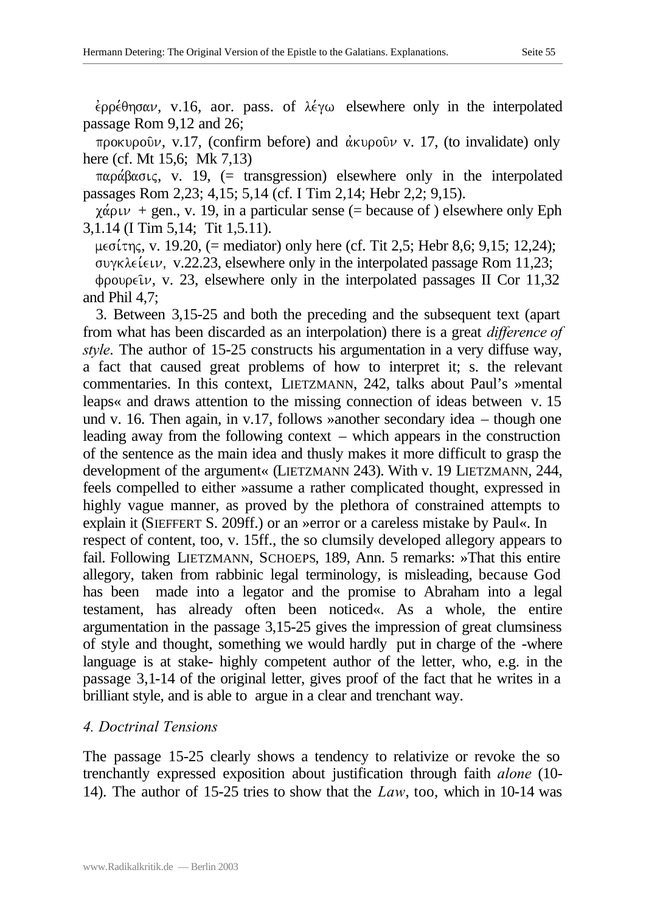ἐρρέθησαν, v.16, aor. pass. of λέγω elsewhere only in the interpolated passage Rom 9,12 and 26;

προκυροῦν, v.17, (confirm before) and ἀκυροῦν v. 17, (to invalidate) only here (cf. Mt 15,6; Mk 7,13)

παράβασις, v. 19, (= transgression) elsewhere only in the interpolated passages Rom 2,23; 4,15; 5,14 (cf. I Tim 2,14; Hebr 2,2; 9,15).

χάριν + gen., v. 19, in a particular sense (= because of ) elsewhere only Eph 3,1.14 (I Tim 5,14; Tit 1,5.11).

μεσίτης, v. 19.20, (= mediator) only here (cf. Tit 2,5; Hebr 8,6; 9,15; 12,24);

συγκλείειν, v.22.23, elsewhere only in the interpolated passage Rom 11,23;

φρουρεῖν, v. 23, elsewhere only in the interpolated passages II Cor 11,32 and Phil 4,7;

3. Between 3,15-25 and both the preceding and the subsequent text (apart from what has been discarded as an interpolation) there is a great *difference of style*. The author of 15-25 constructs his argumentation in a very diffuse way, a fact that caused great problems of how to interpret it; s. the relevant commentaries. In this context, LIETZMANN, 242, talks about Paul's »mental leaps« and draws attention to the missing connection of ideas between v. 15 und v. 16. Then again, in v.17, follows »another secondary idea – though one leading away from the following context – which appears in the construction of the sentence as the main idea and thusly makes it more difficult to grasp the development of the argument« (LIETZMANN 243). With v. 19 LIETZMANN, 244, feels compelled to either »assume a rather complicated thought, expressed in highly vague manner, as proved by the plethora of constrained attempts to explain it (SIEFFERT S. 209ff.) or an »error or a careless mistake by Paul«. In respect of content, too, v. 15ff., the so clumsily developed allegory appears to fail. Following LIETZMANN, SCHOEPS, 189, Ann. 5 remarks: »That this entire allegory, taken from rabbinic legal terminology, is misleading, because God has been made into a legator and the promise to Abraham into a legal testament, has already often been noticed«. As a whole, the entire argumentation in the passage 3,15-25 gives the impression of great clumsiness of style and thought, something we would hardly put in charge of the -where language is at stake- highly competent author of the letter, who, e.g. in the passage 3,1-14 of the original letter, gives proof of the fact that he writes in a brilliant style, and is able to argue in a clear and trenchant way.

*4. Doctrinal Tensions*

The passage 15-25 clearly shows a tendency to relativize or revoke the so trenchantly expressed exposition about justification through faith *alone* (10-14). The author of 15-25 tries to show that the *Law*, too, which in 10-14 was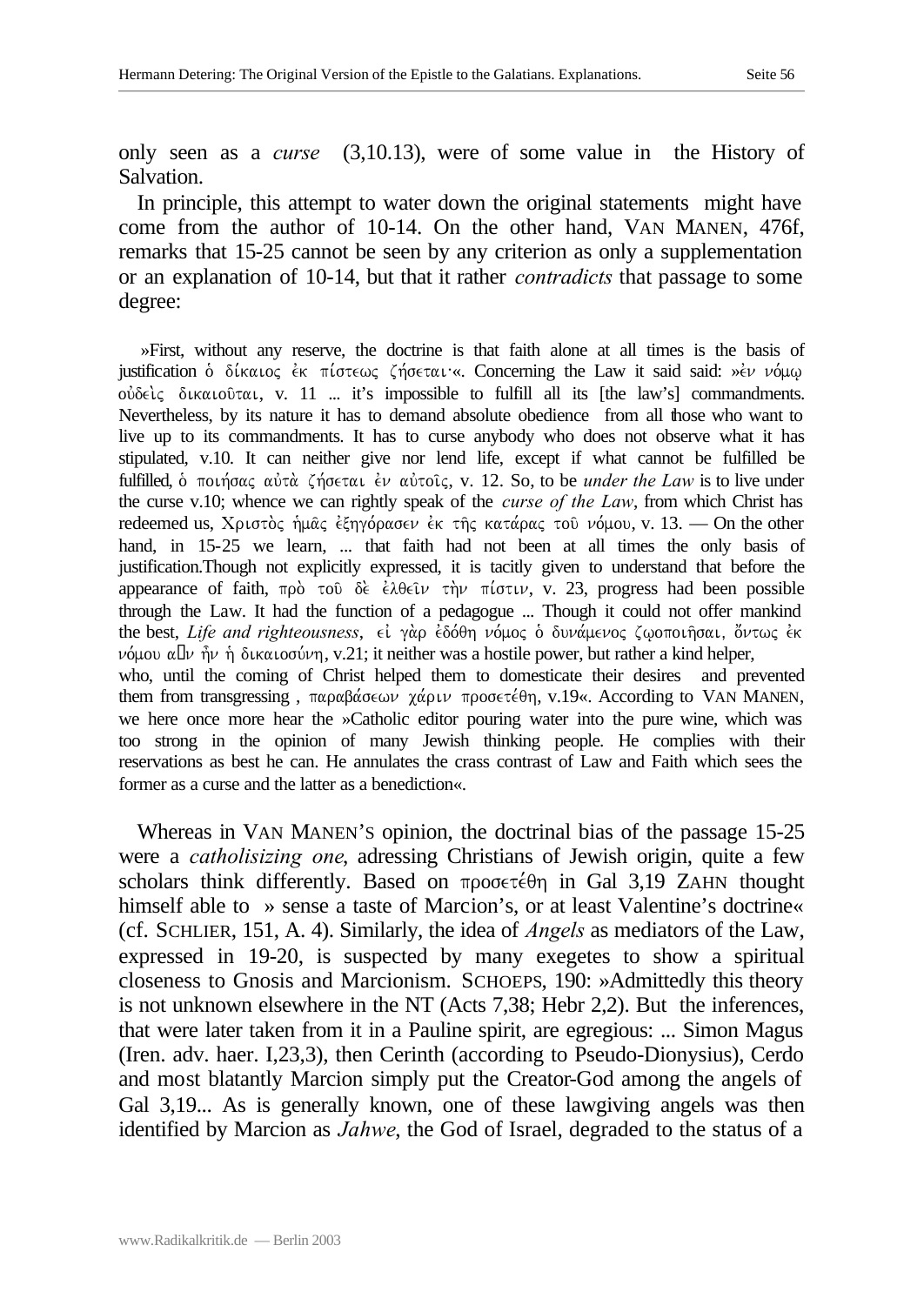only seen as a *curse* (3,10.13), were of some value in the History of Salvation.

In principle, this attempt to water down the original statements might have come from the author of 10-14. On the other hand, VAN MANEN, 476f, remarks that 15-25 cannot be seen by any criterion as only a supplementation or an explanation of 10-14, but that it rather *contradicts* that passage to some degree:

> »First, without any reserve, the doctrine is that faith alone at all times is the basis of justification ὁ δίκαιος ἐκ πίστεως ζήσεται·«. Concerning the Law it said said: »ἐν νόμῳ οὐδεὶς δικαιοῦται, v. 11 ... it's impossible to fulfill all its [the law's] commandments. Nevertheless, by its nature it has to demand absolute obedience from all those who want to live up to its commandments. It has to curse anybody who does not observe what it has stipulated, v.10. It can neither give nor lend life, except if what cannot be fulfilled be fulfilled, ὁ ποιήσας αὐτὰ ζήσεται ἐν αὐτοῖς, v. 12. So, to be *under the Law* is to live under the curse v.10; whence we can rightly speak of the *curse of the Law*, from which Christ has redeemed us, Χριστὸς ἡμᾶς ἐξηγόρασεν ἐκ τῆς κατάρας τοῦ νόμου, v. 13. — On the other hand, in 15-25 we learn, ... that faith had not been at all times the only basis of justification.Though not explicitly expressed, it is tacitly given to understand that before the appearance of faith, πρὸ τοῦ δὲ ἐλθεῖν τὴν πίστιν, v. 23, progress had been possible through the Law. It had the function of a pedagogue ... Though it could not offer mankind the best, *Life and righteousness*, εἰ γὰρ ἐδόθη νόμος ὁ δυνάμενος ζῳοποιῆσαι, ὄντως ἐκ νόμου ἂν ἦν ἡ δικαιοσύνη, v.21; it neither was a hostile power, but rather a kind helper, who, until the coming of Christ helped them to domesticate their desires and prevented them from transgressing , παραβάσεων χάριν προσετέθη, v.19«. According to VAN MANEN, we here once more hear the »Catholic editor pouring water into the pure wine, which was too strong in the opinion of many Jewish thinking people. He complies with their reservations as best he can. He annulates the crass contrast of Law and Faith which sees the former as a curse and the latter as a benediction«.

Whereas in VAN MANEN'S opinion, the doctrinal bias of the passage 15-25 were a *catholisizing one*, adressing Christians of Jewish origin, quite a few scholars think differently. Based on προσετέθη in Gal 3,19 ZAHN thought himself able to » sense a taste of Marcion's, or at least Valentine's doctrine« (cf. SCHLIER, 151, A. 4). Similarly, the idea of *Angels* as mediators of the Law, expressed in 19-20, is suspected by many exegetes to show a spiritual closeness to Gnosis and Marcionism. SCHOEPS, 190: »Admittedly this theory is not unknown elsewhere in the NT (Acts 7,38; Hebr 2,2). But the inferences, that were later taken from it in a Pauline spirit, are egregious: ... Simon Magus (Iren. adv. haer. I,23,3), then Cerinth (according to Pseudo-Dionysius), Cerdo and most blatantly Marcion simply put the Creator-God among the angels of Gal 3,19... As is generally known, one of these lawgiving angels was then identified by Marcion as *Jahwe*, the God of Israel, degraded to the status of a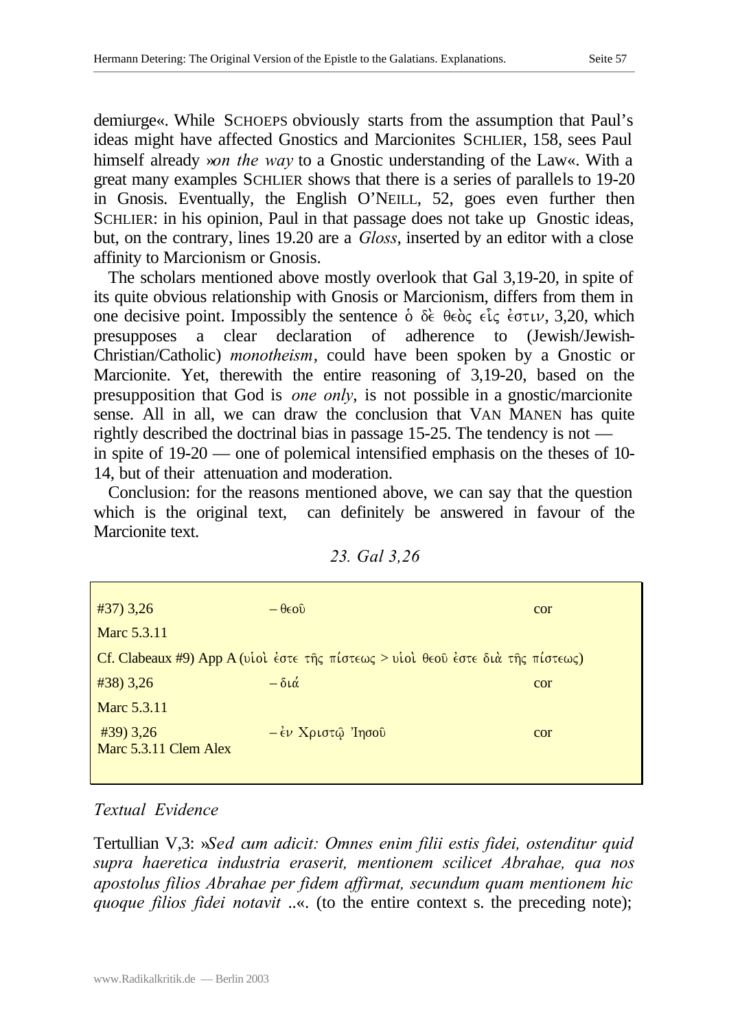demiurge«. While SCHOEPS obviously starts from the assumption that Paul's ideas might have affected Gnostics and Marcionites SCHLIER, 158, sees Paul himself already »*on the way* to a Gnostic understanding of the Law«. With a great many examples SCHLIER shows that there is a series of parallels to 19-20 in Gnosis. Eventually, the English O'NEILL, 52, goes even further then SCHLIER: in his opinion, Paul in that passage does not take up Gnostic ideas, but, on the contrary, lines 19.20 are a *Gloss*, inserted by an editor with a close affinity to Marcionism or Gnosis.

The scholars mentioned above mostly overlook that Gal 3,19-20, in spite of its quite obvious relationship with Gnosis or Marcionism, differs from them in one decisive point. Impossibly the sentence ὁ δὲ θεὸς εἷς ἐστιν, 3,20, which presupposes a clear declaration of adherence to (Jewish/Jewish-Christian/Catholic) *monotheism*, could have been spoken by a Gnostic or Marcionite. Yet, therewith the entire reasoning of 3,19-20, based on the presupposition that God is *one only*, is not possible in a gnostic/marcionite sense. All in all, we can draw the conclusion that VAN MANEN has quite rightly described the doctrinal bias in passage 15-25. The tendency is not — in spite of 19-20 — one of polemical intensified emphasis on the theses of 10-14, but of their attenuation and moderation.

Conclusion: for the reasons mentioned above, we can say that the question which is the original text, can definitely be answered in favour of the Marcionite text.

### *23. Gal 3,26*

| | | |
|---|---|---|
| #37) 3,26 | – θεοῦ | cor |
| Marc 5.3.11 | | |
| Cf. Clabeaux #9) App A (υἱοὶ ἐστε τῆς πίστεως > υἱοὶ θεοῦ ἐστε διὰ τῆς πίστεως) | | |
| #38) 3,26 | – διά | cor |
| Marc 5.3.11 | | |
| #39) 3,26<br>Marc 5.3.11 Clem Alex | – ἐν Χριστῷ Ἰησοῦ | cor |

*Textual Evidence*

Tertullian V,3: »*Sed cum adicit: Omnes enim filii estis fidei, ostenditur quid supra haeretica industria eraserit, mentionem scilicet Abrahae, qua nos apostolus filios Abrahae per fidem affirmat, secundum quam mentionem hic quoque filios fidei notavit* ..«. (to the entire context s. the preceding note);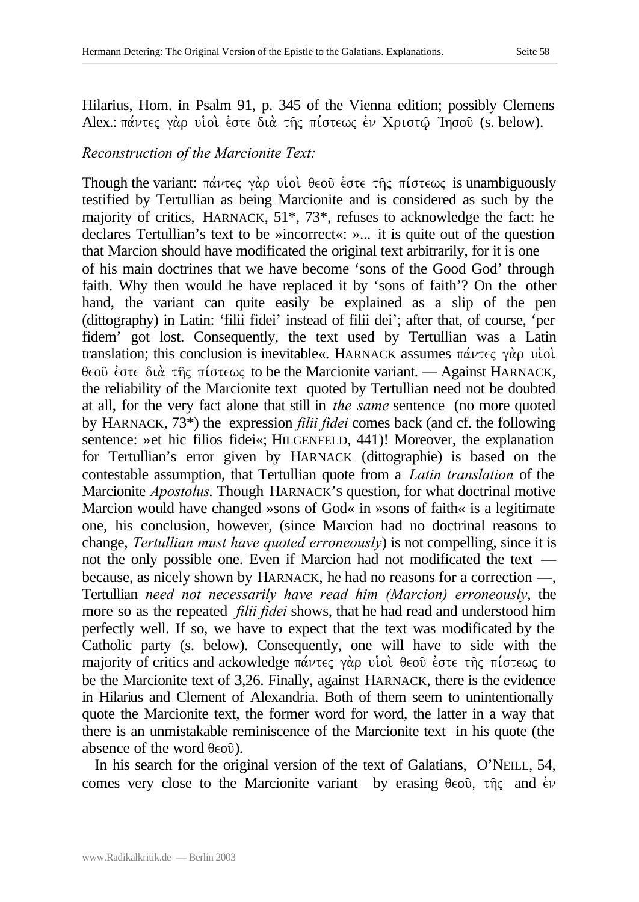Hilarius, Hom. in Psalm 91, p. 345 of the Vienna edition; possibly Clemens Alex.: πάντες γὰρ υἱοὶ ἐστε διὰ τῆς πίστεως ἐν Χριστῷ Ἰησοῦ (s. below).

*Reconstruction of the Marcionite Text:*

Though the variant: πάντες γὰρ υἱοὶ θεοῦ ἐστε τῆς πίστεως is unambiguously testified by Tertullian as being Marcionite and is considered as such by the majority of critics, HARNACK, 51*, 73*, refuses to acknowledge the fact: he declares Tertullian's text to be »incorrect«: »... it is quite out of the question that Marcion should have modificated the original text arbitrarily, for it is one of his main doctrines that we have become 'sons of the Good God' through faith. Why then would he have replaced it by 'sons of faith'? On the other hand, the variant can quite easily be explained as a slip of the pen (dittography) in Latin: 'filii fidei' instead of filii dei'; after that, of course, 'per fidem' got lost. Consequently, the text used by Tertullian was a Latin translation; this conclusion is inevitable«. HARNACK assumes πάντες γὰρ υἱοὶ θεοῦ ἐστε διὰ τῆς πίστεως to be the Marcionite variant. — Against HARNACK, the reliability of the Marcionite text quoted by Tertullian need not be doubted at all, for the very fact alone that still in *the same* sentence (no more quoted by HARNACK, 73*) the expression *filii fidei* comes back (and cf. the following sentence: »et hic filios fidei«; HILGENFELD, 441)! Moreover, the explanation for Tertullian's error given by HARNACK (dittographie) is based on the contestable assumption, that Tertullian quote from a *Latin translation* of the Marcionite *Apostolus.* Though HARNACK'S question, for what doctrinal motive Marcion would have changed »sons of God« in »sons of faith« is a legitimate one, his conclusion, however, (since Marcion had no doctrinal reasons to change, *Tertullian must have quoted erroneously*) is not compelling, since it is not the only possible one. Even if Marcion had not modificated the text — because, as nicely shown by HARNACK, he had no reasons for a correction —, Tertullian *need not necessarily have read him (Marcion) erroneously*, the more so as the repeated *filii fidei* shows, that he had read and understood him perfectly well. If so, we have to expect that the text was modificated by the Catholic party (s. below). Consequently, one will have to side with the majority of critics and ackowledge πάντες γὰρ υἱοὶ θεοῦ ἐστε τῆς πίστεως to be the Marcionite text of 3,26. Finally, against HARNACK, there is the evidence in Hilarius and Clement of Alexandria. Both of them seem to unintentionally quote the Marcionite text, the former word for word, the latter in a way that there is an unmistakable reminiscence of the Marcionite text in his quote (the absence of the word θεοῦ).

In his search for the original version of the text of Galatians, O'NEILL, 54, comes very close to the Marcionite variant by erasing θεοῦ, τῆς and ἐν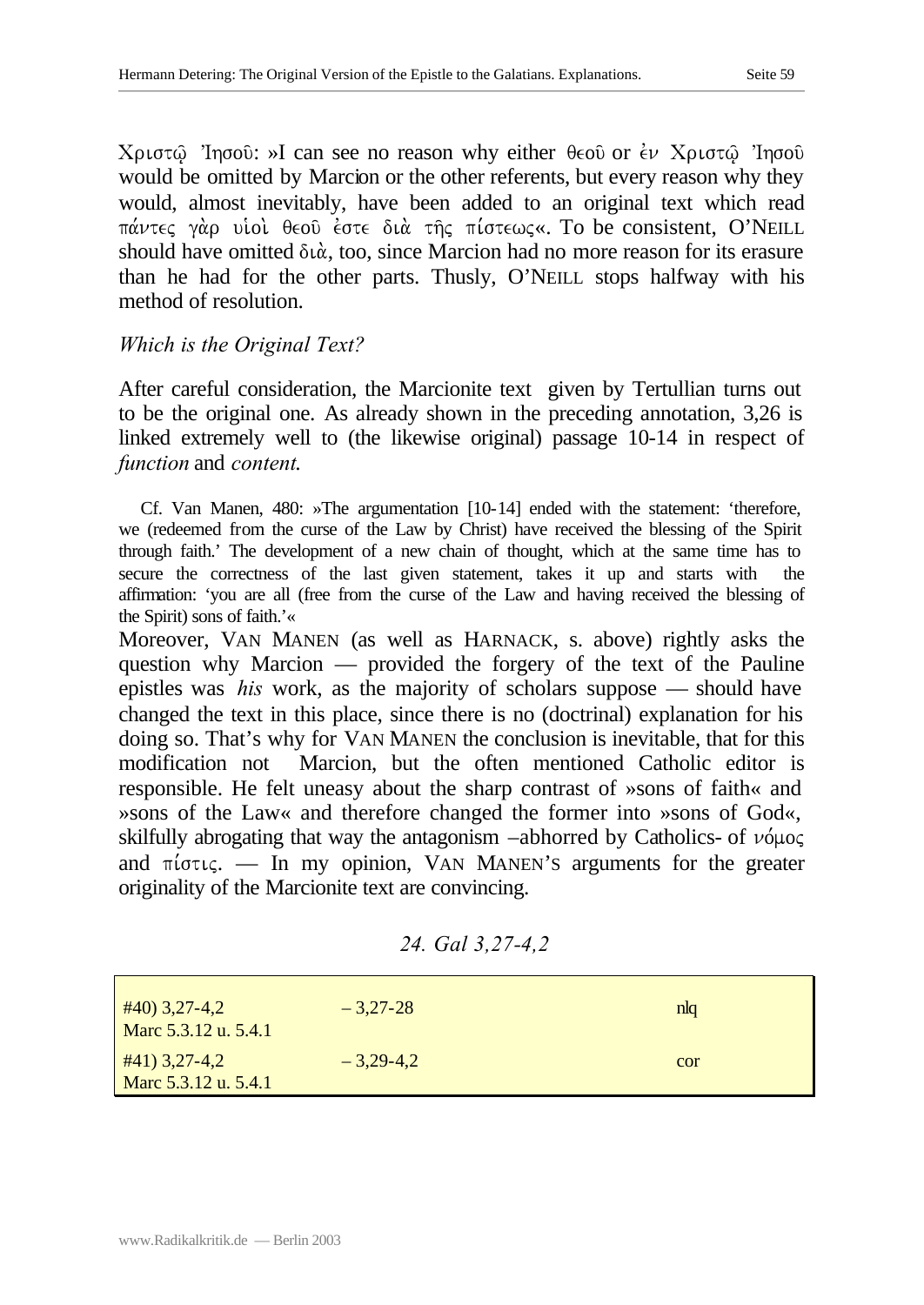Χριστῷ Ἰησοῦ: »I can see no reason why either θεοῦ or ἐν Χριστῷ Ἰησοῦ would be omitted by Marcion or the other referents, but every reason why they would, almost inevitably, have been added to an original text which read πάντες γὰρ υἱοὶ θεοῦ ἐστε διὰ τῆς πίστεως«. To be consistent, O'NEILL should have omitted διὰ, too, since Marcion had no more reason for its erasure than he had for the other parts. Thusly, O'NEILL stops halfway with his method of resolution.

*Which is the Original Text?*

After careful consideration, the Marcionite text given by Tertullian turns out to be the original one. As already shown in the preceding annotation, 3,26 is linked extremely well to (the likewise original) passage 10-14 in respect of *function* and *content.*

Cf. Van Manen, 480: »The argumentation [10-14] ended with the statement: 'therefore, we (redeemed from the curse of the Law by Christ) have received the blessing of the Spirit through faith.' The development of a new chain of thought, which at the same time has to secure the correctness of the last given statement, takes it up and starts with the affirmation: 'you are all (free from the curse of the Law and having received the blessing of the Spirit) sons of faith.'«

Moreover, VAN MANEN (as well as HARNACK, s. above) rightly asks the question why Marcion — provided the forgery of the text of the Pauline epistles was *his* work, as the majority of scholars suppose — should have changed the text in this place, since there is no (doctrinal) explanation for his doing so. That's why for VAN MANEN the conclusion is inevitable, that for this modification not Marcion, but the often mentioned Catholic editor is responsible. He felt uneasy about the sharp contrast of »sons of faith« and »sons of the Law« and therefore changed the former into »sons of God«, skilfully abrogating that way the antagonism –abhorred by Catholics- of νόμος and πίστις. — In my opinion, VAN MANEN'S arguments for the greater originality of the Marcionite text are convincing.

## 24. Gal 3,27-4,2

| | | |
|---|---|---|
| #40) 3,27-4,2<br>Marc 5.3.12 u. 5.4.1 | – 3,27-28 | nlq |
| #41) 3,27-4,2<br>Marc 5.3.12 u. 5.4.1 | – 3,29-4,2 | cor |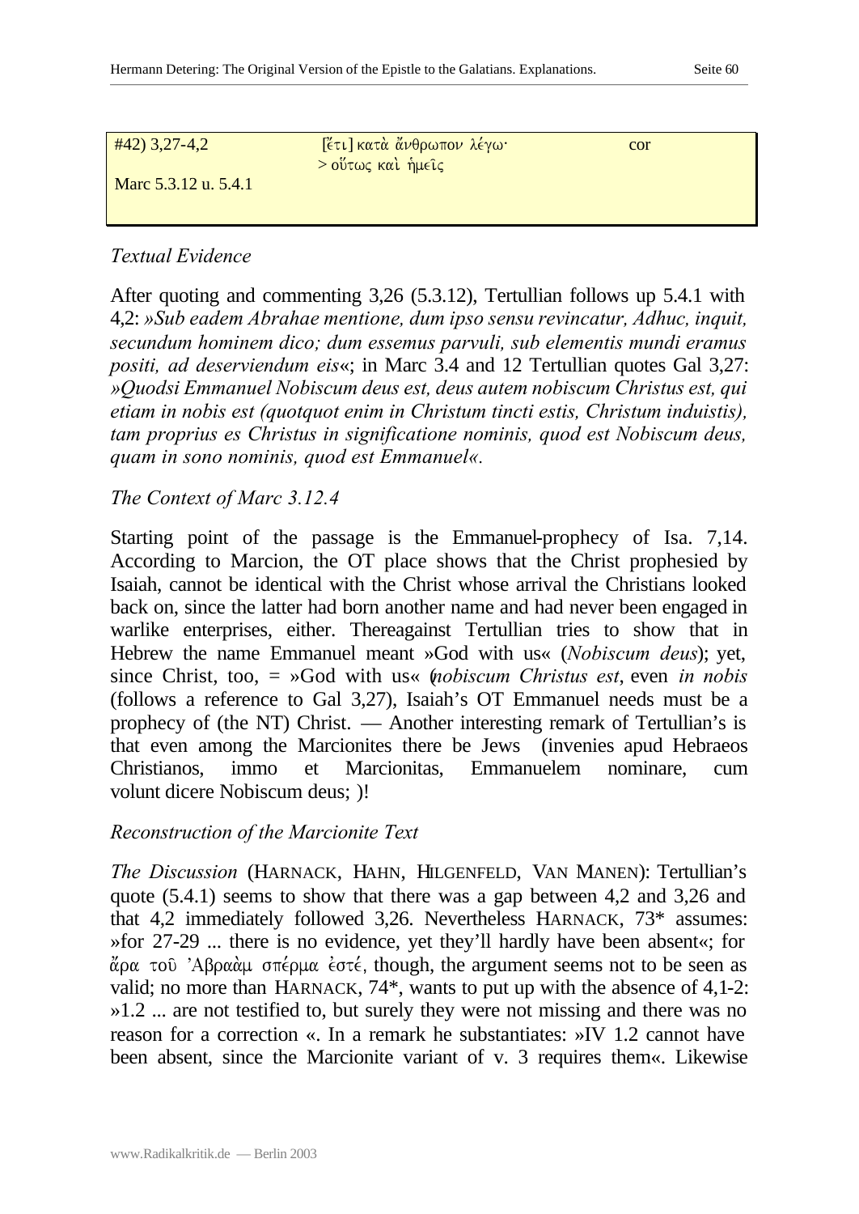| #42) 3,27-4,2 | [ἔτι] κατὰ ἄνθρωπον λέγω·<br>> οὕτως καὶ ἡμεῖς | cor |
|---|---|---|
| Marc 5.3.12 u. 5.4.1 | | |

*Textual Evidence*

After quoting and commenting 3,26 (5.3.12), Tertullian follows up 5.4.1 with 4,2: *»Sub eadem Abrahae mentione, dum ipso sensu revincatur, Adhuc, inquit, secundum hominem dico; dum essemus parvuli, sub elementis mundi eramus positi, ad deserviendum eis«*; in Marc 3.4 and 12 Tertullian quotes Gal 3,27: *»Quodsi Emmanuel Nobiscum deus est, deus autem nobiscum Christus est, qui etiam in nobis est (quotquot enim in Christum tincti estis, Christum induistis), tam proprius es Christus in significatione nominis, quod est Nobiscum deus, quam in sono nominis, quod est Emmanuel«.*

*The Context of Marc 3.12.4*

Starting point of the passage is the Emmanuel-prophecy of Isa. 7,14. According to Marcion, the OT place shows that the Christ prophesied by Isaiah, cannot be identical with the Christ whose arrival the Christians looked back on, since the latter had born another name and had never been engaged in warlike enterprises, either. Thereagainst Tertullian tries to show that in Hebrew the name Emmanuel meant »God with us« (*Nobiscum deus*); yet, since Christ, too, = »God with us« (*nobiscum Christus est*, even *in nobis* (follows a reference to Gal 3,27), Isaiah's OT Emmanuel needs must be a prophecy of (the NT) Christ. — Another interesting remark of Tertullian's is that even among the Marcionites there be Jews (invenies apud Hebraeos Christianos, immo et Marcionitas, Emmanuelem nominare, cum volunt dicere Nobiscum deus; )!

*Reconstruction of the Marcionite Text*

*The Discussion* (HARNACK, HAHN, HILGENFELD, VAN MANEN): Tertullian's quote (5.4.1) seems to show that there was a gap between 4,2 and 3,26 and that 4,2 immediately followed 3,26. Nevertheless HARNACK, 73* assumes: »for 27-29 ... there is no evidence, yet they'll hardly have been absent«; for ἄρα τοῦ Ἀβραὰμ σπέρμα ἐστέ, though, the argument seems not to be seen as valid; no more than HARNACK, 74*, wants to put up with the absence of 4,1-2: »1.2 ... are not testified to, but surely they were not missing and there was no reason for a correction «. In a remark he substantiates: »IV 1.2 cannot have been absent, since the Marcionite variant of v. 3 requires them«. Likewise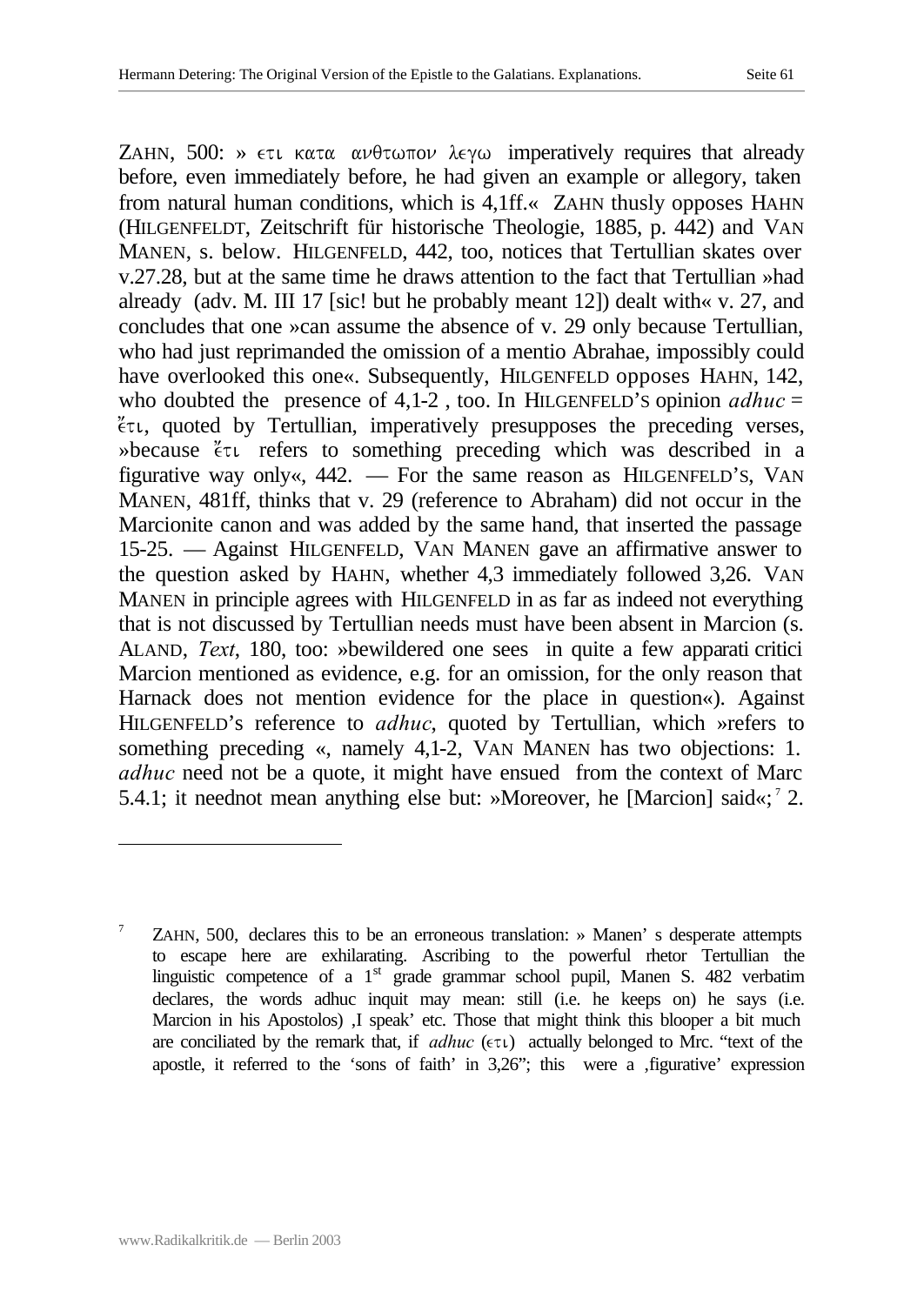ZAHN, 500: » ετι κατα ανθτωπον λεγω imperatively requires that already before, even immediately before, he had given an example or allegory, taken from natural human conditions, which is 4,1ff.« ZAHN thusly opposes HAHN (HILGENFELDT, Zeitschrift für historische Theologie, 1885, p. 442) and VAN MANEN, s. below. HILGENFELD, 442, too, notices that Tertullian skates over v.27.28, but at the same time he draws attention to the fact that Tertullian »had already (adv. M. III 17 [sic! but he probably meant 12]) dealt with« v. 27, and concludes that one »can assume the absence of v. 29 only because Tertullian, who had just reprimanded the omission of a mentio Abrahae, impossibly could have overlooked this one«. Subsequently, HILGENFELD opposes HAHN, 142, who doubted the presence of 4,1-2 , too. In HILGENFELD'S opinion *adhuc* = ἔτι, quoted by Tertullian, imperatively presupposes the preceding verses, »because ἔτι refers to something preceding which was described in a figurative way only«, 442. — For the same reason as HILGENFELD'S, VAN MANEN, 481ff, thinks that v. 29 (reference to Abraham) did not occur in the Marcionite canon and was added by the same hand, that inserted the passage 15-25. — Against HILGENFELD, VAN MANEN gave an affirmative answer to the question asked by HAHN, whether 4,3 immediately followed 3,26. VAN MANEN in principle agrees with HILGENFELD in as far as indeed not everything that is not discussed by Tertullian needs must have been absent in Marcion (s. ALAND, *Text*, 180, too: »bewildered one sees in quite a few apparati critici Marcion mentioned as evidence, e.g. for an omission, for the only reason that Harnack does not mention evidence for the place in question«). Against HILGENFELD'S reference to *adhuc*, quoted by Tertullian, which »refers to something preceding «, namely 4,1-2, VAN MANEN has two objections: 1. *adhuc* need not be a quote, it might have ensued from the context of Marc 5.4.1; it neednot mean anything else but: »Moreover, he [Marcion] said«;[7] 2.

---

[7] ZAHN, 500, declares this to be an erroneous translation: » Manen' s desperate attempts to escape here are exhilarating. Ascribing to the powerful rhetor Tertullian the linguistic competence of a 1st grade grammar school pupil, Manen S. 482 verbatim declares, the words adhuc inquit may mean: still (i.e. he keeps on) he says (i.e. Marcion in his Apostolos) ,I speak' etc. Those that might think this blooper a bit much are conciliated by the remark that, if *adhuc* (ετι) actually belonged to Mrc. "text of the apostle, it referred to the 'sons of faith' in 3,26"; this were a ,figurative' expression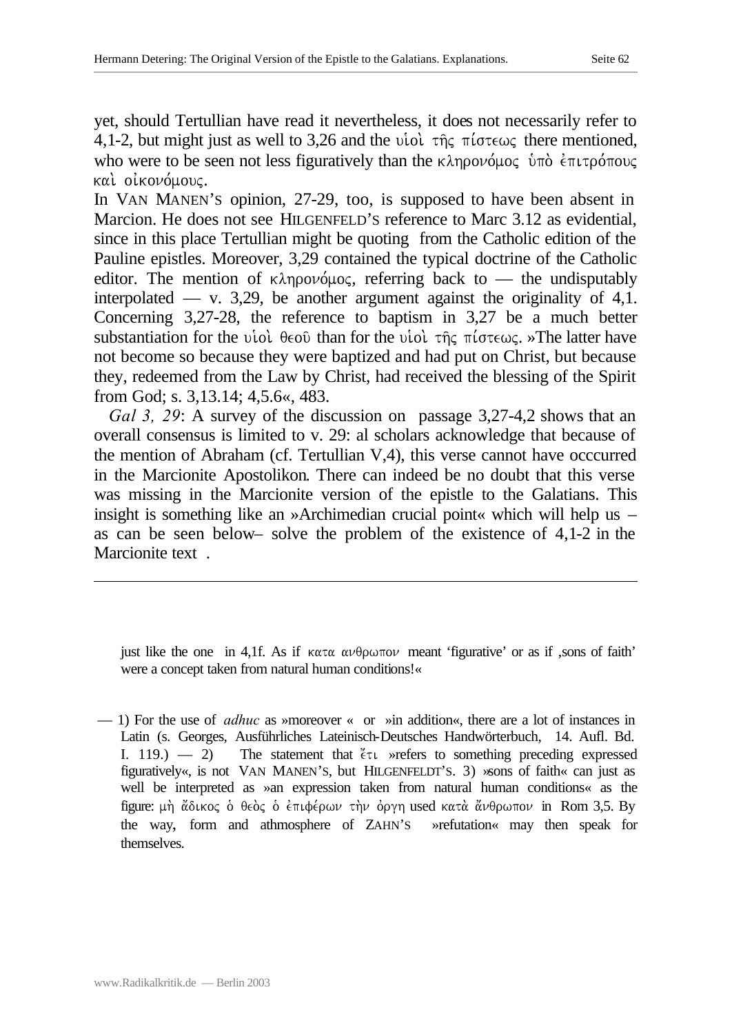yet, should Tertullian have read it nevertheless, it does not necessarily refer to 4,1-2, but might just as well to 3,26 and the υἱοὶ τῆς πίστεως there mentioned, who were to be seen not less figuratively than the κληρονόμος ὑπὸ ἐπιτρόπους καὶ οἰκονόμους.

In VAN MANEN'S opinion, 27-29, too, is supposed to have been absent in Marcion. He does not see HILGENFELD'S reference to Marc 3.12 as evidential, since in this place Tertullian might be quoting from the Catholic edition of the Pauline epistles. Moreover, 3,29 contained the typical doctrine of the Catholic editor. The mention of κληρονόμος, referring back to — the undisputably interpolated — v. 3,29, be another argument against the originality of 4,1. Concerning 3,27-28, the reference to baptism in 3,27 be a much better substantiation for the υἱοὶ θεοῦ than for the υἱοὶ τῆς πίστεως. »The latter have not become so because they were baptized and had put on Christ, but because they, redeemed from the Law by Christ, had received the blessing of the Spirit from God; s. 3,13.14; 4,5.6«, 483.

*Gal 3, 29*: A survey of the discussion on passage 3,27-4,2 shows that an overall consensus is limited to v. 29: al scholars acknowledge that because of the mention of Abraham (cf. Tertullian V,4), this verse cannot have occcurred in the Marcionite Apostolikon. There can indeed be no doubt that this verse was missing in the Marcionite version of the epistle to the Galatians. This insight is something like an »Archimedian crucial point« which will help us – as can be seen below– solve the problem of the existence of 4,1-2 in the Marcionite text .

---

just like the one in 4,1f. As if κατα ανθρωπον meant 'figurative' or as if ,sons of faith' were a concept taken from natural human conditions!«

— 1) For the use of *adhuc* as »moreover « or »in addition«, there are a lot of instances in Latin (s. Georges, Ausführliches Lateinisch-Deutsches Handwörterbuch, 14. Aufl. Bd. I. 119.) — 2) The statement that ἔτι »refers to something preceding expressed figuratively«, is not VAN MANEN'S, but HILGENFELDT'S. 3) »sons of faith« can just as well be interpreted as »an expression taken from natural human conditions« as the figure: μὴ ἄδικος ὁ θεὸς ὁ ἐπιφέρων τὴν ὀργη used κατὰ ἄνθρωπον in Rom 3,5. By the way, form and athmosphere of ZAHN'S »refutation« may then speak for themselves.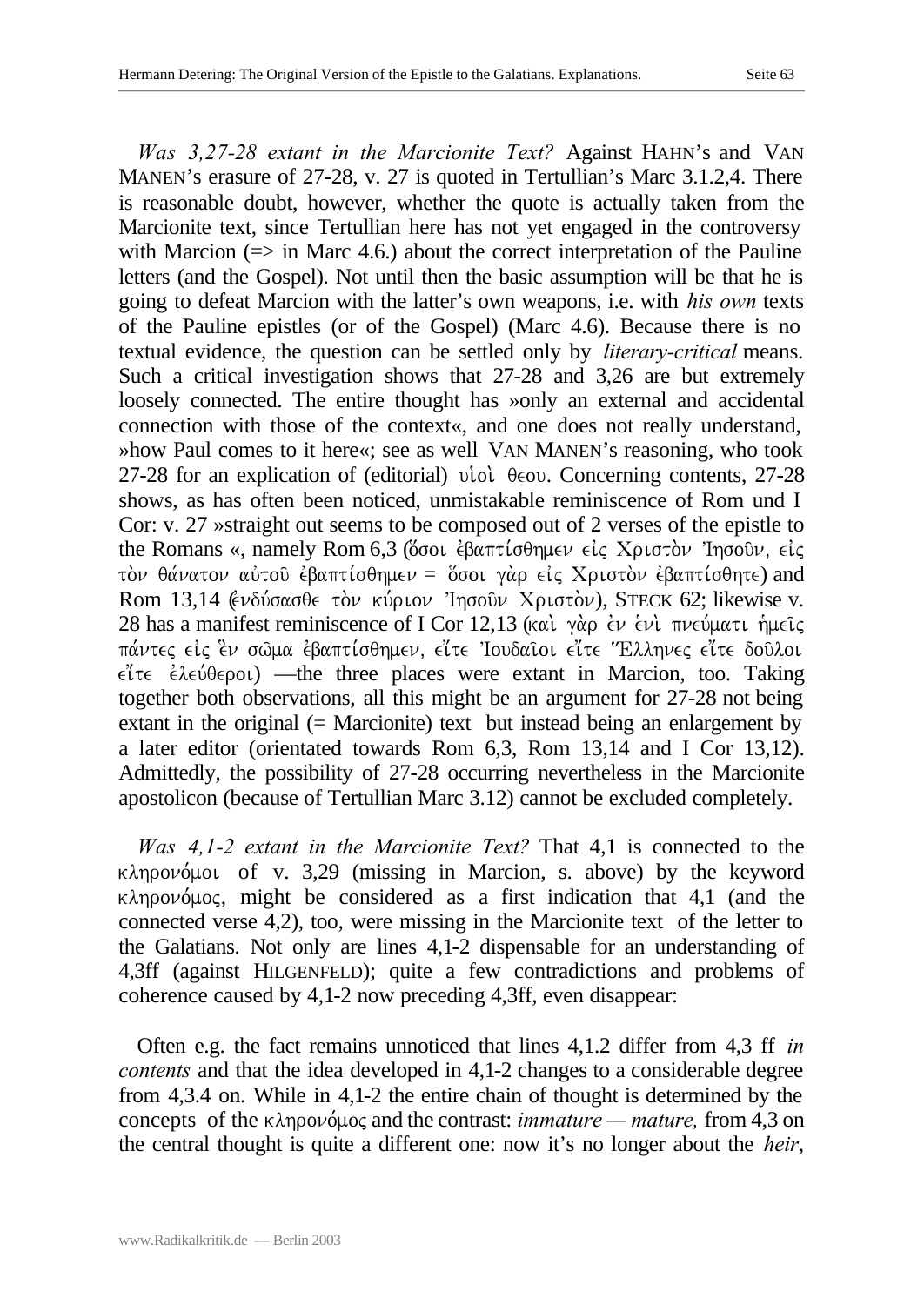*Was 3,27-28 extant in the Marcionite Text?* Against HAHN's and VAN MANEN's erasure of 27-28, v. 27 is quoted in Tertullian's Marc 3.1.2,4. There is reasonable doubt, however, whether the quote is actually taken from the Marcionite text, since Tertullian here has not yet engaged in the controversy with Marcion (=> in Marc 4.6.) about the correct interpretation of the Pauline letters (and the Gospel). Not until then the basic assumption will be that he is going to defeat Marcion with the latter's own weapons, i.e. with *his own* texts of the Pauline epistles (or of the Gospel) (Marc 4.6). Because there is no textual evidence, the question can be settled only by *literary-critical* means. Such a critical investigation shows that 27-28 and 3,26 are but extremely loosely connected. The entire thought has »only an external and accidental connection with those of the context«, and one does not really understand, »how Paul comes to it here«; see as well VAN MANEN's reasoning, who took 27-28 for an explication of (editorial) υἱοὶ θεου. Concerning contents, 27-28 shows, as has often been noticed, unmistakable reminiscence of Rom und I Cor: v. 27 »straight out seems to be composed out of 2 verses of the epistle to the Romans «, namely Rom 6,3 (ὅσοι ἐβαπτίσθημεν εἰς Χριστὸν Ἰησοῦν, εἰς τὸν θάνατον αὐτοῦ ἐβαπτίσθημεν = ὅσοι γὰρ εἰς Χριστὸν ἐβαπτίσθητε) and Rom 13,14 (ἐνδύσασθε τὸν κύριον Ἰησοῦν Χριστὸν), STECK 62; likewise v. 28 has a manifest reminiscence of I Cor 12,13 (καὶ γὰρ ἐν ἑνὶ πνεύματι ἡμεῖς πάντες εἰς ἓν σῶμα ἐβαπτίσθημεν, εἴτε Ἰουδαῖοι εἴτε Ἕλληνες εἴτε δοῦλοι εἴτε ἐλεύθεροι) —the three places were extant in Marcion, too. Taking together both observations, all this might be an argument for 27-28 not being extant in the original (= Marcionite) text but instead being an enlargement by a later editor (orientated towards Rom 6,3, Rom 13,14 and I Cor 13,12). Admittedly, the possibility of 27-28 occurring nevertheless in the Marcionite apostolicon (because of Tertullian Marc 3.12) cannot be excluded completely.

*Was 4,1-2 extant in the Marcionite Text?* That 4,1 is connected to the κληρονόμοι of v. 3,29 (missing in Marcion, s. above) by the keyword κληρονόμος, might be considered as a first indication that 4,1 (and the connected verse 4,2), too, were missing in the Marcionite text of the letter to the Galatians. Not only are lines 4,1-2 dispensable for an understanding of 4,3ff (against HILGENFELD); quite a few contradictions and problems of coherence caused by 4,1-2 now preceding 4,3ff, even disappear:

Often e.g. the fact remains unnoticed that lines 4,1.2 differ from 4,3 ff *in contents* and that the idea developed in 4,1-2 changes to a considerable degree from 4,3.4 on. While in 4,1-2 the entire chain of thought is determined by the concepts of the κληρονόμος and the contrast: *immature — mature,* from 4,3 on the central thought is quite a different one: now it's no longer about the *heir*,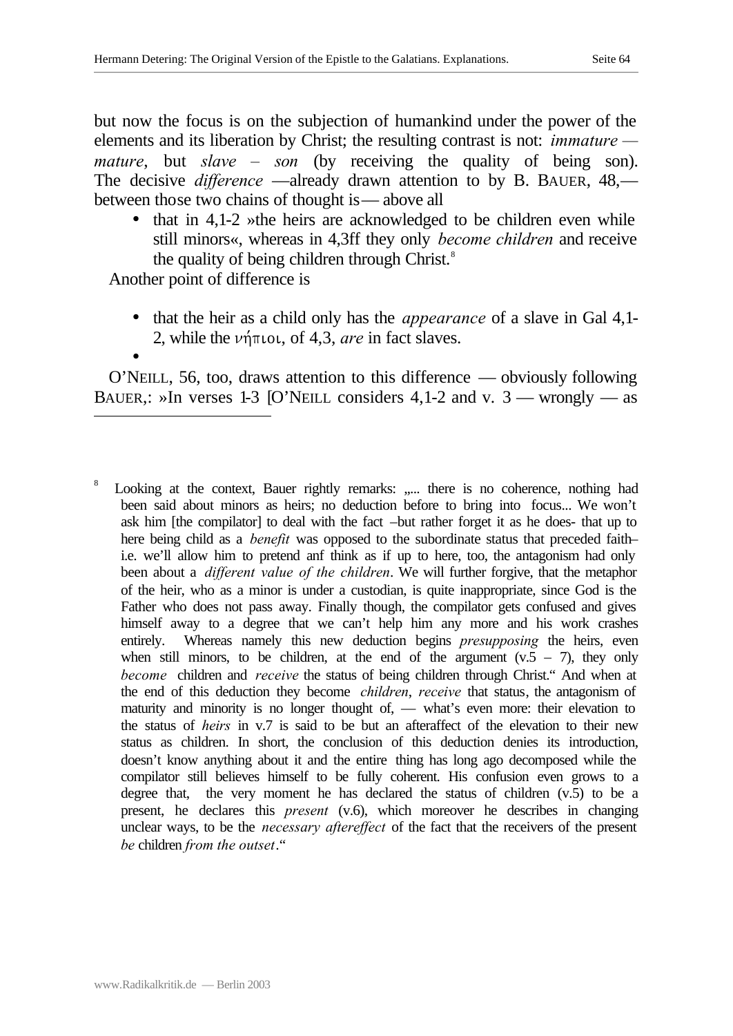but now the focus is on the subjection of humankind under the power of the elements and its liberation by Christ; the resulting contrast is not: *immature — mature*, but *slave – son* (by receiving the quality of being son). The decisive *difference* —already drawn attention to by B. BAUER, 48,— between those two chains of thought is— above all

- that in 4,1-2 »the heirs are acknowledged to be children even while still minors«, whereas in 4,3ff they only *become children* and receive the quality of being children through Christ.[8]

Another point of difference is

- that the heir as a child only has the *appearance* of a slave in Gal 4,1-2, while the νήπιοι, of 4,3, *are* in fact slaves.
- 

O'NEILL, 56, too, draws attention to this difference — obviously following BAUER,: »In verses 1-3 [O'NEILL considers 4,1-2 and v. 3 — wrongly — as

---

[8] Looking at the context, Bauer rightly remarks: „... there is no coherence, nothing had been said about minors as heirs; no deduction before to bring into focus... We won't ask him [the compilator] to deal with the fact –but rather forget it as he does- that up to here being child as a *benefit* was opposed to the subordinate status that preceded faith– i.e. we'll allow him to pretend anf think as if up to here, too, the antagonism had only been about a *different value of the children*. We will further forgive, that the metaphor of the heir, who as a minor is under a custodian, is quite inappropriate, since God is the Father who does not pass away. Finally though, the compilator gets confused and gives himself away to a degree that we can't help him any more and his work crashes entirely. Whereas namely this new deduction begins *presupposing* the heirs, even when still minors, to be children, at the end of the argument (v.5 – 7), they only *become* children and *receive* the status of being children through Christ." And when at the end of this deduction they become *children*, *receive* that status, the antagonism of maturity and minority is no longer thought of, — what's even more: their elevation to the status of *heirs* in v.7 is said to be but an afteraffect of the elevation to their new status as children. In short, the conclusion of this deduction denies its introduction, doesn't know anything about it and the entire thing has long ago decomposed while the compilator still believes himself to be fully coherent. His confusion even grows to a degree that, the very moment he has declared the status of children (v.5) to be a present, he declares this *present* (v.6), which moreover he describes in changing unclear ways, to be the *necessary aftereffect* of the fact that the receivers of the present *be* children *from the outset*."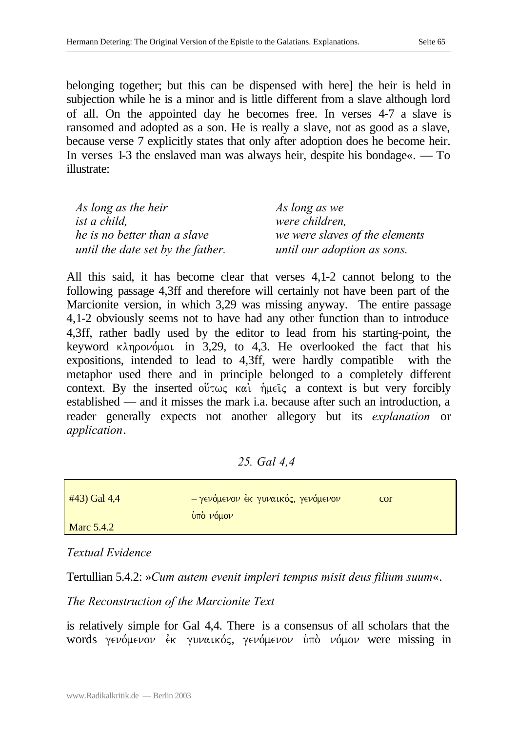belonging together; but this can be dispensed with here] the heir is held in subjection while he is a minor and is little different from a slave although lord of all. On the appointed day he becomes free. In verses 4-7 a slave is ransomed and adopted as a son. He is really a slave, not as good as a slave, because verse 7 explicitly states that only after adoption does he become heir. In verses 1-3 the enslaved man was always heir, despite his bondage«. — To illustrate:

| | |
|---|---|
| *As long as the heir* | *As long as we* |
| *ist a child,* | *were children,* |
| *he is no better than a slave* | *we were slaves of the elements* |
| *until the date set by the father.* | *until our adoption as sons.* |

All this said, it has become clear that verses 4,1-2 cannot belong to the following passage 4,3ff and therefore will certainly not have been part of the Marcionite version, in which 3,29 was missing anyway. The entire passage 4,1-2 obviously seems not to have had any other function than to introduce 4,3ff, rather badly used by the editor to lead from his starting-point, the keyword κληρονόμοι in 3,29, to 4,3. He overlooked the fact that his expositions, intended to lead to 4,3ff, were hardly compatible with the metaphor used there and in principle belonged to a completely different context. By the inserted οὕτως καὶ ἡμεῖς a context is but very forcibly established — and it misses the mark i.a. because after such an introduction, a reader generally expects not another allegory but its *explanation* or *application*.

## *25. Gal 4,4*

| | | |
|---|---|---|
| #43) Gal 4,4<br>Marc 5.4.2 | – γενόμενον ἐκ γυναικός, γενόμενον ὑπὸ νόμον | cor |

*Textual Evidence*

Tertullian 5.4.2: »*Cum autem evenit impleri tempus misit deus filium suum*«.

*The Reconstruction of the Marcionite Text*

is relatively simple for Gal 4,4. There is a consensus of all scholars that the words γενόμενον ἐκ γυναικός, γενόμενον ὑπὸ νόμον were missing in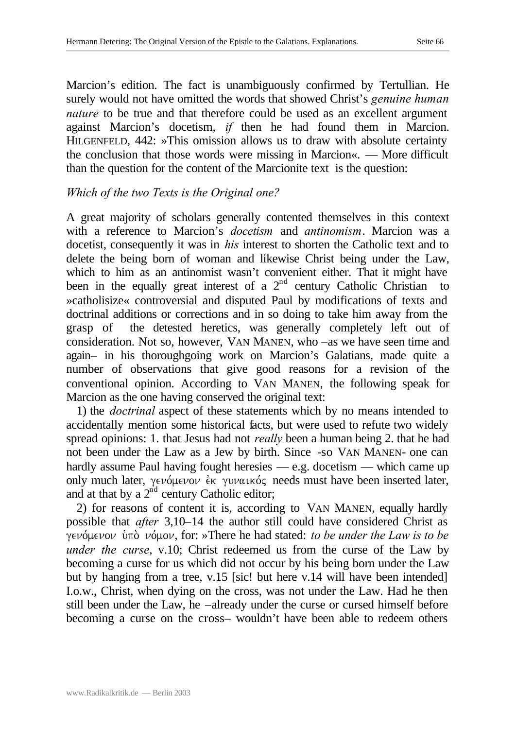Marcion's edition. The fact is unambiguously confirmed by Tertullian. He surely would not have omitted the words that showed Christ's *genuine human nature* to be true and that therefore could be used as an excellent argument against Marcion's docetism, *if* then he had found them in Marcion. HILGENFELD, 442: »This omission allows us to draw with absolute certainty the conclusion that those words were missing in Marcion«. — More difficult than the question for the content of the Marcionite text is the question:

### *Which of the two Texts is the Original one?*

A great majority of scholars generally contented themselves in this context with a reference to Marcion's *docetism* and *antinomism*. Marcion was a docetist, consequently it was in *his* interest to shorten the Catholic text and to delete the being born of woman and likewise Christ being under the Law, which to him as an antinomist wasn't convenient either. That it might have been in the equally great interest of a 2nd century Catholic Christian to »catholisize« controversial and disputed Paul by modifications of texts and doctrinal additions or corrections and in so doing to take him away from the grasp of the detested heretics, was generally completely left out of consideration. Not so, however, VAN MANEN, who –as we have seen time and again– in his thoroughgoing work on Marcion's Galatians, made quite a number of observations that give good reasons for a revision of the conventional opinion. According to VAN MANEN, the following speak for Marcion as the one having conserved the original text:

1) the *doctrinal* aspect of these statements which by no means intended to accidentally mention some historical facts, but were used to refute two widely spread opinions: 1. that Jesus had not *really* been a human being 2. that he had not been under the Law as a Jew by birth. Since -so VAN MANEN- one can hardly assume Paul having fought heresies — e.g. docetism — which came up only much later, γενόμενον ἐκ γυναικός needs must have been inserted later, and at that by a 2nd century Catholic editor;

2) for reasons of content it is, according to VAN MANEN, equally hardly possible that *after* 3,10–14 the author still could have considered Christ as γενόμενον ὑπὸ νόμον, for: »There he had stated: *to be under the Law is to be under the curse*, v.10; Christ redeemed us from the curse of the Law by becoming a curse for us which did not occur by his being born under the Law but by hanging from a tree, v.15 [sic! but here v.14 will have been intended] I.o.w., Christ, when dying on the cross, was not under the Law. Had he then still been under the Law, he –already under the curse or cursed himself before becoming a curse on the cross– wouldn't have been able to redeem others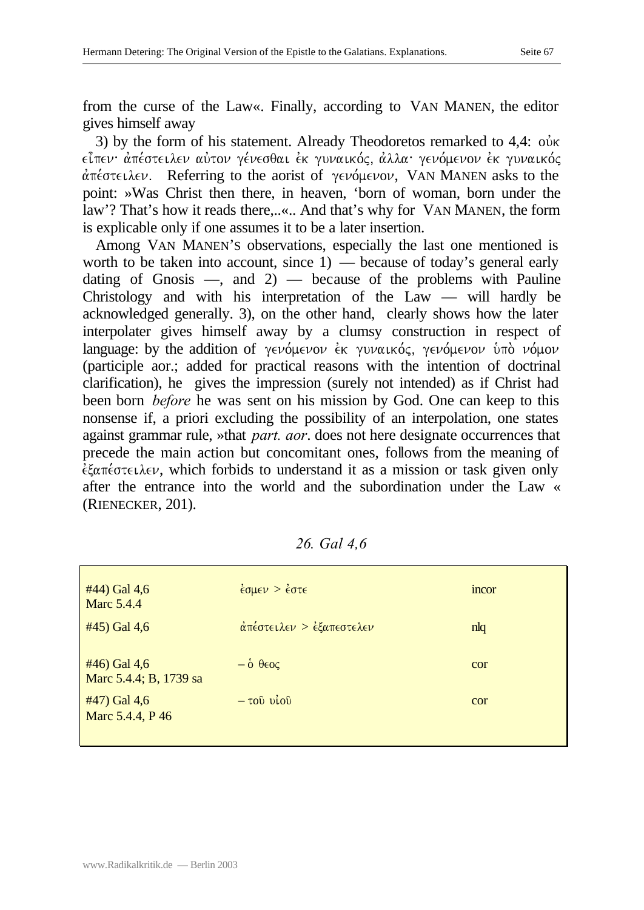from the curse of the Law«. Finally, according to VAN MANEN, the editor gives himself away

3) by the form of his statement. Already Theodoretos remarked to 4,4: οὐκ εἶπεν· ἀπέστειλεν αὐτον γένεσθαι ἐκ γυναικός, ἀλλα· γενόμενον ἐκ γυναικός ἀπέστειλεν. Referring to the aorist of γενόμενον, VAN MANEN asks to the point: »Was Christ then there, in heaven, 'born of woman, born under the law'? That's how it reads there,..«.. And that's why for VAN MANEN, the form is explicable only if one assumes it to be a later insertion.

Among VAN MANEN'S observations, especially the last one mentioned is worth to be taken into account, since 1) — because of today's general early dating of Gnosis —, and 2) — because of the problems with Pauline Christology and with his interpretation of the Law — will hardly be acknowledged generally. 3), on the other hand, clearly shows how the later interpolater gives himself away by a clumsy construction in respect of language: by the addition of γενόμενον ἐκ γυναικός, γενόμενον ὑπὸ νόμον (participle aor.; added for practical reasons with the intention of doctrinal clarification), he gives the impression (surely not intended) as if Christ had been born *before* he was sent on his mission by God. One can keep to this nonsense if, a priori excluding the possibility of an interpolation, one states against grammar rule, »that *part. aor*. does not here designate occurrences that precede the main action but concomitant ones, follows from the meaning of ἐξαπέστειλεν, which forbids to understand it as a mission or task given only after the entrance into the world and the subordination under the Law « (RIENECKER, 201).

*26. Gal 4,6*

| | | |
|---|---|---|
| #44) Gal 4,6<br>Marc 5.4.4 | ἐσμεν > ἐστε | incor |
| #45) Gal 4,6 | ἀπέστειλεν > ἐξαπεστελεν | nlq |
| #46) Gal 4,6<br>Marc 5.4.4; B, 1739 sa | – ὁ θεος | cor |
| #47) Gal 4,6<br>Marc 5.4.4, P 46 | – τοῦ υἱοῦ | cor |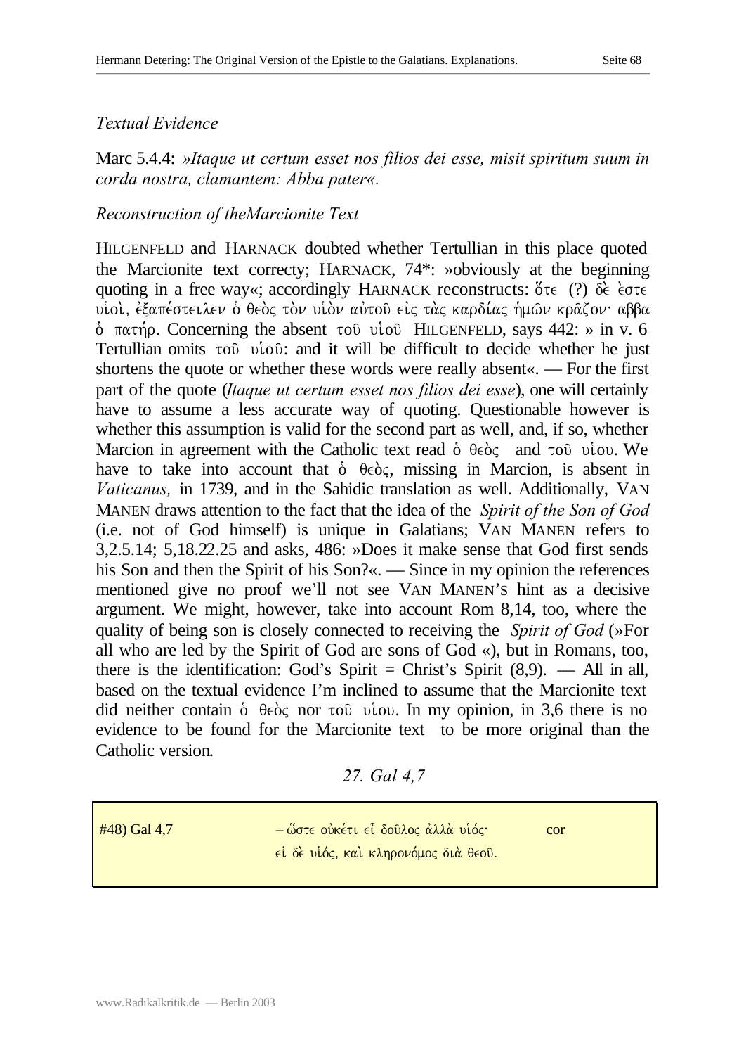*Textual Evidence*

Marc 5.4.4: *»Itaque ut certum esset nos filios dei esse, misit spiritum suum in corda nostra, clamantem: Abba pater«.*

*Reconstruction of theMarcionite Text*

HILGENFELD and HARNACK doubted whether Tertullian in this place quoted the Marcionite text correcty; HARNACK, 74\*: »obviously at the beginning quoting in a free way«; accordingly HARNACK reconstructs: ὅτε (?) δὲ ἐστε υἱοὶ, ἐξαπέστειλεν ὁ θεὸς τὸν υἱὸν αὐτοῦ εἰς τὰς καρδίας ἡμῶν κρᾶζον· αββα ὁ πατήρ. Concerning the absent τοῦ υἱοῦ HILGENFELD, says 442: » in v. 6 Tertullian omits τοῦ υἱοῦ: and it will be difficult to decide whether he just shortens the quote or whether these words were really absent«. — For the first part of the quote (*Itaque ut certum esset nos filios dei esse*), one will certainly have to assume a less accurate way of quoting. Questionable however is whether this assumption is valid for the second part as well, and, if so, whether Marcion in agreement with the Catholic text read ὁ θεὸς and τοῦ υἱου. We have to take into account that ὁ θεὸς, missing in Marcion, is absent in *Vaticanus,* in 1739, and in the Sahidic translation as well. Additionally, VAN MANEN draws attention to the fact that the idea of the *Spirit of the Son of God* (i.e. not of God himself) is unique in Galatians; VAN MANEN refers to 3,2.5.14; 5,18.22.25 and asks, 486: »Does it make sense that God first sends his Son and then the Spirit of his Son?«. — Since in my opinion the references mentioned give no proof we'll not see VAN MANEN'S hint as a decisive argument. We might, however, take into account Rom 8,14, too, where the quality of being son is closely connected to receiving the *Spirit of God* (»For all who are led by the Spirit of God are sons of God «), but in Romans, too, there is the identification: God's Spirit = Christ's Spirit (8,9). — All in all, based on the textual evidence I'm inclined to assume that the Marcionite text did neither contain ὁ θεὸς nor τοῦ υἱου. In my opinion, in 3,6 there is no evidence to be found for the Marcionite text to be more original than the Catholic version.

## *27. Gal 4,7*

| #48) Gal 4,7 | – ὥστε οὐκέτι εἶ δοῦλος ἀλλὰ υἱός· εἰ δὲ υἱός, καὶ κληρονόμος διὰ θεοῦ. | cor |
|---|---|---|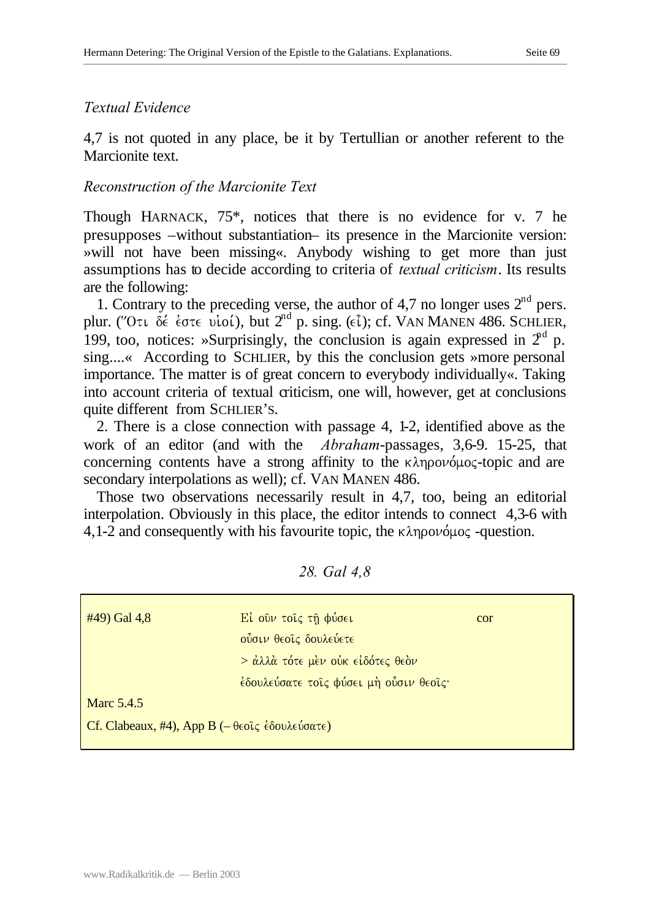*Textual Evidence*

4,7 is not quoted in any place, be it by Tertullian or another referent to the Marcionite text.

*Reconstruction of the Marcionite Text*

Though HARNACK, 75*, notices that there is no evidence for v. 7 he presupposes –without substantiation– its presence in the Marcionite version: »will not have been missing«. Anybody wishing to get more than just assumptions has to decide according to criteria of *textual criticism*. Its results are the following:

1. Contrary to the preceding verse, the author of 4,7 no longer uses 2nd pers. plur. (Ὅτι δέ ἐστε υἱοί), but 2nd p. sing. (εἶ); cf. VAN MANEN 486. SCHLIER, 199, too, notices: »Surprisingly, the conclusion is again expressed in 2nd p. sing....« According to SCHLIER, by this the conclusion gets »more personal importance. The matter is of great concern to everybody individually«. Taking into account criteria of textual criticism, one will, however, get at conclusions quite different from SCHLIER'S.

2. There is a close connection with passage 4, 1-2, identified above as the work of an editor (and with the *Abraham*-passages, 3,6-9. 15-25, that concerning contents have a strong affinity to the κληρονόμος-topic and are secondary interpolations as well); cf. VAN MANEN 486.

Those two observations necessarily result in 4,7, too, being an editorial interpolation. Obviously in this place, the editor intends to connect 4,3-6 with 4,1-2 and consequently with his favourite topic, the κληρονόμος -question.

## 28. Gal 4,8

| | | |
|---|---|---|
| #49) Gal 4,8 | Εἰ οὖν τοῖς τῇ φύσει οὖσιν θεοῖς δουλεύετε<br>> ἀλλὰ τότε μὲν οὐκ εἰδότες θεὸν ἐδουλεύσατε τοῖς φύσει μὴ οὖσιν θεοῖς· | cor |
| Marc 5.4.5 | | |
| Cf. Clabeaux, #4), App B (– θεοῖς ἐδουλεύσατε) | | |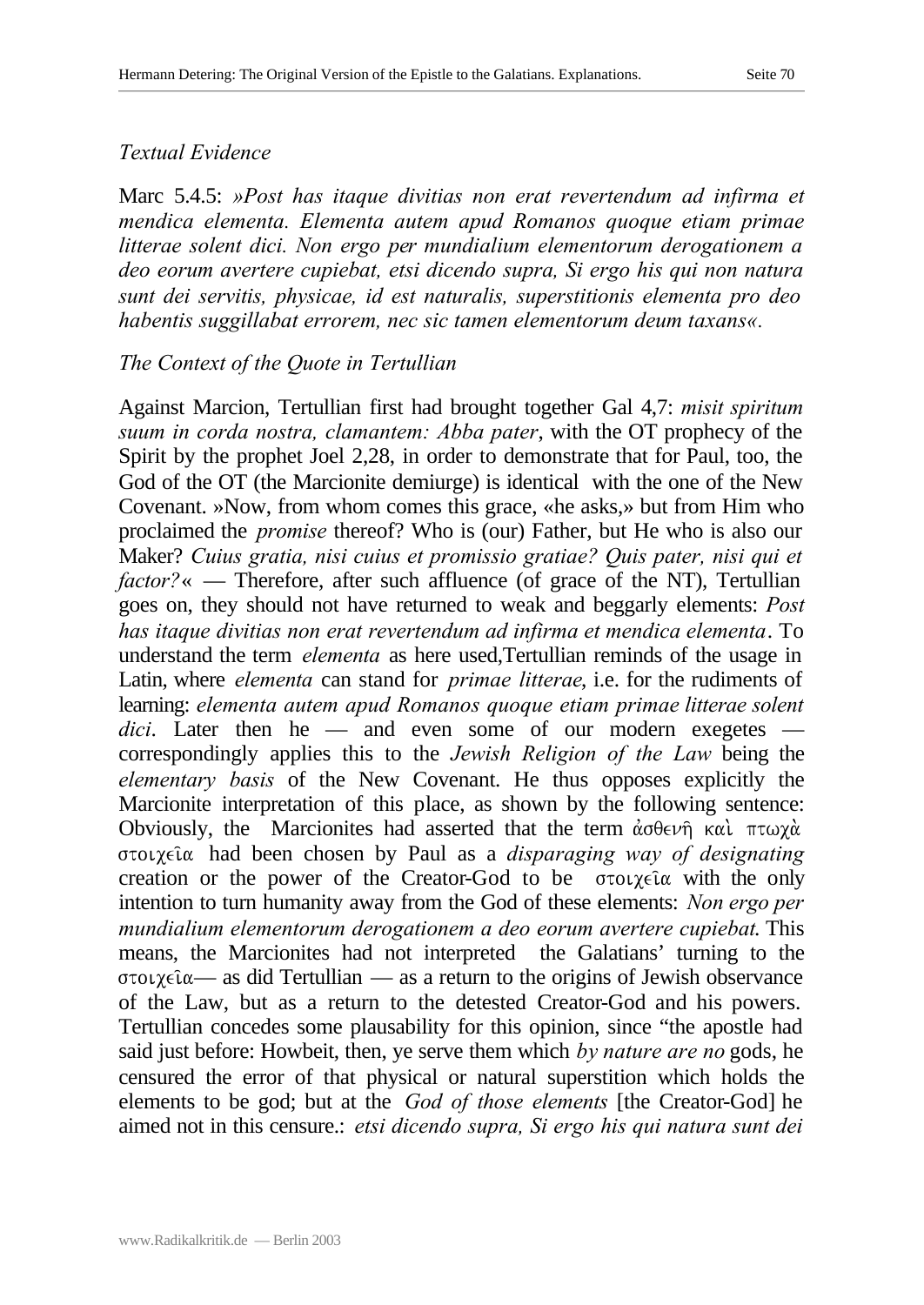*Textual Evidence*

Marc 5.4.5: *»Post has itaque divitias non erat revertendum ad infirma et mendica elementa. Elementa autem apud Romanos quoque etiam primae litterae solent dici. Non ergo per mundialium elementorum derogationem a deo eorum avertere cupiebat, etsi dicendo supra, Si ergo his qui non natura sunt dei servitis, physicae, id est naturalis, superstitionis elementa pro deo habentis suggillabat errorem, nec sic tamen elementorum deum taxans«.*

*The Context of the Quote in Tertullian*

Against Marcion, Tertullian first had brought together Gal 4,7: *misit spiritum suum in corda nostra, clamantem: Abba pater*, with the OT prophecy of the Spirit by the prophet Joel 2,28, in order to demonstrate that for Paul, too, the God of the OT (the Marcionite demiurge) is identical with the one of the New Covenant. »Now, from whom comes this grace, «he asks,» but from Him who proclaimed the *promise* thereof? Who is (our) Father, but He who is also our Maker? *Cuius gratia, nisi cuius et promissio gratiae? Quis pater, nisi qui et factor?*« — Therefore, after such affluence (of grace of the NT), Tertullian goes on, they should not have returned to weak and beggarly elements: *Post has itaque divitias non erat revertendum ad infirma et mendica elementa*. To understand the term *elementa* as here used,Tertullian reminds of the usage in Latin, where *elementa* can stand for *primae litterae*, i.e. for the rudiments of learning: *elementa autem apud Romanos quoque etiam primae litterae solent dici*. Later then he — and even some of our modern exegetes — correspondingly applies this to the *Jewish Religion of the Law* being the *elementary basis* of the New Covenant. He thus opposes explicitly the Marcionite interpretation of this place, as shown by the following sentence: Obviously, the Marcionites had asserted that the term ἀσθενῆ καὶ πτωχὰ στοιχεῖα had been chosen by Paul as a *disparaging way of designating* creation or the power of the Creator-God to be στοιχεῖα with the only intention to turn humanity away from the God of these elements: *Non ergo per mundialium elementorum derogationem a deo eorum avertere cupiebat.* This means, the Marcionites had not interpreted the Galatians' turning to the στοιχεῖα— as did Tertullian — as a return to the origins of Jewish observance of the Law, but as a return to the detested Creator-God and his powers. Tertullian concedes some plausability for this opinion, since "the apostle had said just before: Howbeit, then, ye serve them which *by nature are no* gods, he censured the error of that physical or natural superstition which holds the elements to be god; but at the *God of those elements* [the Creator-God] he aimed not in this censure.: *etsi dicendo supra, Si ergo his qui natura sunt dei*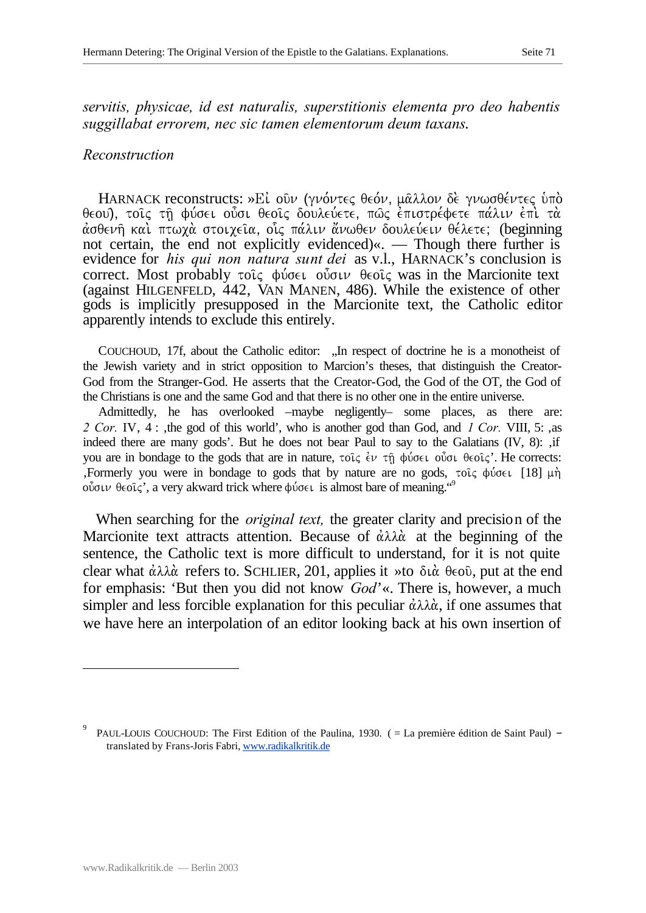*servitis, physicae, id est naturalis, superstitionis elementa pro deo habentis suggillabat errorem, nec sic tamen elementorum deum taxans.*

*Reconstruction*

HARNACK reconstructs: »Εἰ οὖν (γνόντες θεόν, μᾶλλον δὲ γνωσθέντες ὑπὸ θεοῦ), τοῖς τῇ φύσει οὖσι θεοῖς δουλεύετε, πῶς ἐπιστρέφετε πάλιν ἐπὶ τὰ ἀσθενῆ καὶ πτωχὰ στοιχεῖα, οἷς πάλιν ἄνωθεν δουλεύειν θέλετε; (beginning not certain, the end not explicitly evidenced)«. — Though there further is evidence for *his qui non natura sunt dei* as v.l., HARNACK's conclusion is correct. Most probably τοῖς φύσει οὖσιν θεοῖς was in the Marcionite text (against HILGENFELD, 442, VAN MANEN, 486). While the existence of other gods is implicitly presupposed in the Marcionite text, the Catholic editor apparently intends to exclude this entirely.

COUCHOUD, 17f, about the Catholic editor: „In respect of doctrine he is a monotheist of the Jewish variety and in strict opposition to Marcion's theses, that distinguish the Creator-God from the Stranger-God. He asserts that the Creator-God, the God of the OT, the God of the Christians is one and the same God and that there is no other one in the entire universe.

Admittedly, he has overlooked –maybe negligently– some places, as there are: *2 Cor.* IV, 4 : ‚the god of this world', who is another god than God, and *1 Cor.* VIII, 5: ‚as indeed there are many gods'. But he does not bear Paul to say to the Galatians (IV, 8): ‚if you are in bondage to the gods that are in nature, τοῖς ἐν τῇ φύσει οὖσι θεοῖς'. He corrects: ‚Formerly you were in bondage to gods that by nature are no gods, τοῖς φύσει [18] μὴ οὖσιν θεοῖς', a very akward trick where φύσει is almost bare of meaning."[9]

When searching for the *original text,* the greater clarity and precision of the Marcionite text attracts attention. Because of ἀλλὰ at the beginning of the sentence, the Catholic text is more difficult to understand, for it is not quite clear what ἀλλὰ refers to. SCHLIER, 201, applies it »to διὰ θεοῦ, put at the end for emphasis: 'But then you did not know *God*'«. There is, however, a much simpler and less forcible explanation for this peculiar ἀλλὰ, if one assumes that we have here an interpolation of an editor looking back at his own insertion of

---

[9] PAUL-LOUIS COUCHOUD: The First Edition of the Paulina, 1930. ( = La première édition de Saint Paul) – translated by Frans-Joris Fabri, www.radikalkritik.de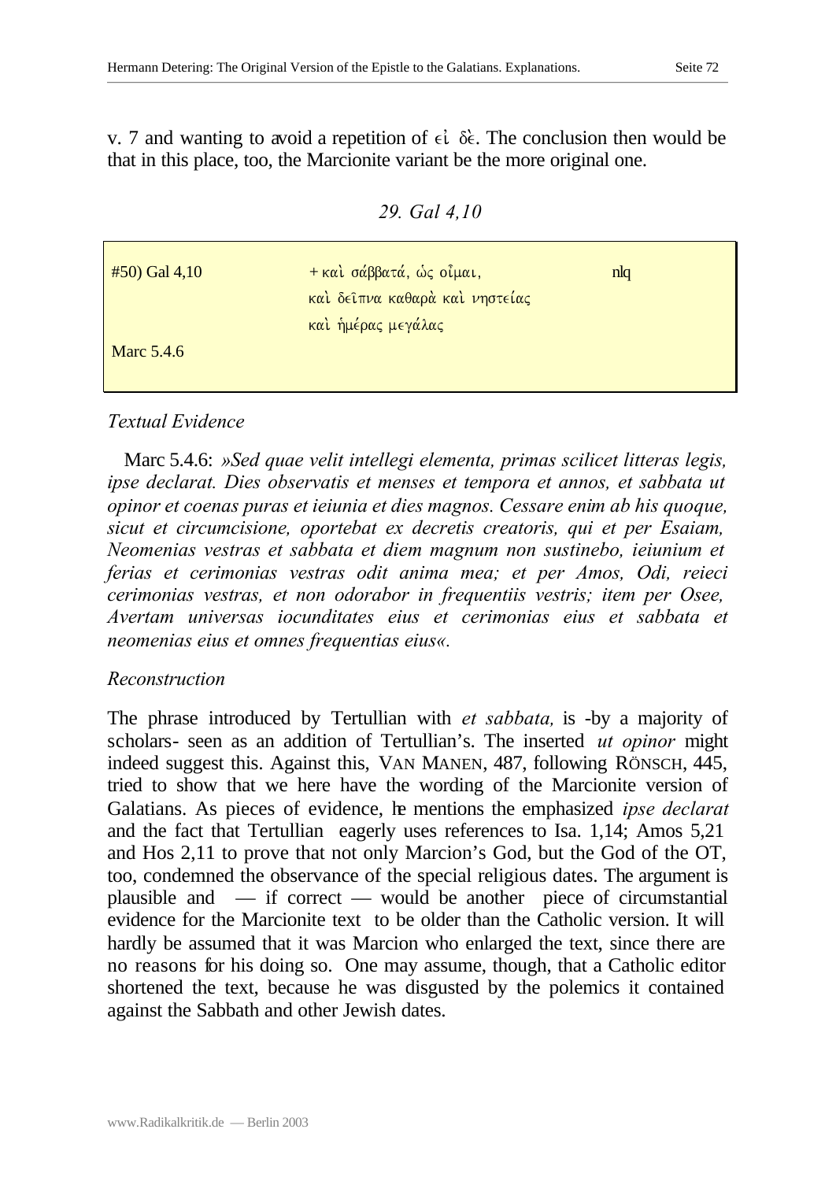v. 7 and wanting to avoid a repetition of εἰ δὲ. The conclusion then would be that in this place, too, the Marcionite variant be the more original one.

### *29. Gal 4,10*

| #50) Gal 4,10 | + καὶ σάββατά, ὡς οἶμαι, καὶ δεῖπνα καθαρὰ καὶ νηστείας καὶ ἡμέρας μεγάλας | nlq |
|---|---|---|
| Marc 5.4.6 | | |

*Textual Evidence*

Marc 5.4.6: *»Sed quae velit intellegi elementa, primas scilicet litteras legis, ipse declarat. Dies observatis et menses et tempora et annos, et sabbata ut opinor et coenas puras et ieiunia et dies magnos. Cessare enim ab his quoque, sicut et circumcisione, oportebat ex decretis creatoris, qui et per Esaiam, Neomenias vestras et sabbata et diem magnum non sustinebo, ieiunium et ferias et cerimonias vestras odit anima mea; et per Amos, Odi, reieci cerimonias vestras, et non odorabor in frequentiis vestris; item per Osee, Avertam universas iocunditates eius et cerimonias eius et sabbata et neomenias eius et omnes frequentias eius«.*

*Reconstruction*

The phrase introduced by Tertullian with *et sabbata,* is -by a majority of scholars- seen as an addition of Tertullian's. The inserted *ut opinor* might indeed suggest this. Against this, VAN MANEN, 487, following RÖNSCH, 445, tried to show that we here have the wording of the Marcionite version of Galatians. As pieces of evidence, he mentions the emphasized *ipse declarat* and the fact that Tertullian eagerly uses references to Isa. 1,14; Amos 5,21 and Hos 2,11 to prove that not only Marcion's God, but the God of the OT, too, condemned the observance of the special religious dates. The argument is plausible and — if correct — would be another piece of circumstantial evidence for the Marcionite text to be older than the Catholic version. It will hardly be assumed that it was Marcion who enlarged the text, since there are no reasons for his doing so. One may assume, though, that a Catholic editor shortened the text, because he was disgusted by the polemics it contained against the Sabbath and other Jewish dates.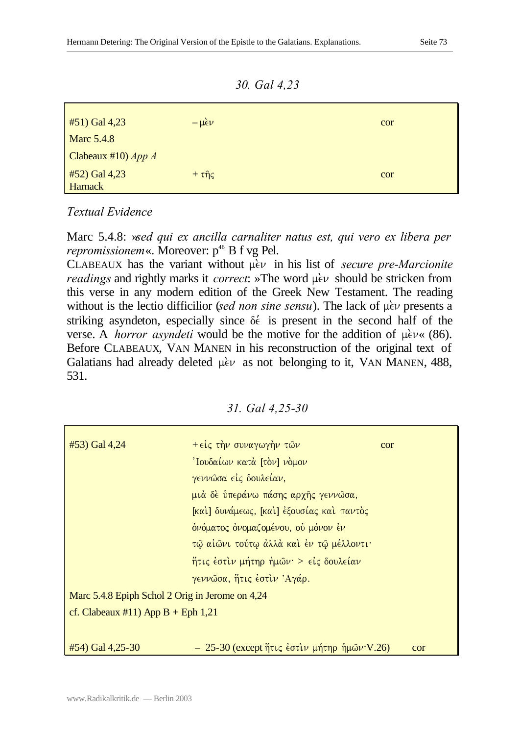## *30. Gal 4,23*

| | | |
|---|---|---|
| #51) Gal 4,23 | – μὲν | cor |
| Marc 5.4.8 | | |
| Clabeaux #10) *App A* | | |
| #52) Gal 4,23<br>Harnack | + τῆς | cor |

### *Textual Evidence*

Marc 5.4.8: »*sed qui ex ancilla carnaliter natus est, qui vero ex libera per repromissionem*«. Moreover: p[46] B f vg Pel.
CLABEAUX has the variant without μὲν in his list of *secure pre-Marcionite readings* and rightly marks it *correct*: »The word μὲν should be stricken from this verse in any modern edition of the Greek New Testament. The reading without is the lectio difficilior (*sed non sine sensu*). The lack of μὲν presents a striking asyndeton, especially since δέ is present in the second half of the verse. A *horror asyndeti* would be the motive for the addition of μὲν« (86). Before CLABEAUX, VAN MANEN in his reconstruction of the original text of Galatians had already deleted μὲν as not belonging to it, VAN MANEN, 488, 531.

## *31. Gal 4,25-30*

| | | |
|---|---|---|
| #53) Gal 4,24 | + εἰς τὴν συναγωγὴν τῶν Ἰουδαίων κατὰ [τὸν] νὸμον γεννῶσα εἰς δουλείαν, μιὰ δὲ ὑπεράνω πάσης αρχῆς γεννῶσα, [καὶ] δυνάμεως, [καὶ] ἐξουσίας καὶ παντὸς ὀνόματος ὀνομαζομένου, οὐ μόνον ἐν τῷ αἰῶνι τούτῳ ἀλλὰ καὶ ἐν τῷ μέλλοντι· ἥτις ἐστὶν μήτηρ ἡμῶν· > εἰς δουλείαν γεννῶσα, ἥτις ἐστὶν Ἁγάρ. | cor |
| Marc 5.4.8 Epiph Schol 2 Orig in Jerome on 4,24 | | |
| cf. Clabeaux #11) App B + Eph 1,21 | | |
| #54) Gal 4,25-30 | – 25-30 (except ἥτις ἐστὶν μήτηρ ἡμῶν· V.26) | cor |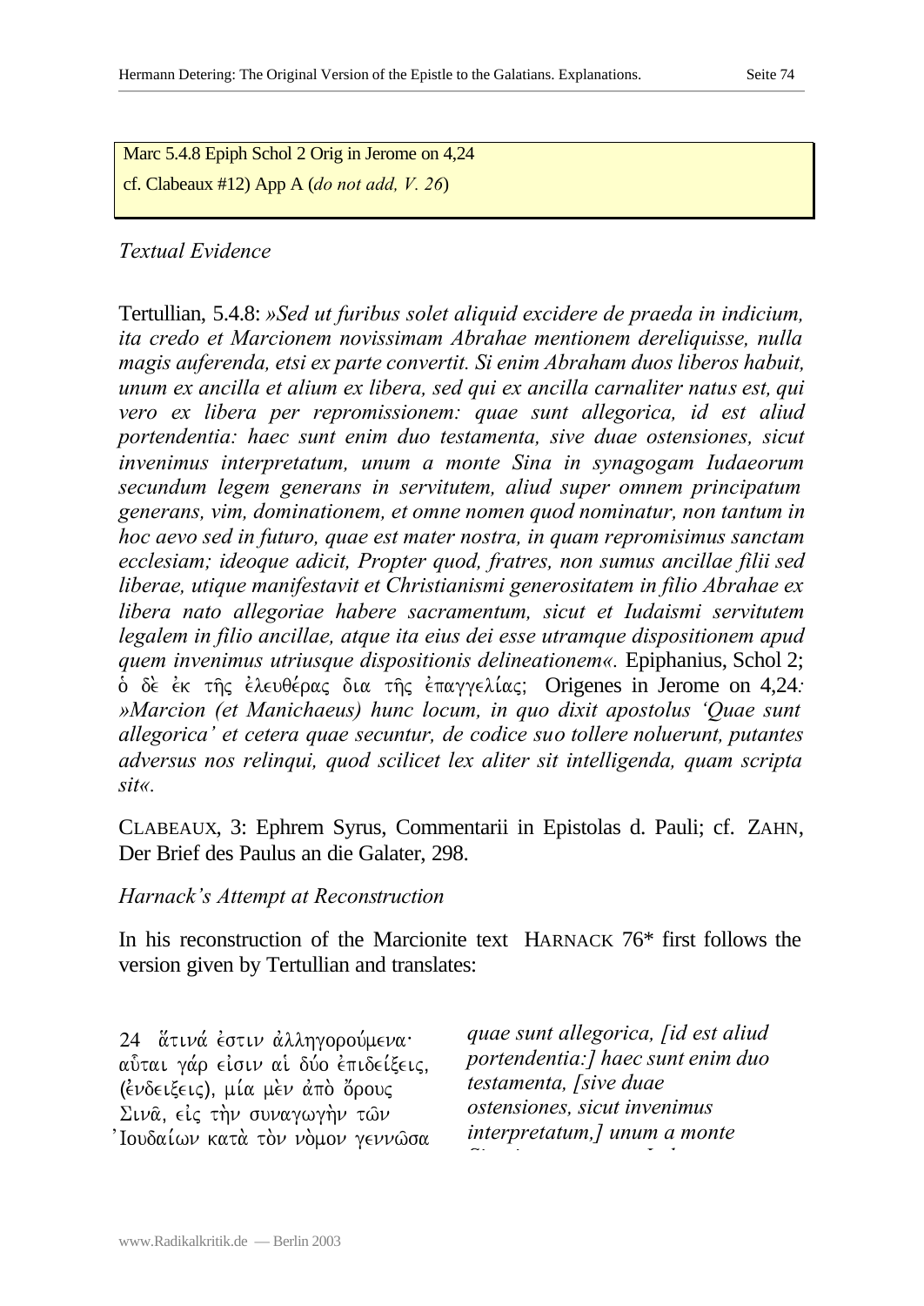Marc 5.4.8 Epiph Schol 2 Orig in Jerome on 4,24
cf. Clabeaux #12) App A (*do not add, V. 26*)

*Textual Evidence*

Tertullian, 5.4.8: *»Sed ut furibus solet aliquid excidere de praeda in indicium, ita credo et Marcionem novissimam Abrahae mentionem dereliquisse, nulla magis auferenda, etsi ex parte convertit. Si enim Abraham duos liberos habuit, unum ex ancilla et alium ex libera, sed qui ex ancilla carnaliter natus est, qui vero ex libera per repromissionem: quae sunt allegorica, id est aliud portendentia: haec sunt enim duo testamenta, sive duae ostensiones, sicut invenimus interpretatum, unum a monte Sina in synagogam Iudaeorum secundum legem generans in servitutem, aliud super omnem principatum generans, vim, dominationem, et omne nomen quod nominatur, non tantum in hoc aevo sed in futuro, quae est mater nostra, in quam repromisimus sanctam ecclesiam; ideoque adicit, Propter quod, fratres, non sumus ancillae filii sed liberae, utique manifestavit et Christianismi generositatem in filio Abrahae ex libera nato allegoriae habere sacramentum, sicut et Iudaismi servitutem legalem in filio ancillae, atque ita eius dei esse utramque dispositionem apud quem invenimus utriusque dispositionis delineationem«.* Epiphanius, Schol 2; ὁ δὲ ἐκ τῆς ἐλευθέρας δια τῆς ἐπαγγελίας; Origenes in Jerome on 4,24*: »Marcion (et Manichaeus) hunc locum, in quo dixit apostolus 'Quae sunt allegorica' et cetera quae secuntur, de codice suo tollere noluerunt, putantes adversus nos relinqui, quod scilicet lex aliter sit intelligenda, quam scripta sit«.*

CLABEAUX, 3: Ephrem Syrus, Commentarii in Epistolas d. Pauli; cf. ZAHN, Der Brief des Paulus an die Galater, 298.

*Harnack's Attempt at Reconstruction*

In his reconstruction of the Marcionite text HARNACK 76* first follows the version given by Tertullian and translates:

| | |
|---|---|
| 24 ἅτινά ἐστιν ἀλληγορούμενα· αὗται γάρ εἰσιν αἱ δύο ἐπιδείξεις, (ἐνδειξεις), μία μὲν ἀπὸ ὄρους Σινᾶ, εἰς τὴν συναγωγὴν τῶν Ἰουδαίων κατὰ τὸν νὸμον γεννῶσα | *quae sunt allegorica, [id est aliud portendentia:] haec sunt enim duo testamenta, [sive duae ostensiones, sicut invenimus interpretatum,] unum a monte* |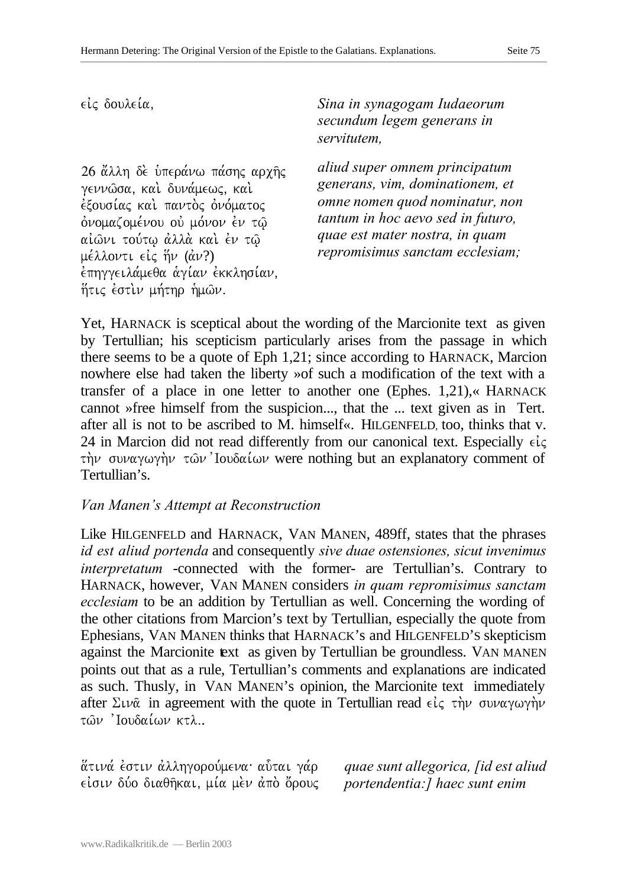| | |
|---|---|
| εἰς δουλεία, | *Sina in synagogam Iudaeorum secundum legem generans in servitutem,* |
| 26 ἄλλη δὲ ὑπεράνω πάσης αρχῆς γεννῶσα, καὶ δυνάμεως, καὶ ἐξουσίας καὶ παντὸς ὀνόματος ὀνομαζομένου οὐ μόνον ἐν τῷ αἰῶνι τούτῳ ἀλλὰ καὶ ἐν τῷ μέλλοντι εἰς ἥν (ἄν?) ἐπηγγειλάμεθα ἁγίαν ἐκκλησίαν, ἥτις ἐστὶν μήτηρ ἡμῶν. | *aliud super omnem principatum generans, vim, dominationem, et omne nomen quod nominatur, non tantum in hoc aevo sed in futuro, quae est mater nostra, in quam repromisimus sanctam ecclesiam;* |

Yet, HARNACK is sceptical about the wording of the Marcionite text as given by Tertullian; his scepticism particularly arises from the passage in which there seems to be a quote of Eph 1,21; since according to HARNACK, Marcion nowhere else had taken the liberty »of such a modification of the text with a transfer of a place in one letter to another one (Ephes. 1,21),« HARNACK cannot »free himself from the suspicion..., that the ... text given as in Tert. after all is not to be ascribed to M. himself«. HILGENFELD, too, thinks that v. 24 in Marcion did not read differently from our canonical text. Especially εἰς τὴν συναγωγὴν τῶν Ἰουδαίων were nothing but an explanatory comment of Tertullian's.

### *Van Manen's Attempt at Reconstruction*

Like HILGENFELD and HARNACK, VAN MANEN, 489ff, states that the phrases *id est aliud portenda* and consequently *sive duae ostensiones, sicut invenimus interpretatum* -connected with the former- are Tertullian's. Contrary to HARNACK, however, VAN MANEN considers *in quam repromisimus sanctam ecclesiam* to be an addition by Tertullian as well. Concerning the wording of the other citations from Marcion's text by Tertullian, especially the quote from Ephesians, VAN MANEN thinks that HARNACK's and HILGENFELD'S skepticism against the Marcionite text as given by Tertullian be groundless. VAN MANEN points out that as a rule, Tertullian's comments and explanations are indicated as such. Thusly, in VAN MANEN's opinion, the Marcionite text immediately after Σινᾶ in agreement with the quote in Tertullian read εἰς τὴν συναγωγὴν τῶν Ἰουδαίων κτλ..

| | |
|---|---|
| ἅτινά ἐστιν ἀλληγορούμενα· αὗται γάρ εἰσιν δύο διαθῆκαι, μία μὲν ἀπὸ ὄρους | *quae sunt allegorica, [id est aliud portendentia:] haec sunt enim* |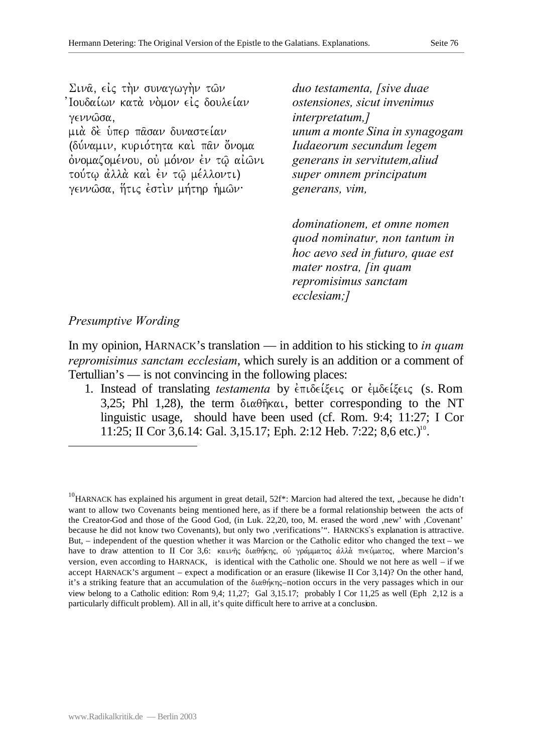Σινᾶ, εἰς τὴν συναγωγὴν τῶν Ἰουδαίων κατὰ νὸμον εἰς δουλείαν γεννῶσα,
μιὰ δὲ ὑπερ πᾶσαν δυναστείαν (δύναμιν, κυριότητα καὶ πᾶν ὄνομα ὀνομαζομένου, οὐ μόνον ἐν τῷ αἰῶνι τούτῳ ἀλλὰ καὶ ἐν τῷ μέλλοντι) γεννῶσα, ἥτις ἐστὶν μήτηρ ἡμῶν·

*duo testamenta, [sive duae ostensiones, sicut invenimus interpretatum,]*
*unum a monte Sina in synagogam Iudaeorum secundum legem generans in servitutem,aliud super omnem principatum generans, vim,*

*dominationem, et omne nomen quod nominatur, non tantum in hoc aevo sed in futuro, quae est mater nostra, [in quam repromisimus sanctam ecclesiam;]*

### *Presumptive Wording*

In my opinion, HARNACK's translation — in addition to his sticking to *in quam repromisimus sanctam ecclesiam*, which surely is an addition or a comment of Tertullian's — is not convincing in the following places:

1. Instead of translating *testamenta* by ἐπιδείξεις or ἐμδείξεις (s. Rom 3,25; Phl 1,28), the term διαθῆκαι, better corresponding to the NT linguistic usage, should have been used (cf. Rom. 9:4; 11:27; I Cor 11:25; II Cor 3,6.14: Gal. 3,15.17; Eph. 2:12 Heb. 7:22; 8,6 etc.)[10].

---

[10] HARNACK has explained his argument in great detail, 52f*: Marcion had altered the text, „because he didn't want to allow two Covenants being mentioned here, as if there be a formal relationship between the acts of the Creator-God and those of the Good God, (in Luk. 22,20, too, M. erased the word ‚new' with ‚Covenant' because he did not know two Covenants), but only two ‚verifications'". HARNCKS`s explanation is attractive. But, – independent of the question whether it was Marcion or the Catholic editor who changed the text – we have to draw attention to II Cor 3,6: καινῆς διαθήκης, οὐ γράμματος ἀλλὰ πνεύματος, where Marcion's version, even according to HARNACK, is identical with the Catholic one. Should we not here as well – if we accept HARNACK'S argument – expect a modification or an erasure (likewise II Cor 3,14)? On the other hand, it's a striking feature that an accumulation of the διαθήκης–notion occurs in the very passages which in our view belong to a Catholic edition: Rom 9,4; 11,27; Gal 3,15.17; probably I Cor 11,25 as well (Eph 2,12 is a particularly difficult problem). All in all, it's quite difficult here to arrive at a conclusion.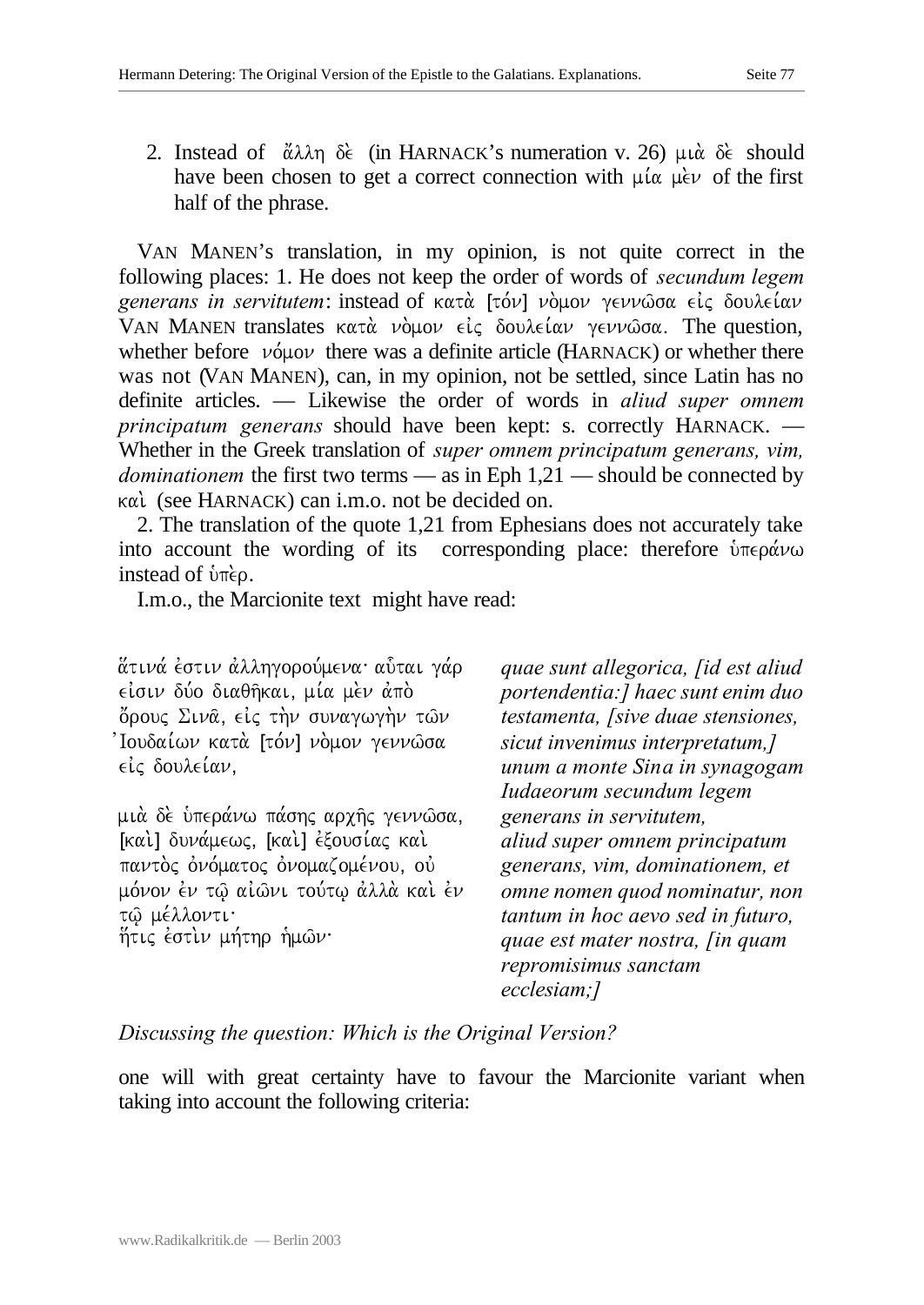2. Instead of ἄλλη δὲ (in HARNACK's numeration v. 26) μιὰ δὲ should have been chosen to get a correct connection with μία μὲν of the first half of the phrase.

VAN MANEN's translation, in my opinion, is not quite correct in the following places: 1. He does not keep the order of words of *secundum legem generans in servitutem*: instead of κατὰ [τόν] νὸμον γεννῶσα εἰς δουλείαν VAN MANEN translates κατὰ νὸμον εἰς δουλείαν γεννῶσα. The question, whether before νόμον there was a definite article (HARNACK) or whether there was not (VAN MANEN), can, in my opinion, not be settled, since Latin has no definite articles. — Likewise the order of words in *aliud super omnem principatum generans* should have been kept: s. correctly HARNACK. — Whether in the Greek translation of *super omnem principatum generans, vim, dominationem* the first two terms — as in Eph 1,21 — should be connected by καὶ (see HARNACK) can i.m.o. not be decided on.

2. The translation of the quote 1,21 from Ephesians does not accurately take into account the wording of its corresponding place: therefore ὑπεράνω instead of ὑπὲρ.

I.m.o., the Marcionite text might have read:

| | |
|---|---|
| ἅτινά ἐστιν ἀλληγορούμενα· αὗται γάρ εἰσιν δύο διαθῆκαι, μία μὲν ἀπὸ ὄρους Σινᾶ, εἰς τὴν συναγωγὴν τῶν Ἰουδαίων κατὰ [τόν] νὸμον γεννῶσα εἰς δουλείαν, | *quae sunt allegorica, [id est aliud portendentia:] haec sunt enim duo testamenta, [sive duae stensiones, sicut invenimus interpretatum,] unum a monte Sina in synagogam Iudaeorum secundum legem generans in servitutem,* |
| μιὰ δὲ ὑπεράνω πάσης αρχῆς γεννῶσα, [καὶ] δυνάμεως, [καὶ] ἐξουσίας καὶ παντὸς ὀνόματος ὀνομαζομένου, οὐ μόνον ἐν τῷ αἰῶνι τούτῳ ἀλλὰ καὶ ἐν τῷ μέλλοντι· ἥτις ἐστὶν μήτηρ ἡμῶν· | *aliud super omnem principatum generans, vim, dominationem, et omne nomen quod nominatur, non tantum in hoc aevo sed in futuro, quae est mater nostra, [in quam repromisimus sanctam ecclesiam;]* |

*Discussing the question: Which is the Original Version?*

one will with great certainty have to favour the Marcionite variant when taking into account the following criteria: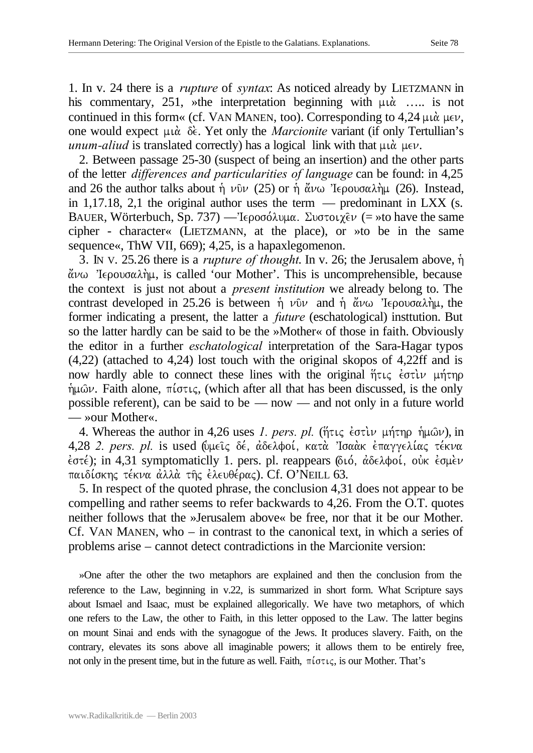1. In v. 24 there is a *rupture* of *syntax*: As noticed already by LIETZMANN in his commentary, 251, »the interpretation beginning with μιὰ ….. is not continued in this form« (cf. VAN MANEN, too). Corresponding to 4,24 μιὰ μεν, one would expect μιὰ δὲ. Yet only the *Marcionite* variant (if only Tertullian's *unum-aliud* is translated correctly) has a logical link with that μιὰ μεν.

2. Between passage 25-30 (suspect of being an insertion) and the other parts of the letter *differences and particularities of language* can be found: in 4,25 and 26 the author talks about ἡ νῦν (25) or ἡ ἄνω Ἰερουσαλὴμ (26). Instead, in 1,17.18, 2,1 the original author uses the term — predominant in LXX (s. BAUER, Wörterbuch, Sp. 737) —Ἰεροσόλυμα. Συστοιχεῖν (= »to have the same cipher - character« (LIETZMANN, at the place), or »to be in the same sequence«, ThW VII, 669); 4,25, is a hapaxlegomenon.

3. IN V. 25.26 there is a *rupture of thought*. In v. 26; the Jerusalem above, ἡ ἄνω Ἰερουσαλὴμ, is called 'our Mother'. This is uncomprehensible, because the context is just not about a *present institution* we already belong to. The contrast developed in 25.26 is between ἡ νῦν and ἡ ἄνω Ἰερουσαλὴμ, the former indicating a present, the latter a *future* (eschatological) insttution. But so the latter hardly can be said to be the »Mother« of those in faith. Obviously the editor in a further *eschatological* interpretation of the Sara-Hagar typos (4,22) (attached to 4,24) lost touch with the original skopos of 4,22ff and is now hardly able to connect these lines with the original ἥτις ἐστὶν μήτηρ ἡμῶν. Faith alone, πίστις, (which after all that has been discussed, is the only possible referent), can be said to be — now — and not only in a future world — »our Mother«.

4. Whereas the author in 4,26 uses *1. pers. pl.* (ἥτις ἐστὶν μήτηρ ἡμῶν), in 4,28 *2. pers. pl.* is used (ὑμεῖς δέ, ἀδελφοί, κατὰ Ἰσαὰκ ἐπαγγελίας τέκνα ἐστέ); in 4,31 symptomaticlly 1. pers. pl. reappears (διό, ἀδελφοί, οὐκ ἐσμὲν παιδίσκης τέκνα ἀλλὰ τῆς ἐλευθέρας). Cf. O'NEILL 63.

5. In respect of the quoted phrase, the conclusion 4,31 does not appear to be compelling and rather seems to refer backwards to 4,26. From the O.T. quotes neither follows that the »Jerusalem above« be free, nor that it be our Mother. Cf. VAN MANEN, who – in contrast to the canonical text, in which a series of problems arise – cannot detect contradictions in the Marcionite version:

> »One after the other the two metaphors are explained and then the conclusion from the reference to the Law, beginning in v.22, is summarized in short form. What Scripture says about Ismael and Isaac, must be explained allegorically. We have two metaphors, of which one refers to the Law, the other to Faith, in this letter opposed to the Law. The latter begins on mount Sinai and ends with the synagogue of the Jews. It produces slavery. Faith, on the contrary, elevates its sons above all imaginable powers; it allows them to be entirely free, not only in the present time, but in the future as well. Faith, πίστις, is our Mother. That's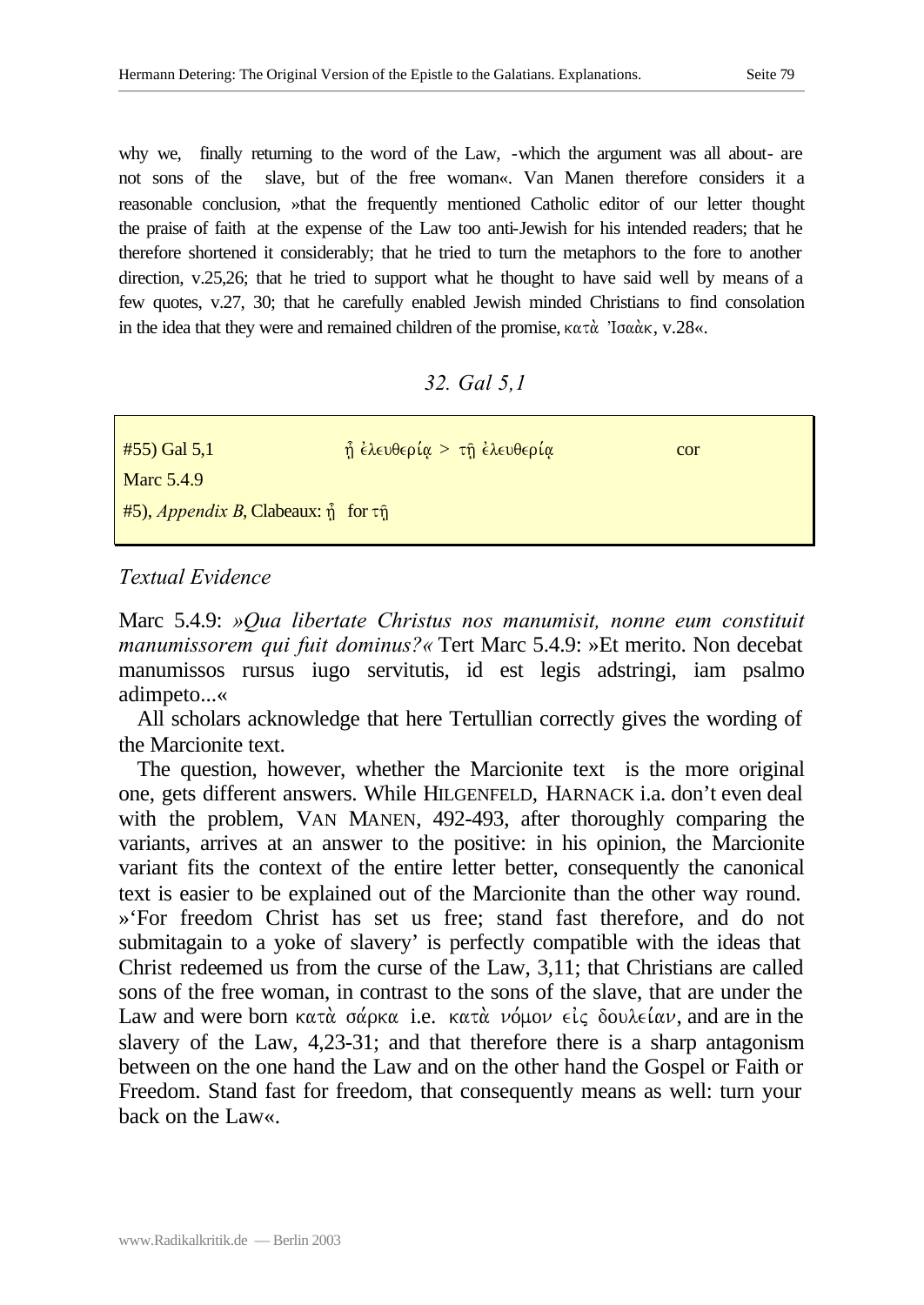why we, finally returning to the word of the Law, -which the argument was all about- are not sons of the slave, but of the free woman«. Van Manen therefore considers it a reasonable conclusion, »that the frequently mentioned Catholic editor of our letter thought the praise of faith at the expense of the Law too anti-Jewish for his intended readers; that he therefore shortened it considerably; that he tried to turn the metaphors to the fore to another direction, v.25,26; that he tried to support what he thought to have said well by means of a few quotes, v.27, 30; that he carefully enabled Jewish minded Christians to find consolation in the idea that they were and remained children of the promise, κατὰ Ἰσαὰκ, v.28«.

### *32. Gal 5,1*

| #55) Gal 5,1 | ᾗ ἐλευθερίᾳ > τῇ ἐλευθερίᾳ | cor |
|---|---|---|
| Marc 5.4.9 | | |
| #5), *Appendix B*, Clabeaux: ᾗ for τῇ | | |

*Textual Evidence*

Marc 5.4.9: *»Qua libertate Christus nos manumisit, nonne eum constituit manumissorem qui fuit dominus?«* Tert Marc 5.4.9: »Et merito. Non decebat manumissos rursus iugo servitutis, id est legis adstringi, iam psalmo adimpeto...«

All scholars acknowledge that here Tertullian correctly gives the wording of the Marcionite text.

The question, however, whether the Marcionite text is the more original one, gets different answers. While HILGENFELD, HARNACK i.a. don't even deal with the problem, VAN MANEN, 492-493, after thoroughly comparing the variants, arrives at an answer to the positive: in his opinion, the Marcionite variant fits the context of the entire letter better, consequently the canonical text is easier to be explained out of the Marcionite than the other way round. »'For freedom Christ has set us free; stand fast therefore, and do not submitagain to a yoke of slavery' is perfectly compatible with the ideas that Christ redeemed us from the curse of the Law, 3,11; that Christians are called sons of the free woman, in contrast to the sons of the slave, that are under the Law and were born κατὰ σάρκα i.e. κατὰ νόμον εἰς δουλείαν, and are in the slavery of the Law, 4,23-31; and that therefore there is a sharp antagonism between on the one hand the Law and on the other hand the Gospel or Faith or Freedom. Stand fast for freedom, that consequently means as well: turn your back on the Law«.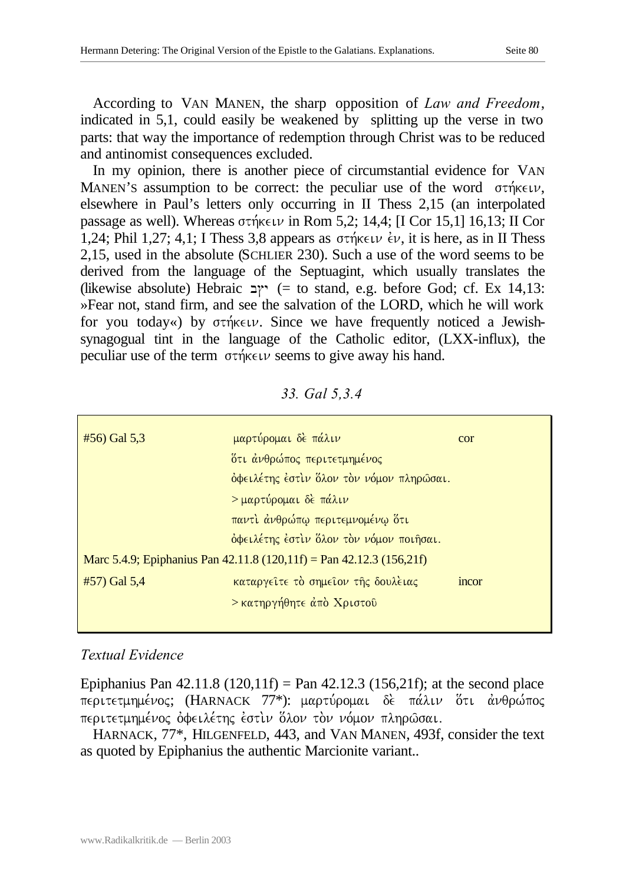According to VAN MANEN, the sharp opposition of *Law and Freedom*, indicated in 5,1, could easily be weakened by splitting up the verse in two parts: that way the importance of redemption through Christ was to be reduced and antinomist consequences excluded.

In my opinion, there is another piece of circumstantial evidence for VAN MANEN'S assumption to be correct: the peculiar use of the word στήκειν, elsewhere in Paul's letters only occurring in II Thess 2,15 (an interpolated passage as well). Whereas στήκειν in Rom 5,2; 14,4; [I Cor 15,1] 16,13; II Cor 1,24; Phil 1,27; 4,1; I Thess 3,8 appears as στήκειν ἐν, it is here, as in II Thess 2,15, used in the absolute (SCHLIER 230). Such a use of the word seems to be derived from the language of the Septuagint, which usually translates the (likewise absolute) Hebraic יצב (= to stand, e.g. before God; cf. Ex 14,13: »Fear not, stand firm, and see the salvation of the LORD, which he will work for you today«) by στήκειν. Since we have frequently noticed a Jewish-synagogual tint in the language of the Catholic editor, (LXX-influx), the peculiar use of the term στήκειν seems to give away his hand.

## *33. Gal 5,3.4*

| | | |
|---|---|---|
| #56) Gal 5,3 | μαρτύρομαι δὲ πάλιν<br>ὅτι ἀνθρώπος περιτετμημένος<br>ὀφειλέτης ἐστὶν ὅλον τὸν νόμον πληρῶσαι.<br>> μαρτύρομαι δὲ πάλιν<br>παντὶ ἀνθρώπῳ περιτεμνομένῳ ὅτι<br>ὀφειλέτης ἐστὶν ὅλον τὸν νόμον ποιῆσαι. | cor |
| Marc 5.4.9; Epiphanius Pan 42.11.8 (120,11f) = Pan 42.12.3 (156,21f) | | |
| #57) Gal 5,4 | καταργεῖτε τὸ σημεῖον τῆς δουλὲιας<br>> κατηργήθητε ἀπὸ Χριστοῦ | incor |

*Textual Evidence*

Epiphanius Pan 42.11.8 (120,11f) = Pan 42.12.3 (156,21f); at the second place περιτετμημένος; (HARNACK 77*): μαρτύρομαι δὲ πάλιν ὅτι ἀνθρώπος περιτετμημένος ὀφειλέτης ἐστὶν ὅλον τὸν νόμον πληρῶσαι.

HARNACK, 77*, HILGENFELD, 443, and VAN MANEN, 493f, consider the text as quoted by Epiphanius the authentic Marcionite variant..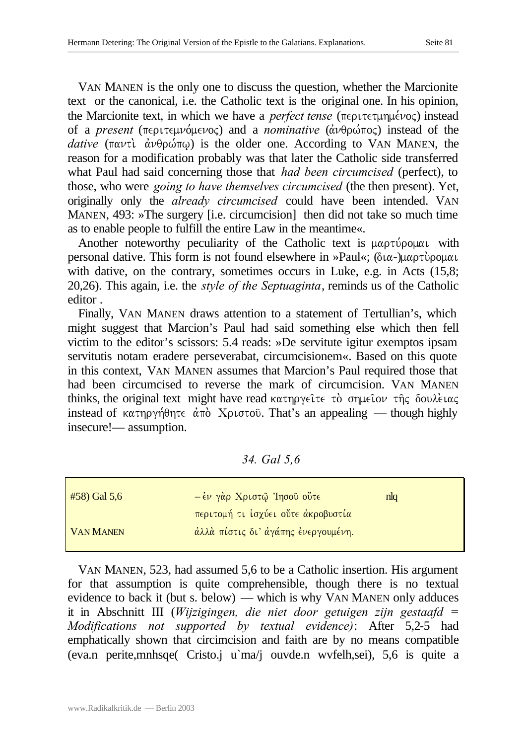VAN MANEN is the only one to discuss the question, whether the Marcionite text or the canonical, i.e. the Catholic text is the original one. In his opinion, the Marcionite text, in which we have a *perfect tense* (περιτετμημένος) instead of a *present* (περιτεμνόμενος) and a *nominative* (ἀνθρώπος) instead of the *dative* (παντὶ ἀνθρώπῳ) is the older one. According to VAN MANEN, the reason for a modification probably was that later the Catholic side transferred what Paul had said concerning those that *had been circumcised* (perfect), to those, who were *going to have themselves circumcised* (the then present). Yet, originally only the *already circumcised* could have been intended. VAN MANEN, 493: »The surgery [i.e. circumcision] then did not take so much time as to enable people to fulfill the entire Law in the meantime«.

Another noteworthy peculiarity of the Catholic text is μαρτύρομαι with personal dative. This form is not found elsewhere in »Paul«; (δια-)μαρτὺρομαι with dative, on the contrary, sometimes occurs in Luke, e.g. in Acts (15,8; 20,26). This again, i.e. the *style of the Septuaginta*, reminds us of the Catholic editor .

Finally, VAN MANEN draws attention to a statement of Tertullian's, which might suggest that Marcion's Paul had said something else which then fell victim to the editor's scissors: 5.4 reads: »De servitute igitur exemptos ipsam servitutis notam eradere perseverabat, circumcisionem«. Based on this quote in this context, VAN MANEN assumes that Marcion's Paul required those that had been circumcised to reverse the mark of circumcision. VAN MANEN thinks, the original text might have read κατηργεῖτε τὸ σημεῖον τῆς δουλὲιας instead of κατηργήθητε ἀπὸ Χριστοῦ. That's an appealing — though highly insecure!— assumption.

*34. Gal 5,6*

| | | |
|---|---|---|
| #58) Gal 5,6 | – ἐν γὰρ Χριστῷ Ἰησοῦ οὔτε περιτομή τι ἰσχύει οὔτε ἀκροβυστία | nlq |
| VAN MANEN | ἀλλὰ πίστις δι' ἀγάπης ἐνεργουμένη. | |

VAN MANEN, 523, had assumed 5,6 to be a Catholic insertion. His argument for that assumption is quite comprehensible, though there is no textual evidence to back it (but s. below) — which is why VAN MANEN only adduces it in Abschnitt III (*Wijzigingen, die niet door getuigen zijn gestaafd = Modifications not supported by textual evidence)*: After 5,2-5 had emphatically shown that circimcision and faith are by no means compatible (eva.n perite,mnhsqe( Cristo.j u`ma/j ouvde.n wvfelh,sei), 5,6 is quite a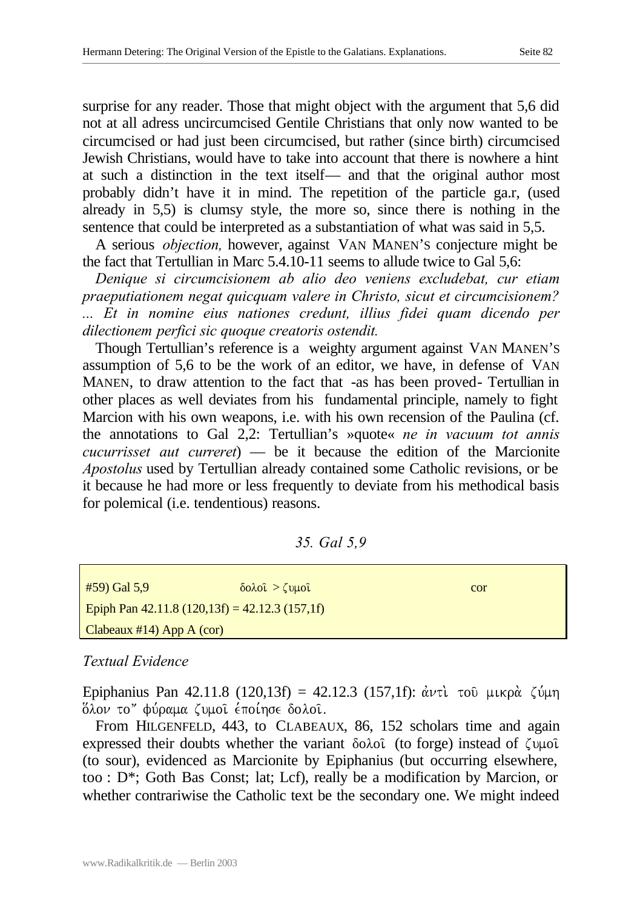surprise for any reader. Those that might object with the argument that 5,6 did not at all adress uncircumcised Gentile Christians that only now wanted to be circumcised or had just been circumcised, but rather (since birth) circumcised Jewish Christians, would have to take into account that there is nowhere a hint at such a distinction in the text itself— and that the original author most probably didn't have it in mind. The repetition of the particle ga.r, (used already in 5,5) is clumsy style, the more so, since there is nothing in the sentence that could be interpreted as a substantiation of what was said in 5,5.

A serious *objection,* however, against VAN MANEN'S conjecture might be the fact that Tertullian in Marc 5.4.10-11 seems to allude twice to Gal 5,6:

*Denique si circumcisionem ab alio deo veniens excludebat, cur etiam praeputiationem negat quicquam valere in Christo, sicut et circumcisionem? ... Et in nomine eius nationes credunt, illius fidei quam dicendo per dilectionem perfici sic quoque creatoris ostendit.*

Though Tertullian's reference is a weighty argument against VAN MANEN'S assumption of 5,6 to be the work of an editor, we have, in defense of VAN MANEN, to draw attention to the fact that -as has been proved- Tertullian in other places as well deviates from his fundamental principle, namely to fight Marcion with his own weapons, i.e. with his own recension of the Paulina (cf. the annotations to Gal 2,2: Tertullian's »quote« *ne in vacuum tot annis cucurrisset aut curreret*) — be it because the edition of the Marcionite *Apostolus* used by Tertullian already contained some Catholic revisions, or be it because he had more or less frequently to deviate from his methodical basis for polemical (i.e. tendentious) reasons.

### *35. Gal 5,9*

| #59) Gal 5,9 | δολοῖ > ζυμοῖ | cor |
|---|---|---|
| Epiph Pan 42.11.8 (120,13f) = 42.12.3 (157,1f) | | |
| Clabeaux #14) App A (cor) | | |

*Textual Evidence*

Epiphanius Pan 42.11.8 (120,13f) = 42.12.3 (157,1f): ἀντὶ τοῦ μικρὰ ζύμη ὅλον το" φύραμα ζυμοῖ ἐποίησε δολοῖ.

From HILGENFELD, 443, to CLABEAUX, 86, 152 scholars time and again expressed their doubts whether the variant δολοῖ (to forge) instead of ζυμοῖ (to sour), evidenced as Marcionite by Epiphanius (but occurring elsewhere, too : D*; Goth Bas Const; lat; Lcf), really be a modification by Marcion, or whether contrariwise the Catholic text be the secondary one. We might indeed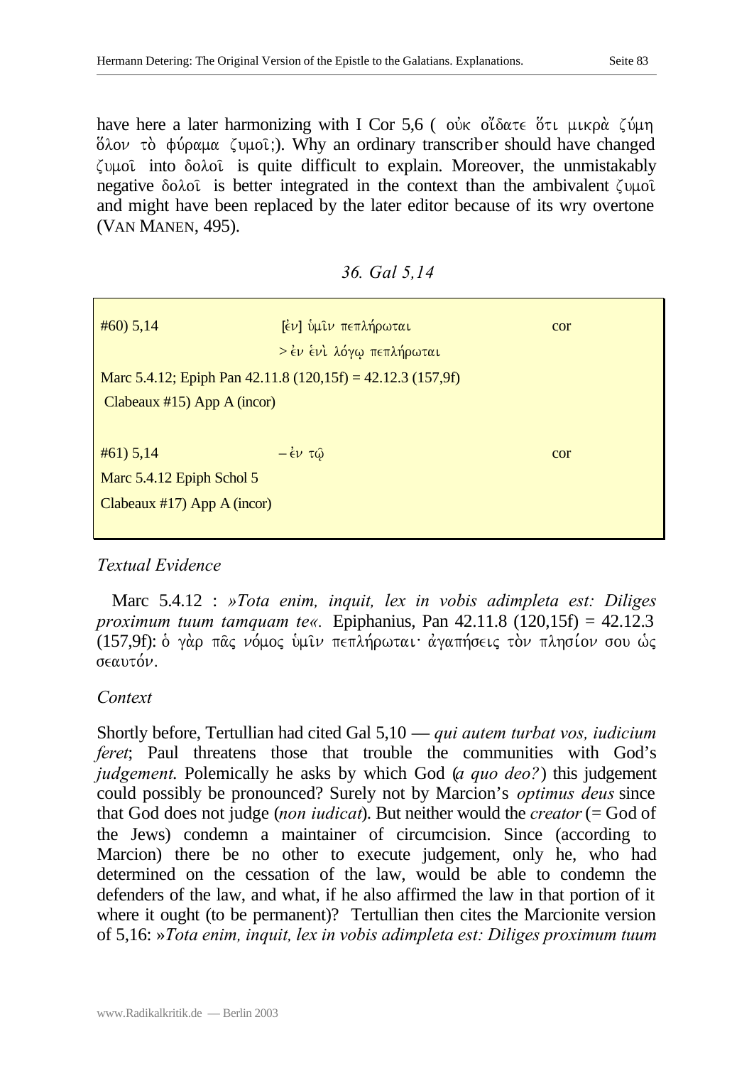have here a later harmonizing with I Cor 5,6 ( οὐκ οἴδατε ὅτι μικρὰ ζύμη ὅλον τὸ φύραμα ζυμοῖ;). Why an ordinary transcriber should have changed ζυμοῖ into δολοῖ is quite difficult to explain. Moreover, the unmistakably negative δολοῖ is better integrated in the context than the ambivalent ζυμοῖ and might have been replaced by the later editor because of its wry overtone (VAN MANEN, 495).

### *36. Gal 5,14*

| | | |
|---|---|---|
| #60) 5,14 | [ἐν] ὑμῖν πεπλήρωται | cor |
| | > ἐν ἑνὶ λόγῳ πεπλήρωται | |
| Marc 5.4.12; Epiph Pan 42.11.8 (120,15f) = 42.12.3 (157,9f) | | |
| Clabeaux #15) App A (incor) | | |
| #61) 5,14 | – ἐν τῷ | cor |
| Marc 5.4.12 Epiph Schol 5 | | |
| Clabeaux #17) App A (incor) | | |

*Textual Evidence*

Marc 5.4.12 : *»Tota enim, inquit, lex in vobis adimpleta est: Diliges proximum tuum tamquam te«.* Epiphanius, Pan 42.11.8 (120,15f) = 42.12.3 (157,9f): ὁ γὰρ πᾶς νόμος ὑμῖν πεπλήρωται· ἀγαπήσεις τὸν πλησίον σου ὡς σεαυτόν.

*Context*

Shortly before, Tertullian had cited Gal 5,10 — *qui autem turbat vos, iudicium feret*; Paul threatens those that trouble the communities with God's *judgement.* Polemically he asks by which God (*a quo deo?*) this judgement could possibly be pronounced? Surely not by Marcion's *optimus deus* since that God does not judge (*non iudicat*). But neither would the *creator* (= God of the Jews) condemn a maintainer of circumcision. Since (according to Marcion) there be no other to execute judgement, only he, who had determined on the cessation of the law, would be able to condemn the defenders of the law, and what, if he also affirmed the law in that portion of it where it ought (to be permanent)? Tertullian then cites the Marcionite version of 5,16: »*Tota enim, inquit, lex in vobis adimpleta est: Diliges proximum tuum*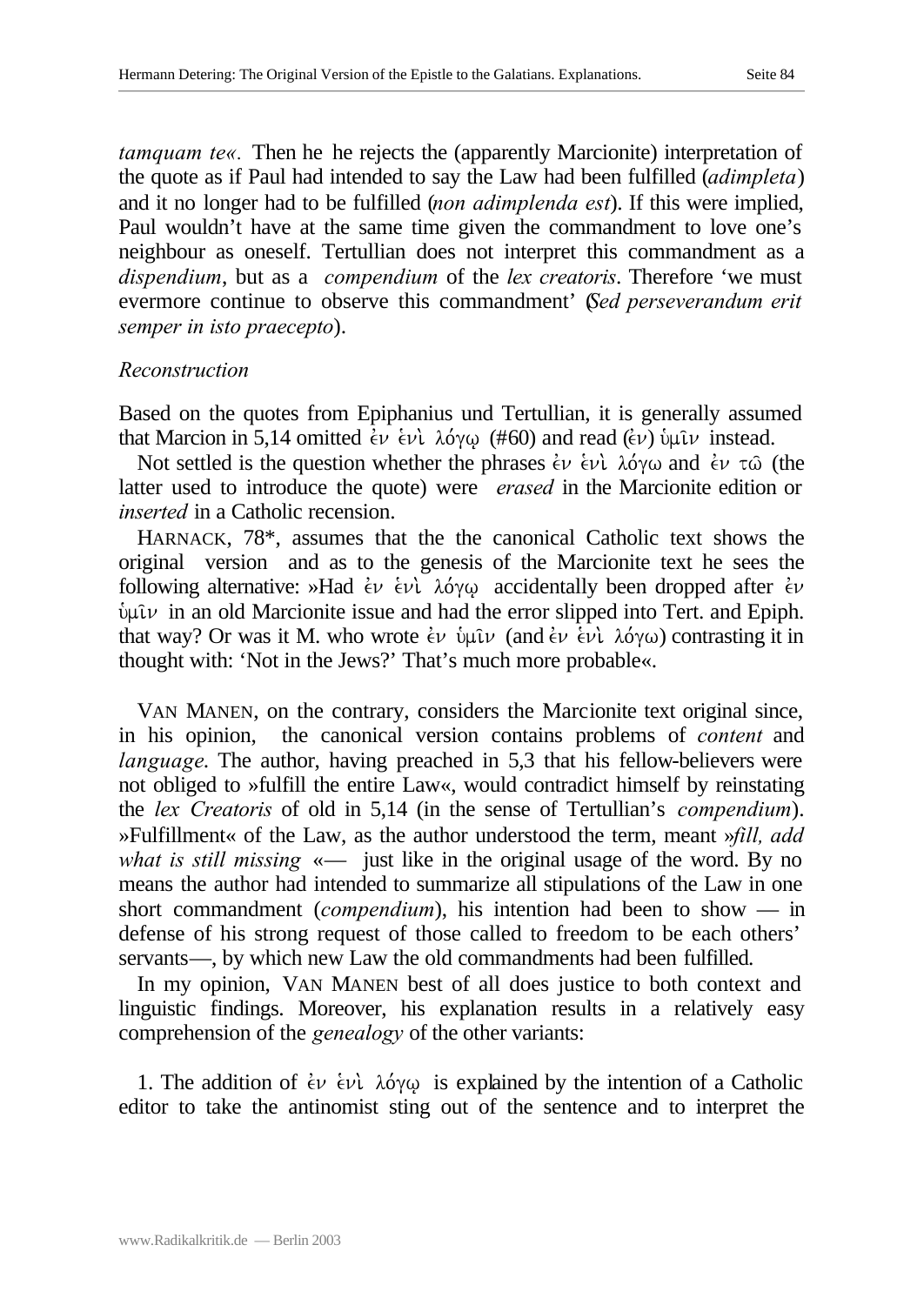*tamquam te«*. Then he he rejects the (apparently Marcionite) interpretation of the quote as if Paul had intended to say the Law had been fulfilled (*adimpleta*) and it no longer had to be fulfilled (*non adimplenda est*). If this were implied, Paul wouldn't have at the same time given the commandment to love one's neighbour as oneself. Tertullian does not interpret this commandment as a *dispendium*, but as a *compendium* of the *lex creatoris*. Therefore 'we must evermore continue to observe this commandment' (*Sed perseverandum erit semper in isto praecepto*).

*Reconstruction*

Based on the quotes from Epiphanius und Tertullian, it is generally assumed that Marcion in 5,14 omitted ἐν ἑνὶ λόγῳ (#60) and read (ἐν) ὑμῖν instead.

Not settled is the question whether the phrases ἐν ἑνὶ λόγω and ἐν τῷ (the latter used to introduce the quote) were *erased* in the Marcionite edition or *inserted* in a Catholic recension.

HARNACK, 78*, assumes that the the canonical Catholic text shows the original version and as to the genesis of the Marcionite text he sees the following alternative: »Had ἐν ἑνὶ λόγῳ accidentally been dropped after ἐν ὑμῖν in an old Marcionite issue and had the error slipped into Tert. and Epiph. that way? Or was it M. who wrote ἐν ὑμῖν (and ἐν ἑνὶ λόγω) contrasting it in thought with: 'Not in the Jews?' That's much more probable«.

VAN MANEN, on the contrary, considers the Marcionite text original since, in his opinion, the canonical version contains problems of *content* and *language*. The author, having preached in 5,3 that his fellow-believers were not obliged to »fulfill the entire Law«, would contradict himself by reinstating the *lex Creatoris* of old in 5,14 (in the sense of Tertullian's *compendium*). »Fulfillment« of the Law, as the author understood the term, meant »*fill, add what is still missing* «— just like in the original usage of the word. By no means the author had intended to summarize all stipulations of the Law in one short commandment (*compendium*), his intention had been to show — in defense of his strong request of those called to freedom to be each others' servants—, by which new Law the old commandments had been fulfilled.

In my opinion, VAN MANEN best of all does justice to both context and linguistic findings. Moreover, his explanation results in a relatively easy comprehension of the *genealogy* of the other variants:

1. The addition of ἐν ἑνὶ λόγῳ is explained by the intention of a Catholic editor to take the antinomist sting out of the sentence and to interpret the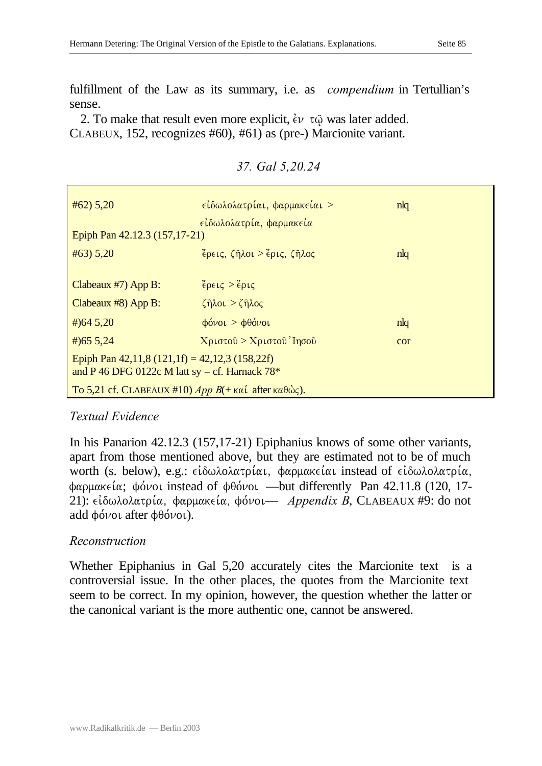fulfillment of the Law as its summary, i.e. as *compendium* in Tertullian's sense.

2. To make that result even more explicit, ἐν τῷ was later added. CLABEUX, 152, recognizes #60), #61) as (pre-) Marcionite variant.

### *37. Gal 5,20.24*

| | | |
|---|---|---|
| #62) 5,20 | εἰδωλολατρίαι, φαρμακείαι > εἰδωλολατρία, φαρμακεία | nlq |
| Epiph Pan 42.12.3 (157,17-21) | | |
| #63) 5,20 | ἔρεις, ζῆλοι > ἔρις, ζῆλος | nlq |
| Clabeaux #7) App B: | ἔρεις > ἔρις | |
| Clabeaux #8) App B: | ζῆλοι > ζῆλος | |
| #)64 5,20 | φόνοι > φθόνοι | nlq |
| #)65 5,24 | Χριστοῦ > Χριστοῦ Ἰησοῦ | cor |
| Epiph Pan 42,11,8 (121,1f) = 42,12,3 (158,22f) and P 46 DFG 0122c M latt sy – cf. Harnack 78* | | |
| To 5,21 cf. CLABEAUX #10) *App B*(+ καί after καθὼς). | | |

### *Textual Evidence*

In his Panarion 42.12.3 (157,17-21) Epiphanius knows of some other variants, apart from those mentioned above, but they are estimated not to be of much worth (s. below), e.g.: εἰδωλολατρίαι, φαρμακείαι instead of εἰδωλολατρία, φαρμακεία; φόνοι instead of φθόνοι —but differently Pan 42.11.8 (120, 17-21): εἰδωλολατρία, φαρμακεία, φόνοι— *Appendix B*, CLABEAUX #9: do not add φόνοι after φθόνοι).

### *Reconstruction*

Whether Epiphanius in Gal 5,20 accurately cites the Marcionite text is a controversial issue. In the other places, the quotes from the Marcionite text seem to be correct. In my opinion, however, the question whether the latter or the canonical variant is the more authentic one, cannot be answered.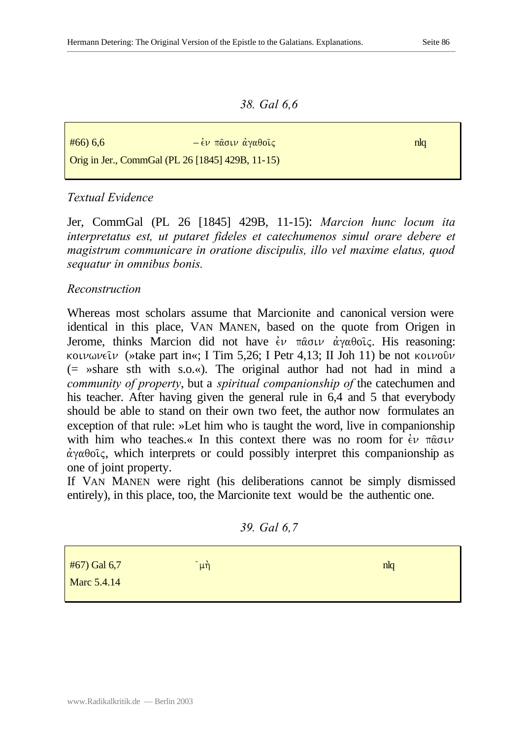### *38. Gal 6,6*

| #66) 6,6 | – ἐν πᾶσιν ἀγαθοῖς | nlq |
|---|---|---|
| Orig in Jer., CommGal (PL 26 [1845] 429B, 11-15) | | |

*Textual Evidence*

Jer, CommGal (PL 26 [1845] 429B, 11-15): *Marcion hunc locum ita interpretatus est, ut putaret fideles et catechumenos simul orare debere et magistrum communicare in oratione discipulis, illo vel maxime elatus, quod sequatur in omnibus bonis.*

*Reconstruction*

Whereas most scholars assume that Marcionite and canonical version were identical in this place, VAN MANEN, based on the quote from Origen in Jerome, thinks Marcion did not have ἐν πᾶσιν ἀγαθοῖς. His reasoning: κοινωνεῖν (»take part in«; I Tim 5,26; I Petr 4,13; II Joh 11) be not κοινοῦν (= »share sth with s.o.«). The original author had not had in mind a *community of property*, but a *spiritual companionship of* the catechumen and his teacher. After having given the general rule in 6,4 and 5 that everybody should be able to stand on their own two feet, the author now formulates an exception of that rule: »Let him who is taught the word, live in companionship with him who teaches.« In this context there was no room for ἐν πᾶσιν ἀγαθοῖς, which interprets or could possibly interpret this companionship as one of joint property.
If VAN MANEN were right (his deliberations cannot be simply dismissed entirely), in this place, too, the Marcionite text would be the authentic one.

### *39. Gal 6,7*

| #67) Gal 6,7 | ‑ μὴ | nlq |
|---|---|---|
| Marc 5.4.14 | | |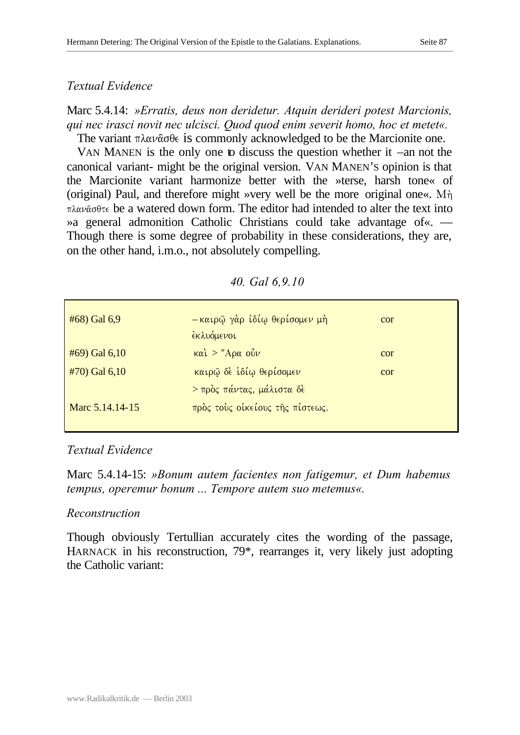*Textual Evidence*

Marc 5.4.14: *»Erratis, deus non deridetur. Atquin derideri potest Marcionis, qui nec irasci novit nec ulcisci. Quod quod enim severit homo, hoc et metet«.*

The variant πλανᾶσθε is commonly acknowledged to be the Marcionite one.

VAN MANEN is the only one to discuss the question whether it –an not the canonical variant- might be the original version. VAN MANEN'S opinion is that the Marcionite variant harmonize better with the »terse, harsh tone« of (original) Paul, and therefore might »very well be the more original one«. Μὴ πλανᾶσθτε be a watered down form. The editor had intended to alter the text into »a general admonition Catholic Christians could take advantage of«. — Though there is some degree of probability in these considerations, they are, on the other hand, i.m.o., not absolutely compelling.

*40. Gal 6,9.10*

| | | |
|---|---|---|
| #68) Gal 6,9 | – καιρῷ γὰρ ἰδίῳ θερίσομεν μὴ ἐκλυόμενοι | cor |
| #69) Gal 6,10 | καὶ > Ἄρα οὖν | cor |
| #70) Gal 6,10 | καιρῷ δὲ ἰδίῳ θερίσομεν > πρὸς πάντας, μάλιστα δὲ | cor |
| Marc 5.14.14-15 | πρὸς τοὺς οἰκείους τῆς πίστεως. | |

*Textual Evidence*

Marc 5.4.14-15: *»Bonum autem facientes non fatigemur, et Dum habemus tempus, operemur bonum ... Tempore autem suo metemus«.*

*Reconstruction*

Though obviously Tertullian accurately cites the wording of the passage, HARNACK in his reconstruction, 79*, rearranges it, very likely just adopting the Catholic variant: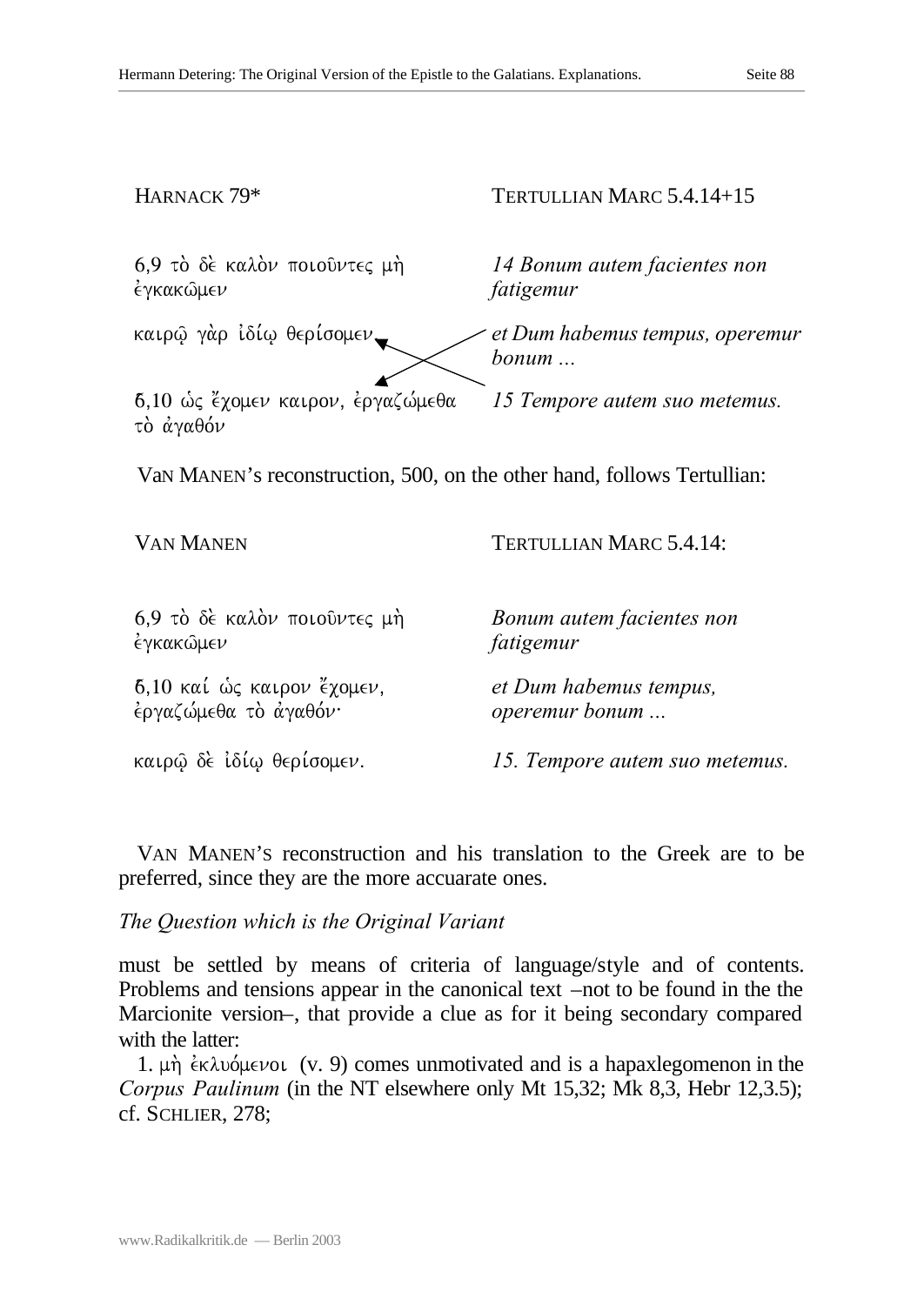| HARNACK 79* | TERTULLIAN MARC 5.4.14+15 |
|---|---|
| 6,9 τὸ δὲ καλὸν ποιοῦντες μὴ ἐγκακῶμεν | *14 Bonum autem facientes non fatigemur* |
| καιρῷ γὰρ ἰδίῳ θερίσομεν | *et Dum habemus tempus, operemur bonum ...* |
| 6,10 ὡς ἔχομεν καιρον, ἐργαζώμεθα τὸ ἀγαθόν | *15 Tempore autem suo metemus.* |

VAN MANEN's reconstruction, 500, on the other hand, follows Tertullian:

| VAN MANEN | TERTULLIAN MARC 5.4.14: |
|---|---|
| 6,9 τὸ δὲ καλὸν ποιοῦντες μὴ ἐγκακῶμεν | *Bonum autem facientes non fatigemur* |
| 6,10 καί ὡς καιρον ἔχομεν, ἐργαζώμεθα τὸ ἀγαθόν· | *et Dum habemus tempus, operemur bonum ...* |
| καιρῷ δὲ ἰδίῳ θερίσομεν. | *15. Tempore autem suo metemus.* |

VAN MANEN'S reconstruction and his translation to the Greek are to be preferred, since they are the more accuarate ones.

*The Question which is the Original Variant*

must be settled by means of criteria of language/style and of contents. Problems and tensions appear in the canonical text –not to be found in the the Marcionite version–, that provide a clue as for it being secondary compared with the latter:

1. μὴ ἐκλυόμενοι (v. 9) comes unmotivated and is a hapaxlegomenon in the *Corpus Paulinum* (in the NT elsewhere only Mt 15,32; Mk 8,3, Hebr 12,3.5); cf. SCHLIER, 278;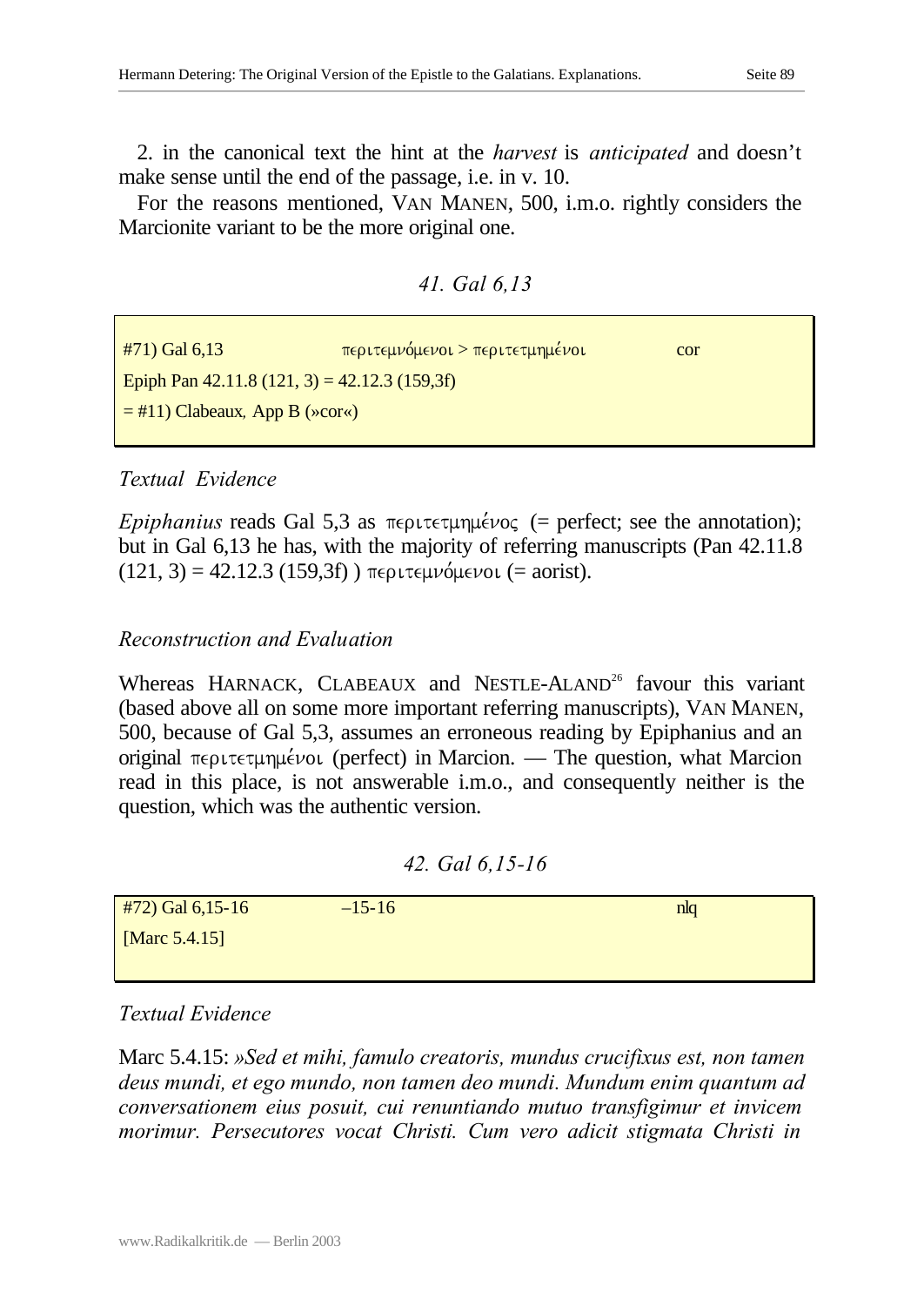2. in the canonical text the hint at the *harvest* is *anticipated* and doesn't make sense until the end of the passage, i.e. in v. 10.

For the reasons mentioned, VAN MANEN, 500, i.m.o. rightly considers the Marcionite variant to be the more original one.

### *41. Gal 6,13*

| #71) Gal 6,13 | περιτεμνόμενοι > περιτετμημένοι | cor |
|---|---|---|
| Epiph Pan 42.11.8 (121, 3) = 42.12.3 (159,3f) | | |
| = #11) Clabeaux, App B (»cor«) | | |

*Textual Evidence*

*Epiphanius* reads Gal 5,3 as περιτετμημένος (= perfect; see the annotation); but in Gal 6,13 he has, with the majority of referring manuscripts (Pan 42.11.8 (121, 3) = 42.12.3 (159,3f) ) περιτεμνόμενοι (= aorist).

*Reconstruction and Evaluation*

Whereas HARNACK, CLABEAUX and NESTLE-ALAND[26] favour this variant (based above all on some more important referring manuscripts), VAN MANEN, 500, because of Gal 5,3, assumes an erroneous reading by Epiphanius and an original περιτετμημένοι (perfect) in Marcion. — The question, what Marcion read in this place, is not answerable i.m.o., and consequently neither is the question, which was the authentic version.

### *42. Gal 6,15-16*

| #72) Gal 6,15-16 | –15-16 | nlq |
|---|---|---|
| [Marc 5.4.15] | | |

*Textual Evidence*

Marc 5.4.15: *»Sed et mihi, famulo creatoris, mundus crucifixus est, non tamen deus mundi, et ego mundo, non tamen deo mundi. Mundum enim quantum ad conversationem eius posuit, cui renuntiando mutuo transfigimur et invicem morimur. Persecutores vocat Christi. Cum vero adicit stigmata Christi in*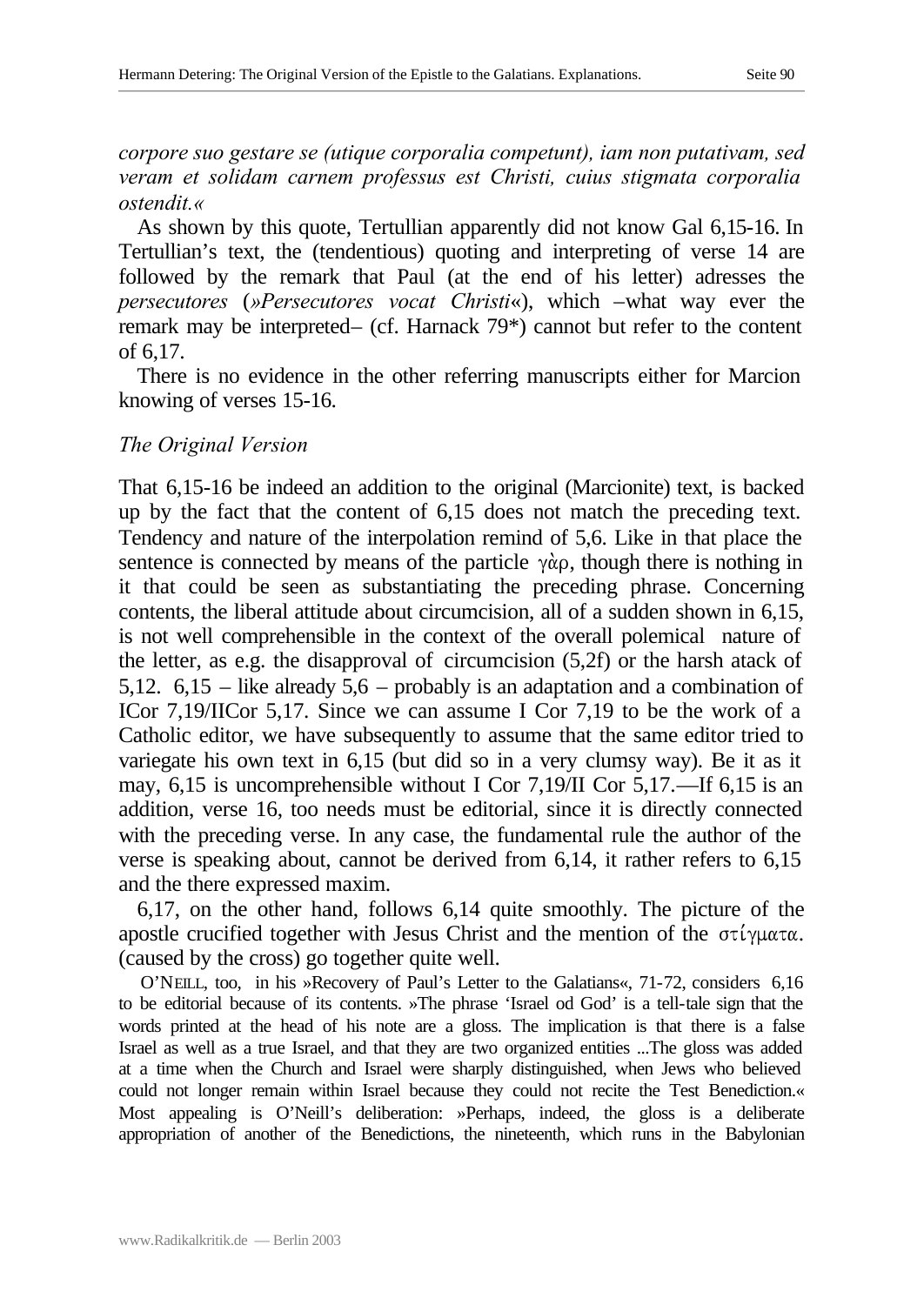*corpore suo gestare se (utique corporalia competunt), iam non putativam, sed veram et solidam carnem professus est Christi, cuius stigmata corporalia ostendit.«*

As shown by this quote, Tertullian apparently did not know Gal 6,15-16. In Tertullian's text, the (tendentious) quoting and interpreting of verse 14 are followed by the remark that Paul (at the end of his letter) adresses the *persecutores* (*»Persecutores vocat Christi*«), which –what way ever the remark may be interpreted– (cf. Harnack 79*) cannot but refer to the content of 6,17.

There is no evidence in the other referring manuscripts either for Marcion knowing of verses 15-16.

### *The Original Version*

That 6,15-16 be indeed an addition to the original (Marcionite) text, is backed up by the fact that the content of 6,15 does not match the preceding text. Tendency and nature of the interpolation remind of 5,6. Like in that place the sentence is connected by means of the particle γὰρ, though there is nothing in it that could be seen as substantiating the preceding phrase. Concerning contents, the liberal attitude about circumcision, all of a sudden shown in 6,15, is not well comprehensible in the context of the overall polemical nature of the letter, as e.g. the disapproval of circumcision (5,2f) or the harsh atack of 5,12. 6,15 – like already 5,6 – probably is an adaptation and a combination of ICor 7,19/IICor 5,17. Since we can assume I Cor 7,19 to be the work of a Catholic editor, we have subsequently to assume that the same editor tried to variegate his own text in 6,15 (but did so in a very clumsy way). Be it as it may, 6,15 is uncomprehensible without I Cor 7,19/II Cor 5,17.—If 6,15 is an addition, verse 16, too needs must be editorial, since it is directly connected with the preceding verse. In any case, the fundamental rule the author of the verse is speaking about, cannot be derived from 6,14, it rather refers to 6,15 and the there expressed maxim.

6,17, on the other hand, follows 6,14 quite smoothly. The picture of the apostle crucified together with Jesus Christ and the mention of the στίγματα. (caused by the cross) go together quite well.

O'NEILL, too, in his »Recovery of Paul's Letter to the Galatians«, 71-72, considers 6,16 to be editorial because of its contents. »The phrase 'Israel od God' is a tell-tale sign that the words printed at the head of his note are a gloss. The implication is that there is a false Israel as well as a true Israel, and that they are two organized entities ...The gloss was added at a time when the Church and Israel were sharply distinguished, when Jews who believed could not longer remain within Israel because they could not recite the Test Benediction.« Most appealing is O'Neill's deliberation: »Perhaps, indeed, the gloss is a deliberate appropriation of another of the Benedictions, the nineteenth, which runs in the Babylonian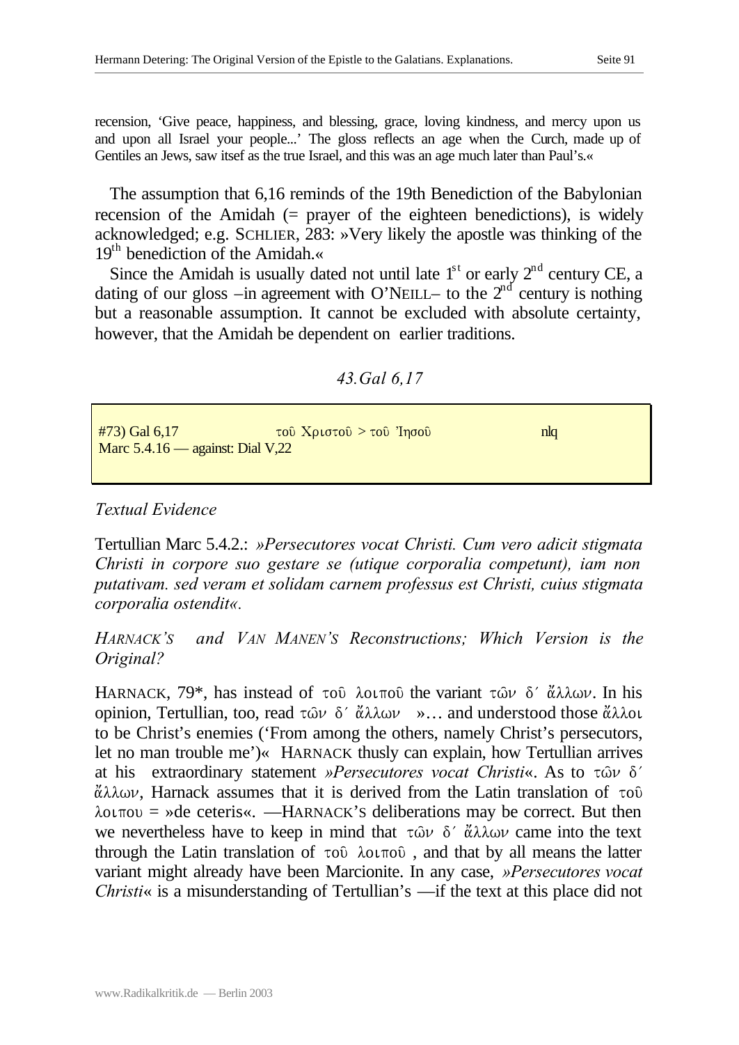recension, 'Give peace, happiness, and blessing, grace, loving kindness, and mercy upon us and upon all Israel your people...' The gloss reflects an age when the Curch, made up of Gentiles an Jews, saw itsef as the true Israel, and this was an age much later than Paul's.«

The assumption that 6,16 reminds of the 19th Benediction of the Babylonian recension of the Amidah (= prayer of the eighteen benedictions), is widely acknowledged; e.g. SCHLIER, 283: »Very likely the apostle was thinking of the 19th benediction of the Amidah.«

Since the Amidah is usually dated not until late 1st or early 2nd century CE, a dating of our gloss –in agreement with O'NEILL– to the 2nd century is nothing but a reasonable assumption. It cannot be excluded with absolute certainty, however, that the Amidah be dependent on earlier traditions.

### *43.Gal 6,17*

| #73) Gal 6,17 | τοῦ Χριστοῦ > τοῦ Ἰησοῦ | nlq |
|---|---|---|
| Marc 5.4.16 — against: Dial V,22 | | |

*Textual Evidence*

Tertullian Marc 5.4.2.: *»Persecutores vocat Christi. Cum vero adicit stigmata Christi in corpore suo gestare se (utique corporalia competunt), iam non putativam. sed veram et solidam carnem professus est Christi, cuius stigmata corporalia ostendit«.*

*HARNACK'S and VAN MANEN'S Reconstructions; Which Version is the Original?*

HARNACK, 79*, has instead of τοῦ λοιποῦ the variant τῶν δ´ ἄλλων. In his opinion, Tertullian, too, read τῶν δ´ ἄλλων »… and understood those ἄλλοι to be Christ's enemies ('From among the others, namely Christ's persecutors, let no man trouble me')« HARNACK thusly can explain, how Tertullian arrives at his extraordinary statement *»Persecutores vocat Christi*«. As to τῶν δ´ ἄλλων, Harnack assumes that it is derived from the Latin translation of τοῦ λοιπου = »de ceteris«. —HARNACK'S deliberations may be correct. But then we nevertheless have to keep in mind that τῶν δ´ ἄλλων came into the text through the Latin translation of τοῦ λοιποῦ , and that by all means the latter variant might already have been Marcionite. In any case, *»Persecutores vocat Christi*« is a misunderstanding of Tertullian's —if the text at this place did not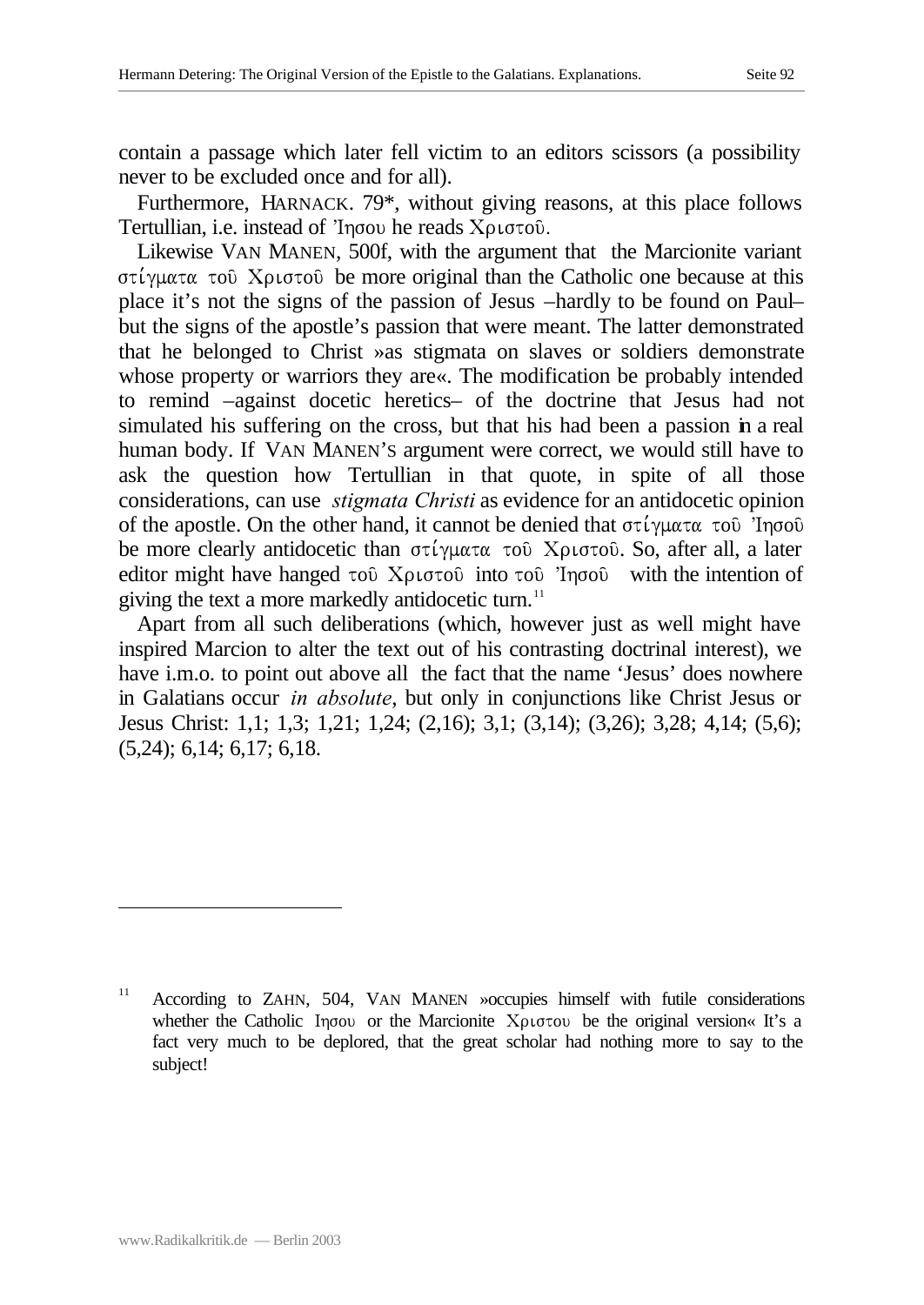contain a passage which later fell victim to an editors scissors (a possibility never to be excluded once and for all).

Furthermore, HARNACK. 79*, without giving reasons, at this place follows Tertullian, i.e. instead of ’Ιησου he reads Χριστοῦ.

Likewise VAN MANEN, 500f, with the argument that the Marcionite variant στίγματα τοῦ Χριστοῦ be more original than the Catholic one because at this place it's not the signs of the passion of Jesus –hardly to be found on Paul– but the signs of the apostle's passion that were meant. The latter demonstrated that he belonged to Christ »as stigmata on slaves or soldiers demonstrate whose property or warriors they are«. The modification be probably intended to remind –against docetic heretics– of the doctrine that Jesus had not simulated his suffering on the cross, but that his had been a passion in a real human body. If VAN MANEN'S argument were correct, we would still have to ask the question how Tertullian in that quote, in spite of all those considerations, can use *stigmata Christi* as evidence for an antidocetic opinion of the apostle. On the other hand, it cannot be denied that στίγματα τοῦ ’Ιησοῦ be more clearly antidocetic than στίγματα τοῦ Χριστοῦ. So, after all, a later editor might have hanged τοῦ Χριστοῦ into τοῦ ’Ιησοῦ with the intention of giving the text a more markedly antidocetic turn.[11]

Apart from all such deliberations (which, however just as well might have inspired Marcion to alter the text out of his contrasting doctrinal interest), we have i.m.o. to point out above all the fact that the name ‘Jesus’ does nowhere in Galatians occur *in absolute*, but only in conjunctions like Christ Jesus or Jesus Christ: 1,1; 1,3; 1,21; 1,24; (2,16); 3,1; (3,14); (3,26); 3,28; 4,14; (5,6); (5,24); 6,14; 6,17; 6,18.

---

[11] According to ZAHN, 504, VAN MANEN »occupies himself with futile considerations whether the Catholic Ιησου or the Marcionite Χριστου be the original version« It's a fact very much to be deplored, that the great scholar had nothing more to say to the subject!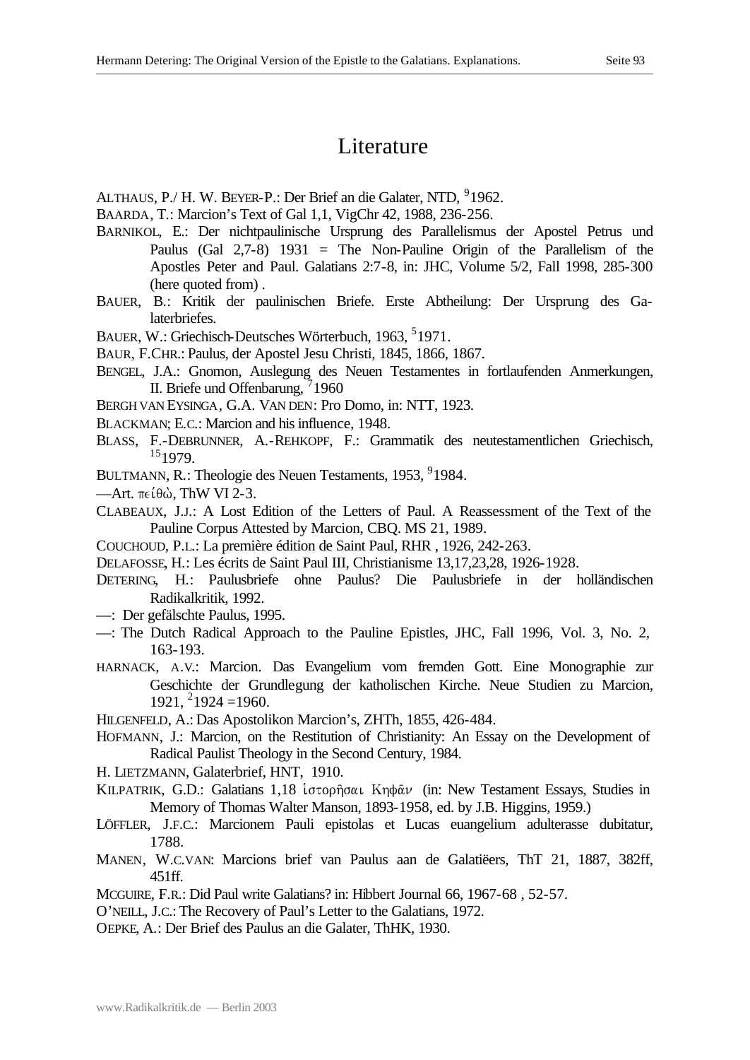# Literature

ALTHAUS, P./ H. W. BEYER-P.: Der Brief an die Galater, NTD, [9]1962.

BAARDA, T.: Marcion's Text of Gal 1,1, VigChr 42, 1988, 236-256.

BARNIKOL, E.: Der nichtpaulinische Ursprung des Parallelismus der Apostel Petrus und Paulus (Gal 2,7-8) 1931 = The Non-Pauline Origin of the Parallelism of the Apostles Peter and Paul. Galatians 2:7-8, in: JHC, Volume 5/2, Fall 1998, 285-300 (here quoted from) .

BAUER, B.: Kritik der paulinischen Briefe. Erste Abtheilung: Der Ursprung des Galaterbriefes.

BAUER, W.: Griechisch-Deutsches Wörterbuch, 1963, [5]1971.

BAUR, F.CHR.: Paulus, der Apostel Jesu Christi, 1845, 1866, 1867.

BENGEL, J.A.: Gnomon, Auslegung des Neuen Testamentes in fortlaufenden Anmerkungen, II. Briefe und Offenbarung, [7]1960

BERGH VAN EYSINGA, G.A. VAN DEN: Pro Domo, in: NTT, 1923.

BLACKMAN; E.C.: Marcion and his influence, 1948.

BLASS, F.-DEBRUNNER, A.-REHKOPF, F.: Grammatik des neutestamentlichen Griechisch, [15]1979.

BULTMANN, R.: Theologie des Neuen Testaments, 1953, [9]1984.

—Art. πείθὼ, ThW VI 2-3.

CLABEAUX, J.J.: A Lost Edition of the Letters of Paul. A Reassessment of the Text of the Pauline Corpus Attested by Marcion, CBQ. MS 21, 1989.

COUCHOUD, P.L.: La première édition de Saint Paul, RHR , 1926, 242-263.

DELAFOSSE, H.: Les écrits de Saint Paul III, Christianisme 13,17,23,28, 1926-1928.

DETERING, H.: Paulusbriefe ohne Paulus? Die Paulusbriefe in der holländischen Radikalkritik, 1992.

—: Der gefälschte Paulus, 1995.

—: The Dutch Radical Approach to the Pauline Epistles, JHC, Fall 1996, Vol. 3, No. 2, 163-193.

HARNACK, A.V.: Marcion. Das Evangelium vom fremden Gott. Eine Monographie zur Geschichte der Grundlegung der katholischen Kirche. Neue Studien zu Marcion, 1921, [2]1924 =1960.

HILGENFELD, A.: Das Apostolikon Marcion's, ZHTh, 1855, 426-484.

HOFMANN, J.: Marcion, on the Restitution of Christianity: An Essay on the Development of Radical Paulist Theology in the Second Century, 1984.

H. LIETZMANN, Galaterbrief, HNT, 1910.

KILPATRIK, G.D.: Galatians 1,18 ἱστορῆσαι Κηφᾶν (in: New Testament Essays, Studies in Memory of Thomas Walter Manson, 1893-1958, ed. by J.B. Higgins, 1959.)

LÖFFLER, J.F.C.: Marcionem Pauli epistolas et Lucas euangelium adulterasse dubitatur, 1788.

MANEN, W.C.VAN: Marcions brief van Paulus aan de Galatiëers, ThT 21, 1887, 382ff, 451ff.

MCGUIRE, F.R.: Did Paul write Galatians? in: Hibbert Journal 66, 1967-68 , 52-57.

O'NEILL, J.C.: The Recovery of Paul's Letter to the Galatians, 1972.

OEPKE, A.: Der Brief des Paulus an die Galater, ThHK, 1930.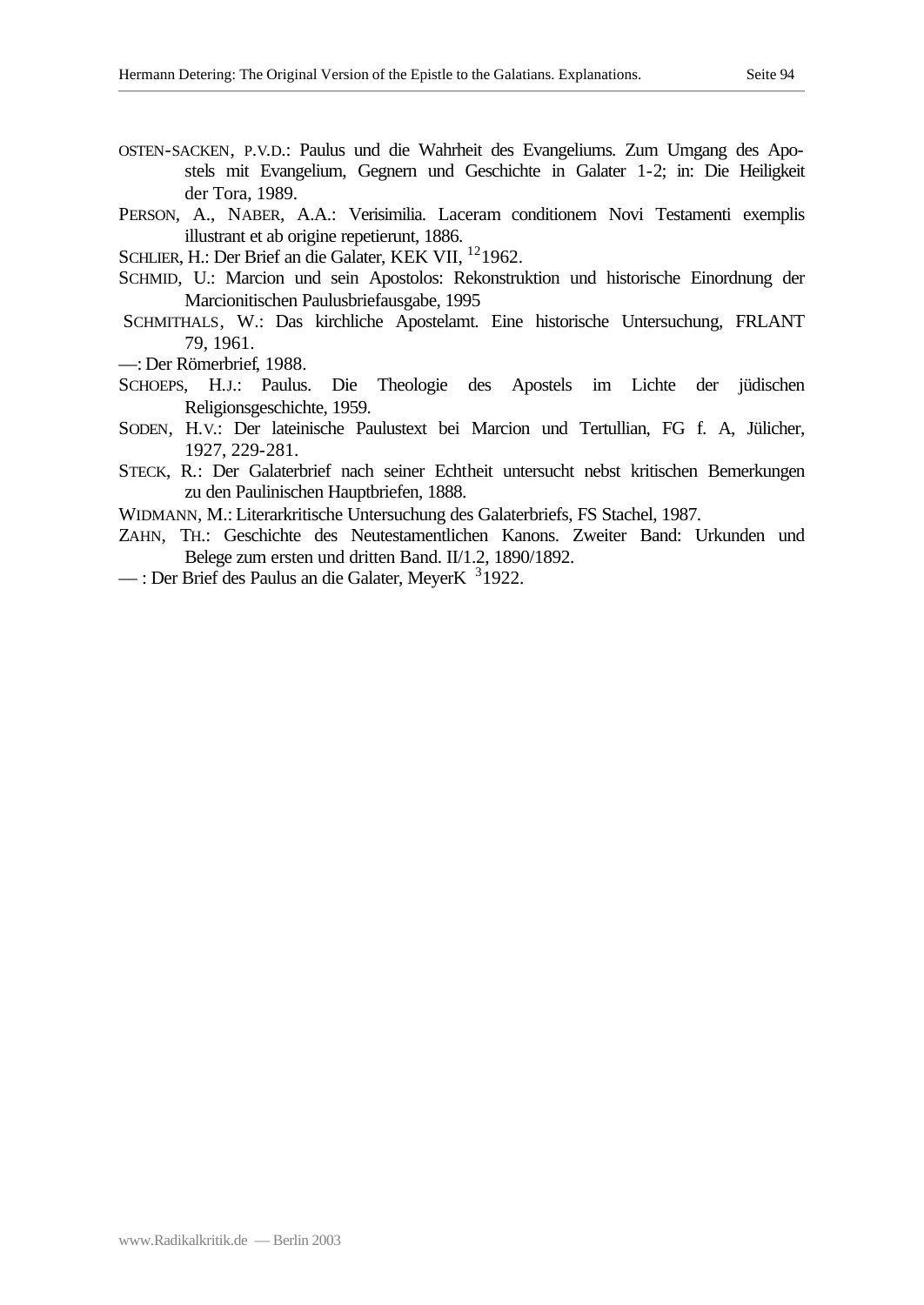OSTEN-SACKEN, P.V.D.: Paulus und die Wahrheit des Evangeliums. Zum Umgang des Apostels mit Evangelium, Gegnern und Geschichte in Galater 1-2; in: Die Heiligkeit der Tora, 1989.

PERSON, A., NABER, A.A.: Verisimilia. Laceram conditionem Novi Testamenti exemplis illustrant et ab origine repetierunt, 1886.

SCHLIER, H.: Der Brief an die Galater, KEK VII, [12]1962.

SCHMID, U.: Marcion und sein Apostolos: Rekonstruktion und historische Einordnung der Marcionitischen Paulusbriefausgabe, 1995

SCHMITHALS, W.: Das kirchliche Apostelamt. Eine historische Untersuchung, FRLANT 79, 1961.

—: Der Römerbrief, 1988.

SCHOEPS, H.J.: Paulus. Die Theologie des Apostels im Lichte der jüdischen Religionsgeschichte, 1959.

SODEN, H.V.: Der lateinische Paulustext bei Marcion und Tertullian, FG f. A, Jülicher, 1927, 229-281.

STECK, R.: Der Galaterbrief nach seiner Echtheit untersucht nebst kritischen Bemerkungen zu den Paulinischen Hauptbriefen, 1888.

WIDMANN, M.: Literarkritische Untersuchung des Galaterbriefs, FS Stachel, 1987.

ZAHN, TH.: Geschichte des Neutestamentlichen Kanons. Zweiter Band: Urkunden und Belege zum ersten und dritten Band. II/1.2, 1890/1892.

— : Der Brief des Paulus an die Galater, MeyerK [3]1922.